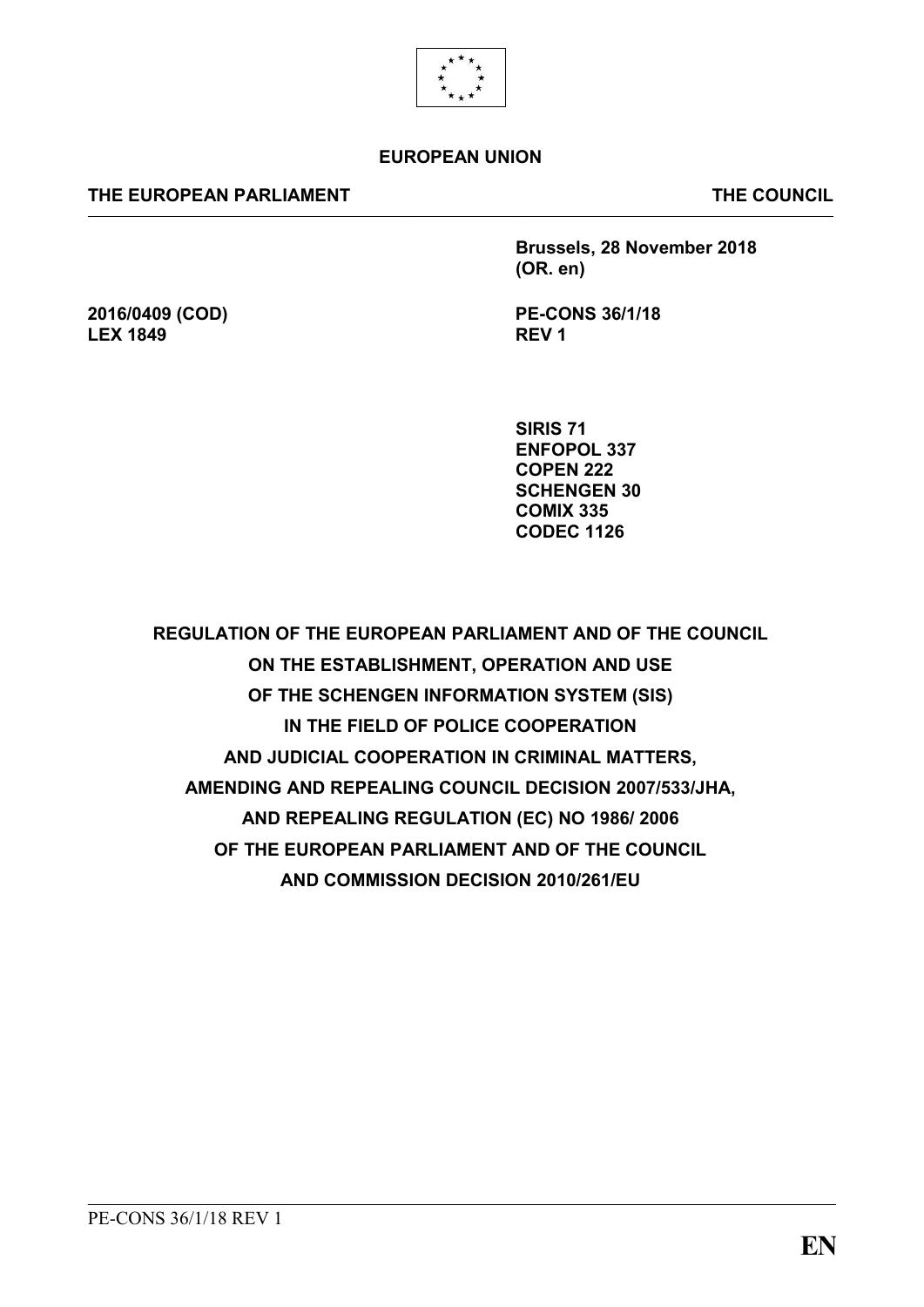**EUROPEAN UNION**

**THE EUROPEAN PARLIAMENT** | **THE COUNCIL**

**Brussels, 28 November 2018 (OR. en)**

**2016/0409 (COD)**
**LEX 1849**

**PE-CONS 36/1/18**
**REV 1**

**SIRIS 71**
**ENFOPOL 337**
**COPEN 222**
**SCHENGEN 30**
**COMIX 335**
**CODEC 1126**

# REGULATION OF THE EUROPEAN PARLIAMENT AND OF THE COUNCIL ON THE ESTABLISHMENT, OPERATION AND USE OF THE SCHENGEN INFORMATION SYSTEM (SIS) IN THE FIELD OF POLICE COOPERATION AND JUDICIAL COOPERATION IN CRIMINAL MATTERS, AMENDING AND REPEALING COUNCIL DECISION 2007/533/JHA, AND REPEALING REGULATION (EC) NO 1986/ 2006 OF THE EUROPEAN PARLIAMENT AND OF THE COUNCIL AND COMMISSION DECISION 2010/261/EU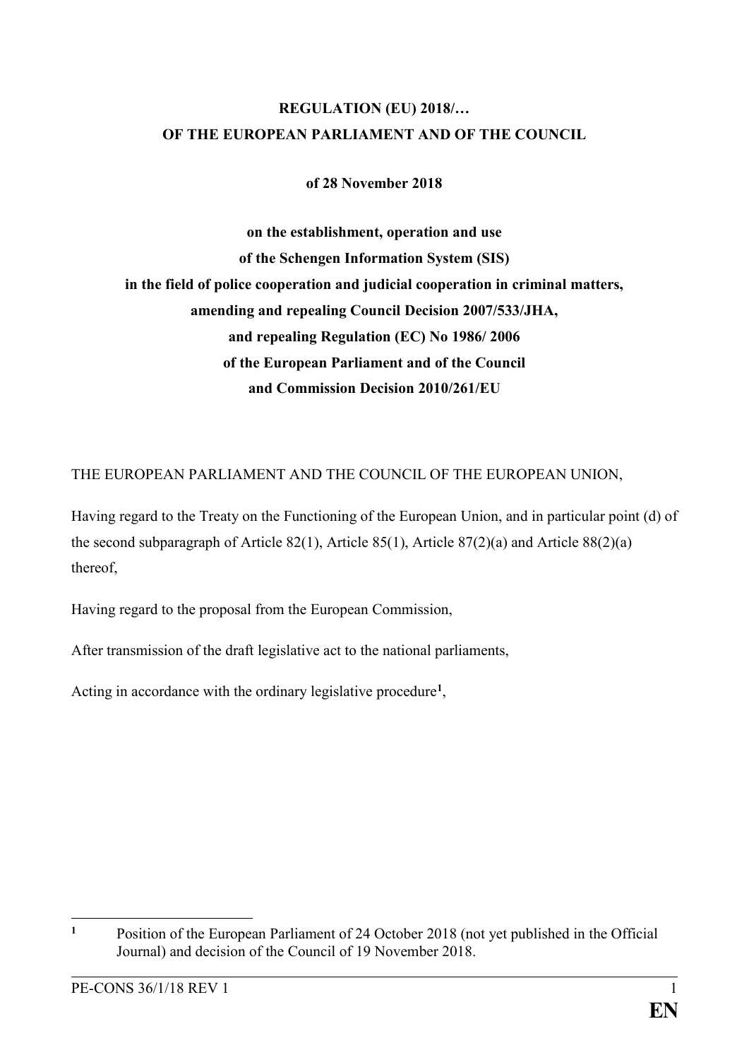**REGULATION (EU) 2018/…**
**OF THE EUROPEAN PARLIAMENT AND OF THE COUNCIL**

**of 28 November 2018**

**on the establishment, operation and use**
**of the Schengen Information System (SIS)**
**in the field of police cooperation and judicial cooperation in criminal matters,**
**amending and repealing Council Decision 2007/533/JHA,**
**and repealing Regulation (EC) No 1986/ 2006**
**of the European Parliament and of the Council**
**and Commission Decision 2010/261/EU**

THE EUROPEAN PARLIAMENT AND THE COUNCIL OF THE EUROPEAN UNION,

Having regard to the Treaty on the Functioning of the European Union, and in particular point (d) of the second subparagraph of Article 82(1), Article 85(1), Article 87(2)(a) and Article 88(2)(a) thereof,

Having regard to the proposal from the European Commission,

After transmission of the draft legislative act to the national parliaments,

Acting in accordance with the ordinary legislative procedure[1],

---

[1] Position of the European Parliament of 24 October 2018 (not yet published in the Official Journal) and decision of the Council of 19 November 2018.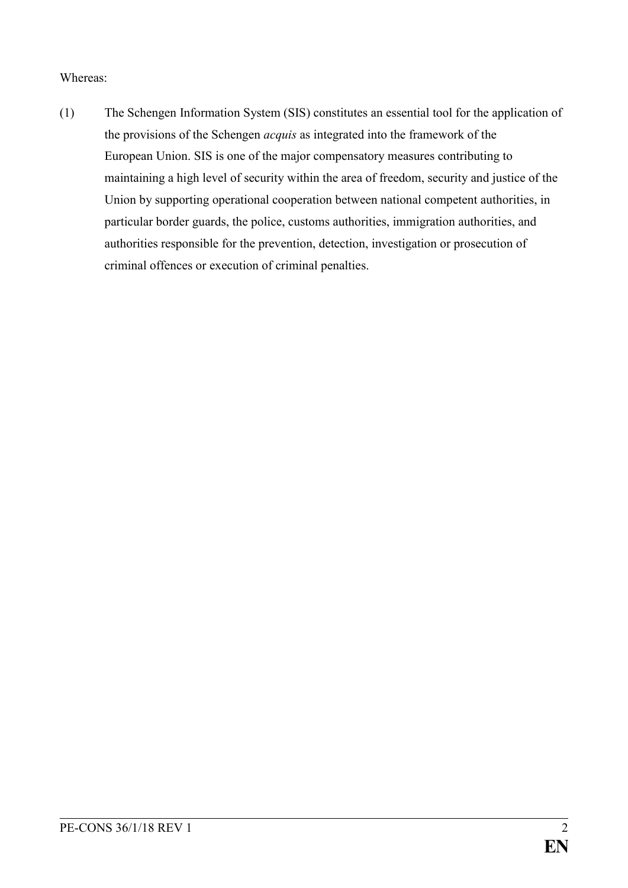Whereas:

(1) The Schengen Information System (SIS) constitutes an essential tool for the application of the provisions of the Schengen *acquis* as integrated into the framework of the European Union. SIS is one of the major compensatory measures contributing to maintaining a high level of security within the area of freedom, security and justice of the Union by supporting operational cooperation between national competent authorities, in particular border guards, the police, customs authorities, immigration authorities, and authorities responsible for the prevention, detection, investigation or prosecution of criminal offences or execution of criminal penalties.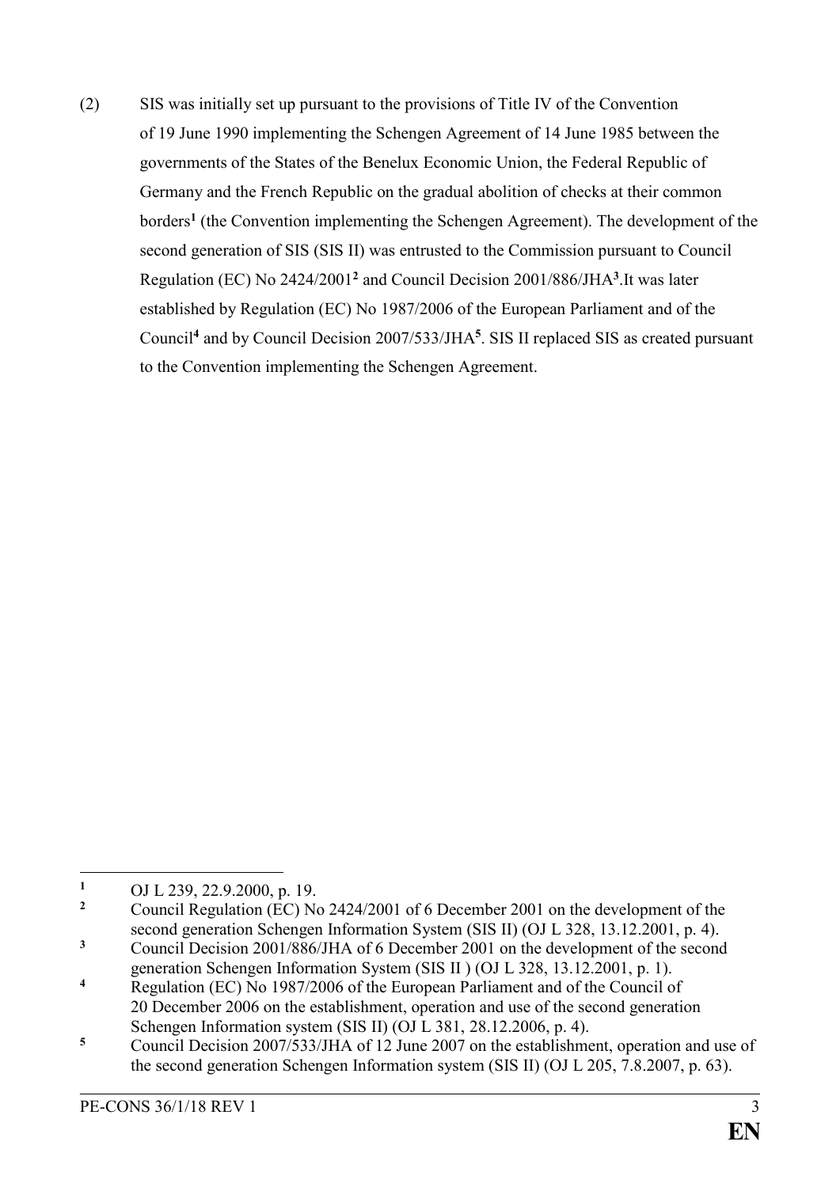(2) SIS was initially set up pursuant to the provisions of Title IV of the Convention of 19 June 1990 implementing the Schengen Agreement of 14 June 1985 between the governments of the States of the Benelux Economic Union, the Federal Republic of Germany and the French Republic on the gradual abolition of checks at their common borders[1] (the Convention implementing the Schengen Agreement). The development of the second generation of SIS (SIS II) was entrusted to the Commission pursuant to Council Regulation (EC) No 2424/2001[2] and Council Decision 2001/886/JHA[3].It was later established by Regulation (EC) No 1987/2006 of the European Parliament and of the Council[4] and by Council Decision 2007/533/JHA[5]. SIS II replaced SIS as created pursuant to the Convention implementing the Schengen Agreement.

---

[1] OJ L 239, 22.9.2000, p. 19.

[2] Council Regulation (EC) No 2424/2001 of 6 December 2001 on the development of the second generation Schengen Information System (SIS II) (OJ L 328, 13.12.2001, p. 4).

[3] Council Decision 2001/886/JHA of 6 December 2001 on the development of the second generation Schengen Information System (SIS II ) (OJ L 328, 13.12.2001, p. 1).

[4] Regulation (EC) No 1987/2006 of the European Parliament and of the Council of 20 December 2006 on the establishment, operation and use of the second generation Schengen Information system (SIS II) (OJ L 381, 28.12.2006, p. 4).

[5] Council Decision 2007/533/JHA of 12 June 2007 on the establishment, operation and use of the second generation Schengen Information system (SIS II) (OJ L 205, 7.8.2007, p. 63).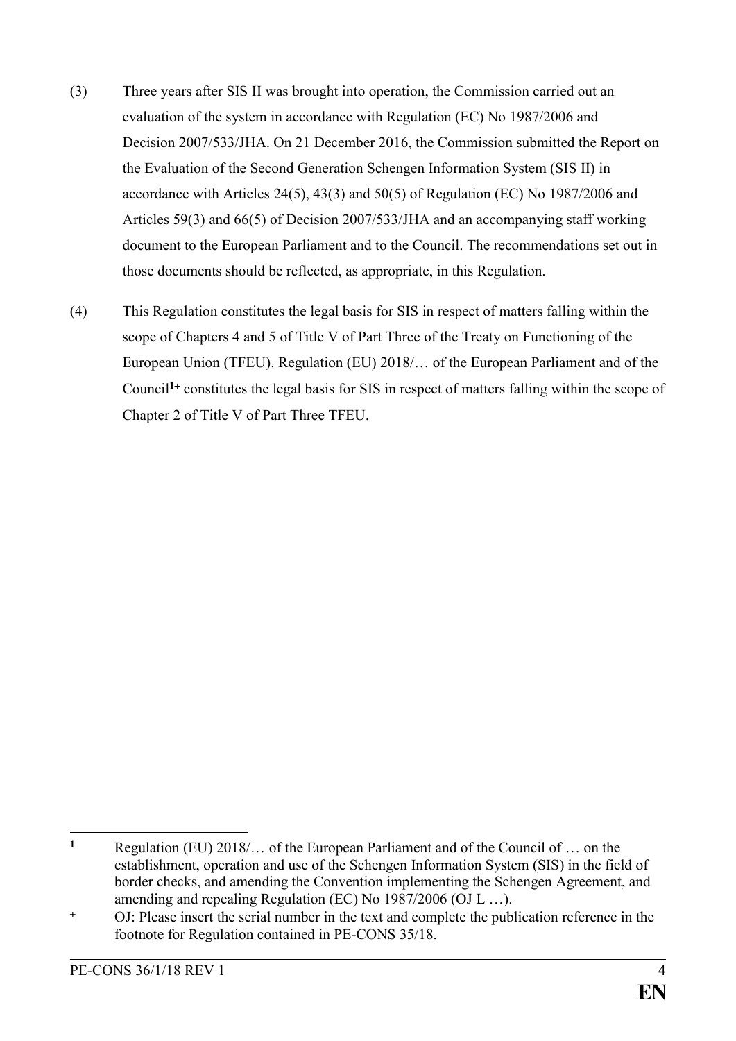(3) Three years after SIS II was brought into operation, the Commission carried out an evaluation of the system in accordance with Regulation (EC) No 1987/2006 and Decision 2007/533/JHA. On 21 December 2016, the Commission submitted the Report on the Evaluation of the Second Generation Schengen Information System (SIS II) in accordance with Articles 24(5), 43(3) and 50(5) of Regulation (EC) No 1987/2006 and Articles 59(3) and 66(5) of Decision 2007/533/JHA and an accompanying staff working document to the European Parliament and to the Council. The recommendations set out in those documents should be reflected, as appropriate, in this Regulation.

(4) This Regulation constitutes the legal basis for SIS in respect of matters falling within the scope of Chapters 4 and 5 of Title V of Part Three of the Treaty on Functioning of the European Union (TFEU). Regulation (EU) 2018/… of the European Parliament and of the Council[1+] constitutes the legal basis for SIS in respect of matters falling within the scope of Chapter 2 of Title V of Part Three TFEU.

---

[1] Regulation (EU) 2018/… of the European Parliament and of the Council of … on the establishment, operation and use of the Schengen Information System (SIS) in the field of border checks, and amending the Convention implementing the Schengen Agreement, and amending and repealing Regulation (EC) No 1987/2006 (OJ L …).

[+] OJ: Please insert the serial number in the text and complete the publication reference in the footnote for Regulation contained in PE-CONS 35/18.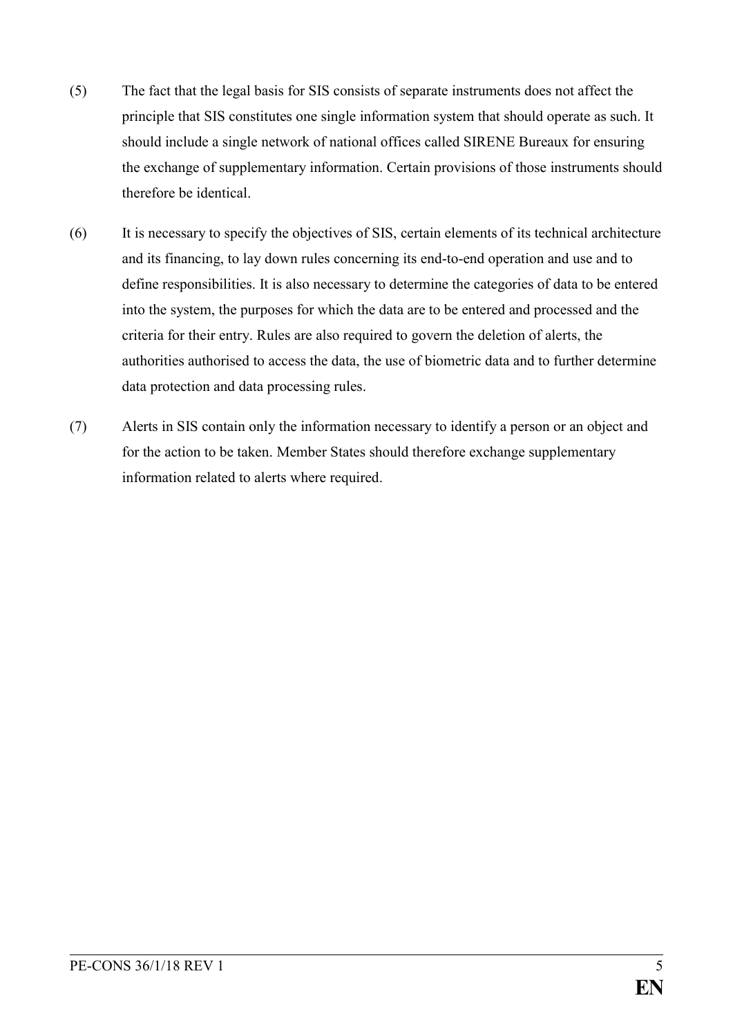(5) The fact that the legal basis for SIS consists of separate instruments does not affect the principle that SIS constitutes one single information system that should operate as such. It should include a single network of national offices called SIRENE Bureaux for ensuring the exchange of supplementary information. Certain provisions of those instruments should therefore be identical.

(6) It is necessary to specify the objectives of SIS, certain elements of its technical architecture and its financing, to lay down rules concerning its end-to-end operation and use and to define responsibilities. It is also necessary to determine the categories of data to be entered into the system, the purposes for which the data are to be entered and processed and the criteria for their entry. Rules are also required to govern the deletion of alerts, the authorities authorised to access the data, the use of biometric data and to further determine data protection and data processing rules.

(7) Alerts in SIS contain only the information necessary to identify a person or an object and for the action to be taken. Member States should therefore exchange supplementary information related to alerts where required.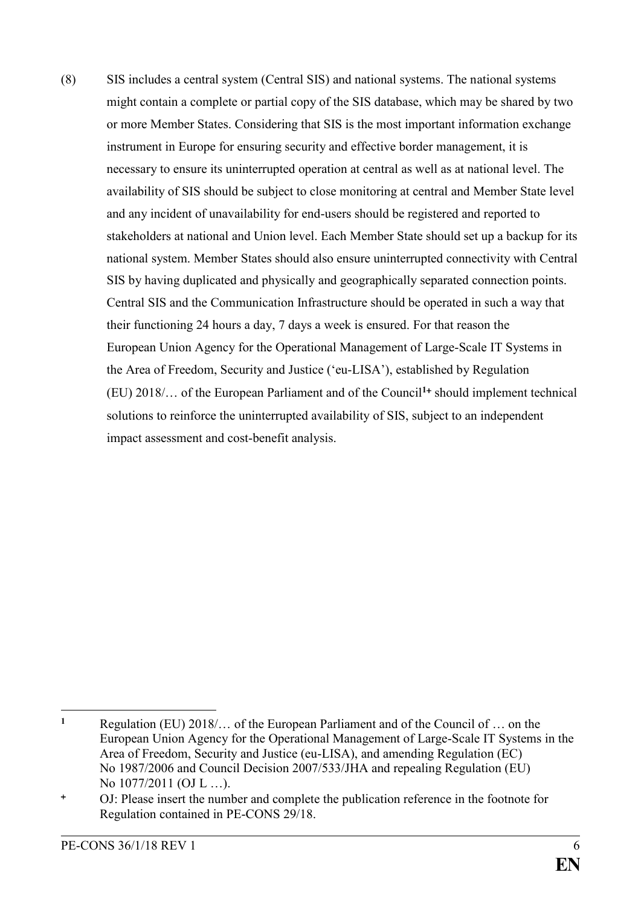(8) SIS includes a central system (Central SIS) and national systems. The national systems might contain a complete or partial copy of the SIS database, which may be shared by two or more Member States. Considering that SIS is the most important information exchange instrument in Europe for ensuring security and effective border management, it is necessary to ensure its uninterrupted operation at central as well as at national level. The availability of SIS should be subject to close monitoring at central and Member State level and any incident of unavailability for end-users should be registered and reported to stakeholders at national and Union level. Each Member State should set up a backup for its national system. Member States should also ensure uninterrupted connectivity with Central SIS by having duplicated and physically and geographically separated connection points. Central SIS and the Communication Infrastructure should be operated in such a way that their functioning 24 hours a day, 7 days a week is ensured. For that reason the European Union Agency for the Operational Management of Large-Scale IT Systems in the Area of Freedom, Security and Justice ('eu-LISA'), established by Regulation (EU) 2018/… of the European Parliament and of the Council[1+] should implement technical solutions to reinforce the uninterrupted availability of SIS, subject to an independent impact assessment and cost-benefit analysis.

---

[1] Regulation (EU) 2018/… of the European Parliament and of the Council of … on the European Union Agency for the Operational Management of Large-Scale IT Systems in the Area of Freedom, Security and Justice (eu-LISA), and amending Regulation (EC) No 1987/2006 and Council Decision 2007/533/JHA and repealing Regulation (EU) No 1077/2011 (OJ L …).

[+] OJ: Please insert the number and complete the publication reference in the footnote for Regulation contained in PE-CONS 29/18.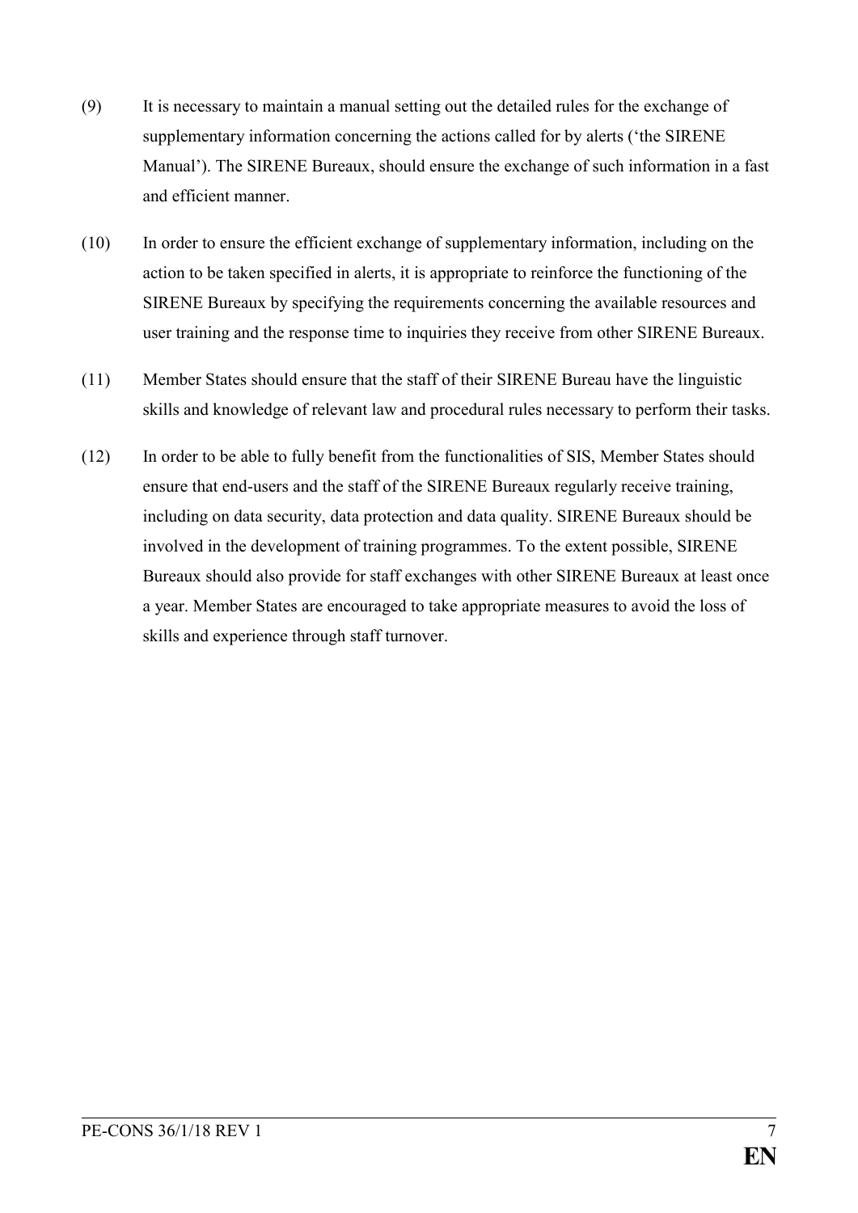(9) It is necessary to maintain a manual setting out the detailed rules for the exchange of supplementary information concerning the actions called for by alerts ('the SIRENE Manual'). The SIRENE Bureaux, should ensure the exchange of such information in a fast and efficient manner.

(10) In order to ensure the efficient exchange of supplementary information, including on the action to be taken specified in alerts, it is appropriate to reinforce the functioning of the SIRENE Bureaux by specifying the requirements concerning the available resources and user training and the response time to inquiries they receive from other SIRENE Bureaux.

(11) Member States should ensure that the staff of their SIRENE Bureau have the linguistic skills and knowledge of relevant law and procedural rules necessary to perform their tasks.

(12) In order to be able to fully benefit from the functionalities of SIS, Member States should ensure that end-users and the staff of the SIRENE Bureaux regularly receive training, including on data security, data protection and data quality. SIRENE Bureaux should be involved in the development of training programmes. To the extent possible, SIRENE Bureaux should also provide for staff exchanges with other SIRENE Bureaux at least once a year. Member States are encouraged to take appropriate measures to avoid the loss of skills and experience through staff turnover.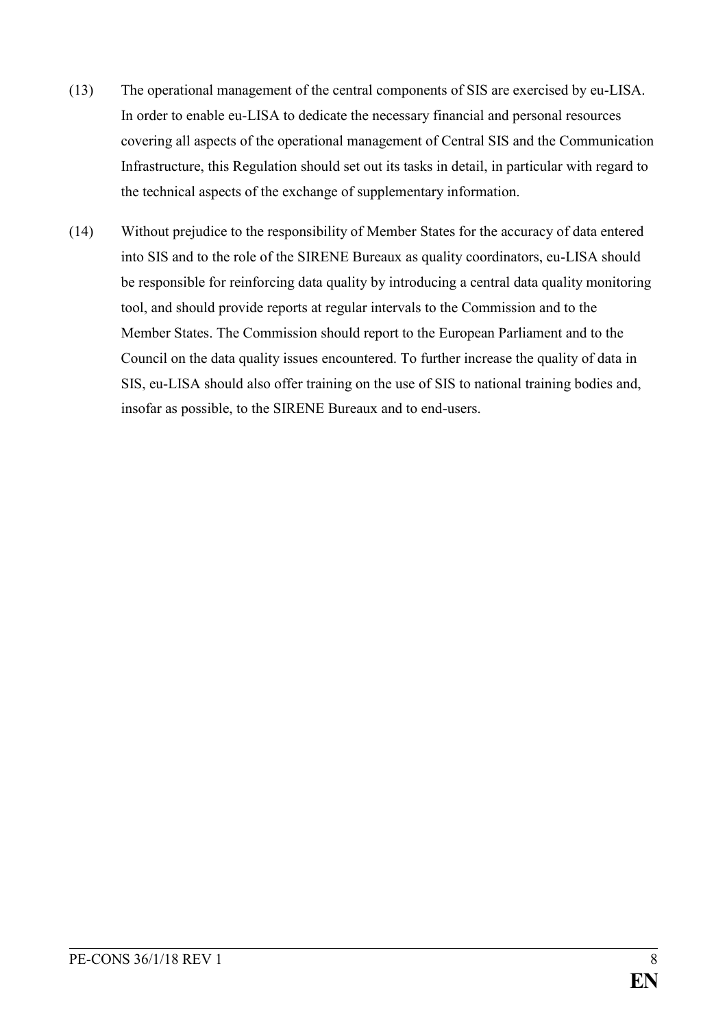(13) The operational management of the central components of SIS are exercised by eu-LISA. In order to enable eu-LISA to dedicate the necessary financial and personal resources covering all aspects of the operational management of Central SIS and the Communication Infrastructure, this Regulation should set out its tasks in detail, in particular with regard to the technical aspects of the exchange of supplementary information.

(14) Without prejudice to the responsibility of Member States for the accuracy of data entered into SIS and to the role of the SIRENE Bureaux as quality coordinators, eu-LISA should be responsible for reinforcing data quality by introducing a central data quality monitoring tool, and should provide reports at regular intervals to the Commission and to the Member States. The Commission should report to the European Parliament and to the Council on the data quality issues encountered. To further increase the quality of data in SIS, eu-LISA should also offer training on the use of SIS to national training bodies and, insofar as possible, to the SIRENE Bureaux and to end-users.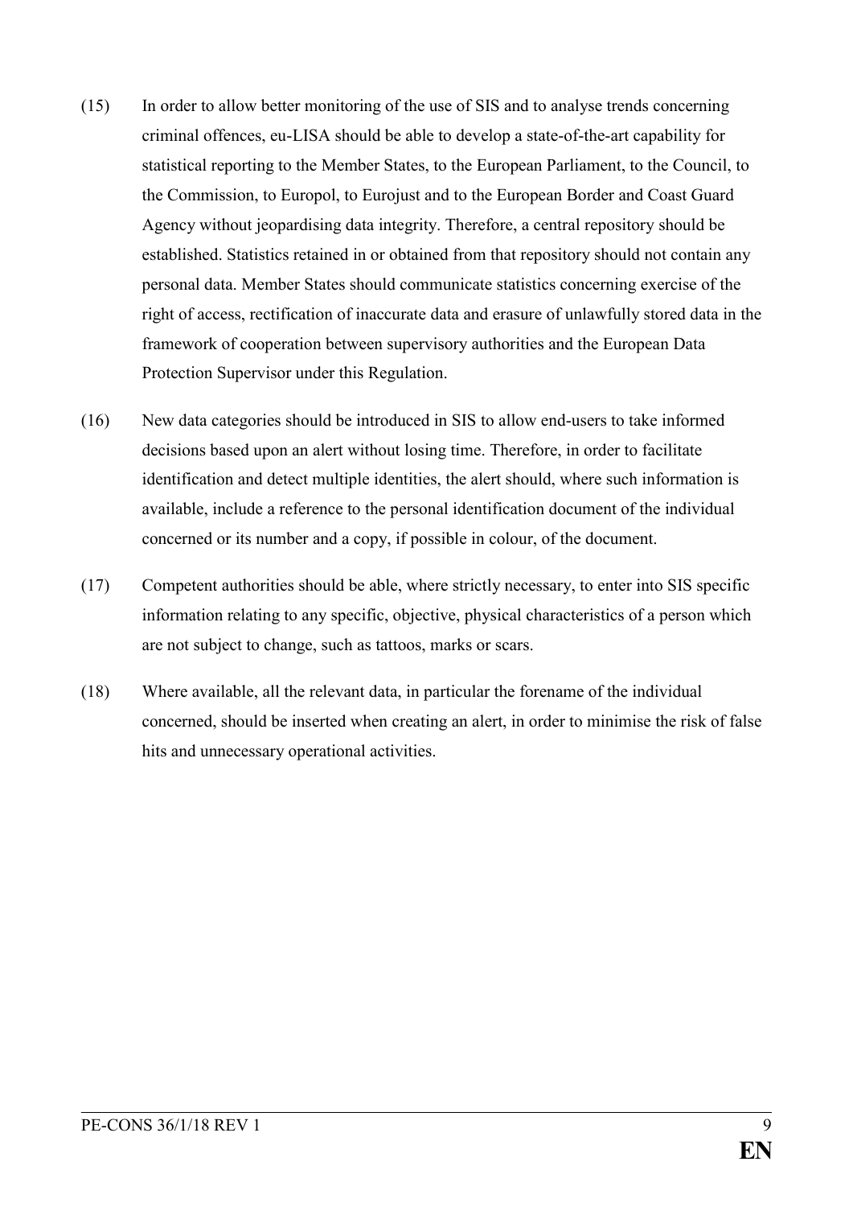(15) In order to allow better monitoring of the use of SIS and to analyse trends concerning criminal offences, eu-LISA should be able to develop a state-of-the-art capability for statistical reporting to the Member States, to the European Parliament, to the Council, to the Commission, to Europol, to Eurojust and to the European Border and Coast Guard Agency without jeopardising data integrity. Therefore, a central repository should be established. Statistics retained in or obtained from that repository should not contain any personal data. Member States should communicate statistics concerning exercise of the right of access, rectification of inaccurate data and erasure of unlawfully stored data in the framework of cooperation between supervisory authorities and the European Data Protection Supervisor under this Regulation.

(16) New data categories should be introduced in SIS to allow end-users to take informed decisions based upon an alert without losing time. Therefore, in order to facilitate identification and detect multiple identities, the alert should, where such information is available, include a reference to the personal identification document of the individual concerned or its number and a copy, if possible in colour, of the document.

(17) Competent authorities should be able, where strictly necessary, to enter into SIS specific information relating to any specific, objective, physical characteristics of a person which are not subject to change, such as tattoos, marks or scars.

(18) Where available, all the relevant data, in particular the forename of the individual concerned, should be inserted when creating an alert, in order to minimise the risk of false hits and unnecessary operational activities.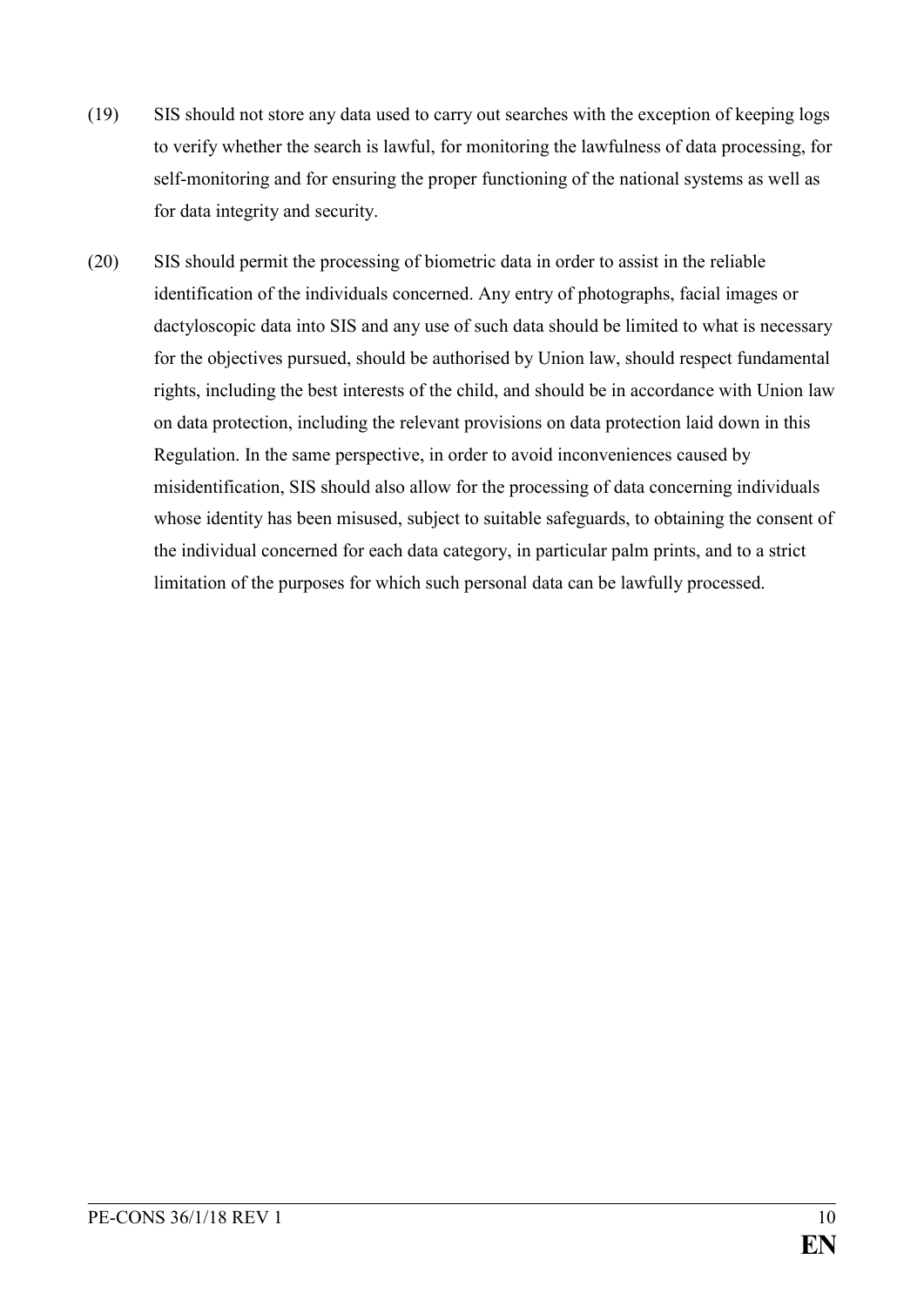(19) SIS should not store any data used to carry out searches with the exception of keeping logs to verify whether the search is lawful, for monitoring the lawfulness of data processing, for self-monitoring and for ensuring the proper functioning of the national systems as well as for data integrity and security.

(20) SIS should permit the processing of biometric data in order to assist in the reliable identification of the individuals concerned. Any entry of photographs, facial images or dactyloscopic data into SIS and any use of such data should be limited to what is necessary for the objectives pursued, should be authorised by Union law, should respect fundamental rights, including the best interests of the child, and should be in accordance with Union law on data protection, including the relevant provisions on data protection laid down in this Regulation. In the same perspective, in order to avoid inconveniences caused by misidentification, SIS should also allow for the processing of data concerning individuals whose identity has been misused, subject to suitable safeguards, to obtaining the consent of the individual concerned for each data category, in particular palm prints, and to a strict limitation of the purposes for which such personal data can be lawfully processed.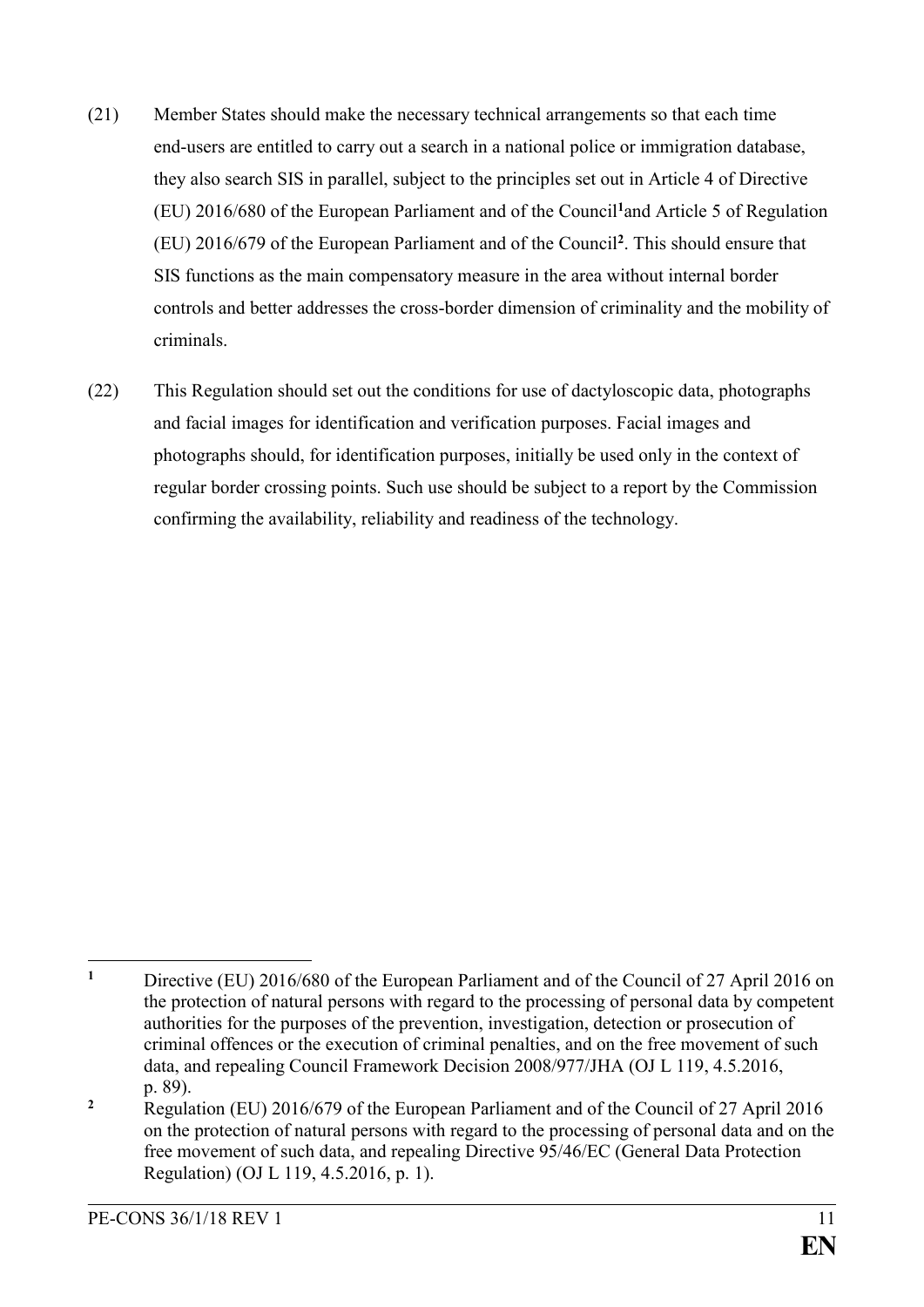(21) Member States should make the necessary technical arrangements so that each time end-users are entitled to carry out a search in a national police or immigration database, they also search SIS in parallel, subject to the principles set out in Article 4 of Directive (EU) 2016/680 of the European Parliament and of the Council[1] and Article 5 of Regulation (EU) 2016/679 of the European Parliament and of the Council[2]. This should ensure that SIS functions as the main compensatory measure in the area without internal border controls and better addresses the cross-border dimension of criminality and the mobility of criminals.

(22) This Regulation should set out the conditions for use of dactyloscopic data, photographs and facial images for identification and verification purposes. Facial images and photographs should, for identification purposes, initially be used only in the context of regular border crossing points. Such use should be subject to a report by the Commission confirming the availability, reliability and readiness of the technology.

---

[1] Directive (EU) 2016/680 of the European Parliament and of the Council of 27 April 2016 on the protection of natural persons with regard to the processing of personal data by competent authorities for the purposes of the prevention, investigation, detection or prosecution of criminal offences or the execution of criminal penalties, and on the free movement of such data, and repealing Council Framework Decision 2008/977/JHA (OJ L 119, 4.5.2016, p. 89).

[2] Regulation (EU) 2016/679 of the European Parliament and of the Council of 27 April 2016 on the protection of natural persons with regard to the processing of personal data and on the free movement of such data, and repealing Directive 95/46/EC (General Data Protection Regulation) (OJ L 119, 4.5.2016, p. 1).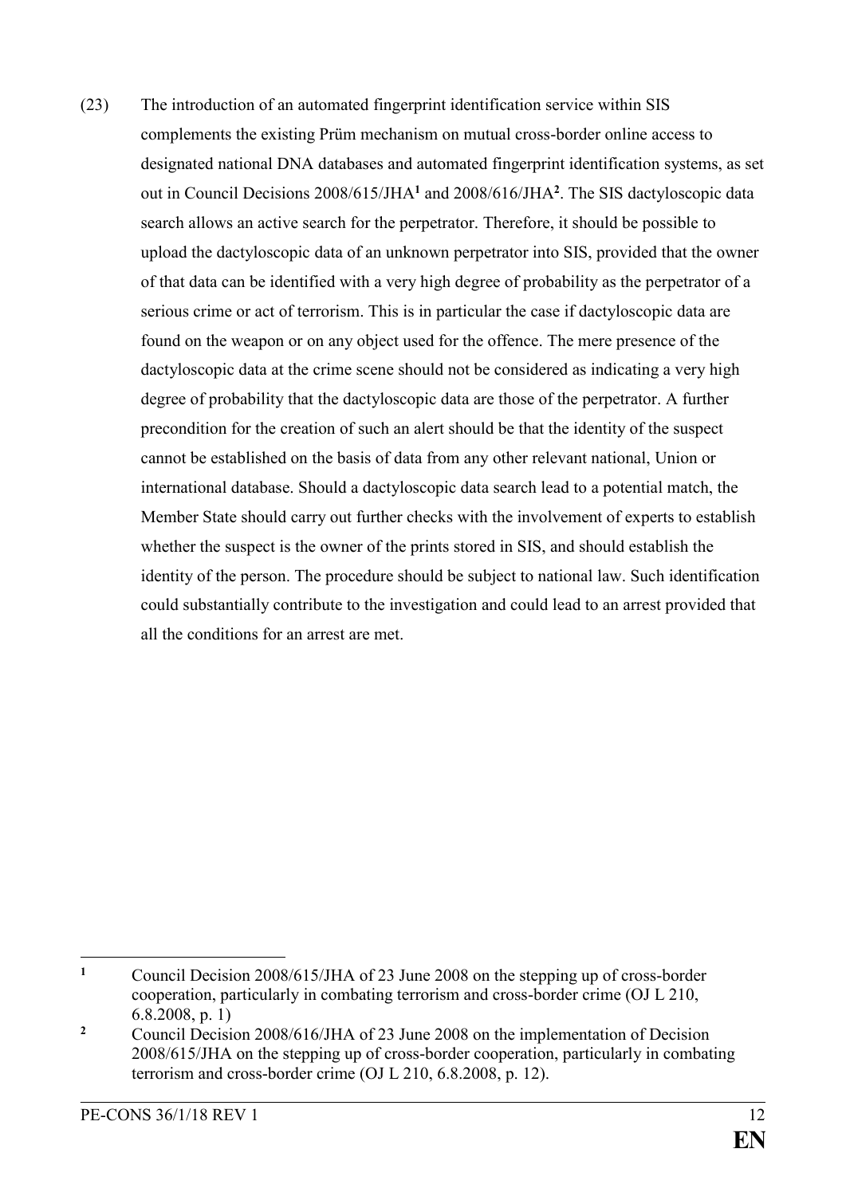(23) The introduction of an automated fingerprint identification service within SIS complements the existing Prüm mechanism on mutual cross-border online access to designated national DNA databases and automated fingerprint identification systems, as set out in Council Decisions 2008/615/JHA[1] and 2008/616/JHA[2]. The SIS dactyloscopic data search allows an active search for the perpetrator. Therefore, it should be possible to upload the dactyloscopic data of an unknown perpetrator into SIS, provided that the owner of that data can be identified with a very high degree of probability as the perpetrator of a serious crime or act of terrorism. This is in particular the case if dactyloscopic data are found on the weapon or on any object used for the offence. The mere presence of the dactyloscopic data at the crime scene should not be considered as indicating a very high degree of probability that the dactyloscopic data are those of the perpetrator. A further precondition for the creation of such an alert should be that the identity of the suspect cannot be established on the basis of data from any other relevant national, Union or international database. Should a dactyloscopic data search lead to a potential match, the Member State should carry out further checks with the involvement of experts to establish whether the suspect is the owner of the prints stored in SIS, and should establish the identity of the person. The procedure should be subject to national law. Such identification could substantially contribute to the investigation and could lead to an arrest provided that all the conditions for an arrest are met.

---

[1] Council Decision 2008/615/JHA of 23 June 2008 on the stepping up of cross-border cooperation, particularly in combating terrorism and cross-border crime (OJ L 210, 6.8.2008, p. 1)

[2] Council Decision 2008/616/JHA of 23 June 2008 on the implementation of Decision 2008/615/JHA on the stepping up of cross-border cooperation, particularly in combating terrorism and cross-border crime (OJ L 210, 6.8.2008, p. 12).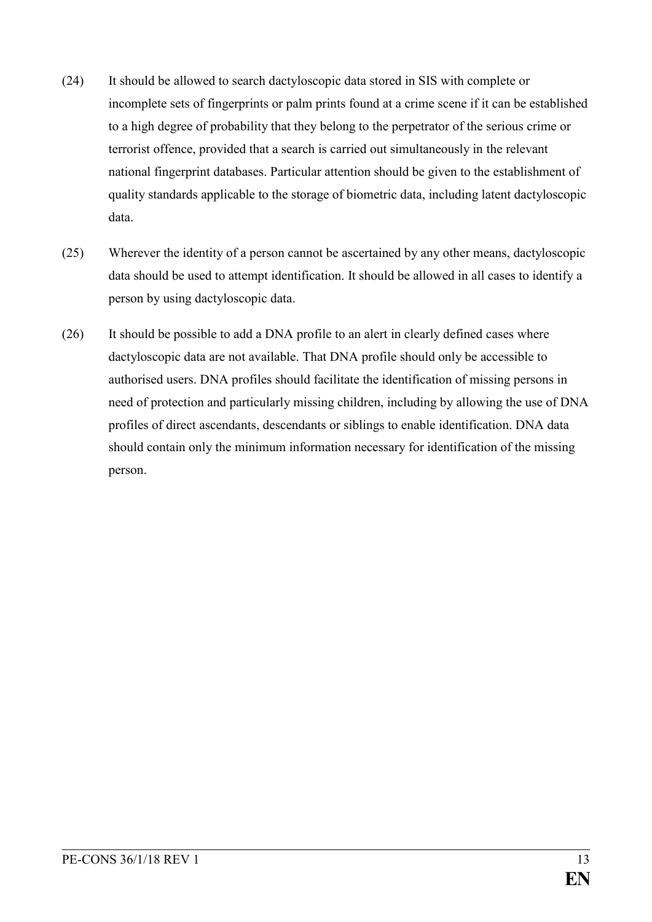(24) It should be allowed to search dactyloscopic data stored in SIS with complete or incomplete sets of fingerprints or palm prints found at a crime scene if it can be established to a high degree of probability that they belong to the perpetrator of the serious crime or terrorist offence, provided that a search is carried out simultaneously in the relevant national fingerprint databases. Particular attention should be given to the establishment of quality standards applicable to the storage of biometric data, including latent dactyloscopic data.

(25) Wherever the identity of a person cannot be ascertained by any other means, dactyloscopic data should be used to attempt identification. It should be allowed in all cases to identify a person by using dactyloscopic data.

(26) It should be possible to add a DNA profile to an alert in clearly defined cases where dactyloscopic data are not available. That DNA profile should only be accessible to authorised users. DNA profiles should facilitate the identification of missing persons in need of protection and particularly missing children, including by allowing the use of DNA profiles of direct ascendants, descendants or siblings to enable identification. DNA data should contain only the minimum information necessary for identification of the missing person.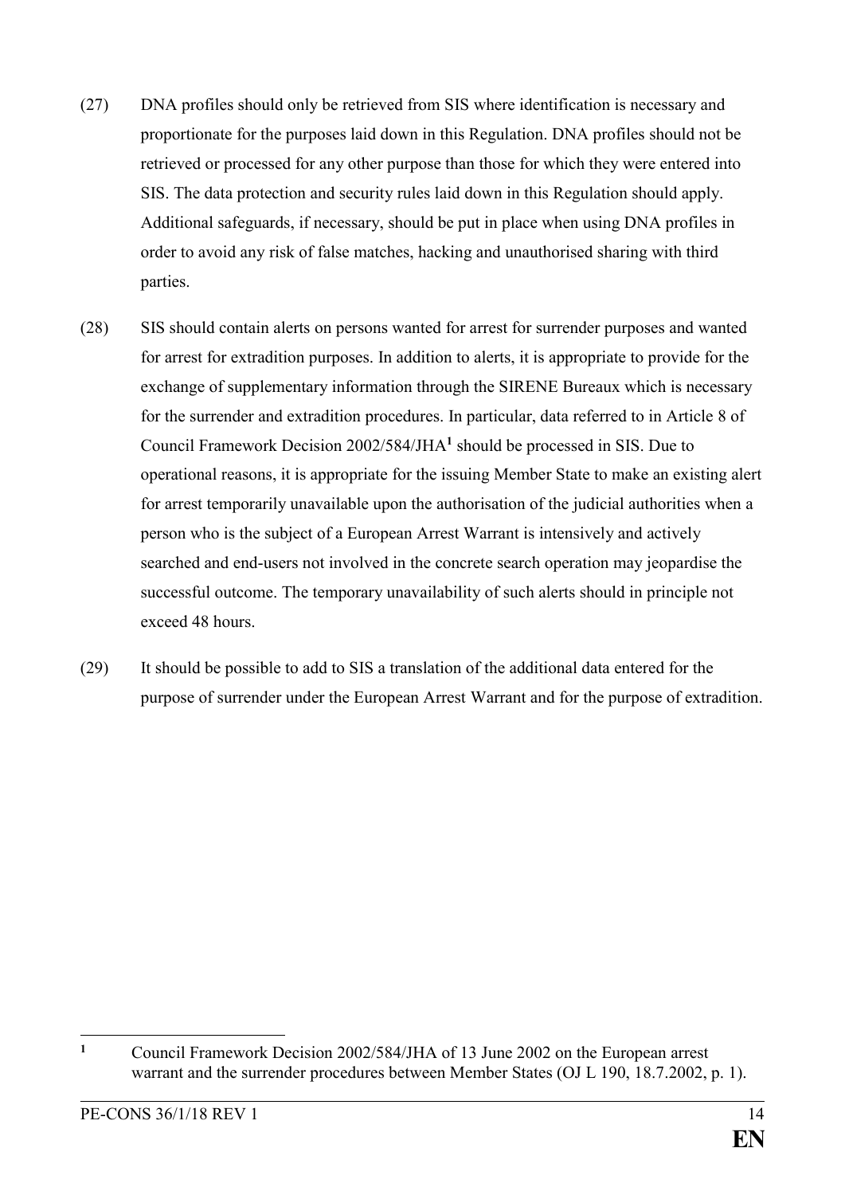(27) DNA profiles should only be retrieved from SIS where identification is necessary and proportionate for the purposes laid down in this Regulation. DNA profiles should not be retrieved or processed for any other purpose than those for which they were entered into SIS. The data protection and security rules laid down in this Regulation should apply. Additional safeguards, if necessary, should be put in place when using DNA profiles in order to avoid any risk of false matches, hacking and unauthorised sharing with third parties.

(28) SIS should contain alerts on persons wanted for arrest for surrender purposes and wanted for arrest for extradition purposes. In addition to alerts, it is appropriate to provide for the exchange of supplementary information through the SIRENE Bureaux which is necessary for the surrender and extradition procedures. In particular, data referred to in Article 8 of Council Framework Decision 2002/584/JHA[1] should be processed in SIS. Due to operational reasons, it is appropriate for the issuing Member State to make an existing alert for arrest temporarily unavailable upon the authorisation of the judicial authorities when a person who is the subject of a European Arrest Warrant is intensively and actively searched and end-users not involved in the concrete search operation may jeopardise the successful outcome. The temporary unavailability of such alerts should in principle not exceed 48 hours.

(29) It should be possible to add to SIS a translation of the additional data entered for the purpose of surrender under the European Arrest Warrant and for the purpose of extradition.

---

[1] Council Framework Decision 2002/584/JHA of 13 June 2002 on the European arrest warrant and the surrender procedures between Member States (OJ L 190, 18.7.2002, p. 1).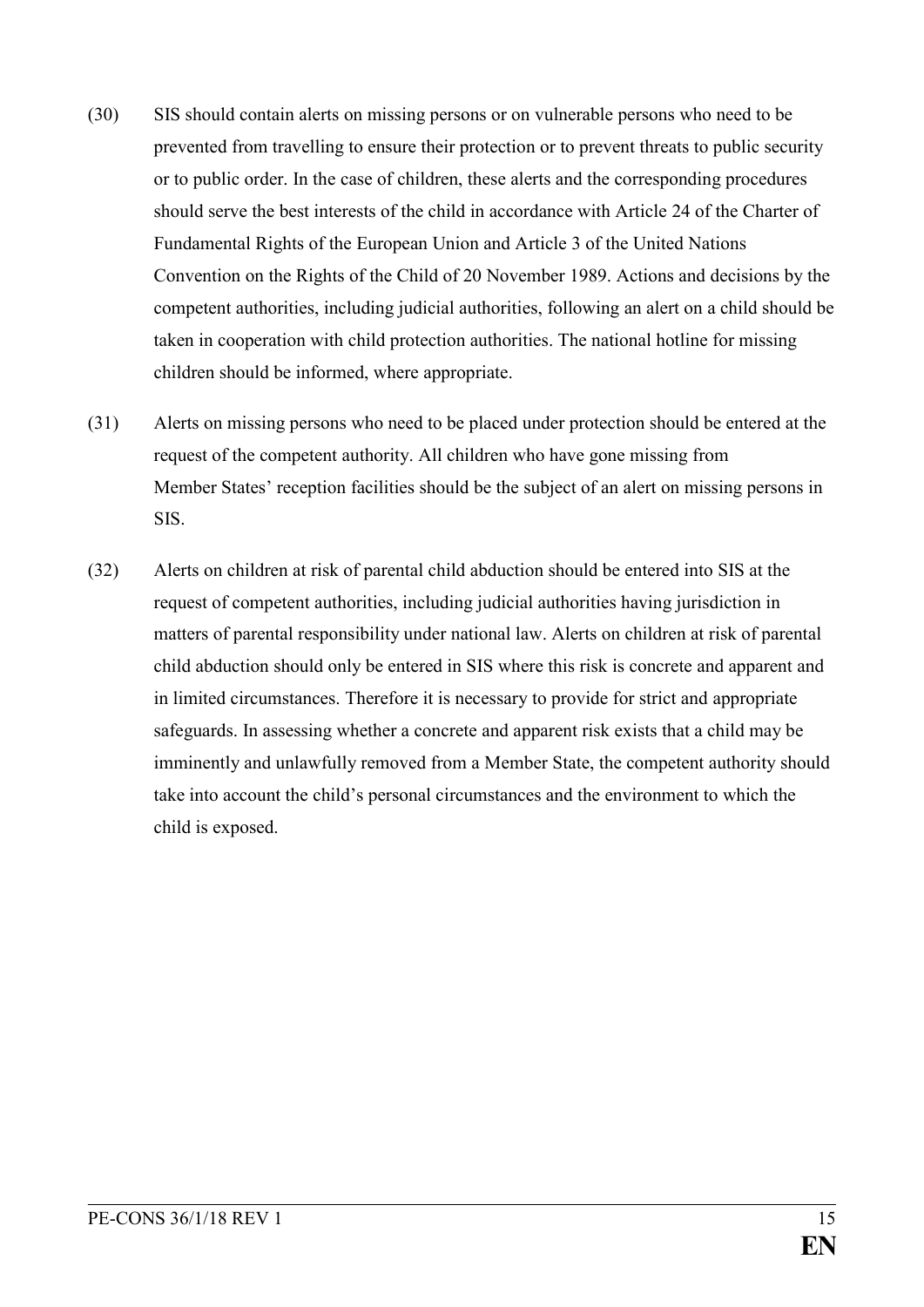(30) SIS should contain alerts on missing persons or on vulnerable persons who need to be prevented from travelling to ensure their protection or to prevent threats to public security or to public order. In the case of children, these alerts and the corresponding procedures should serve the best interests of the child in accordance with Article 24 of the Charter of Fundamental Rights of the European Union and Article 3 of the United Nations Convention on the Rights of the Child of 20 November 1989. Actions and decisions by the competent authorities, including judicial authorities, following an alert on a child should be taken in cooperation with child protection authorities. The national hotline for missing children should be informed, where appropriate.

(31) Alerts on missing persons who need to be placed under protection should be entered at the request of the competent authority. All children who have gone missing from Member States' reception facilities should be the subject of an alert on missing persons in SIS.

(32) Alerts on children at risk of parental child abduction should be entered into SIS at the request of competent authorities, including judicial authorities having jurisdiction in matters of parental responsibility under national law. Alerts on children at risk of parental child abduction should only be entered in SIS where this risk is concrete and apparent and in limited circumstances. Therefore it is necessary to provide for strict and appropriate safeguards. In assessing whether a concrete and apparent risk exists that a child may be imminently and unlawfully removed from a Member State, the competent authority should take into account the child's personal circumstances and the environment to which the child is exposed.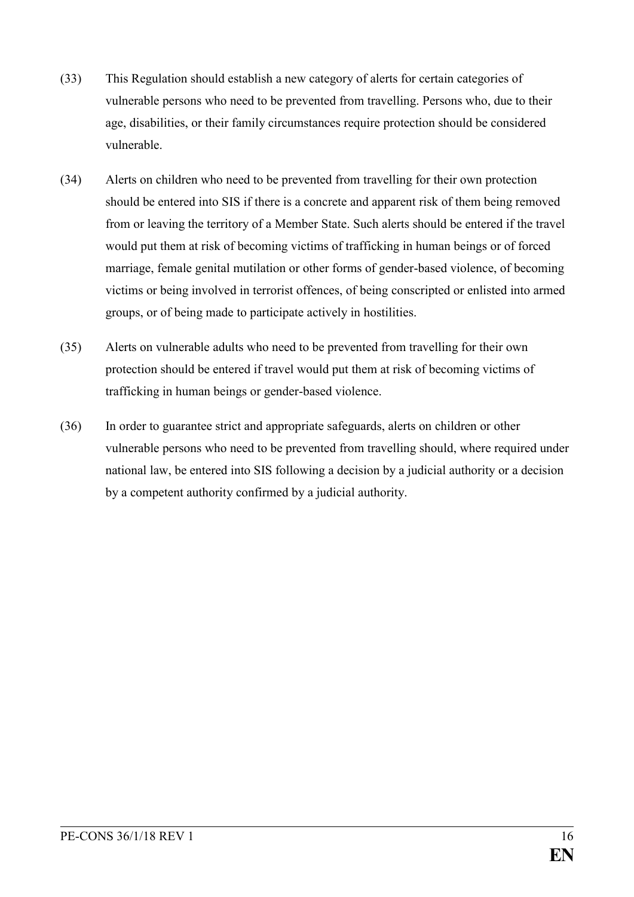(33) This Regulation should establish a new category of alerts for certain categories of vulnerable persons who need to be prevented from travelling. Persons who, due to their age, disabilities, or their family circumstances require protection should be considered vulnerable.

(34) Alerts on children who need to be prevented from travelling for their own protection should be entered into SIS if there is a concrete and apparent risk of them being removed from or leaving the territory of a Member State. Such alerts should be entered if the travel would put them at risk of becoming victims of trafficking in human beings or of forced marriage, female genital mutilation or other forms of gender-based violence, of becoming victims or being involved in terrorist offences, of being conscripted or enlisted into armed groups, or of being made to participate actively in hostilities.

(35) Alerts on vulnerable adults who need to be prevented from travelling for their own protection should be entered if travel would put them at risk of becoming victims of trafficking in human beings or gender-based violence.

(36) In order to guarantee strict and appropriate safeguards, alerts on children or other vulnerable persons who need to be prevented from travelling should, where required under national law, be entered into SIS following a decision by a judicial authority or a decision by a competent authority confirmed by a judicial authority.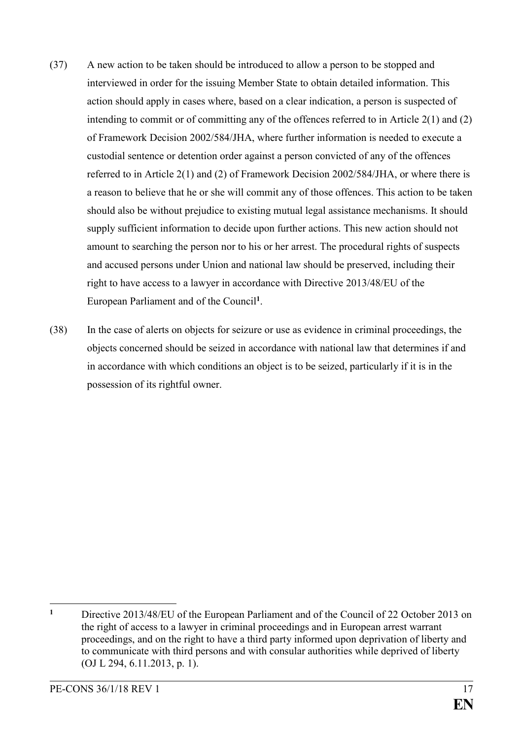(37) A new action to be taken should be introduced to allow a person to be stopped and interviewed in order for the issuing Member State to obtain detailed information. This action should apply in cases where, based on a clear indication, a person is suspected of intending to commit or of committing any of the offences referred to in Article 2(1) and (2) of Framework Decision 2002/584/JHA, where further information is needed to execute a custodial sentence or detention order against a person convicted of any of the offences referred to in Article 2(1) and (2) of Framework Decision 2002/584/JHA, or where there is a reason to believe that he or she will commit any of those offences. This action to be taken should also be without prejudice to existing mutual legal assistance mechanisms. It should supply sufficient information to decide upon further actions. This new action should not amount to searching the person nor to his or her arrest. The procedural rights of suspects and accused persons under Union and national law should be preserved, including their right to have access to a lawyer in accordance with Directive 2013/48/EU of the European Parliament and of the Council[1].

(38) In the case of alerts on objects for seizure or use as evidence in criminal proceedings, the objects concerned should be seized in accordance with national law that determines if and in accordance with which conditions an object is to be seized, particularly if it is in the possession of its rightful owner.

---

[1] Directive 2013/48/EU of the European Parliament and of the Council of 22 October 2013 on the right of access to a lawyer in criminal proceedings and in European arrest warrant proceedings, and on the right to have a third party informed upon deprivation of liberty and to communicate with third persons and with consular authorities while deprived of liberty (OJ L 294, 6.11.2013, p. 1).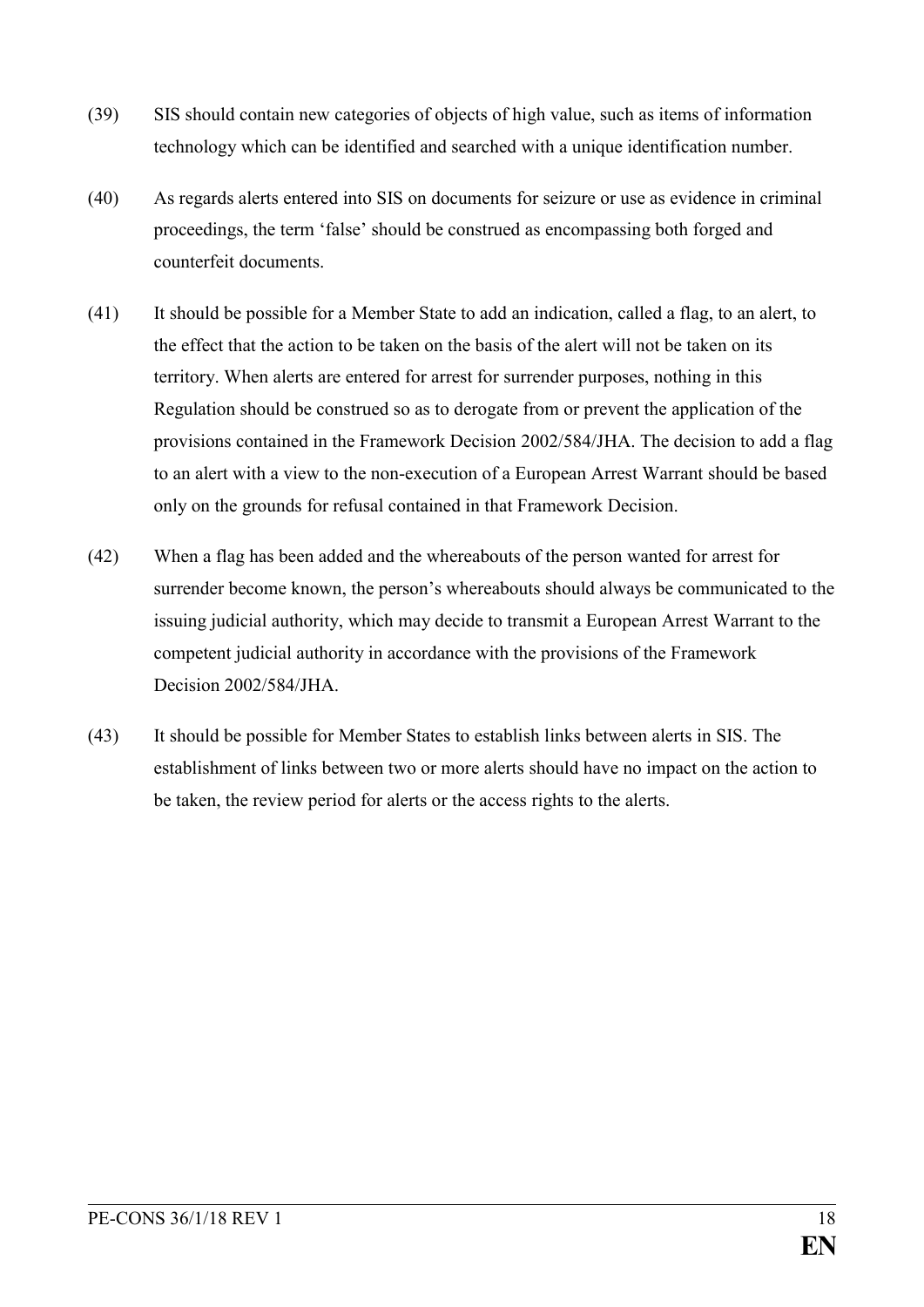(39) SIS should contain new categories of objects of high value, such as items of information technology which can be identified and searched with a unique identification number.

(40) As regards alerts entered into SIS on documents for seizure or use as evidence in criminal proceedings, the term 'false' should be construed as encompassing both forged and counterfeit documents.

(41) It should be possible for a Member State to add an indication, called a flag, to an alert, to the effect that the action to be taken on the basis of the alert will not be taken on its territory. When alerts are entered for arrest for surrender purposes, nothing in this Regulation should be construed so as to derogate from or prevent the application of the provisions contained in the Framework Decision 2002/584/JHA. The decision to add a flag to an alert with a view to the non-execution of a European Arrest Warrant should be based only on the grounds for refusal contained in that Framework Decision.

(42) When a flag has been added and the whereabouts of the person wanted for arrest for surrender become known, the person's whereabouts should always be communicated to the issuing judicial authority, which may decide to transmit a European Arrest Warrant to the competent judicial authority in accordance with the provisions of the Framework Decision 2002/584/JHA.

(43) It should be possible for Member States to establish links between alerts in SIS. The establishment of links between two or more alerts should have no impact on the action to be taken, the review period for alerts or the access rights to the alerts.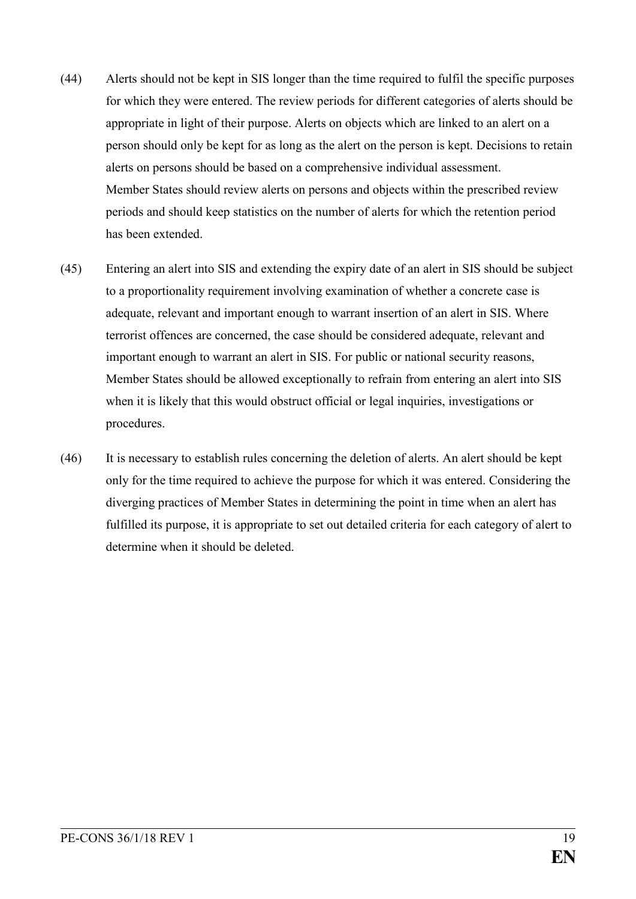(44) Alerts should not be kept in SIS longer than the time required to fulfil the specific purposes for which they were entered. The review periods for different categories of alerts should be appropriate in light of their purpose. Alerts on objects which are linked to an alert on a person should only be kept for as long as the alert on the person is kept. Decisions to retain alerts on persons should be based on a comprehensive individual assessment. Member States should review alerts on persons and objects within the prescribed review periods and should keep statistics on the number of alerts for which the retention period has been extended.

(45) Entering an alert into SIS and extending the expiry date of an alert in SIS should be subject to a proportionality requirement involving examination of whether a concrete case is adequate, relevant and important enough to warrant insertion of an alert in SIS. Where terrorist offences are concerned, the case should be considered adequate, relevant and important enough to warrant an alert in SIS. For public or national security reasons, Member States should be allowed exceptionally to refrain from entering an alert into SIS when it is likely that this would obstruct official or legal inquiries, investigations or procedures.

(46) It is necessary to establish rules concerning the deletion of alerts. An alert should be kept only for the time required to achieve the purpose for which it was entered. Considering the diverging practices of Member States in determining the point in time when an alert has fulfilled its purpose, it is appropriate to set out detailed criteria for each category of alert to determine when it should be deleted.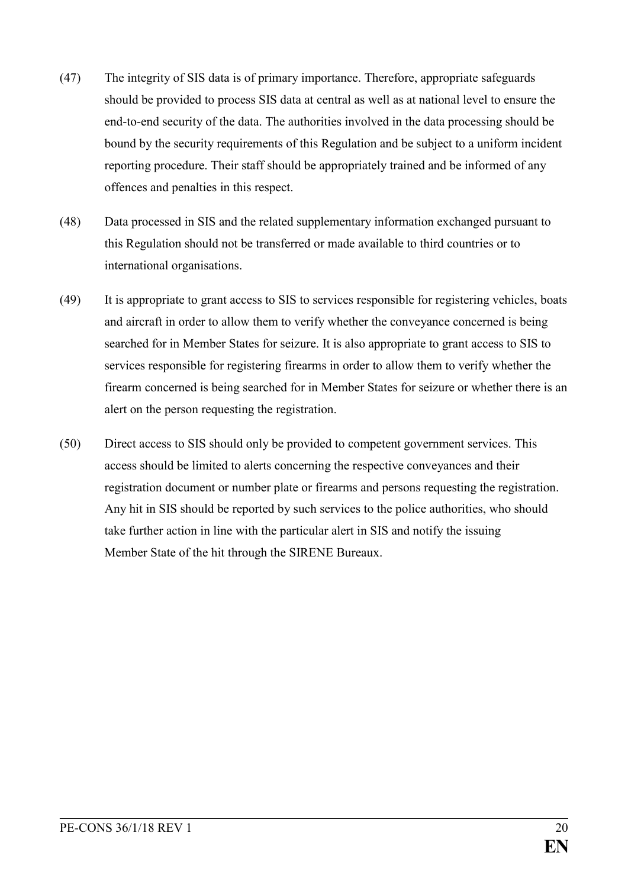(47) The integrity of SIS data is of primary importance. Therefore, appropriate safeguards should be provided to process SIS data at central as well as at national level to ensure the end-to-end security of the data. The authorities involved in the data processing should be bound by the security requirements of this Regulation and be subject to a uniform incident reporting procedure. Their staff should be appropriately trained and be informed of any offences and penalties in this respect.

(48) Data processed in SIS and the related supplementary information exchanged pursuant to this Regulation should not be transferred or made available to third countries or to international organisations.

(49) It is appropriate to grant access to SIS to services responsible for registering vehicles, boats and aircraft in order to allow them to verify whether the conveyance concerned is being searched for in Member States for seizure. It is also appropriate to grant access to SIS to services responsible for registering firearms in order to allow them to verify whether the firearm concerned is being searched for in Member States for seizure or whether there is an alert on the person requesting the registration.

(50) Direct access to SIS should only be provided to competent government services. This access should be limited to alerts concerning the respective conveyances and their registration document or number plate or firearms and persons requesting the registration. Any hit in SIS should be reported by such services to the police authorities, who should take further action in line with the particular alert in SIS and notify the issuing Member State of the hit through the SIRENE Bureaux.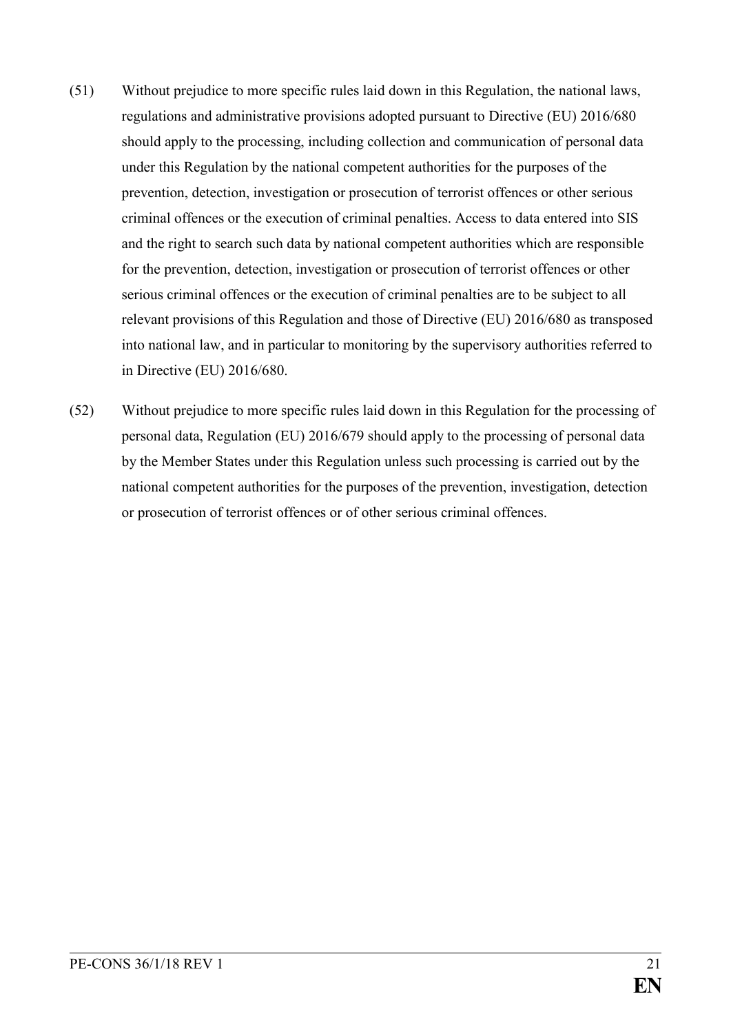(51) Without prejudice to more specific rules laid down in this Regulation, the national laws, regulations and administrative provisions adopted pursuant to Directive (EU) 2016/680 should apply to the processing, including collection and communication of personal data under this Regulation by the national competent authorities for the purposes of the prevention, detection, investigation or prosecution of terrorist offences or other serious criminal offences or the execution of criminal penalties. Access to data entered into SIS and the right to search such data by national competent authorities which are responsible for the prevention, detection, investigation or prosecution of terrorist offences or other serious criminal offences or the execution of criminal penalties are to be subject to all relevant provisions of this Regulation and those of Directive (EU) 2016/680 as transposed into national law, and in particular to monitoring by the supervisory authorities referred to in Directive (EU) 2016/680.

(52) Without prejudice to more specific rules laid down in this Regulation for the processing of personal data, Regulation (EU) 2016/679 should apply to the processing of personal data by the Member States under this Regulation unless such processing is carried out by the national competent authorities for the purposes of the prevention, investigation, detection or prosecution of terrorist offences or of other serious criminal offences.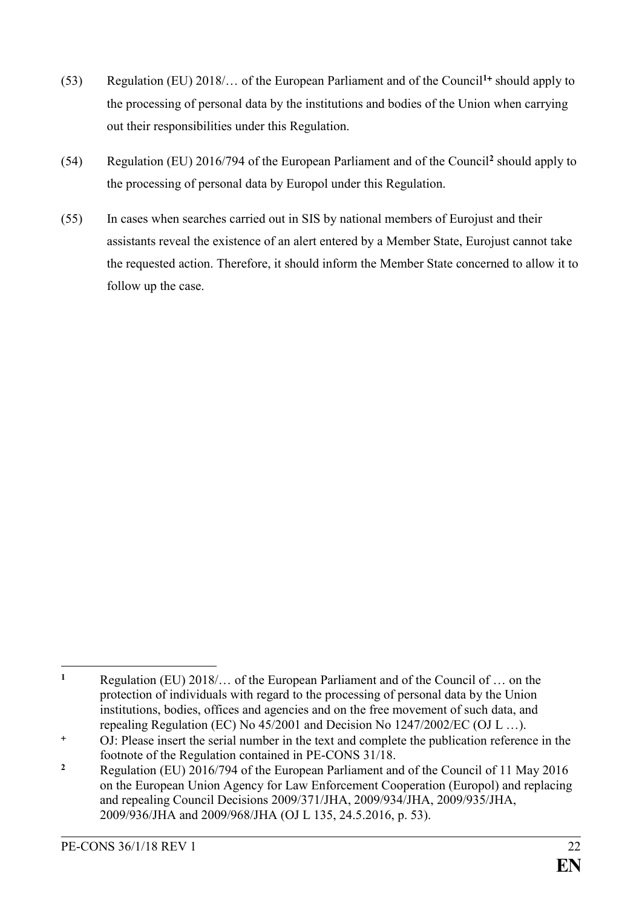(53) Regulation (EU) 2018/… of the European Parliament and of the Council[1+] should apply to the processing of personal data by the institutions and bodies of the Union when carrying out their responsibilities under this Regulation.

(54) Regulation (EU) 2016/794 of the European Parliament and of the Council[2] should apply to the processing of personal data by Europol under this Regulation.

(55) In cases when searches carried out in SIS by national members of Eurojust and their assistants reveal the existence of an alert entered by a Member State, Eurojust cannot take the requested action. Therefore, it should inform the Member State concerned to allow it to follow up the case.

---

[1] Regulation (EU) 2018/… of the European Parliament and of the Council of … on the protection of individuals with regard to the processing of personal data by the Union institutions, bodies, offices and agencies and on the free movement of such data, and repealing Regulation (EC) No 45/2001 and Decision No 1247/2002/EC (OJ L …).

[+] OJ: Please insert the serial number in the text and complete the publication reference in the footnote of the Regulation contained in PE-CONS 31/18.

[2] Regulation (EU) 2016/794 of the European Parliament and of the Council of 11 May 2016 on the European Union Agency for Law Enforcement Cooperation (Europol) and replacing and repealing Council Decisions 2009/371/JHA, 2009/934/JHA, 2009/935/JHA, 2009/936/JHA and 2009/968/JHA (OJ L 135, 24.5.2016, p. 53).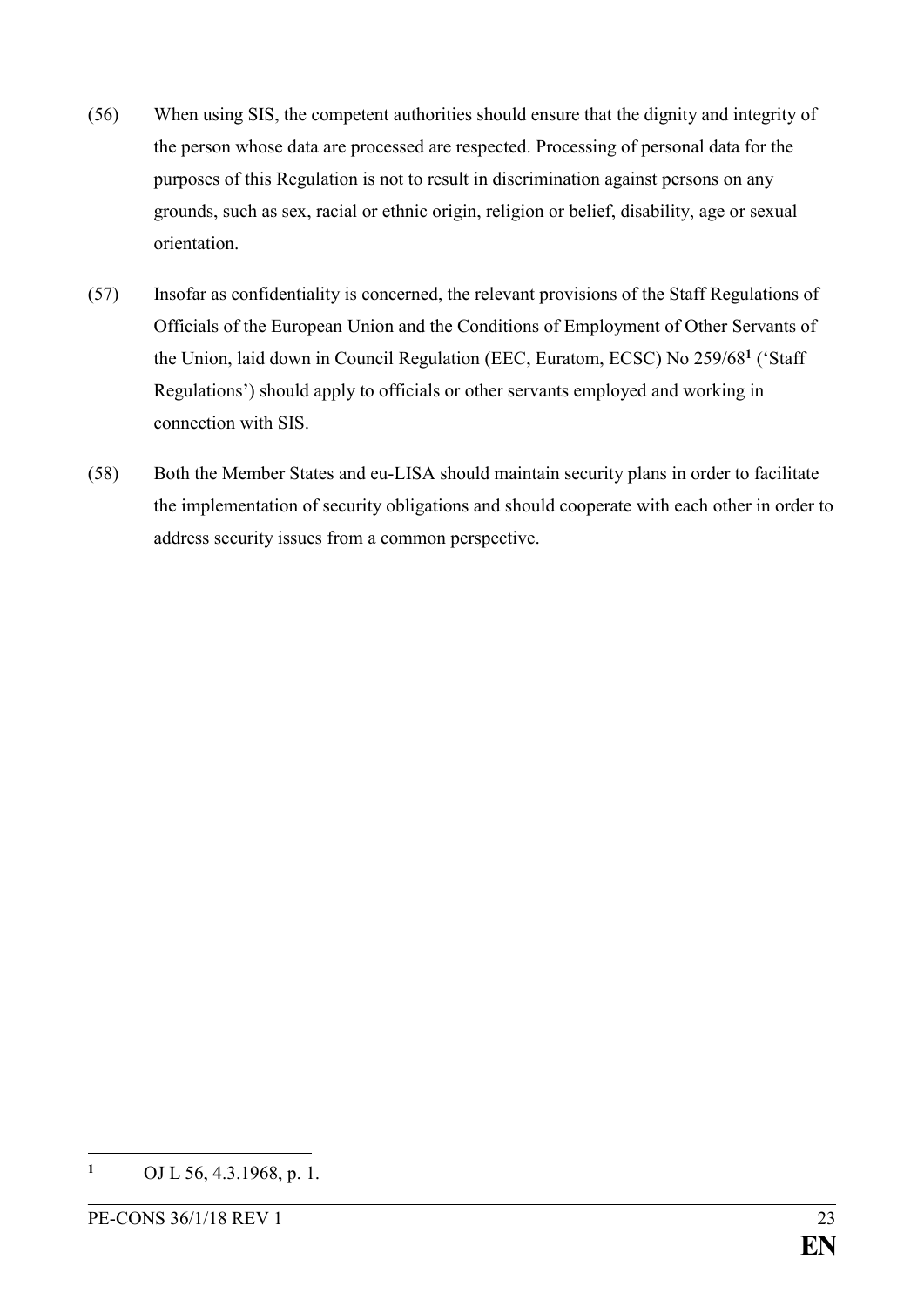(56) When using SIS, the competent authorities should ensure that the dignity and integrity of the person whose data are processed are respected. Processing of personal data for the purposes of this Regulation is not to result in discrimination against persons on any grounds, such as sex, racial or ethnic origin, religion or belief, disability, age or sexual orientation.

(57) Insofar as confidentiality is concerned, the relevant provisions of the Staff Regulations of Officials of the European Union and the Conditions of Employment of Other Servants of the Union, laid down in Council Regulation (EEC, Euratom, ECSC) No 259/68[1] ('Staff Regulations') should apply to officials or other servants employed and working in connection with SIS.

(58) Both the Member States and eu-LISA should maintain security plans in order to facilitate the implementation of security obligations and should cooperate with each other in order to address security issues from a common perspective.

---

[1] OJ L 56, 4.3.1968, p. 1.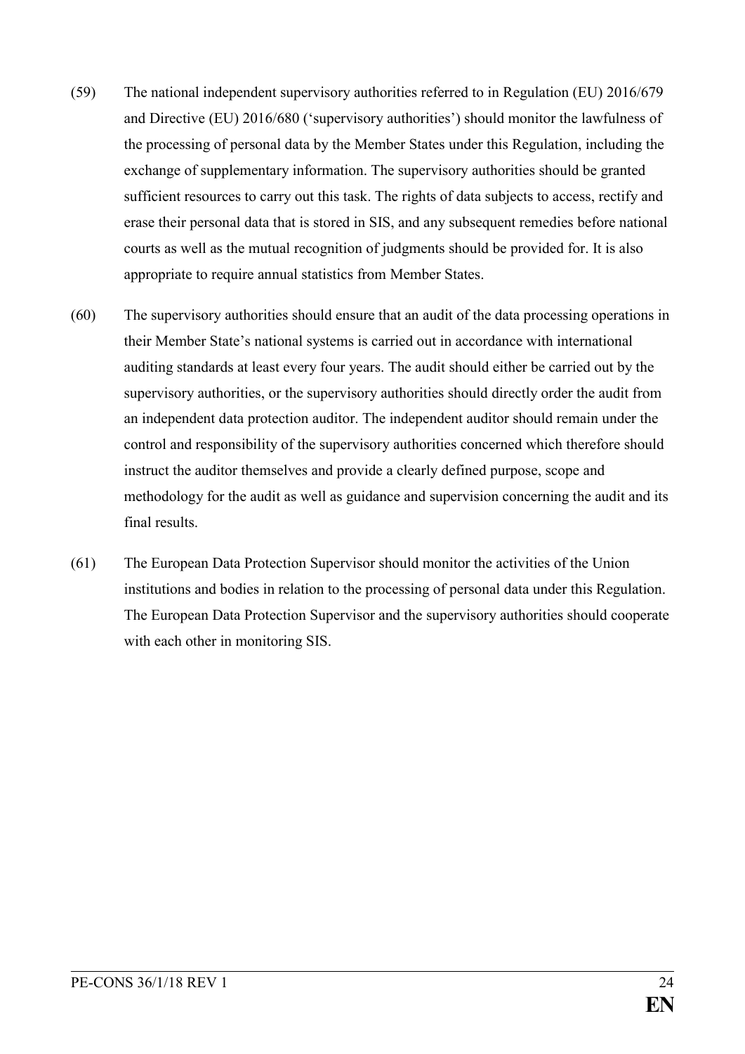(59) The national independent supervisory authorities referred to in Regulation (EU) 2016/679 and Directive (EU) 2016/680 ('supervisory authorities') should monitor the lawfulness of the processing of personal data by the Member States under this Regulation, including the exchange of supplementary information. The supervisory authorities should be granted sufficient resources to carry out this task. The rights of data subjects to access, rectify and erase their personal data that is stored in SIS, and any subsequent remedies before national courts as well as the mutual recognition of judgments should be provided for. It is also appropriate to require annual statistics from Member States.

(60) The supervisory authorities should ensure that an audit of the data processing operations in their Member State's national systems is carried out in accordance with international auditing standards at least every four years. The audit should either be carried out by the supervisory authorities, or the supervisory authorities should directly order the audit from an independent data protection auditor. The independent auditor should remain under the control and responsibility of the supervisory authorities concerned which therefore should instruct the auditor themselves and provide a clearly defined purpose, scope and methodology for the audit as well as guidance and supervision concerning the audit and its final results.

(61) The European Data Protection Supervisor should monitor the activities of the Union institutions and bodies in relation to the processing of personal data under this Regulation. The European Data Protection Supervisor and the supervisory authorities should cooperate with each other in monitoring SIS.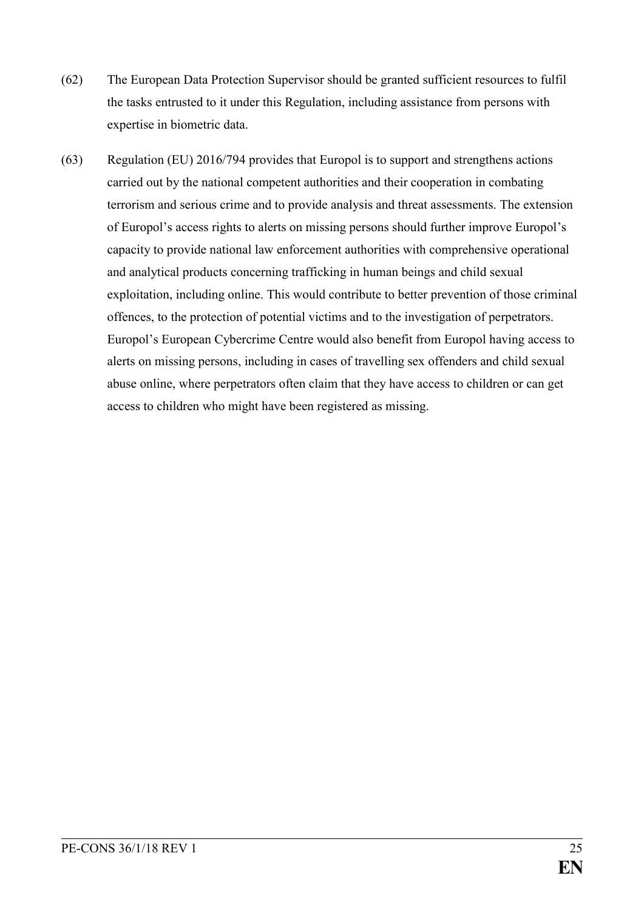(62) The European Data Protection Supervisor should be granted sufficient resources to fulfil the tasks entrusted to it under this Regulation, including assistance from persons with expertise in biometric data.

(63) Regulation (EU) 2016/794 provides that Europol is to support and strengthens actions carried out by the national competent authorities and their cooperation in combating terrorism and serious crime and to provide analysis and threat assessments. The extension of Europol's access rights to alerts on missing persons should further improve Europol's capacity to provide national law enforcement authorities with comprehensive operational and analytical products concerning trafficking in human beings and child sexual exploitation, including online. This would contribute to better prevention of those criminal offences, to the protection of potential victims and to the investigation of perpetrators. Europol's European Cybercrime Centre would also benefit from Europol having access to alerts on missing persons, including in cases of travelling sex offenders and child sexual abuse online, where perpetrators often claim that they have access to children or can get access to children who might have been registered as missing.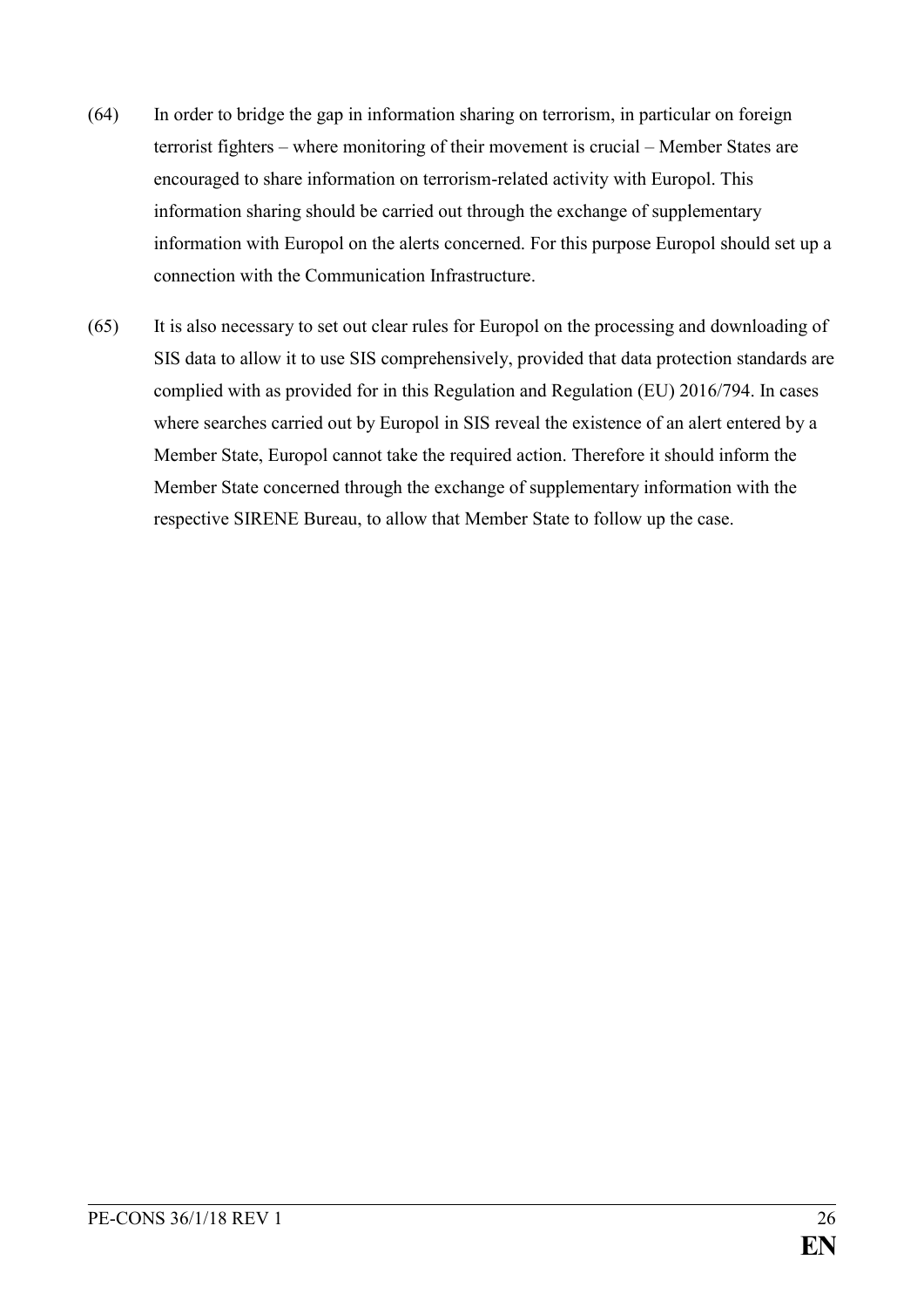(64) In order to bridge the gap in information sharing on terrorism, in particular on foreign terrorist fighters – where monitoring of their movement is crucial – Member States are encouraged to share information on terrorism-related activity with Europol. This information sharing should be carried out through the exchange of supplementary information with Europol on the alerts concerned. For this purpose Europol should set up a connection with the Communication Infrastructure.

(65) It is also necessary to set out clear rules for Europol on the processing and downloading of SIS data to allow it to use SIS comprehensively, provided that data protection standards are complied with as provided for in this Regulation and Regulation (EU) 2016/794. In cases where searches carried out by Europol in SIS reveal the existence of an alert entered by a Member State, Europol cannot take the required action. Therefore it should inform the Member State concerned through the exchange of supplementary information with the respective SIRENE Bureau, to allow that Member State to follow up the case.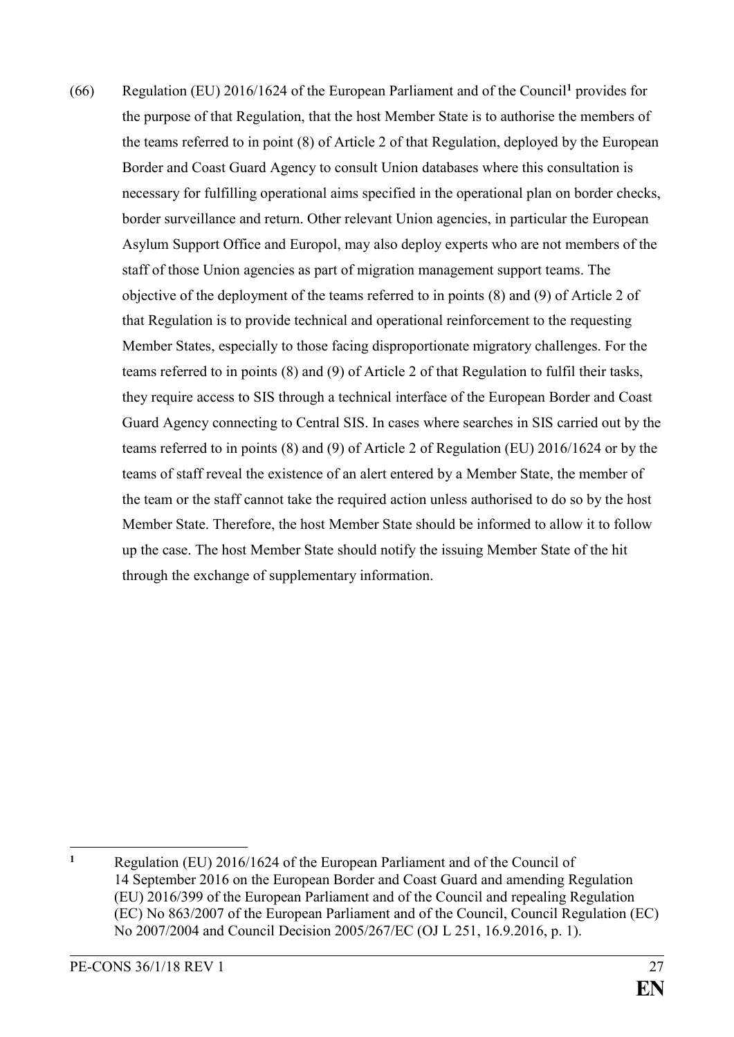(66) Regulation (EU) 2016/1624 of the European Parliament and of the Council[1] provides for the purpose of that Regulation, that the host Member State is to authorise the members of the teams referred to in point (8) of Article 2 of that Regulation, deployed by the European Border and Coast Guard Agency to consult Union databases where this consultation is necessary for fulfilling operational aims specified in the operational plan on border checks, border surveillance and return. Other relevant Union agencies, in particular the European Asylum Support Office and Europol, may also deploy experts who are not members of the staff of those Union agencies as part of migration management support teams. The objective of the deployment of the teams referred to in points (8) and (9) of Article 2 of that Regulation is to provide technical and operational reinforcement to the requesting Member States, especially to those facing disproportionate migratory challenges. For the teams referred to in points (8) and (9) of Article 2 of that Regulation to fulfil their tasks, they require access to SIS through a technical interface of the European Border and Coast Guard Agency connecting to Central SIS. In cases where searches in SIS carried out by the teams referred to in points (8) and (9) of Article 2 of Regulation (EU) 2016/1624 or by the teams of staff reveal the existence of an alert entered by a Member State, the member of the team or the staff cannot take the required action unless authorised to do so by the host Member State. Therefore, the host Member State should be informed to allow it to follow up the case. The host Member State should notify the issuing Member State of the hit through the exchange of supplementary information.

---

[1] Regulation (EU) 2016/1624 of the European Parliament and of the Council of 14 September 2016 on the European Border and Coast Guard and amending Regulation (EU) 2016/399 of the European Parliament and of the Council and repealing Regulation (EC) No 863/2007 of the European Parliament and of the Council, Council Regulation (EC) No 2007/2004 and Council Decision 2005/267/EC (OJ L 251, 16.9.2016, p. 1).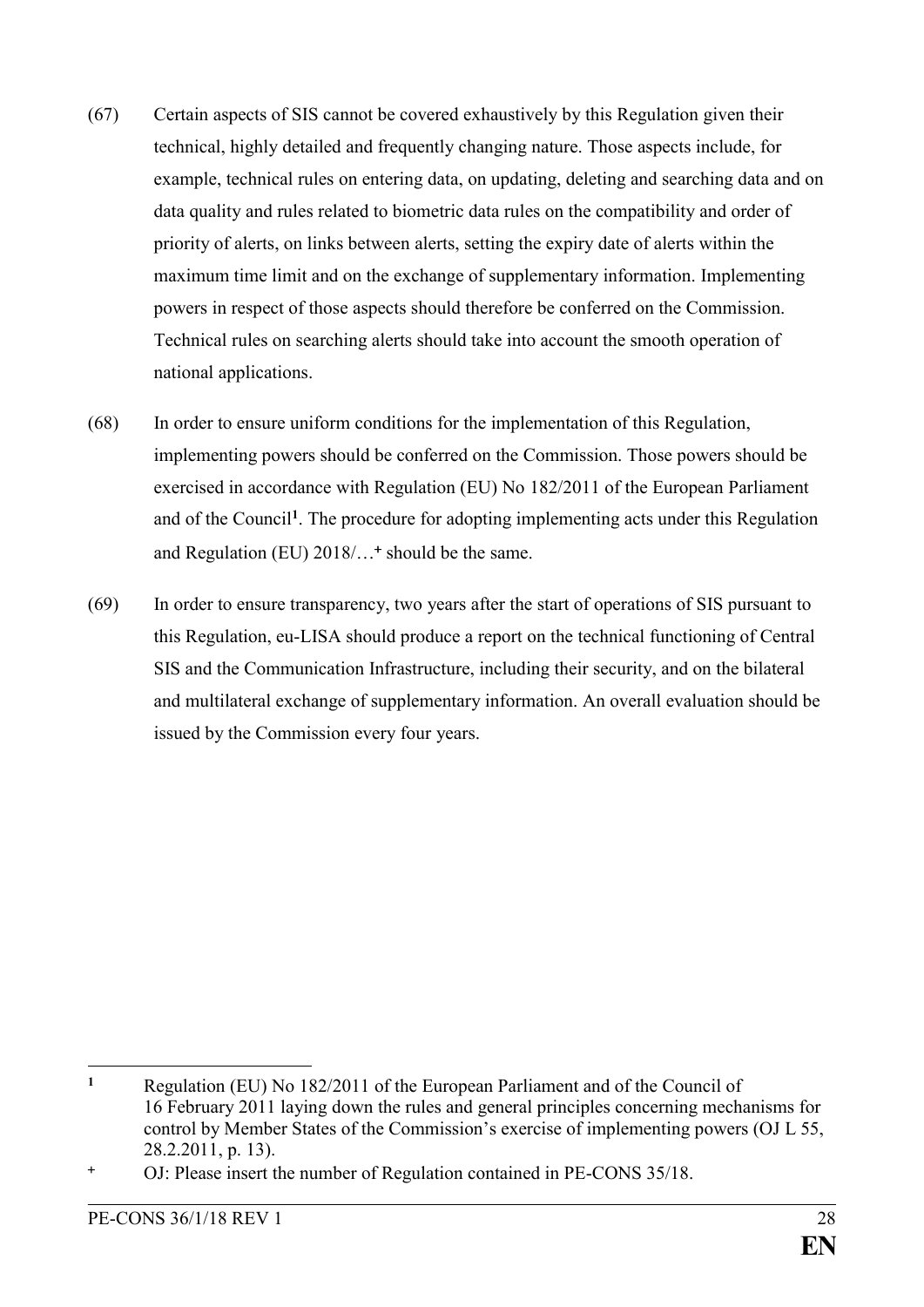(67) Certain aspects of SIS cannot be covered exhaustively by this Regulation given their technical, highly detailed and frequently changing nature. Those aspects include, for example, technical rules on entering data, on updating, deleting and searching data and on data quality and rules related to biometric data rules on the compatibility and order of priority of alerts, on links between alerts, setting the expiry date of alerts within the maximum time limit and on the exchange of supplementary information. Implementing powers in respect of those aspects should therefore be conferred on the Commission. Technical rules on searching alerts should take into account the smooth operation of national applications.

(68) In order to ensure uniform conditions for the implementation of this Regulation, implementing powers should be conferred on the Commission. Those powers should be exercised in accordance with Regulation (EU) No 182/2011 of the European Parliament and of the Council[1]. The procedure for adopting implementing acts under this Regulation and Regulation (EU) 2018/…[+] should be the same.

(69) In order to ensure transparency, two years after the start of operations of SIS pursuant to this Regulation, eu-LISA should produce a report on the technical functioning of Central SIS and the Communication Infrastructure, including their security, and on the bilateral and multilateral exchange of supplementary information. An overall evaluation should be issued by the Commission every four years.

---

[1] Regulation (EU) No 182/2011 of the European Parliament and of the Council of 16 February 2011 laying down the rules and general principles concerning mechanisms for control by Member States of the Commission's exercise of implementing powers (OJ L 55, 28.2.2011, p. 13).

[+] OJ: Please insert the number of Regulation contained in PE-CONS 35/18.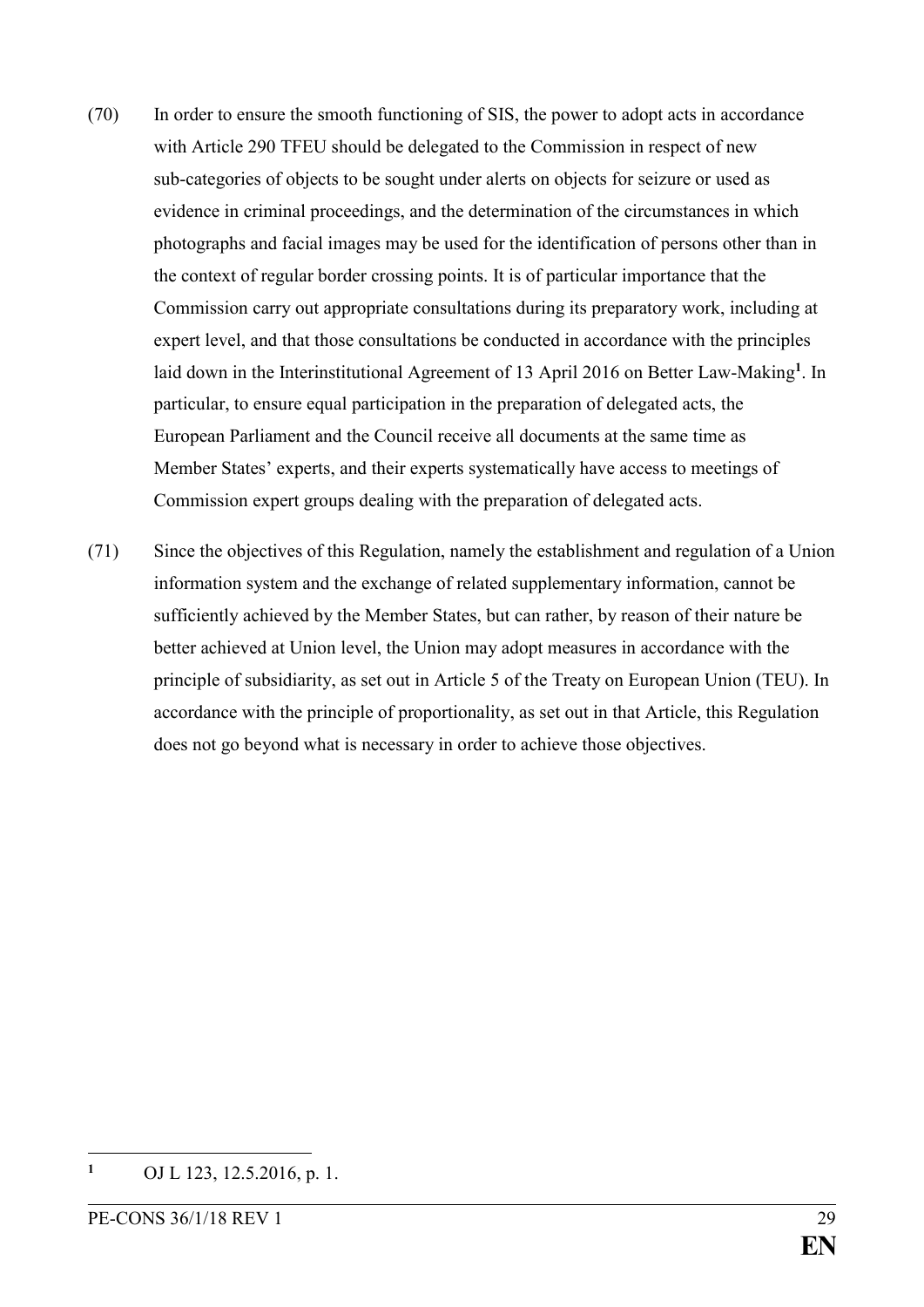(70) In order to ensure the smooth functioning of SIS, the power to adopt acts in accordance with Article 290 TFEU should be delegated to the Commission in respect of new sub-categories of objects to be sought under alerts on objects for seizure or used as evidence in criminal proceedings, and the determination of the circumstances in which photographs and facial images may be used for the identification of persons other than in the context of regular border crossing points. It is of particular importance that the Commission carry out appropriate consultations during its preparatory work, including at expert level, and that those consultations be conducted in accordance with the principles laid down in the Interinstitutional Agreement of 13 April 2016 on Better Law-Making[1]. In particular, to ensure equal participation in the preparation of delegated acts, the European Parliament and the Council receive all documents at the same time as Member States' experts, and their experts systematically have access to meetings of Commission expert groups dealing with the preparation of delegated acts.

(71) Since the objectives of this Regulation, namely the establishment and regulation of a Union information system and the exchange of related supplementary information, cannot be sufficiently achieved by the Member States, but can rather, by reason of their nature be better achieved at Union level, the Union may adopt measures in accordance with the principle of subsidiarity, as set out in Article 5 of the Treaty on European Union (TEU). In accordance with the principle of proportionality, as set out in that Article, this Regulation does not go beyond what is necessary in order to achieve those objectives.

---

[1] OJ L 123, 12.5.2016, p. 1.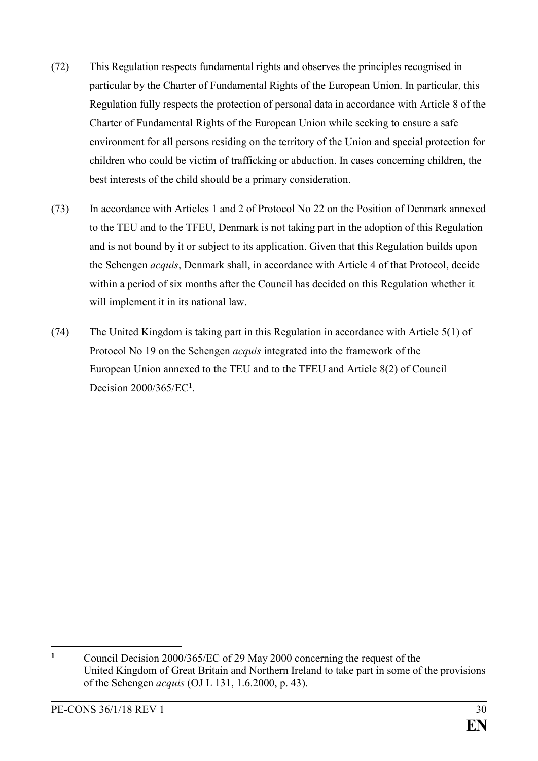(72) This Regulation respects fundamental rights and observes the principles recognised in particular by the Charter of Fundamental Rights of the European Union. In particular, this Regulation fully respects the protection of personal data in accordance with Article 8 of the Charter of Fundamental Rights of the European Union while seeking to ensure a safe environment for all persons residing on the territory of the Union and special protection for children who could be victim of trafficking or abduction. In cases concerning children, the best interests of the child should be a primary consideration.

(73) In accordance with Articles 1 and 2 of Protocol No 22 on the Position of Denmark annexed to the TEU and to the TFEU, Denmark is not taking part in the adoption of this Regulation and is not bound by it or subject to its application. Given that this Regulation builds upon the Schengen *acquis*, Denmark shall, in accordance with Article 4 of that Protocol, decide within a period of six months after the Council has decided on this Regulation whether it will implement it in its national law.

(74) The United Kingdom is taking part in this Regulation in accordance with Article 5(1) of Protocol No 19 on the Schengen *acquis* integrated into the framework of the European Union annexed to the TEU and to the TFEU and Article 8(2) of Council Decision 2000/365/EC[1].

---

[1] Council Decision 2000/365/EC of 29 May 2000 concerning the request of the United Kingdom of Great Britain and Northern Ireland to take part in some of the provisions of the Schengen *acquis* (OJ L 131, 1.6.2000, p. 43).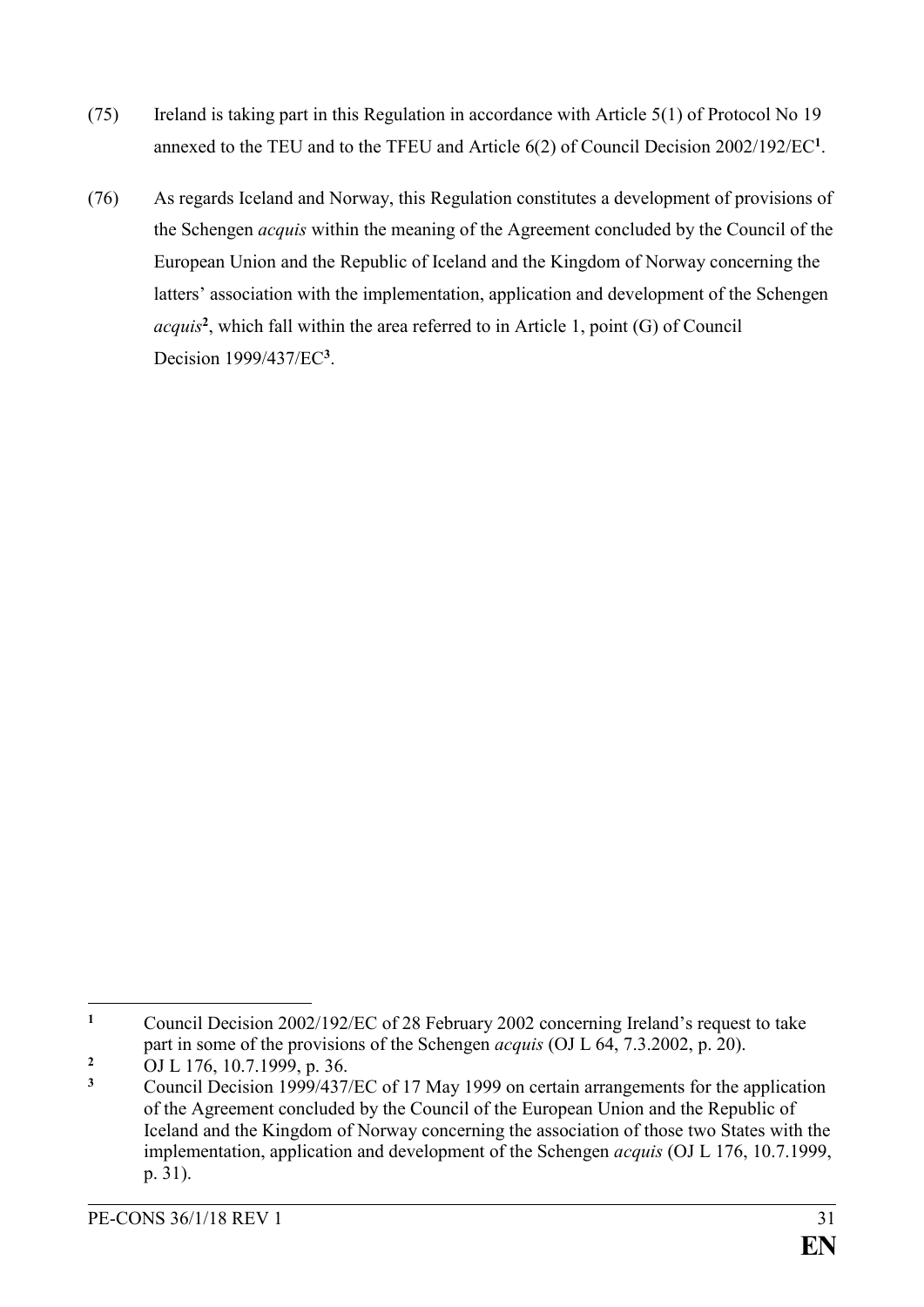(75) Ireland is taking part in this Regulation in accordance with Article 5(1) of Protocol No 19 annexed to the TEU and to the TFEU and Article 6(2) of Council Decision 2002/192/EC[1].

(76) As regards Iceland and Norway, this Regulation constitutes a development of provisions of the Schengen *acquis* within the meaning of the Agreement concluded by the Council of the European Union and the Republic of Iceland and the Kingdom of Norway concerning the latters' association with the implementation, application and development of the Schengen *acquis*[2], which fall within the area referred to in Article 1, point (G) of Council Decision 1999/437/EC[3].

---

[1] Council Decision 2002/192/EC of 28 February 2002 concerning Ireland's request to take part in some of the provisions of the Schengen *acquis* (OJ L 64, 7.3.2002, p. 20).

[2] OJ L 176, 10.7.1999, p. 36.

[3] Council Decision 1999/437/EC of 17 May 1999 on certain arrangements for the application of the Agreement concluded by the Council of the European Union and the Republic of Iceland and the Kingdom of Norway concerning the association of those two States with the implementation, application and development of the Schengen *acquis* (OJ L 176, 10.7.1999, p. 31).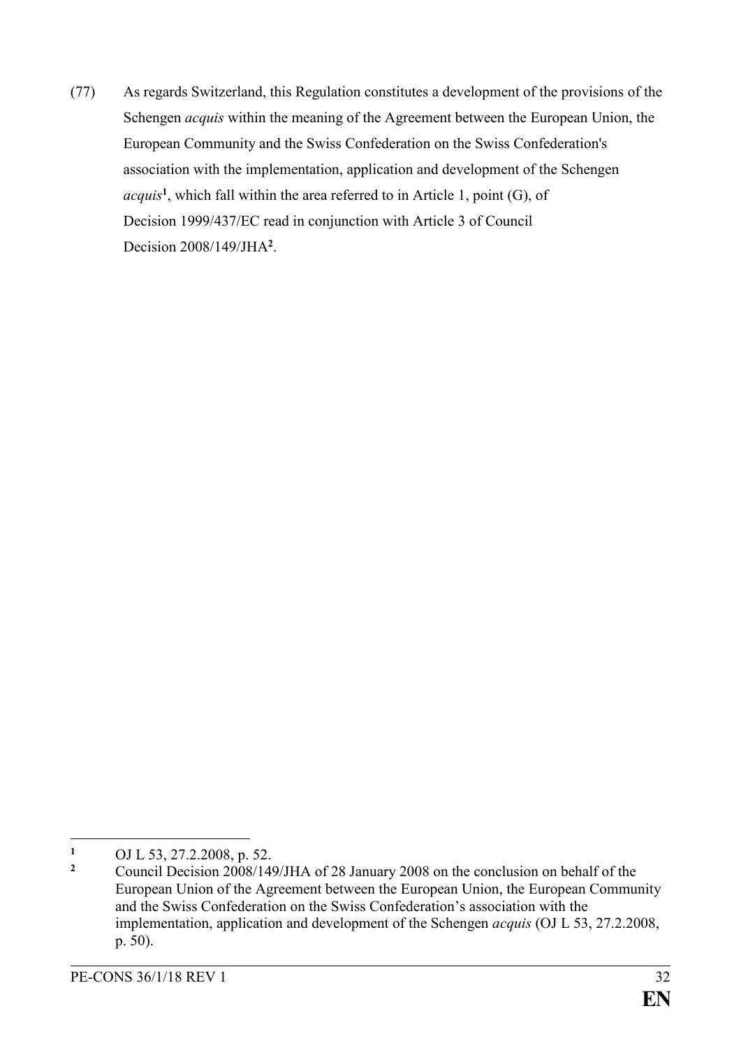(77) As regards Switzerland, this Regulation constitutes a development of the provisions of the Schengen *acquis* within the meaning of the Agreement between the European Union, the European Community and the Swiss Confederation on the Swiss Confederation's association with the implementation, application and development of the Schengen *acquis*[1], which fall within the area referred to in Article 1, point (G), of Decision 1999/437/EC read in conjunction with Article 3 of Council Decision 2008/149/JHA[2].

---

[1] OJ L 53, 27.2.2008, p. 52.

[2] Council Decision 2008/149/JHA of 28 January 2008 on the conclusion on behalf of the European Union of the Agreement between the European Union, the European Community and the Swiss Confederation on the Swiss Confederation's association with the implementation, application and development of the Schengen *acquis* (OJ L 53, 27.2.2008, p. 50).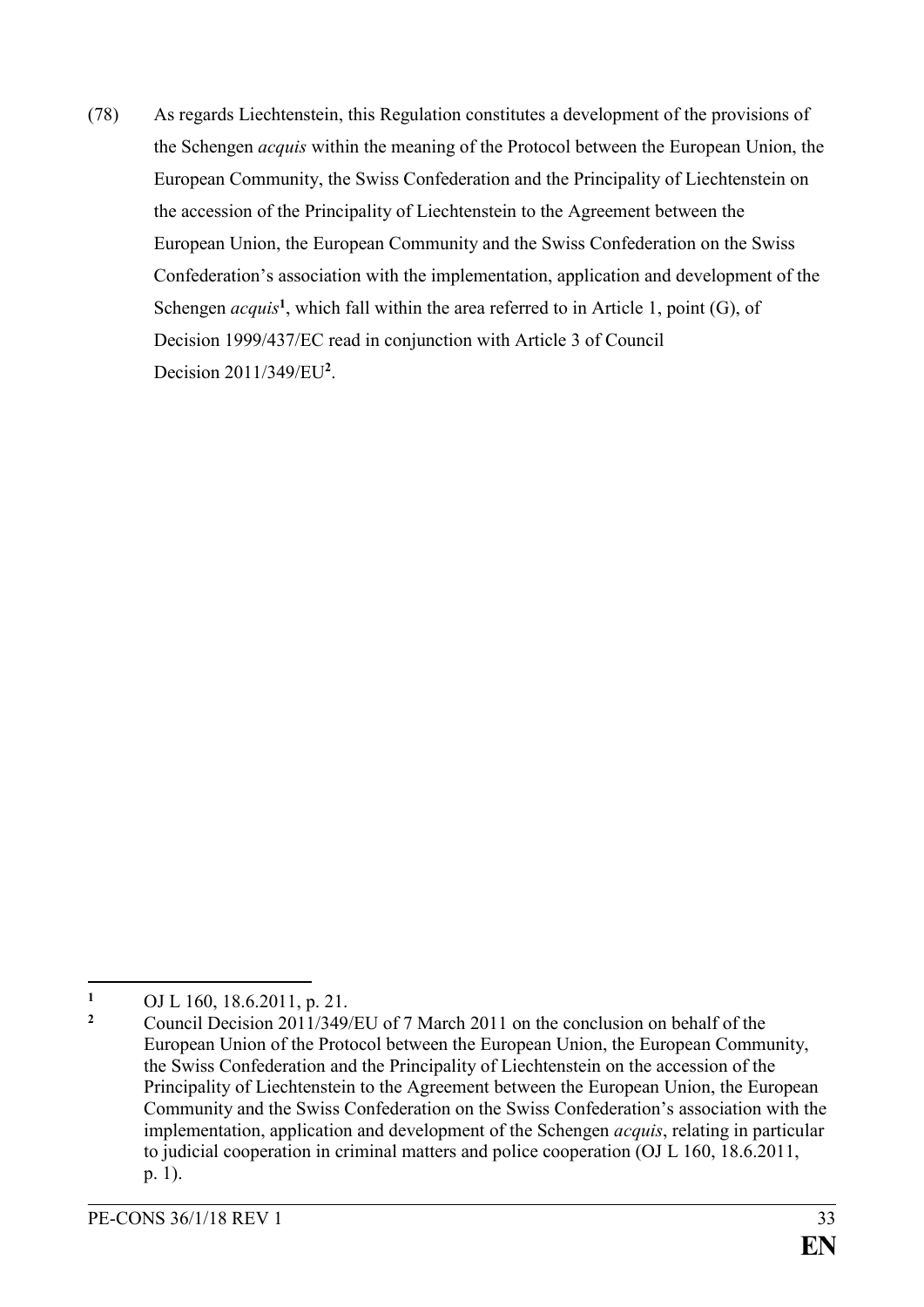(78) As regards Liechtenstein, this Regulation constitutes a development of the provisions of the Schengen *acquis* within the meaning of the Protocol between the European Union, the European Community, the Swiss Confederation and the Principality of Liechtenstein on the accession of the Principality of Liechtenstein to the Agreement between the European Union, the European Community and the Swiss Confederation on the Swiss Confederation's association with the implementation, application and development of the Schengen *acquis*[1], which fall within the area referred to in Article 1, point (G), of Decision 1999/437/EC read in conjunction with Article 3 of Council Decision 2011/349/EU[2].

---

[1] OJ L 160, 18.6.2011, p. 21.

[2] Council Decision 2011/349/EU of 7 March 2011 on the conclusion on behalf of the European Union of the Protocol between the European Union, the European Community, the Swiss Confederation and the Principality of Liechtenstein on the accession of the Principality of Liechtenstein to the Agreement between the European Union, the European Community and the Swiss Confederation on the Swiss Confederation's association with the implementation, application and development of the Schengen *acquis*, relating in particular to judicial cooperation in criminal matters and police cooperation (OJ L 160, 18.6.2011, p. 1).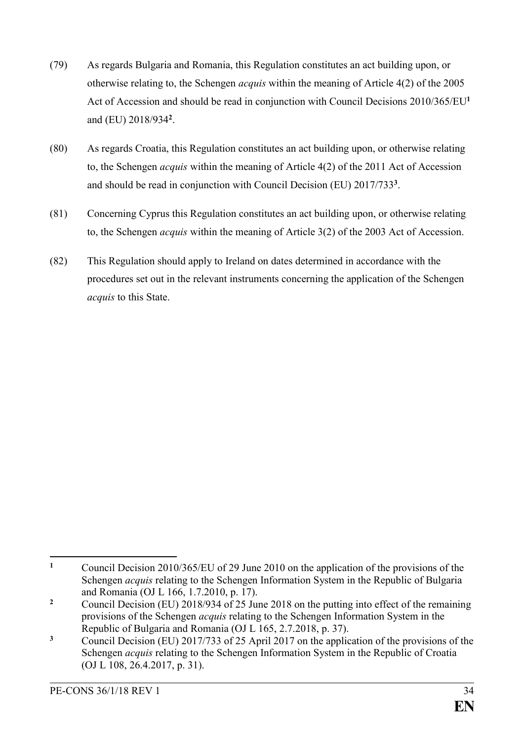(79) As regards Bulgaria and Romania, this Regulation constitutes an act building upon, or otherwise relating to, the Schengen *acquis* within the meaning of Article 4(2) of the 2005 Act of Accession and should be read in conjunction with Council Decisions 2010/365/EU[1] and (EU) 2018/934[2].

(80) As regards Croatia, this Regulation constitutes an act building upon, or otherwise relating to, the Schengen *acquis* within the meaning of Article 4(2) of the 2011 Act of Accession and should be read in conjunction with Council Decision (EU) 2017/733[3].

(81) Concerning Cyprus this Regulation constitutes an act building upon, or otherwise relating to, the Schengen *acquis* within the meaning of Article 3(2) of the 2003 Act of Accession.

(82) This Regulation should apply to Ireland on dates determined in accordance with the procedures set out in the relevant instruments concerning the application of the Schengen *acquis* to this State.

---

[1] Council Decision 2010/365/EU of 29 June 2010 on the application of the provisions of the Schengen *acquis* relating to the Schengen Information System in the Republic of Bulgaria and Romania (OJ L 166, 1.7.2010, p. 17).

[2] Council Decision (EU) 2018/934 of 25 June 2018 on the putting into effect of the remaining provisions of the Schengen *acquis* relating to the Schengen Information System in the Republic of Bulgaria and Romania (OJ L 165, 2.7.2018, p. 37).

[3] Council Decision (EU) 2017/733 of 25 April 2017 on the application of the provisions of the Schengen *acquis* relating to the Schengen Information System in the Republic of Croatia (OJ L 108, 26.4.2017, p. 31).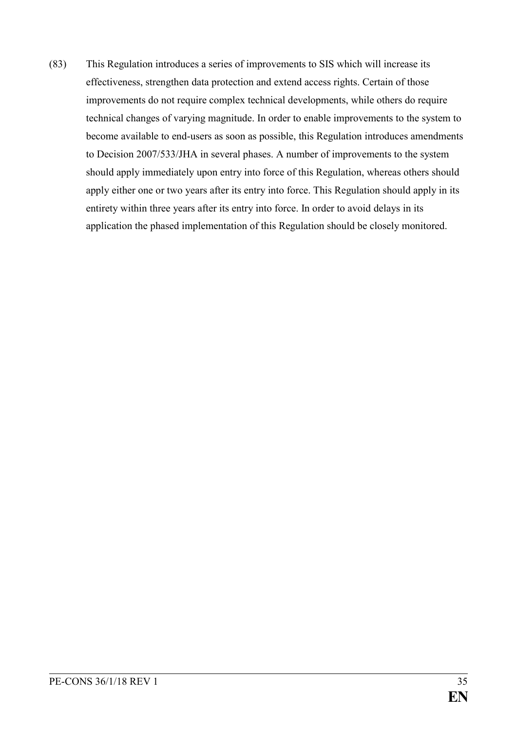(83) This Regulation introduces a series of improvements to SIS which will increase its effectiveness, strengthen data protection and extend access rights. Certain of those improvements do not require complex technical developments, while others do require technical changes of varying magnitude. In order to enable improvements to the system to become available to end-users as soon as possible, this Regulation introduces amendments to Decision 2007/533/JHA in several phases. A number of improvements to the system should apply immediately upon entry into force of this Regulation, whereas others should apply either one or two years after its entry into force. This Regulation should apply in its entirety within three years after its entry into force. In order to avoid delays in its application the phased implementation of this Regulation should be closely monitored.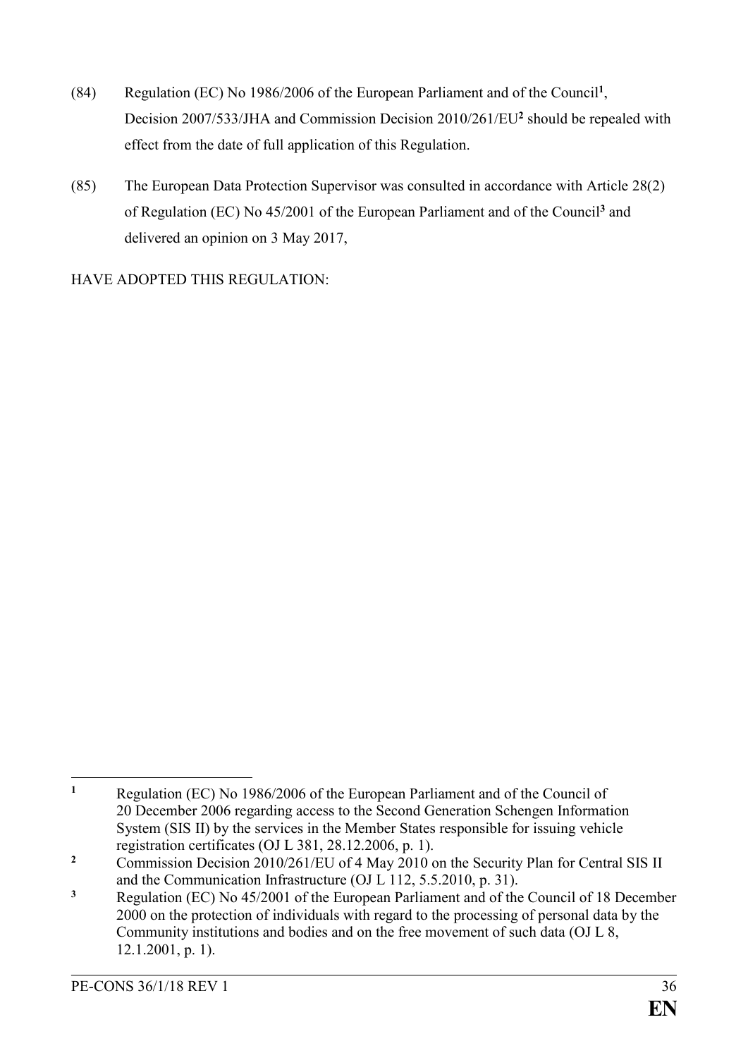(84) Regulation (EC) No 1986/2006 of the European Parliament and of the Council[1], Decision 2007/533/JHA and Commission Decision 2010/261/EU[2] should be repealed with effect from the date of full application of this Regulation.

(85) The European Data Protection Supervisor was consulted in accordance with Article 28(2) of Regulation (EC) No 45/2001 of the European Parliament and of the Council[3] and delivered an opinion on 3 May 2017,

HAVE ADOPTED THIS REGULATION:

---

[1] Regulation (EC) No 1986/2006 of the European Parliament and of the Council of 20 December 2006 regarding access to the Second Generation Schengen Information System (SIS II) by the services in the Member States responsible for issuing vehicle registration certificates (OJ L 381, 28.12.2006, p. 1).

[2] Commission Decision 2010/261/EU of 4 May 2010 on the Security Plan for Central SIS II and the Communication Infrastructure (OJ L 112, 5.5.2010, p. 31).

[3] Regulation (EC) No 45/2001 of the European Parliament and of the Council of 18 December 2000 on the protection of individuals with regard to the processing of personal data by the Community institutions and bodies and on the free movement of such data (OJ L 8, 12.1.2001, p. 1).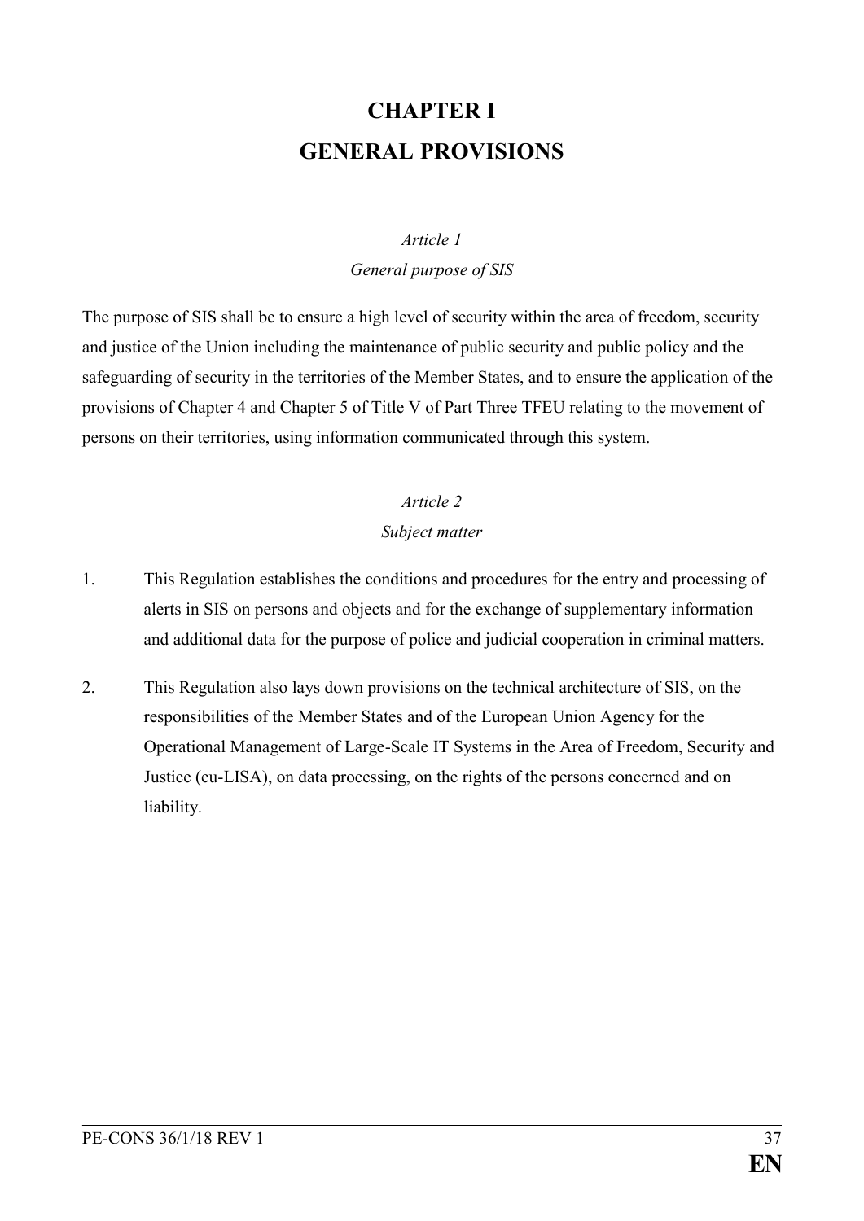# CHAPTER I
# GENERAL PROVISIONS

*Article 1*

*General purpose of SIS*

The purpose of SIS shall be to ensure a high level of security within the area of freedom, security and justice of the Union including the maintenance of public security and public policy and the safeguarding of security in the territories of the Member States, and to ensure the application of the provisions of Chapter 4 and Chapter 5 of Title V of Part Three TFEU relating to the movement of persons on their territories, using information communicated through this system.

*Article 2*

*Subject matter*

1. This Regulation establishes the conditions and procedures for the entry and processing of alerts in SIS on persons and objects and for the exchange of supplementary information and additional data for the purpose of police and judicial cooperation in criminal matters.

2. This Regulation also lays down provisions on the technical architecture of SIS, on the responsibilities of the Member States and of the European Union Agency for the Operational Management of Large-Scale IT Systems in the Area of Freedom, Security and Justice (eu-LISA), on data processing, on the rights of the persons concerned and on liability.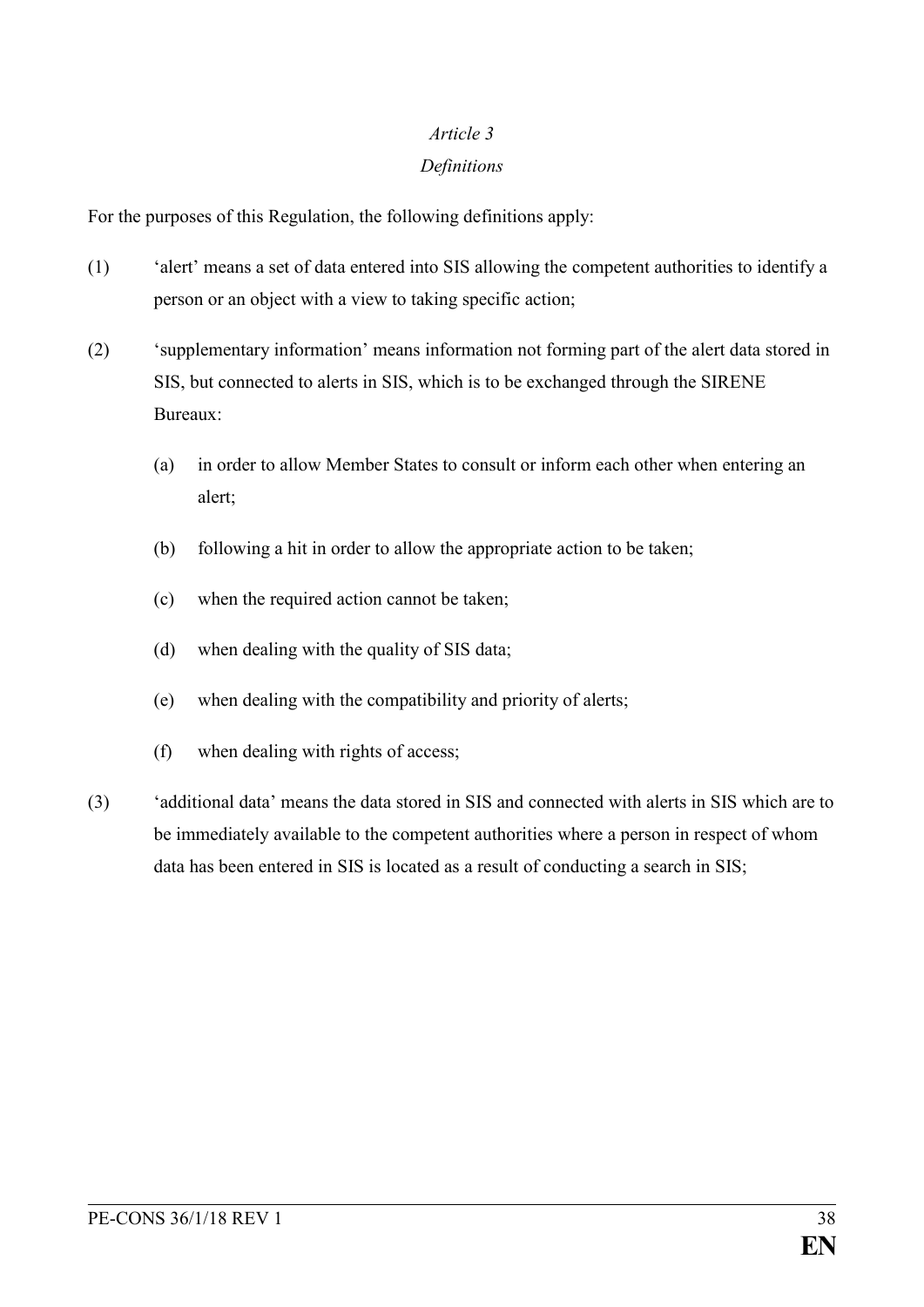*Article 3*

*Definitions*

For the purposes of this Regulation, the following definitions apply:

(1) 'alert' means a set of data entered into SIS allowing the competent authorities to identify a person or an object with a view to taking specific action;

(2) 'supplementary information' means information not forming part of the alert data stored in SIS, but connected to alerts in SIS, which is to be exchanged through the SIRENE Bureaux:

  (a) in order to allow Member States to consult or inform each other when entering an alert;

  (b) following a hit in order to allow the appropriate action to be taken;

  (c) when the required action cannot be taken;

  (d) when dealing with the quality of SIS data;

  (e) when dealing with the compatibility and priority of alerts;

  (f) when dealing with rights of access;

(3) 'additional data' means the data stored in SIS and connected with alerts in SIS which are to be immediately available to the competent authorities where a person in respect of whom data has been entered in SIS is located as a result of conducting a search in SIS;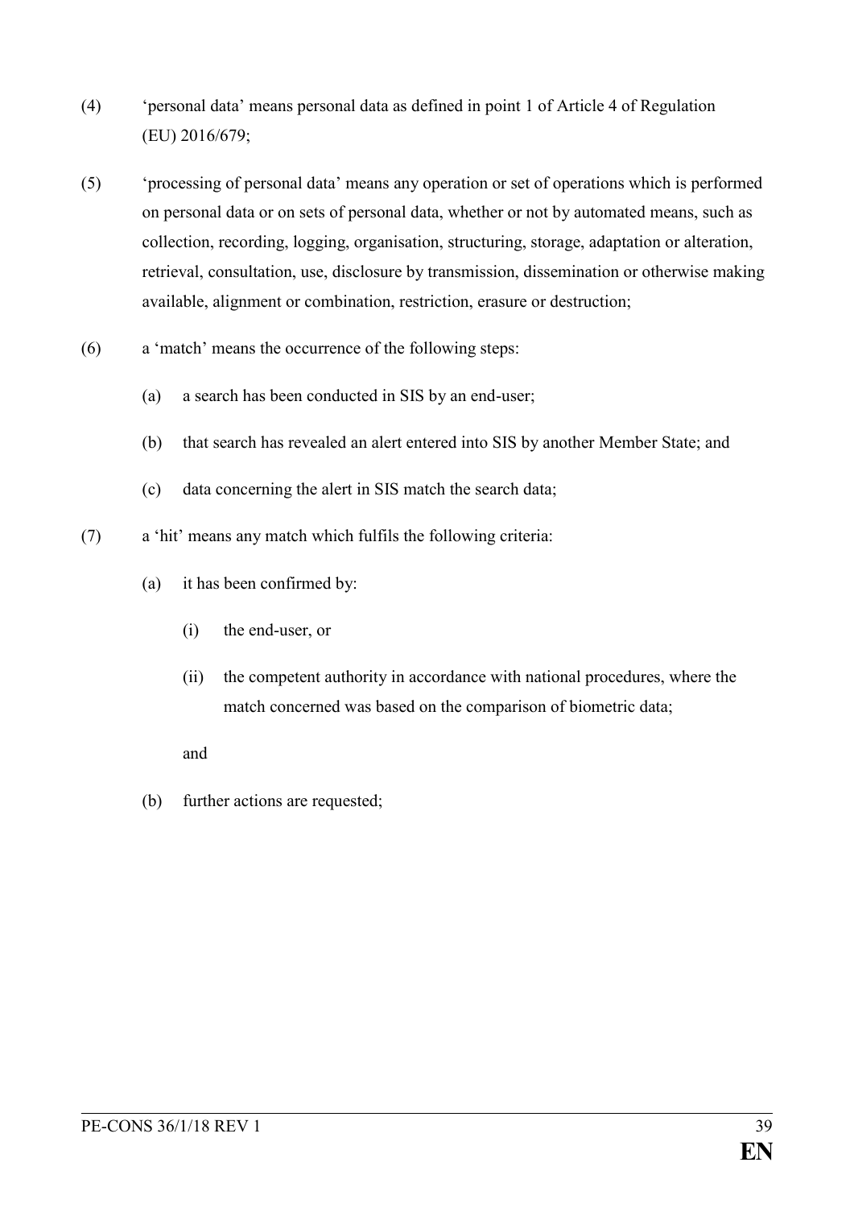(4) 'personal data' means personal data as defined in point 1 of Article 4 of Regulation (EU) 2016/679;

(5) 'processing of personal data' means any operation or set of operations which is performed on personal data or on sets of personal data, whether or not by automated means, such as collection, recording, logging, organisation, structuring, storage, adaptation or alteration, retrieval, consultation, use, disclosure by transmission, dissemination or otherwise making available, alignment or combination, restriction, erasure or destruction;

(6) a 'match' means the occurrence of the following steps:

   (a) a search has been conducted in SIS by an end-user;

   (b) that search has revealed an alert entered into SIS by another Member State; and

   (c) data concerning the alert in SIS match the search data;

(7) a 'hit' means any match which fulfils the following criteria:

   (a) it has been confirmed by:

      (i) the end-user, or

      (ii) the competent authority in accordance with national procedures, where the match concerned was based on the comparison of biometric data;

   and

   (b) further actions are requested;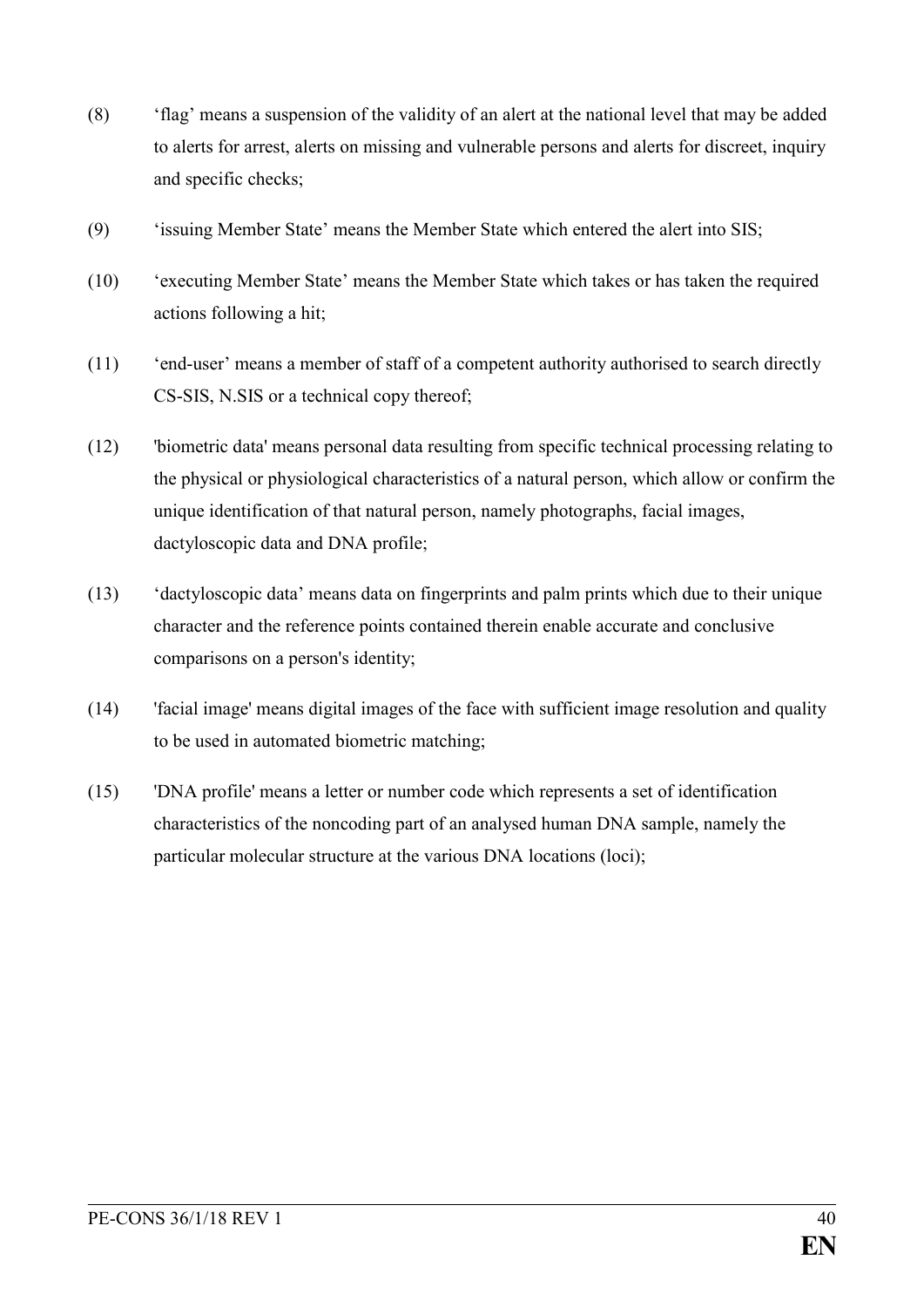(8) ‘flag’ means a suspension of the validity of an alert at the national level that may be added to alerts for arrest, alerts on missing and vulnerable persons and alerts for discreet, inquiry and specific checks;

(9) ‘issuing Member State’ means the Member State which entered the alert into SIS;

(10) ‘executing Member State’ means the Member State which takes or has taken the required actions following a hit;

(11) ‘end-user’ means a member of staff of a competent authority authorised to search directly CS-SIS, N.SIS or a technical copy thereof;

(12) 'biometric data' means personal data resulting from specific technical processing relating to the physical or physiological characteristics of a natural person, which allow or confirm the unique identification of that natural person, namely photographs, facial images, dactyloscopic data and DNA profile;

(13) ‘dactyloscopic data’ means data on fingerprints and palm prints which due to their unique character and the reference points contained therein enable accurate and conclusive comparisons on a person's identity;

(14) 'facial image' means digital images of the face with sufficient image resolution and quality to be used in automated biometric matching;

(15) 'DNA profile' means a letter or number code which represents a set of identification characteristics of the noncoding part of an analysed human DNA sample, namely the particular molecular structure at the various DNA locations (loci);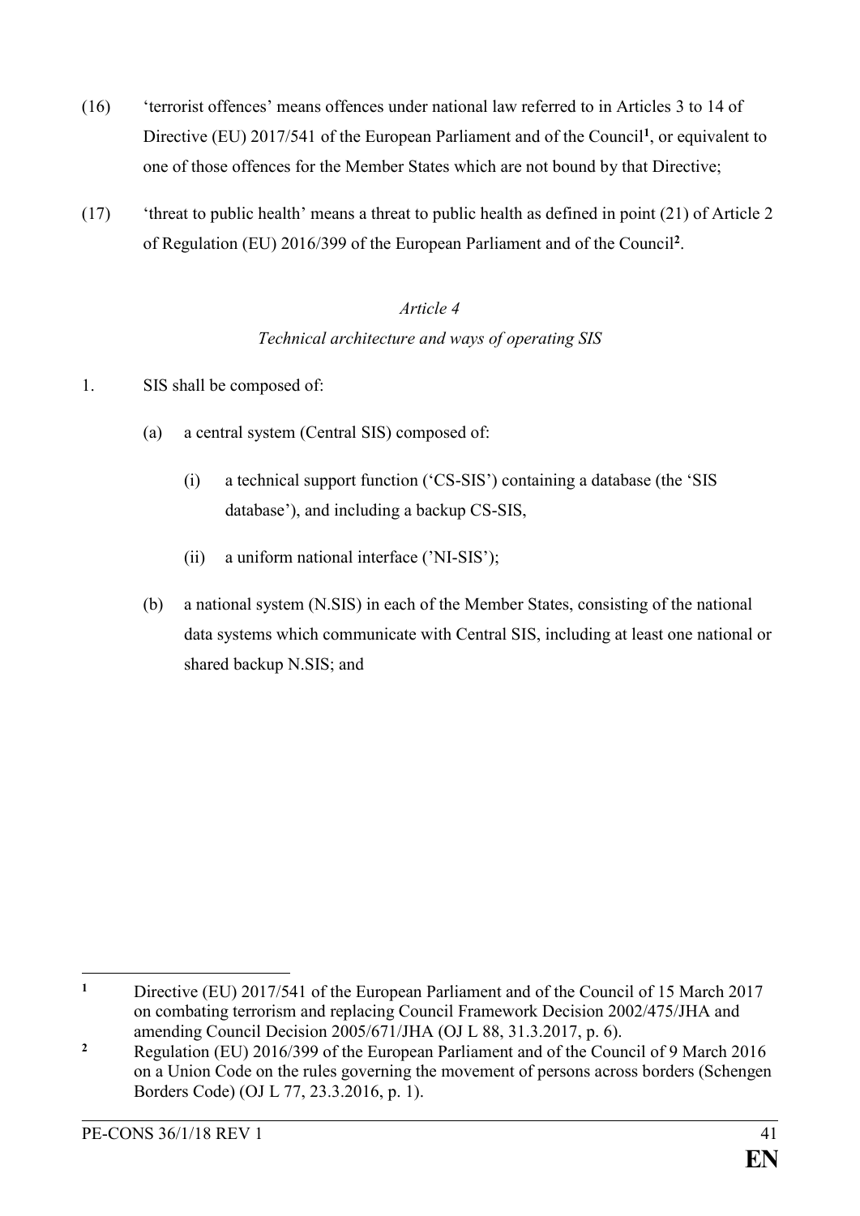(16) 'terrorist offences' means offences under national law referred to in Articles 3 to 14 of Directive (EU) 2017/541 of the European Parliament and of the Council[1], or equivalent to one of those offences for the Member States which are not bound by that Directive;

(17) 'threat to public health' means a threat to public health as defined in point (21) of Article 2 of Regulation (EU) 2016/399 of the European Parliament and of the Council[2].

*Article 4*

*Technical architecture and ways of operating SIS*

1. SIS shall be composed of:

   (a) a central system (Central SIS) composed of:

      (i) a technical support function ('CS-SIS') containing a database (the 'SIS database'), and including a backup CS-SIS,

      (ii) a uniform national interface ('NI-SIS');

   (b) a national system (N.SIS) in each of the Member States, consisting of the national data systems which communicate with Central SIS, including at least one national or shared backup N.SIS; and

---

[1] Directive (EU) 2017/541 of the European Parliament and of the Council of 15 March 2017 on combating terrorism and replacing Council Framework Decision 2002/475/JHA and amending Council Decision 2005/671/JHA (OJ L 88, 31.3.2017, p. 6).

[2] Regulation (EU) 2016/399 of the European Parliament and of the Council of 9 March 2016 on a Union Code on the rules governing the movement of persons across borders (Schengen Borders Code) (OJ L 77, 23.3.2016, p. 1).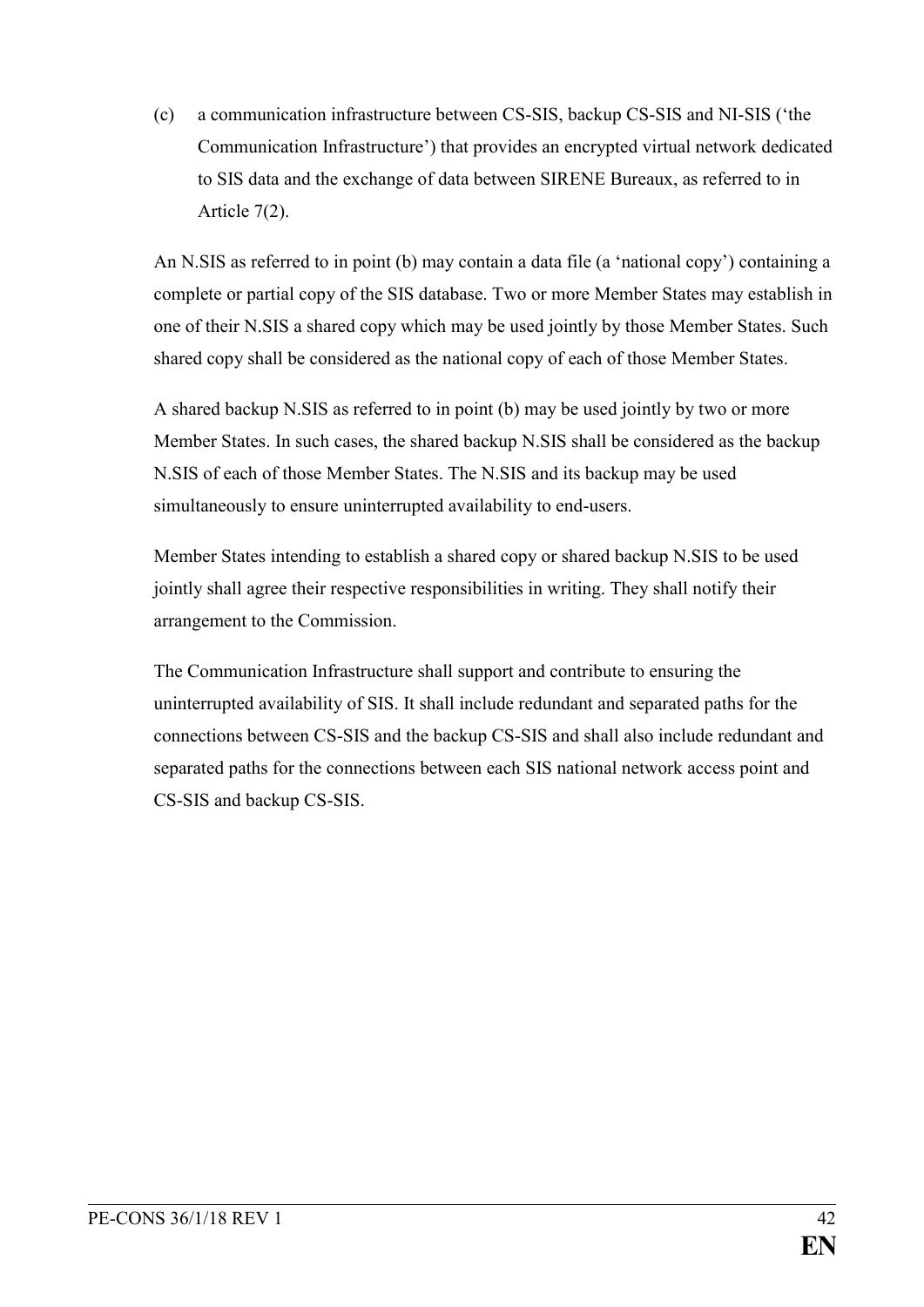(c) a communication infrastructure between CS-SIS, backup CS-SIS and NI-SIS ('the Communication Infrastructure') that provides an encrypted virtual network dedicated to SIS data and the exchange of data between SIRENE Bureaux, as referred to in Article 7(2).

An N.SIS as referred to in point (b) may contain a data file (a 'national copy') containing a complete or partial copy of the SIS database. Two or more Member States may establish in one of their N.SIS a shared copy which may be used jointly by those Member States. Such shared copy shall be considered as the national copy of each of those Member States.

A shared backup N.SIS as referred to in point (b) may be used jointly by two or more Member States. In such cases, the shared backup N.SIS shall be considered as the backup N.SIS of each of those Member States. The N.SIS and its backup may be used simultaneously to ensure uninterrupted availability to end-users.

Member States intending to establish a shared copy or shared backup N.SIS to be used jointly shall agree their respective responsibilities in writing. They shall notify their arrangement to the Commission.

The Communication Infrastructure shall support and contribute to ensuring the uninterrupted availability of SIS. It shall include redundant and separated paths for the connections between CS-SIS and the backup CS-SIS and shall also include redundant and separated paths for the connections between each SIS national network access point and CS-SIS and backup CS-SIS.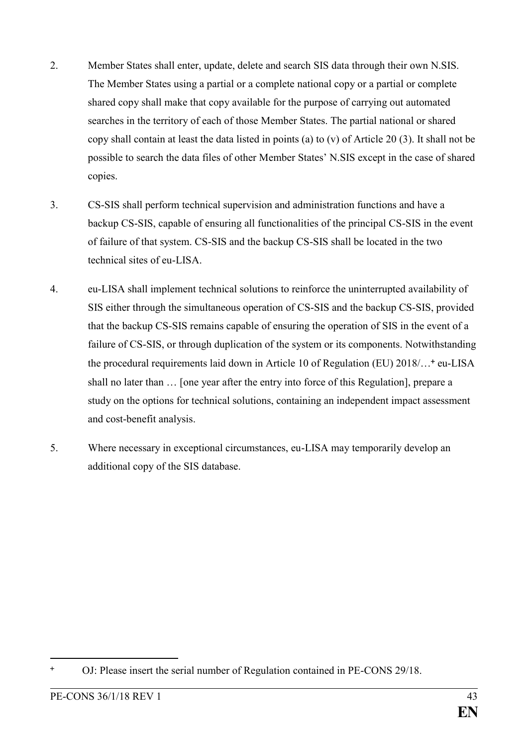2. Member States shall enter, update, delete and search SIS data through their own N.SIS. The Member States using a partial or a complete national copy or a partial or complete shared copy shall make that copy available for the purpose of carrying out automated searches in the territory of each of those Member States. The partial national or shared copy shall contain at least the data listed in points (a) to (v) of Article 20 (3). It shall not be possible to search the data files of other Member States' N.SIS except in the case of shared copies.

3. CS-SIS shall perform technical supervision and administration functions and have a backup CS-SIS, capable of ensuring all functionalities of the principal CS-SIS in the event of failure of that system. CS-SIS and the backup CS-SIS shall be located in the two technical sites of eu-LISA.

4. eu-LISA shall implement technical solutions to reinforce the uninterrupted availability of SIS either through the simultaneous operation of CS-SIS and the backup CS-SIS, provided that the backup CS-SIS remains capable of ensuring the operation of SIS in the event of a failure of CS-SIS, or through duplication of the system or its components. Notwithstanding the procedural requirements laid down in Article 10 of Regulation (EU) 2018/…[+] eu-LISA shall no later than … [one year after the entry into force of this Regulation], prepare a study on the options for technical solutions, containing an independent impact assessment and cost-benefit analysis.

5. Where necessary in exceptional circumstances, eu-LISA may temporarily develop an additional copy of the SIS database.

---

[+] OJ: Please insert the serial number of Regulation contained in PE-CONS 29/18.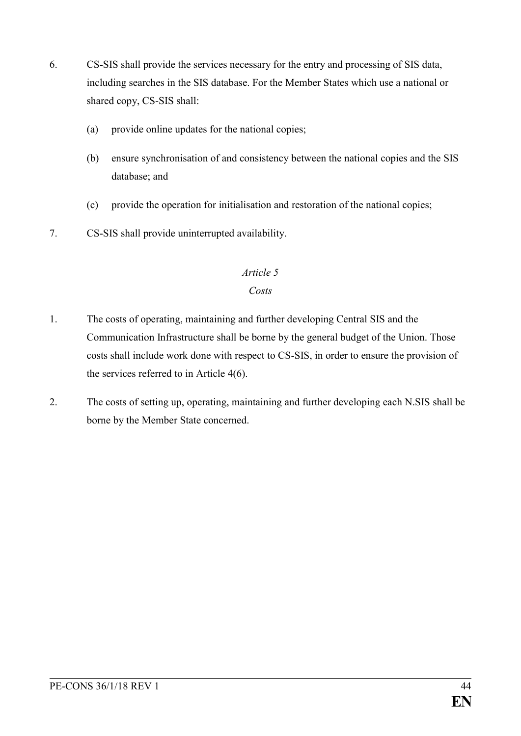6. CS-SIS shall provide the services necessary for the entry and processing of SIS data, including searches in the SIS database. For the Member States which use a national or shared copy, CS-SIS shall:

   (a) provide online updates for the national copies;

   (b) ensure synchronisation of and consistency between the national copies and the SIS database; and

   (c) provide the operation for initialisation and restoration of the national copies;

7. CS-SIS shall provide uninterrupted availability.

*Article 5*

*Costs*

1. The costs of operating, maintaining and further developing Central SIS and the Communication Infrastructure shall be borne by the general budget of the Union. Those costs shall include work done with respect to CS-SIS, in order to ensure the provision of the services referred to in Article 4(6).

2. The costs of setting up, operating, maintaining and further developing each N.SIS shall be borne by the Member State concerned.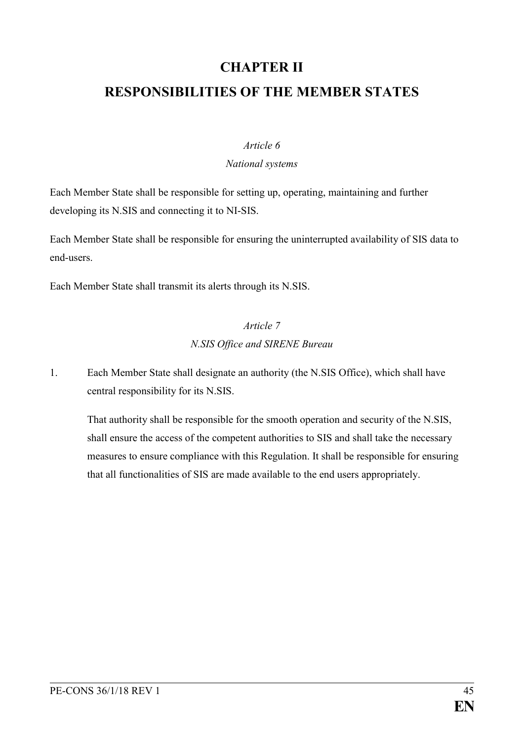# CHAPTER II

# RESPONSIBILITIES OF THE MEMBER STATES

*Article 6*

*National systems*

Each Member State shall be responsible for setting up, operating, maintaining and further developing its N.SIS and connecting it to NI-SIS.

Each Member State shall be responsible for ensuring the uninterrupted availability of SIS data to end-users.

Each Member State shall transmit its alerts through its N.SIS.

*Article 7*

*N.SIS Office and SIRENE Bureau*

1. Each Member State shall designate an authority (the N.SIS Office), which shall have central responsibility for its N.SIS.

   That authority shall be responsible for the smooth operation and security of the N.SIS, shall ensure the access of the competent authorities to SIS and shall take the necessary measures to ensure compliance with this Regulation. It shall be responsible for ensuring that all functionalities of SIS are made available to the end users appropriately.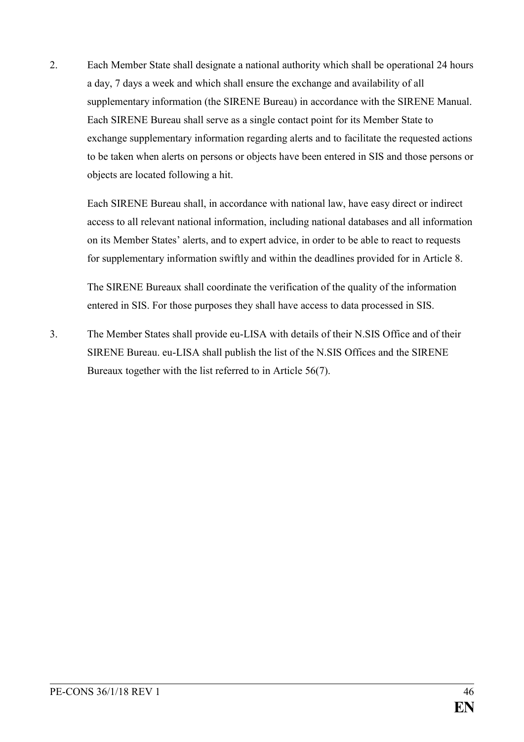2. Each Member State shall designate a national authority which shall be operational 24 hours a day, 7 days a week and which shall ensure the exchange and availability of all supplementary information (the SIRENE Bureau) in accordance with the SIRENE Manual. Each SIRENE Bureau shall serve as a single contact point for its Member State to exchange supplementary information regarding alerts and to facilitate the requested actions to be taken when alerts on persons or objects have been entered in SIS and those persons or objects are located following a hit.

   Each SIRENE Bureau shall, in accordance with national law, have easy direct or indirect access to all relevant national information, including national databases and all information on its Member States' alerts, and to expert advice, in order to be able to react to requests for supplementary information swiftly and within the deadlines provided for in Article 8.

   The SIRENE Bureaux shall coordinate the verification of the quality of the information entered in SIS. For those purposes they shall have access to data processed in SIS.

3. The Member States shall provide eu-LISA with details of their N.SIS Office and of their SIRENE Bureau. eu-LISA shall publish the list of the N.SIS Offices and the SIRENE Bureaux together with the list referred to in Article 56(7).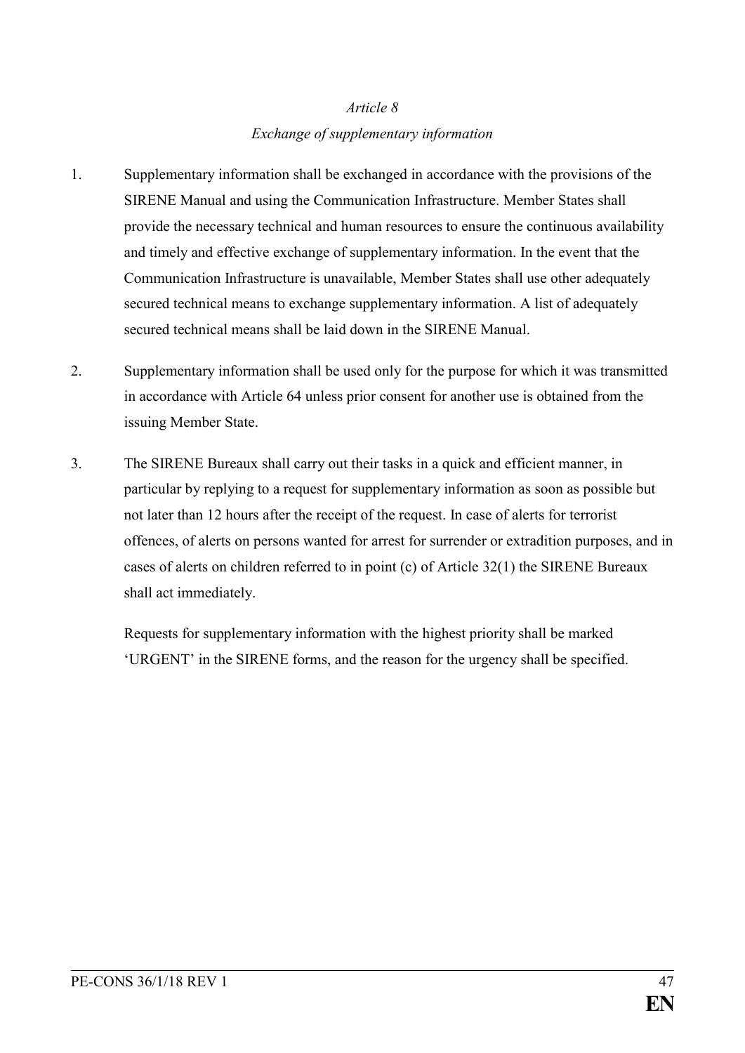*Article 8*

*Exchange of supplementary information*

1. Supplementary information shall be exchanged in accordance with the provisions of the SIRENE Manual and using the Communication Infrastructure. Member States shall provide the necessary technical and human resources to ensure the continuous availability and timely and effective exchange of supplementary information. In the event that the Communication Infrastructure is unavailable, Member States shall use other adequately secured technical means to exchange supplementary information. A list of adequately secured technical means shall be laid down in the SIRENE Manual.

2. Supplementary information shall be used only for the purpose for which it was transmitted in accordance with Article 64 unless prior consent for another use is obtained from the issuing Member State.

3. The SIRENE Bureaux shall carry out their tasks in a quick and efficient manner, in particular by replying to a request for supplementary information as soon as possible but not later than 12 hours after the receipt of the request. In case of alerts for terrorist offences, of alerts on persons wanted for arrest for surrender or extradition purposes, and in cases of alerts on children referred to in point (c) of Article 32(1) the SIRENE Bureaux shall act immediately.

   Requests for supplementary information with the highest priority shall be marked 'URGENT' in the SIRENE forms, and the reason for the urgency shall be specified.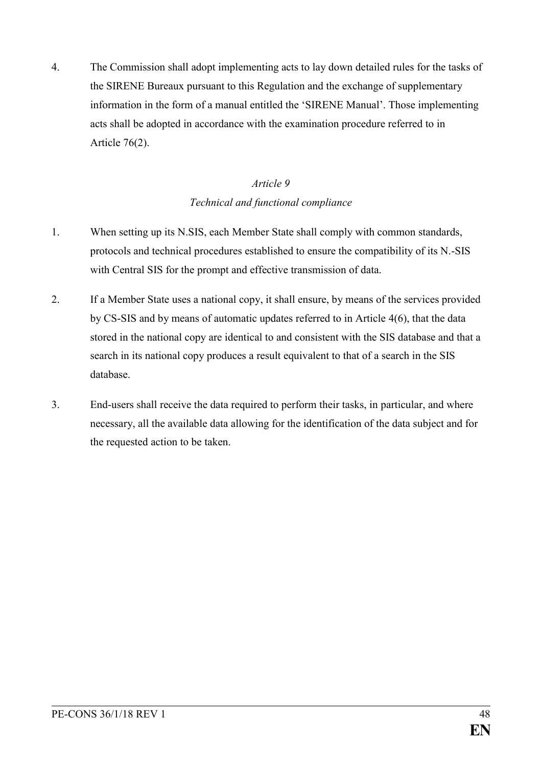4. The Commission shall adopt implementing acts to lay down detailed rules for the tasks of the SIRENE Bureaux pursuant to this Regulation and the exchange of supplementary information in the form of a manual entitled the 'SIRENE Manual'. Those implementing acts shall be adopted in accordance with the examination procedure referred to in Article 76(2).

*Article 9*

*Technical and functional compliance*

1. When setting up its N.SIS, each Member State shall comply with common standards, protocols and technical procedures established to ensure the compatibility of its N.-SIS with Central SIS for the prompt and effective transmission of data.

2. If a Member State uses a national copy, it shall ensure, by means of the services provided by CS-SIS and by means of automatic updates referred to in Article 4(6), that the data stored in the national copy are identical to and consistent with the SIS database and that a search in its national copy produces a result equivalent to that of a search in the SIS database.

3. End-users shall receive the data required to perform their tasks, in particular, and where necessary, all the available data allowing for the identification of the data subject and for the requested action to be taken.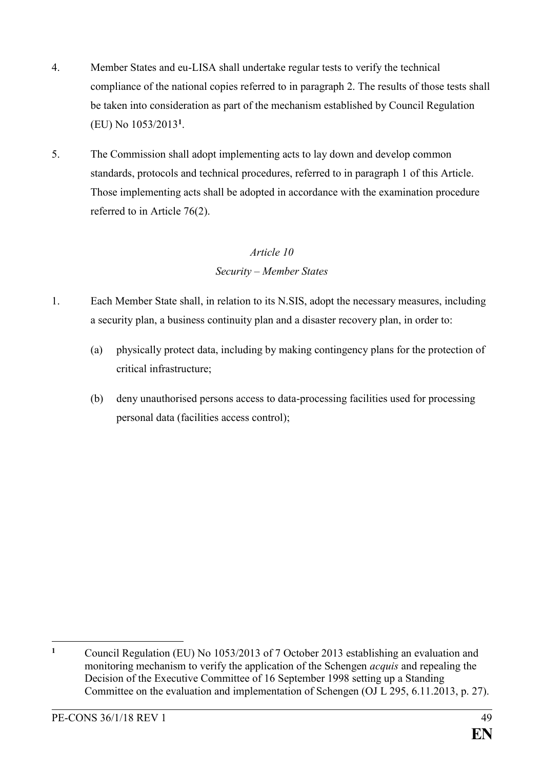4. Member States and eu-LISA shall undertake regular tests to verify the technical compliance of the national copies referred to in paragraph 2. The results of those tests shall be taken into consideration as part of the mechanism established by Council Regulation (EU) No 1053/2013[1].

5. The Commission shall adopt implementing acts to lay down and develop common standards, protocols and technical procedures, referred to in paragraph 1 of this Article. Those implementing acts shall be adopted in accordance with the examination procedure referred to in Article 76(2).

*Article 10*

*Security – Member States*

1. Each Member State shall, in relation to its N.SIS, adopt the necessary measures, including a security plan, a business continuity plan and a disaster recovery plan, in order to:

   (a) physically protect data, including by making contingency plans for the protection of critical infrastructure;

   (b) deny unauthorised persons access to data-processing facilities used for processing personal data (facilities access control);

---

[1] Council Regulation (EU) No 1053/2013 of 7 October 2013 establishing an evaluation and monitoring mechanism to verify the application of the Schengen *acquis* and repealing the Decision of the Executive Committee of 16 September 1998 setting up a Standing Committee on the evaluation and implementation of Schengen (OJ L 295, 6.11.2013, p. 27).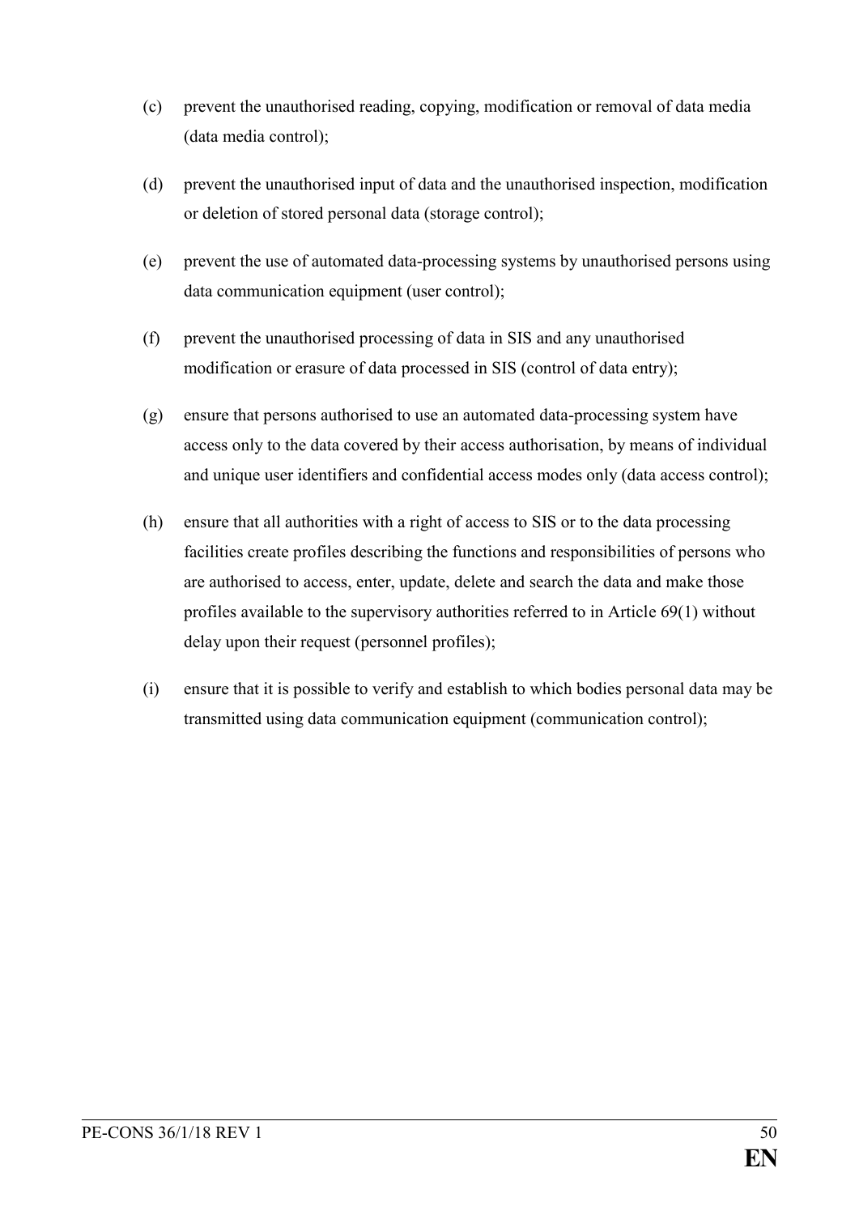(c) prevent the unauthorised reading, copying, modification or removal of data media (data media control);

(d) prevent the unauthorised input of data and the unauthorised inspection, modification or deletion of stored personal data (storage control);

(e) prevent the use of automated data-processing systems by unauthorised persons using data communication equipment (user control);

(f) prevent the unauthorised processing of data in SIS and any unauthorised modification or erasure of data processed in SIS (control of data entry);

(g) ensure that persons authorised to use an automated data-processing system have access only to the data covered by their access authorisation, by means of individual and unique user identifiers and confidential access modes only (data access control);

(h) ensure that all authorities with a right of access to SIS or to the data processing facilities create profiles describing the functions and responsibilities of persons who are authorised to access, enter, update, delete and search the data and make those profiles available to the supervisory authorities referred to in Article 69(1) without delay upon their request (personnel profiles);

(i) ensure that it is possible to verify and establish to which bodies personal data may be transmitted using data communication equipment (communication control);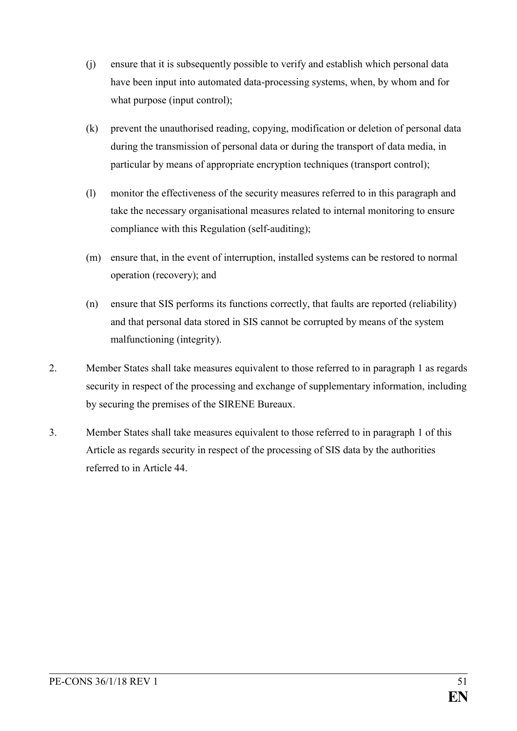(j) ensure that it is subsequently possible to verify and establish which personal data have been input into automated data-processing systems, when, by whom and for what purpose (input control);

(k) prevent the unauthorised reading, copying, modification or deletion of personal data during the transmission of personal data or during the transport of data media, in particular by means of appropriate encryption techniques (transport control);

(l) monitor the effectiveness of the security measures referred to in this paragraph and take the necessary organisational measures related to internal monitoring to ensure compliance with this Regulation (self-auditing);

(m) ensure that, in the event of interruption, installed systems can be restored to normal operation (recovery); and

(n) ensure that SIS performs its functions correctly, that faults are reported (reliability) and that personal data stored in SIS cannot be corrupted by means of the system malfunctioning (integrity).

2. Member States shall take measures equivalent to those referred to in paragraph 1 as regards security in respect of the processing and exchange of supplementary information, including by securing the premises of the SIRENE Bureaux.

3. Member States shall take measures equivalent to those referred to in paragraph 1 of this Article as regards security in respect of the processing of SIS data by the authorities referred to in Article 44.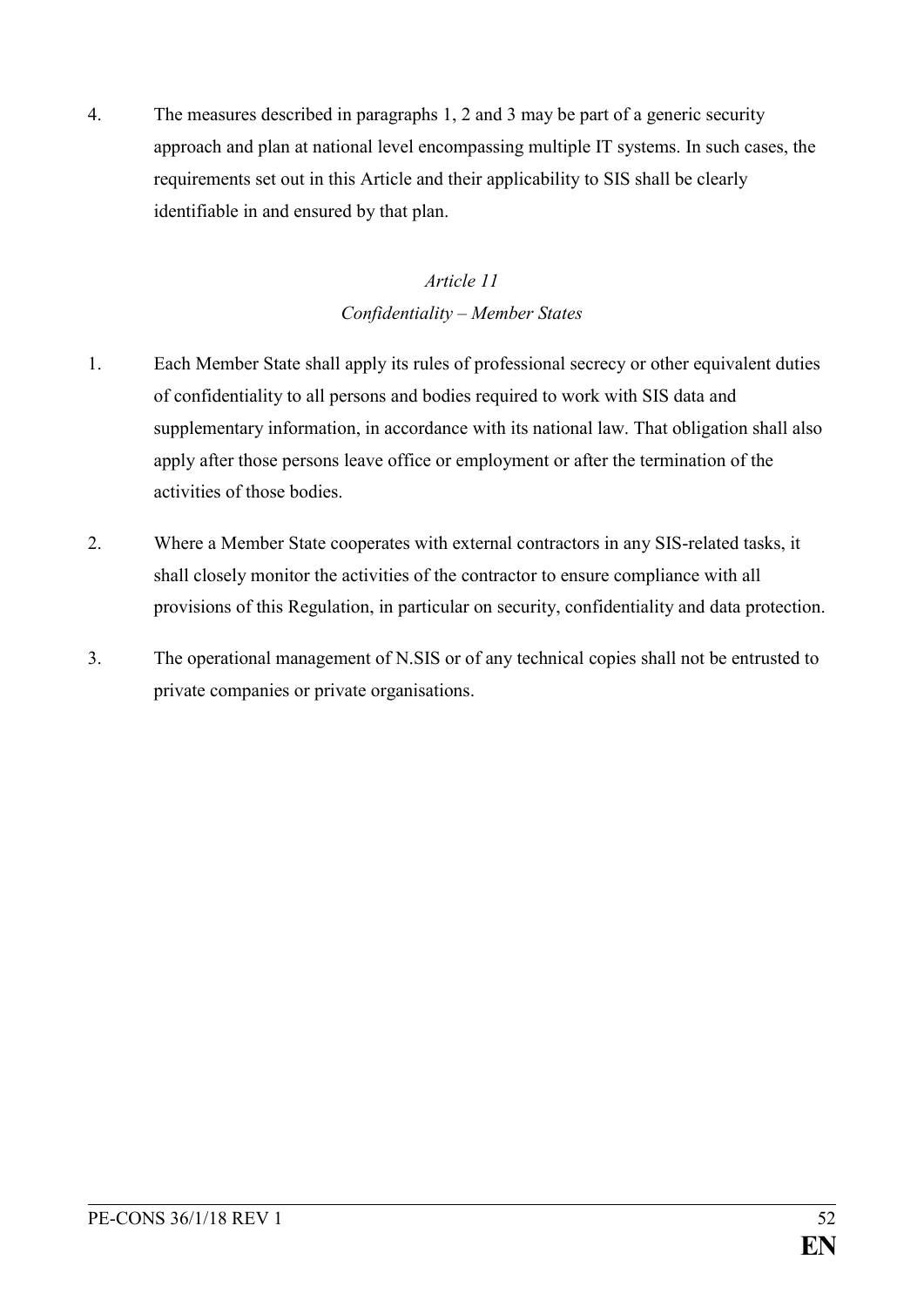4. The measures described in paragraphs 1, 2 and 3 may be part of a generic security approach and plan at national level encompassing multiple IT systems. In such cases, the requirements set out in this Article and their applicability to SIS shall be clearly identifiable in and ensured by that plan.

*Article 11*

*Confidentiality – Member States*

1. Each Member State shall apply its rules of professional secrecy or other equivalent duties of confidentiality to all persons and bodies required to work with SIS data and supplementary information, in accordance with its national law. That obligation shall also apply after those persons leave office or employment or after the termination of the activities of those bodies.

2. Where a Member State cooperates with external contractors in any SIS-related tasks, it shall closely monitor the activities of the contractor to ensure compliance with all provisions of this Regulation, in particular on security, confidentiality and data protection.

3. The operational management of N.SIS or of any technical copies shall not be entrusted to private companies or private organisations.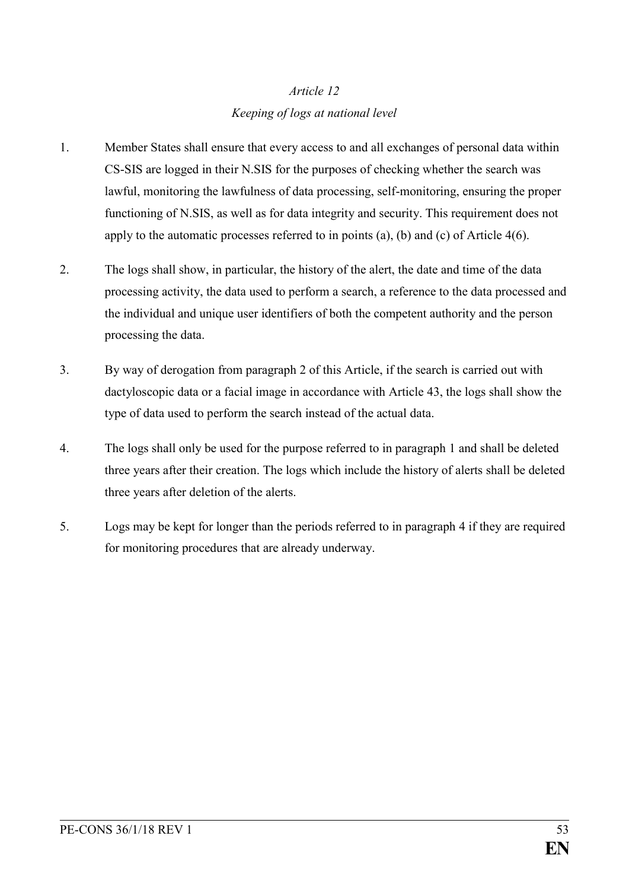*Article 12*

*Keeping of logs at national level*

1. Member States shall ensure that every access to and all exchanges of personal data within CS-SIS are logged in their N.SIS for the purposes of checking whether the search was lawful, monitoring the lawfulness of data processing, self-monitoring, ensuring the proper functioning of N.SIS, as well as for data integrity and security. This requirement does not apply to the automatic processes referred to in points (a), (b) and (c) of Article 4(6).

2. The logs shall show, in particular, the history of the alert, the date and time of the data processing activity, the data used to perform a search, a reference to the data processed and the individual and unique user identifiers of both the competent authority and the person processing the data.

3. By way of derogation from paragraph 2 of this Article, if the search is carried out with dactyloscopic data or a facial image in accordance with Article 43, the logs shall show the type of data used to perform the search instead of the actual data.

4. The logs shall only be used for the purpose referred to in paragraph 1 and shall be deleted three years after their creation. The logs which include the history of alerts shall be deleted three years after deletion of the alerts.

5. Logs may be kept for longer than the periods referred to in paragraph 4 if they are required for monitoring procedures that are already underway.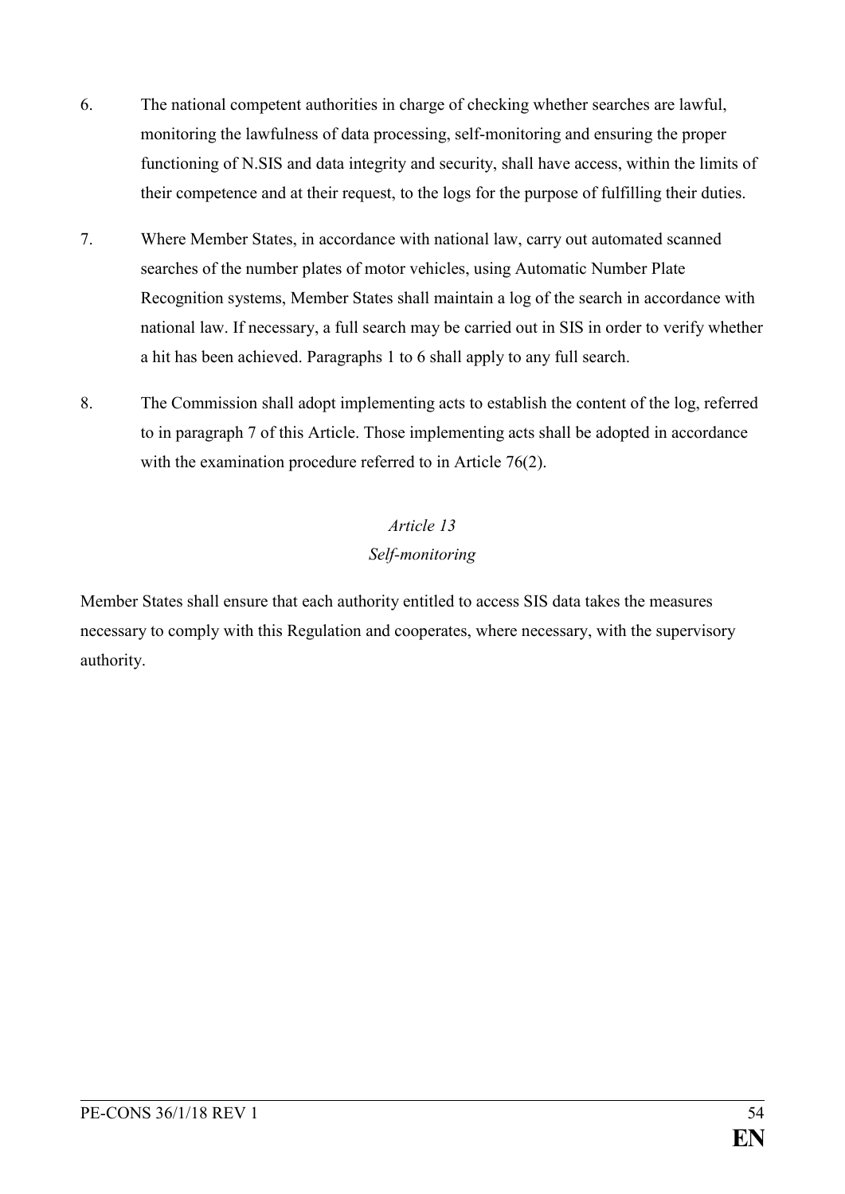6. The national competent authorities in charge of checking whether searches are lawful, monitoring the lawfulness of data processing, self-monitoring and ensuring the proper functioning of N.SIS and data integrity and security, shall have access, within the limits of their competence and at their request, to the logs for the purpose of fulfilling their duties.

7. Where Member States, in accordance with national law, carry out automated scanned searches of the number plates of motor vehicles, using Automatic Number Plate Recognition systems, Member States shall maintain a log of the search in accordance with national law. If necessary, a full search may be carried out in SIS in order to verify whether a hit has been achieved. Paragraphs 1 to 6 shall apply to any full search.

8. The Commission shall adopt implementing acts to establish the content of the log, referred to in paragraph 7 of this Article. Those implementing acts shall be adopted in accordance with the examination procedure referred to in Article 76(2).

*Article 13*

*Self-monitoring*

Member States shall ensure that each authority entitled to access SIS data takes the measures necessary to comply with this Regulation and cooperates, where necessary, with the supervisory authority.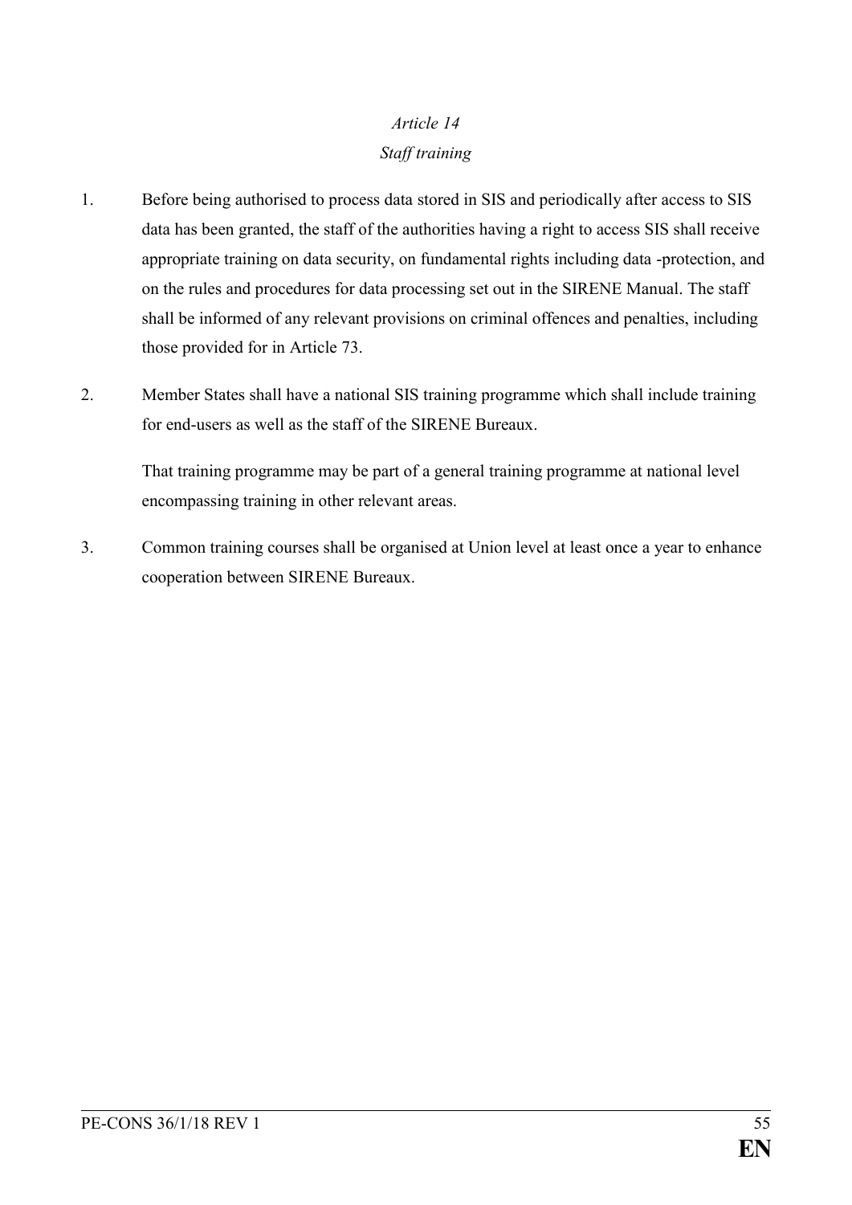*Article 14*

*Staff training*

1. Before being authorised to process data stored in SIS and periodically after access to SIS data has been granted, the staff of the authorities having a right to access SIS shall receive appropriate training on data security, on fundamental rights including data -protection, and on the rules and procedures for data processing set out in the SIRENE Manual. The staff shall be informed of any relevant provisions on criminal offences and penalties, including those provided for in Article 73.

2. Member States shall have a national SIS training programme which shall include training for end-users as well as the staff of the SIRENE Bureaux.

   That training programme may be part of a general training programme at national level encompassing training in other relevant areas.

3. Common training courses shall be organised at Union level at least once a year to enhance cooperation between SIRENE Bureaux.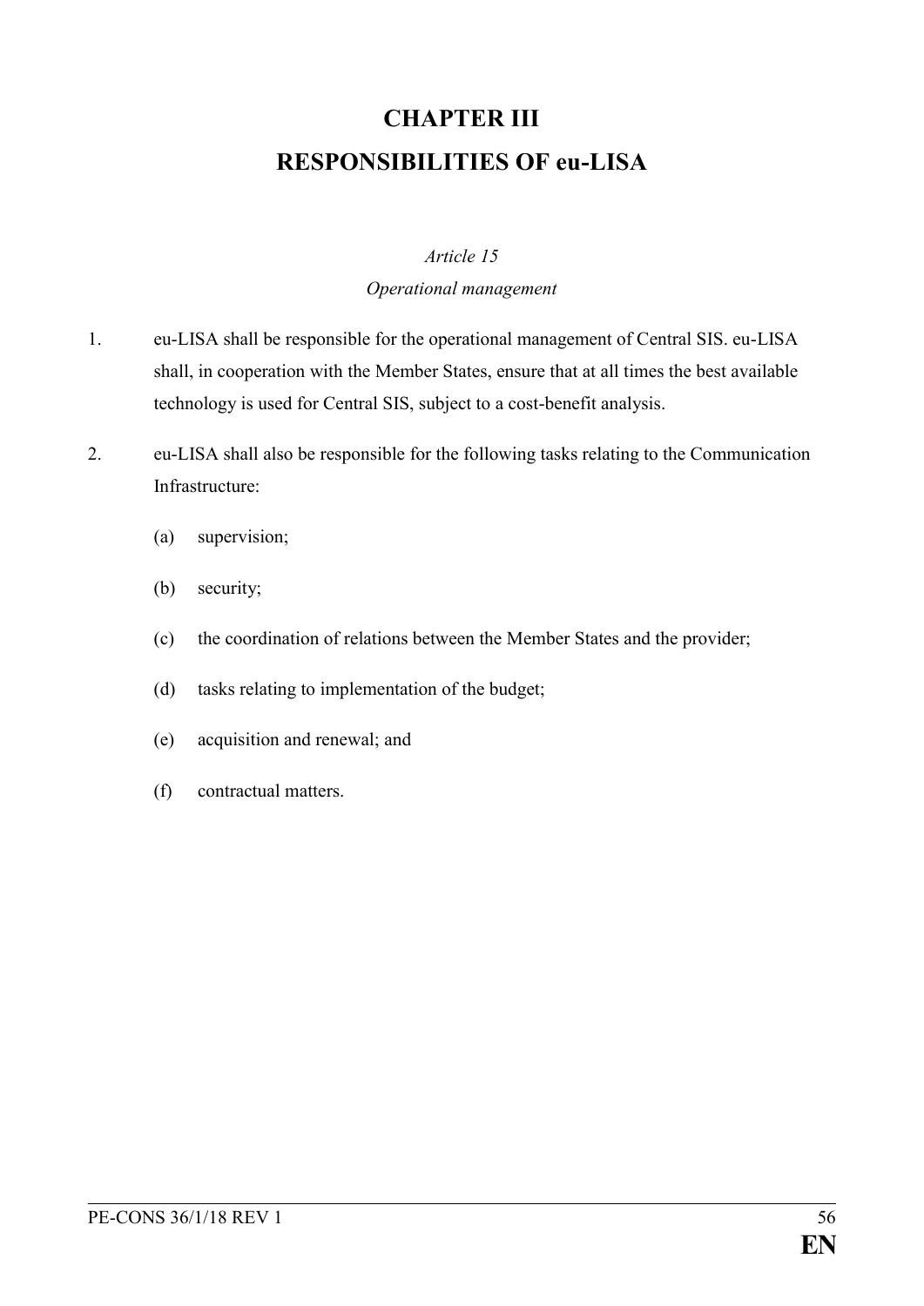# CHAPTER III

# RESPONSIBILITIES OF eu-LISA

*Article 15*

*Operational management*

1. eu-LISA shall be responsible for the operational management of Central SIS. eu-LISA shall, in cooperation with the Member States, ensure that at all times the best available technology is used for Central SIS, subject to a cost-benefit analysis.

2. eu-LISA shall also be responsible for the following tasks relating to the Communication Infrastructure:

   (a) supervision;

   (b) security;

   (c) the coordination of relations between the Member States and the provider;

   (d) tasks relating to implementation of the budget;

   (e) acquisition and renewal; and

   (f) contractual matters.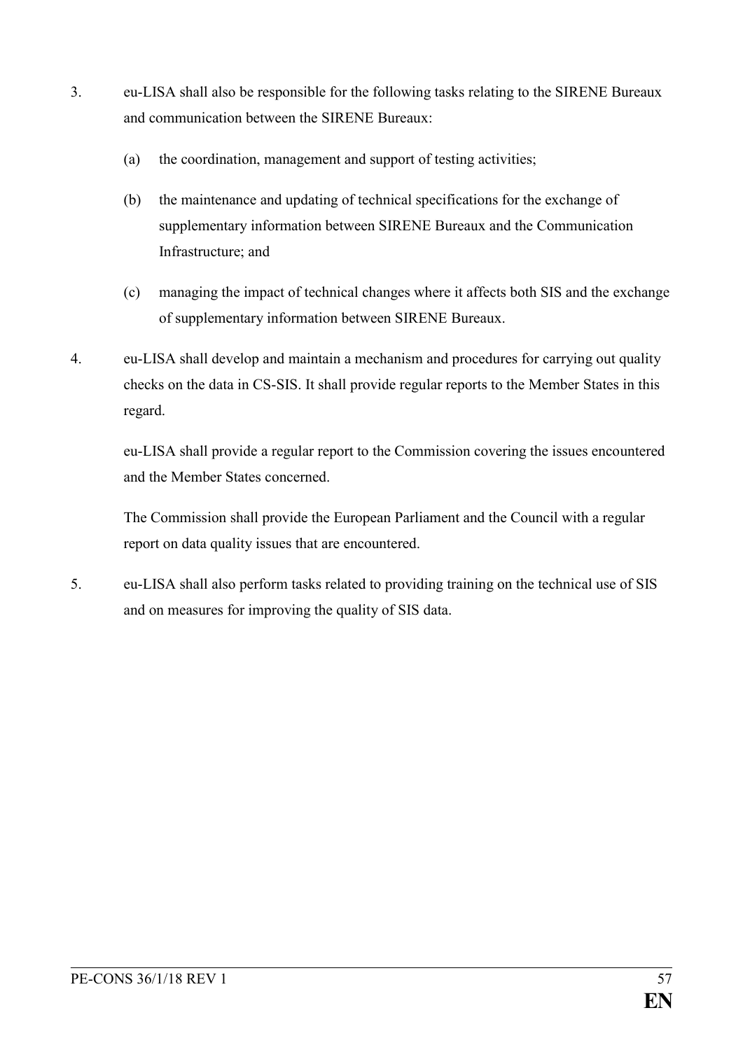3. eu-LISA shall also be responsible for the following tasks relating to the SIRENE Bureaux and communication between the SIRENE Bureaux:

   (a) the coordination, management and support of testing activities;

   (b) the maintenance and updating of technical specifications for the exchange of supplementary information between SIRENE Bureaux and the Communication Infrastructure; and

   (c) managing the impact of technical changes where it affects both SIS and the exchange of supplementary information between SIRENE Bureaux.

4. eu-LISA shall develop and maintain a mechanism and procedures for carrying out quality checks on the data in CS-SIS. It shall provide regular reports to the Member States in this regard.

   eu-LISA shall provide a regular report to the Commission covering the issues encountered and the Member States concerned.

   The Commission shall provide the European Parliament and the Council with a regular report on data quality issues that are encountered.

5. eu-LISA shall also perform tasks related to providing training on the technical use of SIS and on measures for improving the quality of SIS data.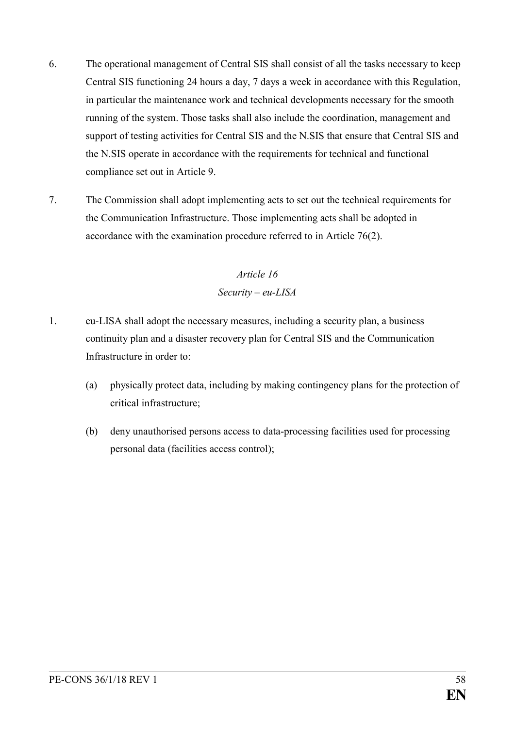6. The operational management of Central SIS shall consist of all the tasks necessary to keep Central SIS functioning 24 hours a day, 7 days a week in accordance with this Regulation, in particular the maintenance work and technical developments necessary for the smooth running of the system. Those tasks shall also include the coordination, management and support of testing activities for Central SIS and the N.SIS that ensure that Central SIS and the N.SIS operate in accordance with the requirements for technical and functional compliance set out in Article 9.

7. The Commission shall adopt implementing acts to set out the technical requirements for the Communication Infrastructure. Those implementing acts shall be adopted in accordance with the examination procedure referred to in Article 76(2).

*Article 16*

*Security – eu-LISA*

1. eu-LISA shall adopt the necessary measures, including a security plan, a business continuity plan and a disaster recovery plan for Central SIS and the Communication Infrastructure in order to:

   (a) physically protect data, including by making contingency plans for the protection of critical infrastructure;

   (b) deny unauthorised persons access to data-processing facilities used for processing personal data (facilities access control);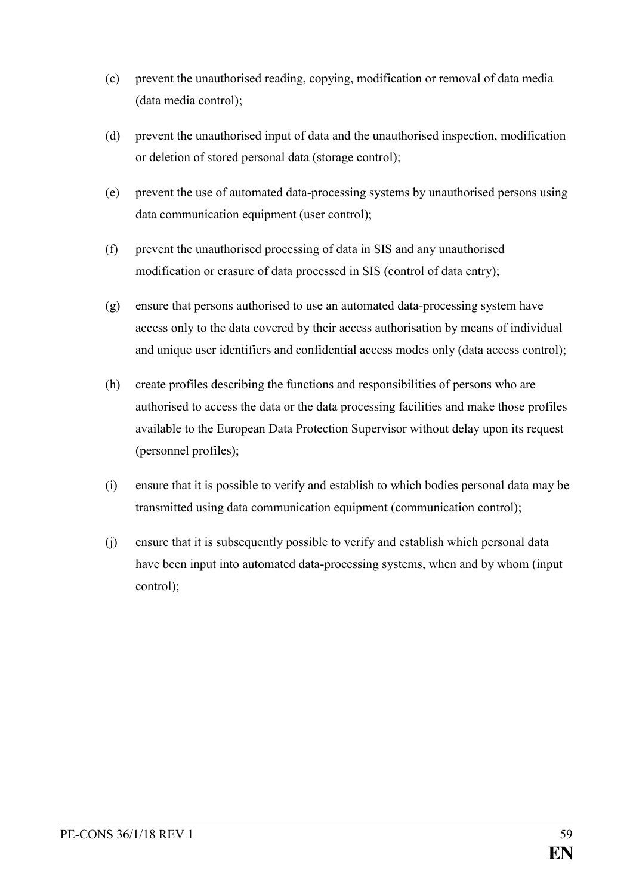(c) prevent the unauthorised reading, copying, modification or removal of data media (data media control);

(d) prevent the unauthorised input of data and the unauthorised inspection, modification or deletion of stored personal data (storage control);

(e) prevent the use of automated data-processing systems by unauthorised persons using data communication equipment (user control);

(f) prevent the unauthorised processing of data in SIS and any unauthorised modification or erasure of data processed in SIS (control of data entry);

(g) ensure that persons authorised to use an automated data-processing system have access only to the data covered by their access authorisation by means of individual and unique user identifiers and confidential access modes only (data access control);

(h) create profiles describing the functions and responsibilities of persons who are authorised to access the data or the data processing facilities and make those profiles available to the European Data Protection Supervisor without delay upon its request (personnel profiles);

(i) ensure that it is possible to verify and establish to which bodies personal data may be transmitted using data communication equipment (communication control);

(j) ensure that it is subsequently possible to verify and establish which personal data have been input into automated data-processing systems, when and by whom (input control);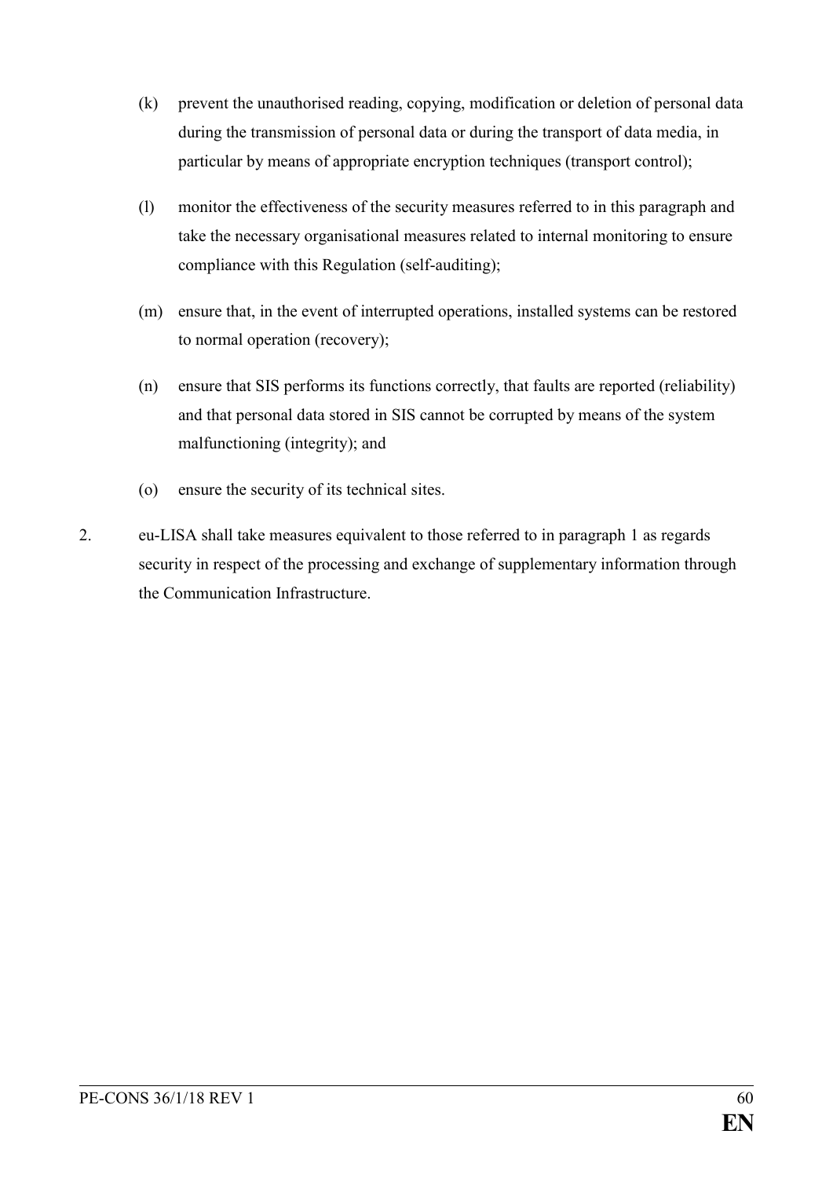(k) prevent the unauthorised reading, copying, modification or deletion of personal data during the transmission of personal data or during the transport of data media, in particular by means of appropriate encryption techniques (transport control);

(l) monitor the effectiveness of the security measures referred to in this paragraph and take the necessary organisational measures related to internal monitoring to ensure compliance with this Regulation (self-auditing);

(m) ensure that, in the event of interrupted operations, installed systems can be restored to normal operation (recovery);

(n) ensure that SIS performs its functions correctly, that faults are reported (reliability) and that personal data stored in SIS cannot be corrupted by means of the system malfunctioning (integrity); and

(o) ensure the security of its technical sites.

2. eu-LISA shall take measures equivalent to those referred to in paragraph 1 as regards security in respect of the processing and exchange of supplementary information through the Communication Infrastructure.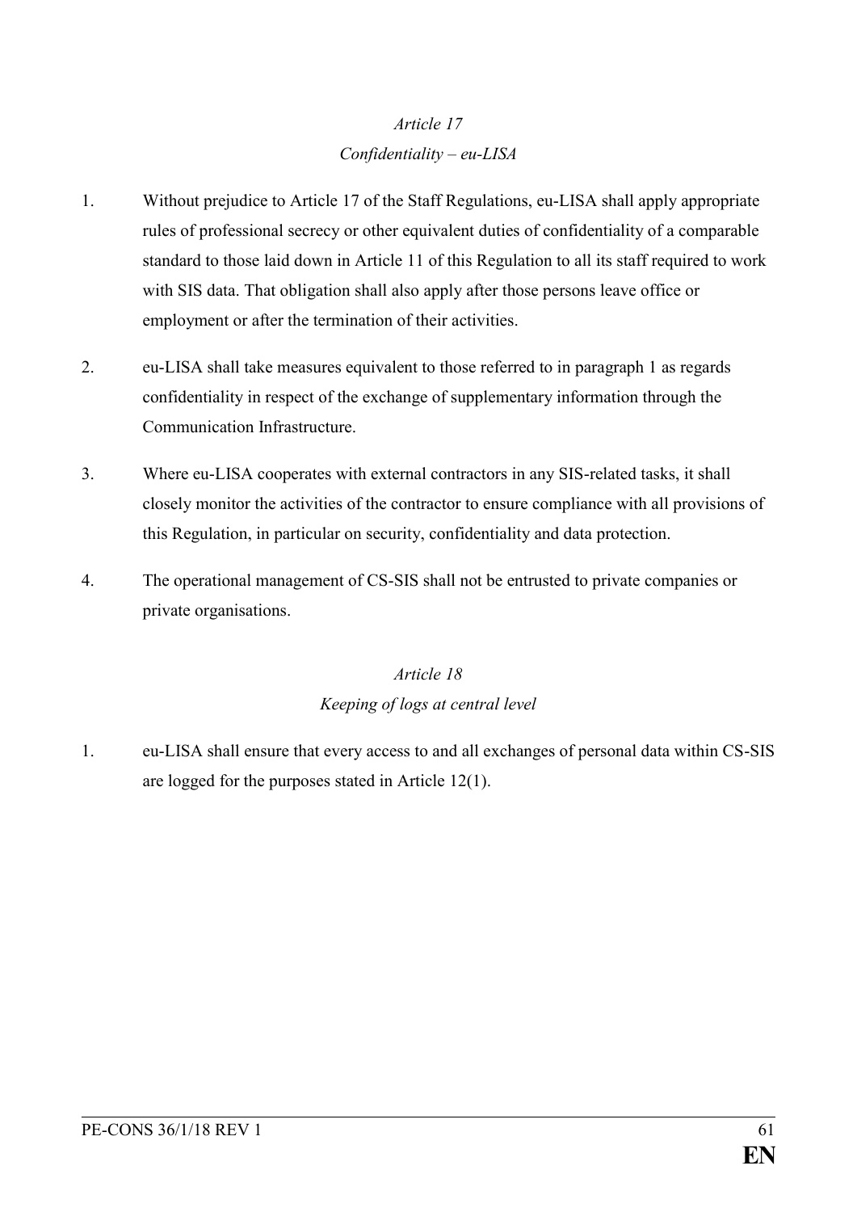*Article 17*

*Confidentiality – eu-LISA*

1. Without prejudice to Article 17 of the Staff Regulations, eu-LISA shall apply appropriate rules of professional secrecy or other equivalent duties of confidentiality of a comparable standard to those laid down in Article 11 of this Regulation to all its staff required to work with SIS data. That obligation shall also apply after those persons leave office or employment or after the termination of their activities.

2. eu-LISA shall take measures equivalent to those referred to in paragraph 1 as regards confidentiality in respect of the exchange of supplementary information through the Communication Infrastructure.

3. Where eu-LISA cooperates with external contractors in any SIS-related tasks, it shall closely monitor the activities of the contractor to ensure compliance with all provisions of this Regulation, in particular on security, confidentiality and data protection.

4. The operational management of CS-SIS shall not be entrusted to private companies or private organisations.

*Article 18*

*Keeping of logs at central level*

1. eu-LISA shall ensure that every access to and all exchanges of personal data within CS-SIS are logged for the purposes stated in Article 12(1).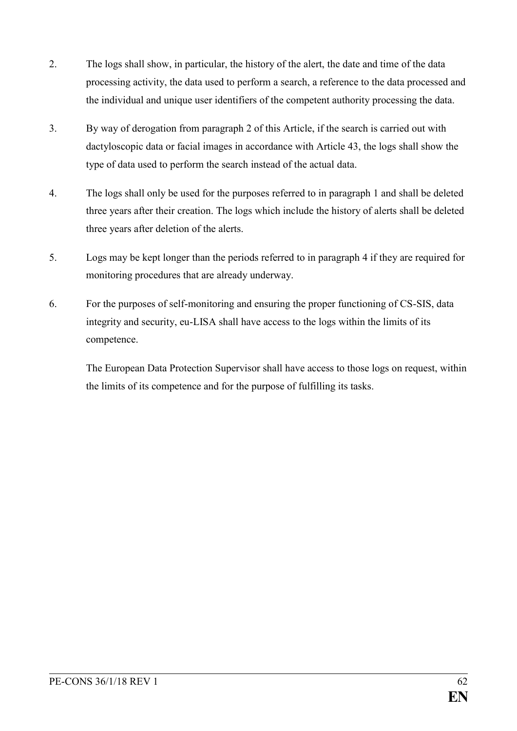2. The logs shall show, in particular, the history of the alert, the date and time of the data processing activity, the data used to perform a search, a reference to the data processed and the individual and unique user identifiers of the competent authority processing the data.

3. By way of derogation from paragraph 2 of this Article, if the search is carried out with dactyloscopic data or facial images in accordance with Article 43, the logs shall show the type of data used to perform the search instead of the actual data.

4. The logs shall only be used for the purposes referred to in paragraph 1 and shall be deleted three years after their creation. The logs which include the history of alerts shall be deleted three years after deletion of the alerts.

5. Logs may be kept longer than the periods referred to in paragraph 4 if they are required for monitoring procedures that are already underway.

6. For the purposes of self-monitoring and ensuring the proper functioning of CS-SIS, data integrity and security, eu-LISA shall have access to the logs within the limits of its competence.

   The European Data Protection Supervisor shall have access to those logs on request, within the limits of its competence and for the purpose of fulfilling its tasks.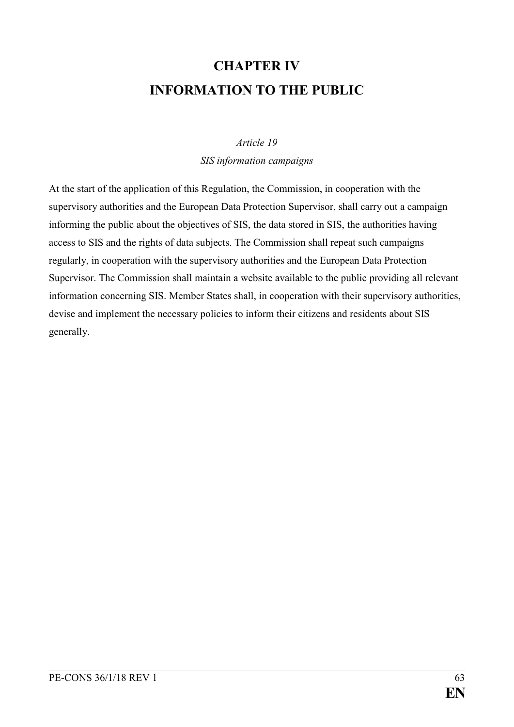# CHAPTER IV
# INFORMATION TO THE PUBLIC

*Article 19*

*SIS information campaigns*

At the start of the application of this Regulation, the Commission, in cooperation with the supervisory authorities and the European Data Protection Supervisor, shall carry out a campaign informing the public about the objectives of SIS, the data stored in SIS, the authorities having access to SIS and the rights of data subjects. The Commission shall repeat such campaigns regularly, in cooperation with the supervisory authorities and the European Data Protection Supervisor. The Commission shall maintain a website available to the public providing all relevant information concerning SIS. Member States shall, in cooperation with their supervisory authorities, devise and implement the necessary policies to inform their citizens and residents about SIS generally.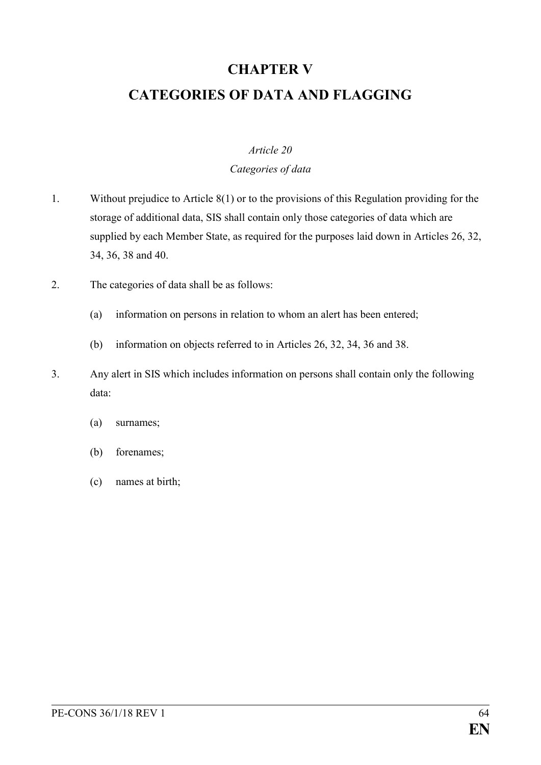# CHAPTER V
# CATEGORIES OF DATA AND FLAGGING

*Article 20*

*Categories of data*

1. Without prejudice to Article 8(1) or to the provisions of this Regulation providing for the storage of additional data, SIS shall contain only those categories of data which are supplied by each Member State, as required for the purposes laid down in Articles 26, 32, 34, 36, 38 and 40.

2. The categories of data shall be as follows:

   (a) information on persons in relation to whom an alert has been entered;

   (b) information on objects referred to in Articles 26, 32, 34, 36 and 38.

3. Any alert in SIS which includes information on persons shall contain only the following data:

   (a) surnames;

   (b) forenames;

   (c) names at birth;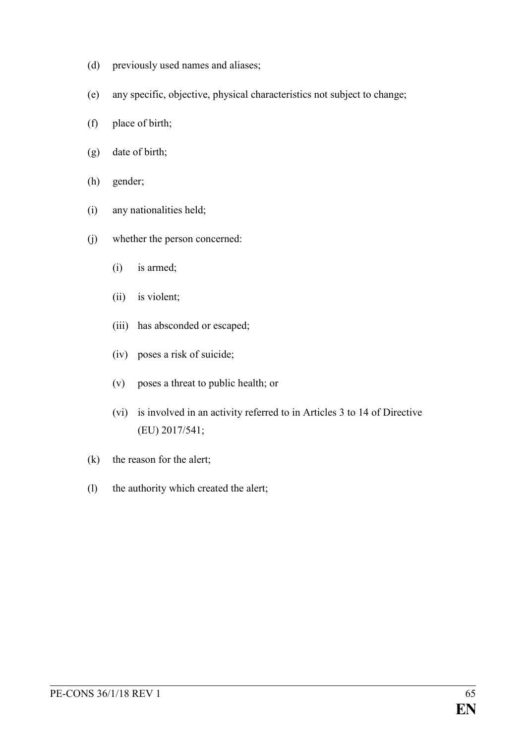(d) previously used names and aliases;

(e) any specific, objective, physical characteristics not subject to change;

(f) place of birth;

(g) date of birth;

(h) gender;

(i) any nationalities held;

(j) whether the person concerned:

  (i) is armed;

  (ii) is violent;

  (iii) has absconded or escaped;

  (iv) poses a risk of suicide;

  (v) poses a threat to public health; or

  (vi) is involved in an activity referred to in Articles 3 to 14 of Directive (EU) 2017/541;

(k) the reason for the alert;

(l) the authority which created the alert;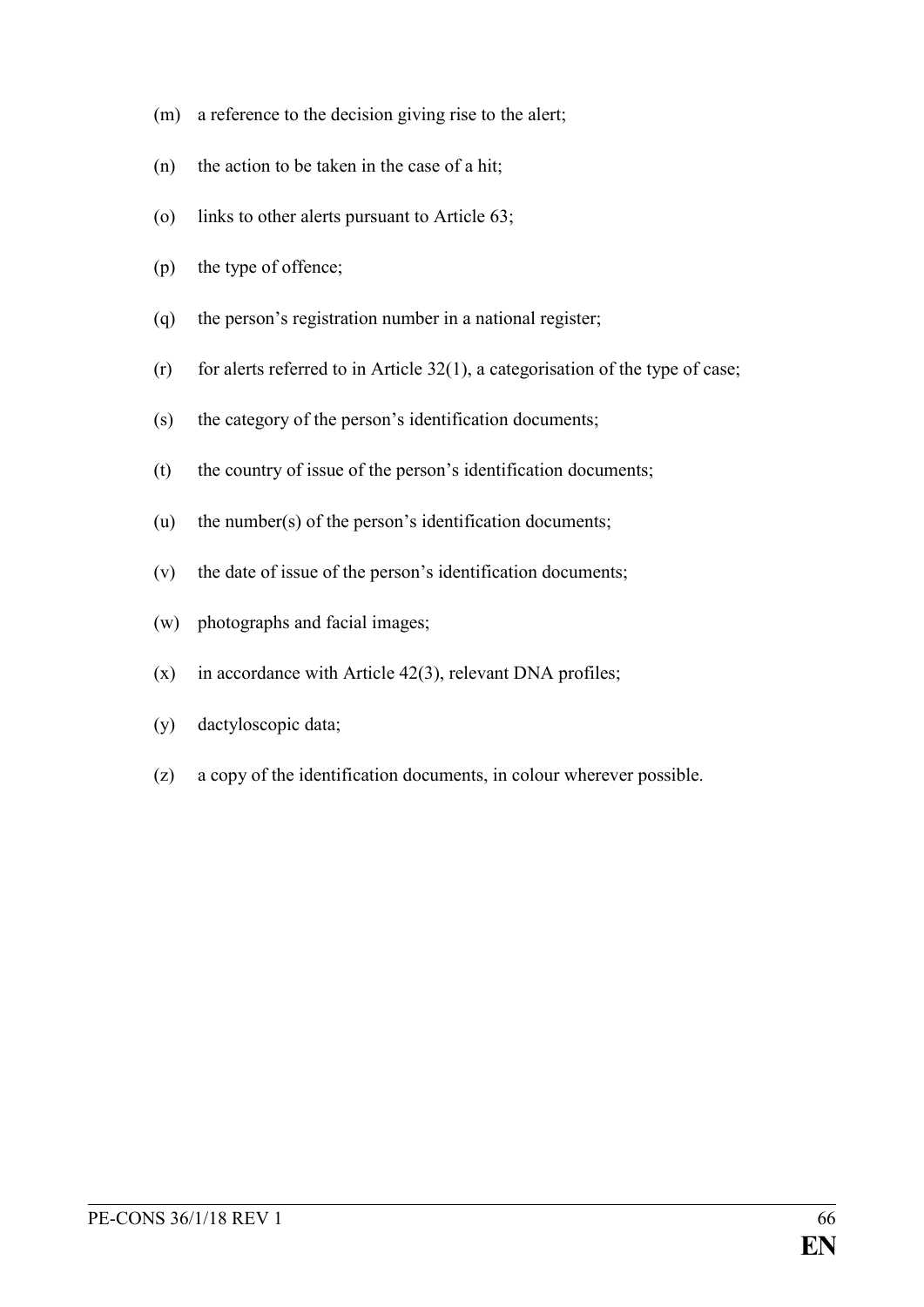(m) a reference to the decision giving rise to the alert;

(n) the action to be taken in the case of a hit;

(o) links to other alerts pursuant to Article 63;

(p) the type of offence;

(q) the person's registration number in a national register;

(r) for alerts referred to in Article 32(1), a categorisation of the type of case;

(s) the category of the person's identification documents;

(t) the country of issue of the person's identification documents;

(u) the number(s) of the person's identification documents;

(v) the date of issue of the person's identification documents;

(w) photographs and facial images;

(x) in accordance with Article 42(3), relevant DNA profiles;

(y) dactyloscopic data;

(z) a copy of the identification documents, in colour wherever possible.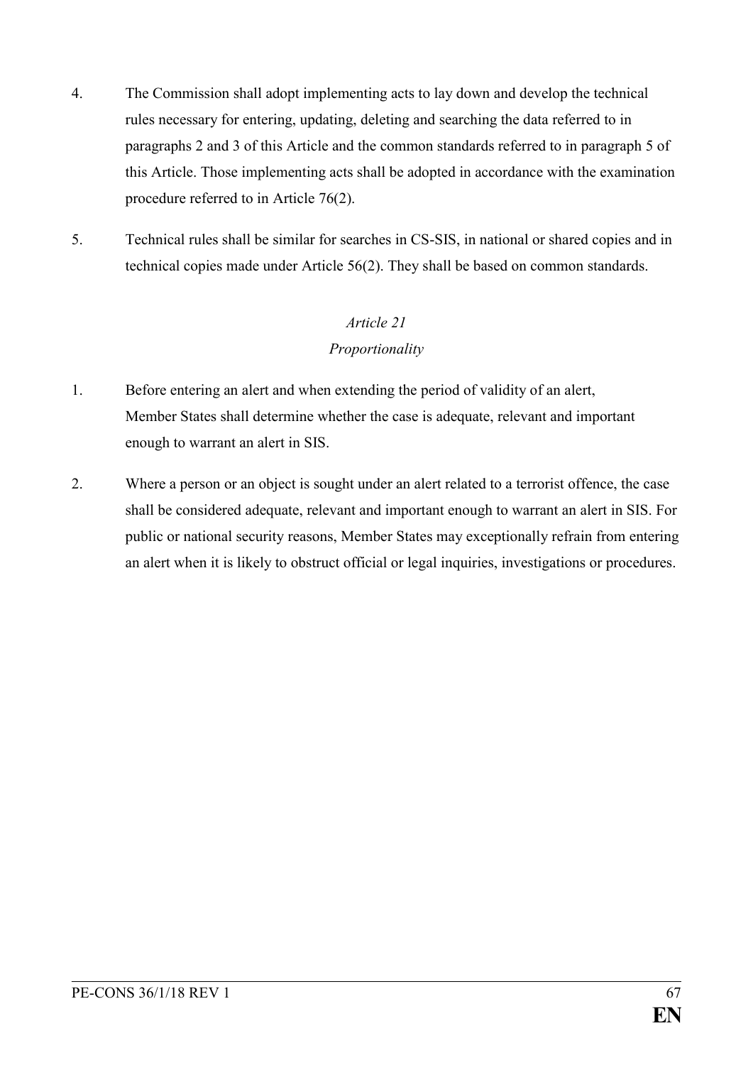4. The Commission shall adopt implementing acts to lay down and develop the technical rules necessary for entering, updating, deleting and searching the data referred to in paragraphs 2 and 3 of this Article and the common standards referred to in paragraph 5 of this Article. Those implementing acts shall be adopted in accordance with the examination procedure referred to in Article 76(2).

5. Technical rules shall be similar for searches in CS-SIS, in national or shared copies and in technical copies made under Article 56(2). They shall be based on common standards.

*Article 21*

*Proportionality*

1. Before entering an alert and when extending the period of validity of an alert, Member States shall determine whether the case is adequate, relevant and important enough to warrant an alert in SIS.

2. Where a person or an object is sought under an alert related to a terrorist offence, the case shall be considered adequate, relevant and important enough to warrant an alert in SIS. For public or national security reasons, Member States may exceptionally refrain from entering an alert when it is likely to obstruct official or legal inquiries, investigations or procedures.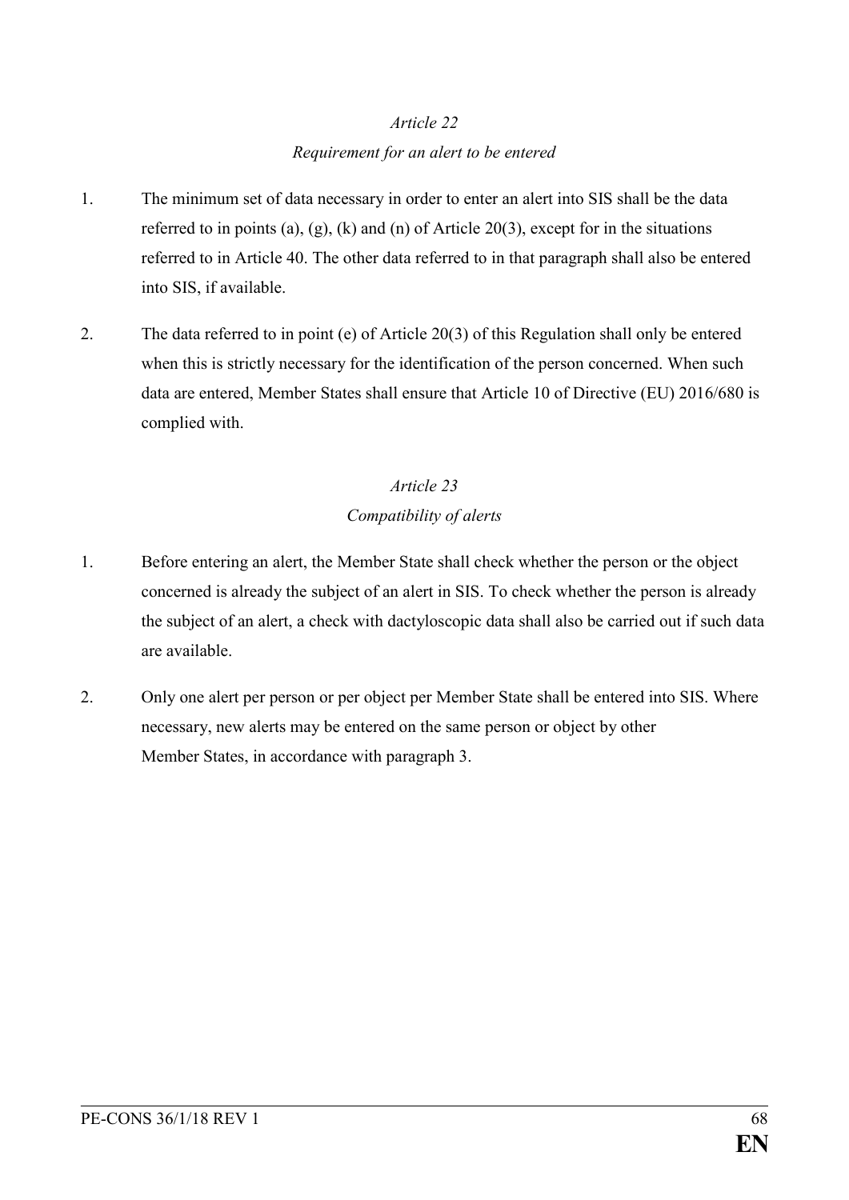*Article 22*

*Requirement for an alert to be entered*

1. The minimum set of data necessary in order to enter an alert into SIS shall be the data referred to in points (a), (g), (k) and (n) of Article 20(3), except for in the situations referred to in Article 40. The other data referred to in that paragraph shall also be entered into SIS, if available.

2. The data referred to in point (e) of Article 20(3) of this Regulation shall only be entered when this is strictly necessary for the identification of the person concerned. When such data are entered, Member States shall ensure that Article 10 of Directive (EU) 2016/680 is complied with.

*Article 23*

*Compatibility of alerts*

1. Before entering an alert, the Member State shall check whether the person or the object concerned is already the subject of an alert in SIS. To check whether the person is already the subject of an alert, a check with dactyloscopic data shall also be carried out if such data are available.

2. Only one alert per person or per object per Member State shall be entered into SIS. Where necessary, new alerts may be entered on the same person or object by other Member States, in accordance with paragraph 3.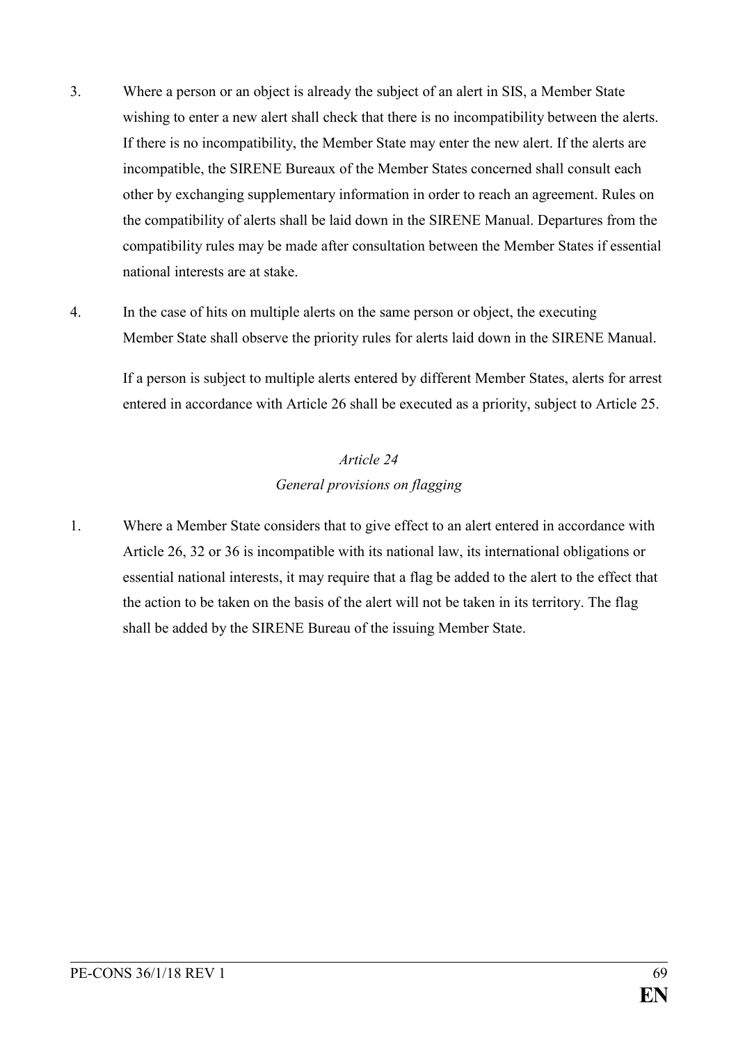3. Where a person or an object is already the subject of an alert in SIS, a Member State wishing to enter a new alert shall check that there is no incompatibility between the alerts. If there is no incompatibility, the Member State may enter the new alert. If the alerts are incompatible, the SIRENE Bureaux of the Member States concerned shall consult each other by exchanging supplementary information in order to reach an agreement. Rules on the compatibility of alerts shall be laid down in the SIRENE Manual. Departures from the compatibility rules may be made after consultation between the Member States if essential national interests are at stake.

4. In the case of hits on multiple alerts on the same person or object, the executing Member State shall observe the priority rules for alerts laid down in the SIRENE Manual.

   If a person is subject to multiple alerts entered by different Member States, alerts for arrest entered in accordance with Article 26 shall be executed as a priority, subject to Article 25.

### *Article 24*
### *General provisions on flagging*

1. Where a Member State considers that to give effect to an alert entered in accordance with Article 26, 32 or 36 is incompatible with its national law, its international obligations or essential national interests, it may require that a flag be added to the alert to the effect that the action to be taken on the basis of the alert will not be taken in its territory. The flag shall be added by the SIRENE Bureau of the issuing Member State.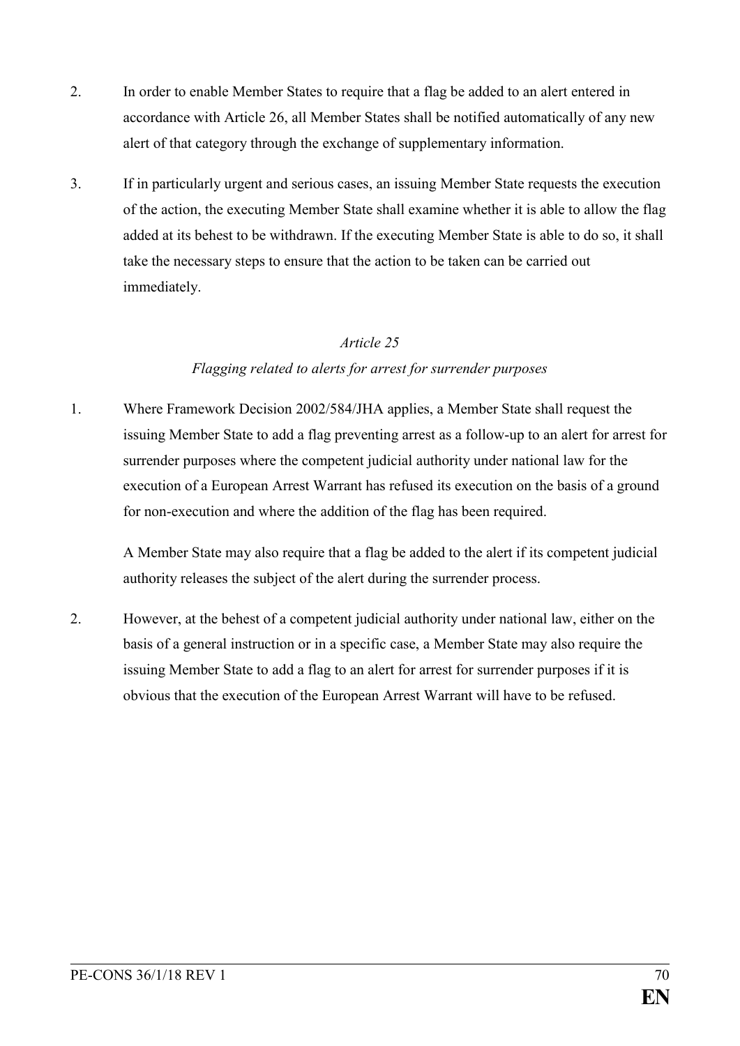2. In order to enable Member States to require that a flag be added to an alert entered in accordance with Article 26, all Member States shall be notified automatically of any new alert of that category through the exchange of supplementary information.

3. If in particularly urgent and serious cases, an issuing Member State requests the execution of the action, the executing Member State shall examine whether it is able to allow the flag added at its behest to be withdrawn. If the executing Member State is able to do so, it shall take the necessary steps to ensure that the action to be taken can be carried out immediately.

*Article 25*

*Flagging related to alerts for arrest for surrender purposes*

1. Where Framework Decision 2002/584/JHA applies, a Member State shall request the issuing Member State to add a flag preventing arrest as a follow-up to an alert for arrest for surrender purposes where the competent judicial authority under national law for the execution of a European Arrest Warrant has refused its execution on the basis of a ground for non-execution and where the addition of the flag has been required.

   A Member State may also require that a flag be added to the alert if its competent judicial authority releases the subject of the alert during the surrender process.

2. However, at the behest of a competent judicial authority under national law, either on the basis of a general instruction or in a specific case, a Member State may also require the issuing Member State to add a flag to an alert for arrest for surrender purposes if it is obvious that the execution of the European Arrest Warrant will have to be refused.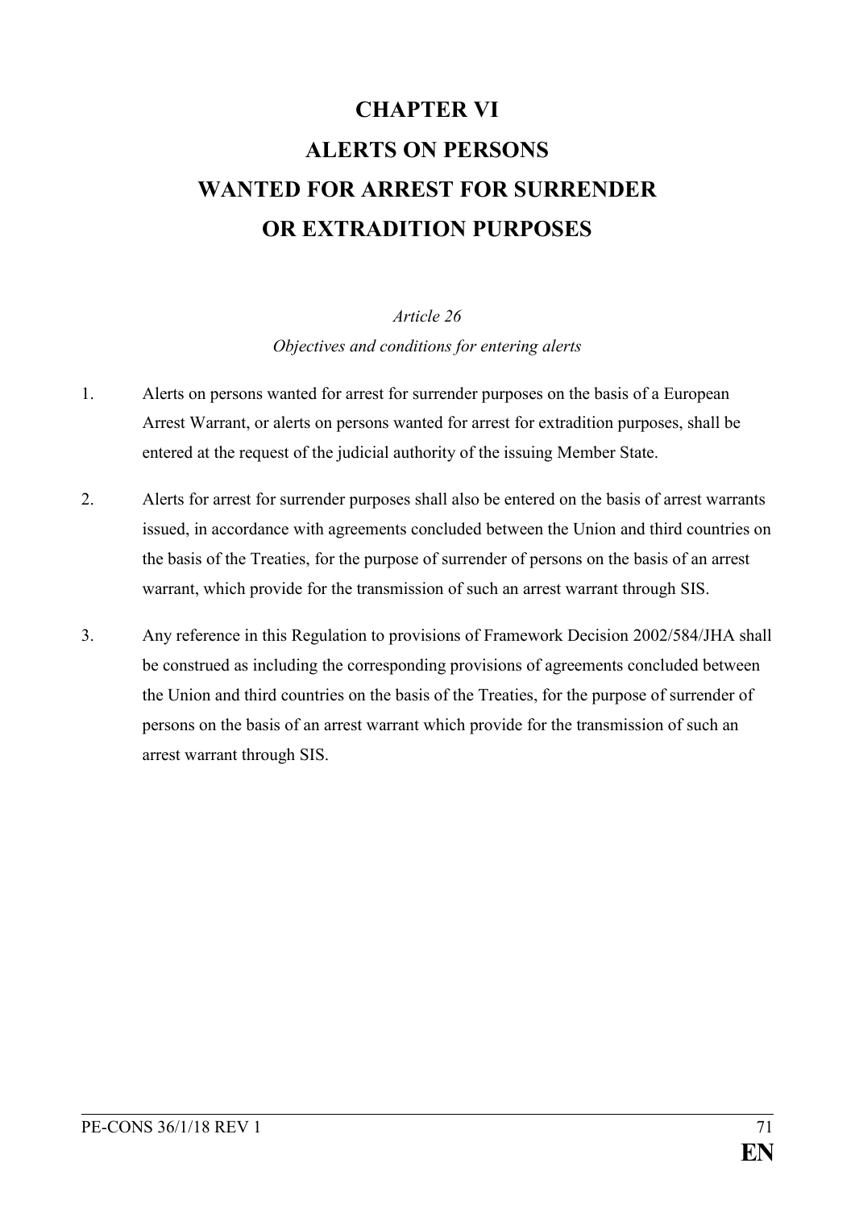# CHAPTER VI
# ALERTS ON PERSONS WANTED FOR ARREST FOR SURRENDER OR EXTRADITION PURPOSES

*Article 26*

*Objectives and conditions for entering alerts*

1. Alerts on persons wanted for arrest for surrender purposes on the basis of a European Arrest Warrant, or alerts on persons wanted for arrest for extradition purposes, shall be entered at the request of the judicial authority of the issuing Member State.

2. Alerts for arrest for surrender purposes shall also be entered on the basis of arrest warrants issued, in accordance with agreements concluded between the Union and third countries on the basis of the Treaties, for the purpose of surrender of persons on the basis of an arrest warrant, which provide for the transmission of such an arrest warrant through SIS.

3. Any reference in this Regulation to provisions of Framework Decision 2002/584/JHA shall be construed as including the corresponding provisions of agreements concluded between the Union and third countries on the basis of the Treaties, for the purpose of surrender of persons on the basis of an arrest warrant which provide for the transmission of such an arrest warrant through SIS.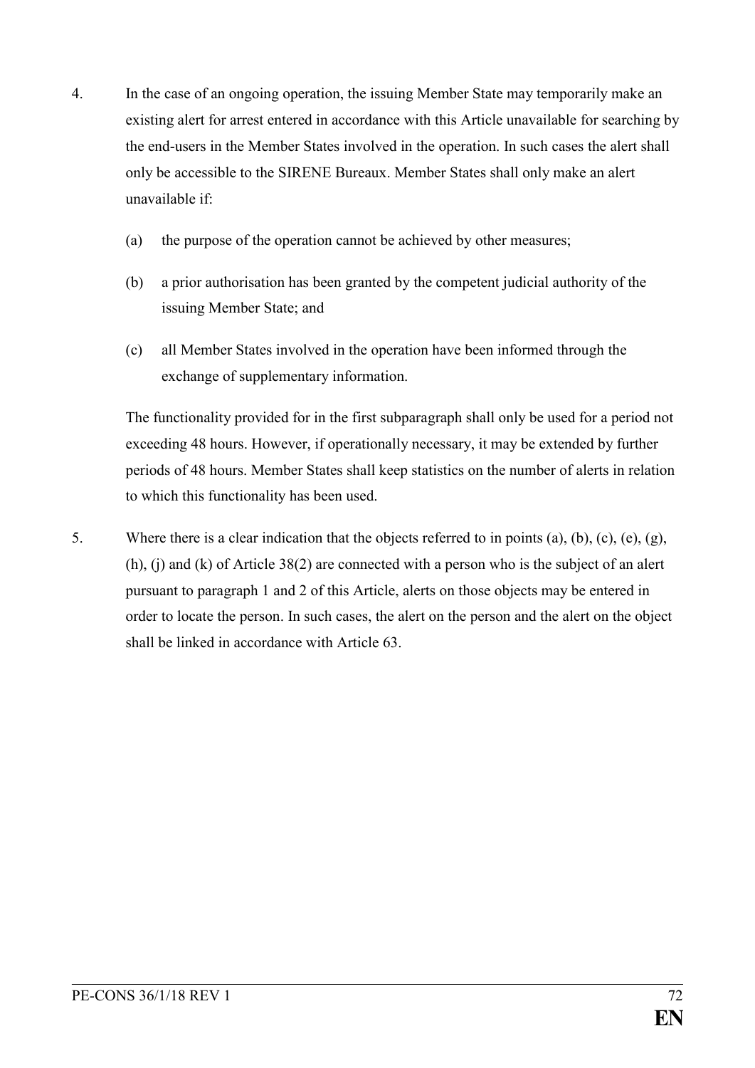4. In the case of an ongoing operation, the issuing Member State may temporarily make an existing alert for arrest entered in accordance with this Article unavailable for searching by the end-users in the Member States involved in the operation. In such cases the alert shall only be accessible to the SIRENE Bureaux. Member States shall only make an alert unavailable if:

   (a) the purpose of the operation cannot be achieved by other measures;

   (b) a prior authorisation has been granted by the competent judicial authority of the issuing Member State; and

   (c) all Member States involved in the operation have been informed through the exchange of supplementary information.

   The functionality provided for in the first subparagraph shall only be used for a period not exceeding 48 hours. However, if operationally necessary, it may be extended by further periods of 48 hours. Member States shall keep statistics on the number of alerts in relation to which this functionality has been used.

5. Where there is a clear indication that the objects referred to in points (a), (b), (c), (e), (g), (h), (j) and (k) of Article 38(2) are connected with a person who is the subject of an alert pursuant to paragraph 1 and 2 of this Article, alerts on those objects may be entered in order to locate the person. In such cases, the alert on the person and the alert on the object shall be linked in accordance with Article 63.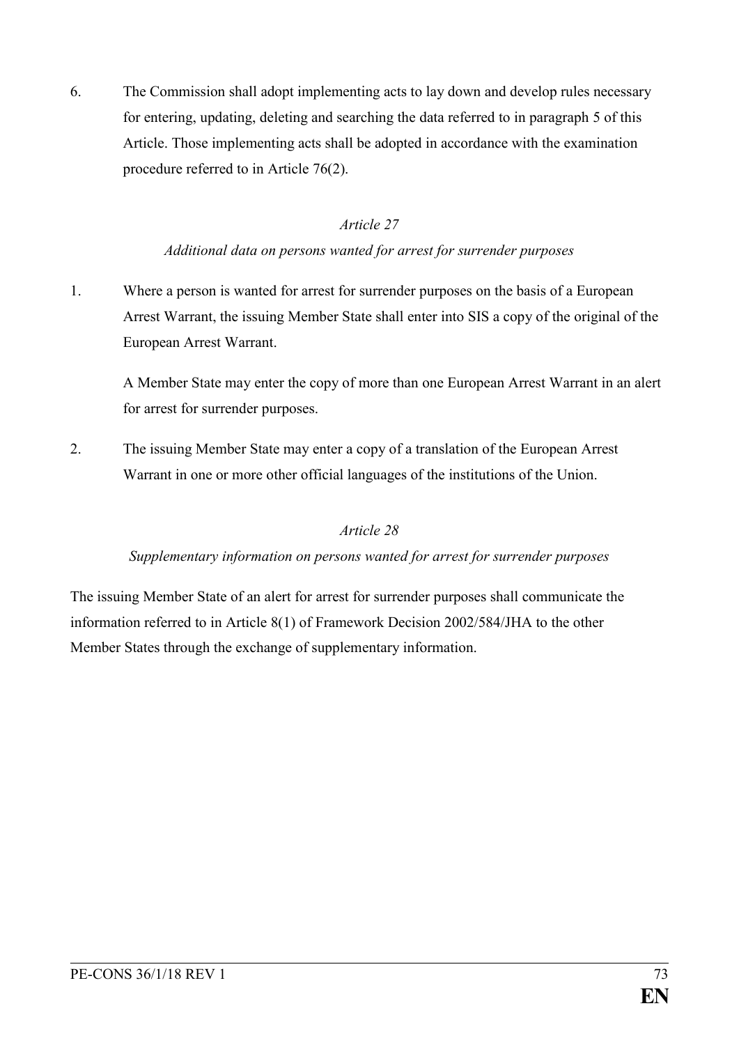6. The Commission shall adopt implementing acts to lay down and develop rules necessary for entering, updating, deleting and searching the data referred to in paragraph 5 of this Article. Those implementing acts shall be adopted in accordance with the examination procedure referred to in Article 76(2).

*Article 27*

*Additional data on persons wanted for arrest for surrender purposes*

1. Where a person is wanted for arrest for surrender purposes on the basis of a European Arrest Warrant, the issuing Member State shall enter into SIS a copy of the original of the European Arrest Warrant.

   A Member State may enter the copy of more than one European Arrest Warrant in an alert for arrest for surrender purposes.

2. The issuing Member State may enter a copy of a translation of the European Arrest Warrant in one or more other official languages of the institutions of the Union.

*Article 28*

*Supplementary information on persons wanted for arrest for surrender purposes*

The issuing Member State of an alert for arrest for surrender purposes shall communicate the information referred to in Article 8(1) of Framework Decision 2002/584/JHA to the other Member States through the exchange of supplementary information.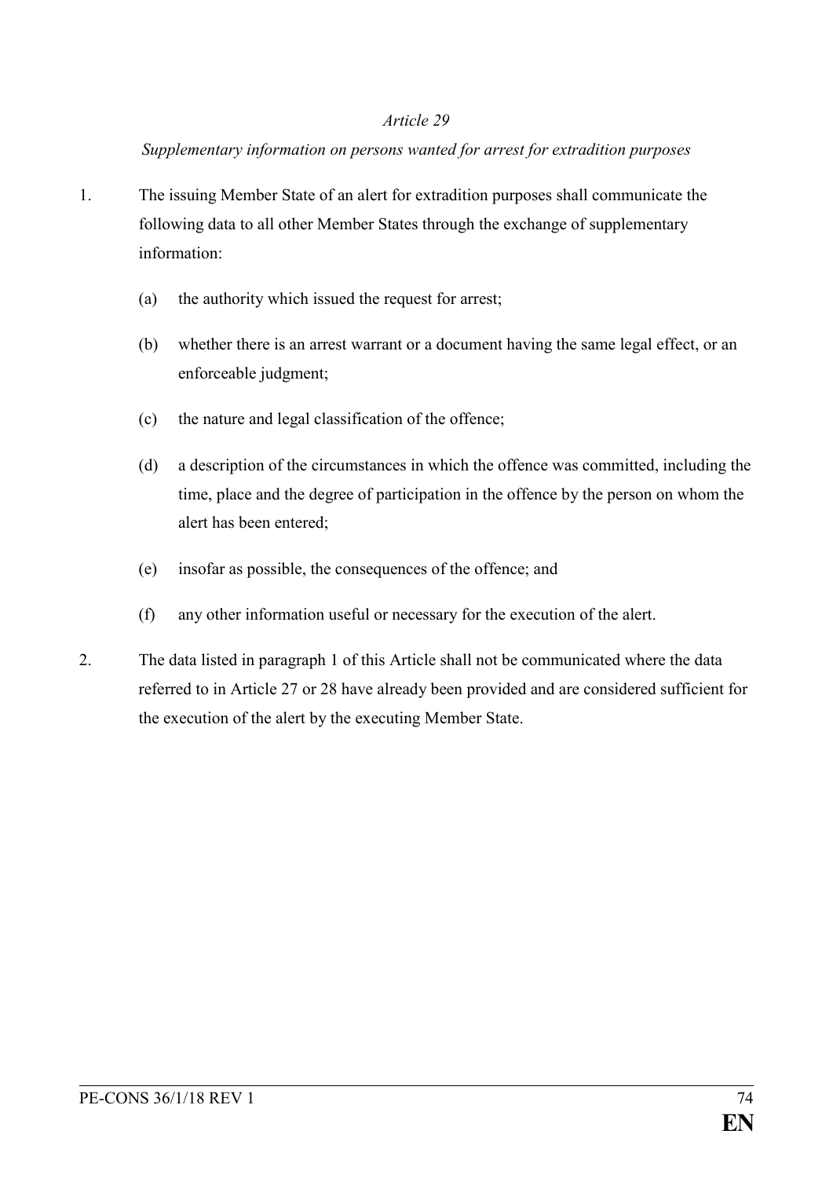*Article 29*

*Supplementary information on persons wanted for arrest for extradition purposes*

1. The issuing Member State of an alert for extradition purposes shall communicate the following data to all other Member States through the exchange of supplementary information:

   (a) the authority which issued the request for arrest;

   (b) whether there is an arrest warrant or a document having the same legal effect, or an enforceable judgment;

   (c) the nature and legal classification of the offence;

   (d) a description of the circumstances in which the offence was committed, including the time, place and the degree of participation in the offence by the person on whom the alert has been entered;

   (e) insofar as possible, the consequences of the offence; and

   (f) any other information useful or necessary for the execution of the alert.

2. The data listed in paragraph 1 of this Article shall not be communicated where the data referred to in Article 27 or 28 have already been provided and are considered sufficient for the execution of the alert by the executing Member State.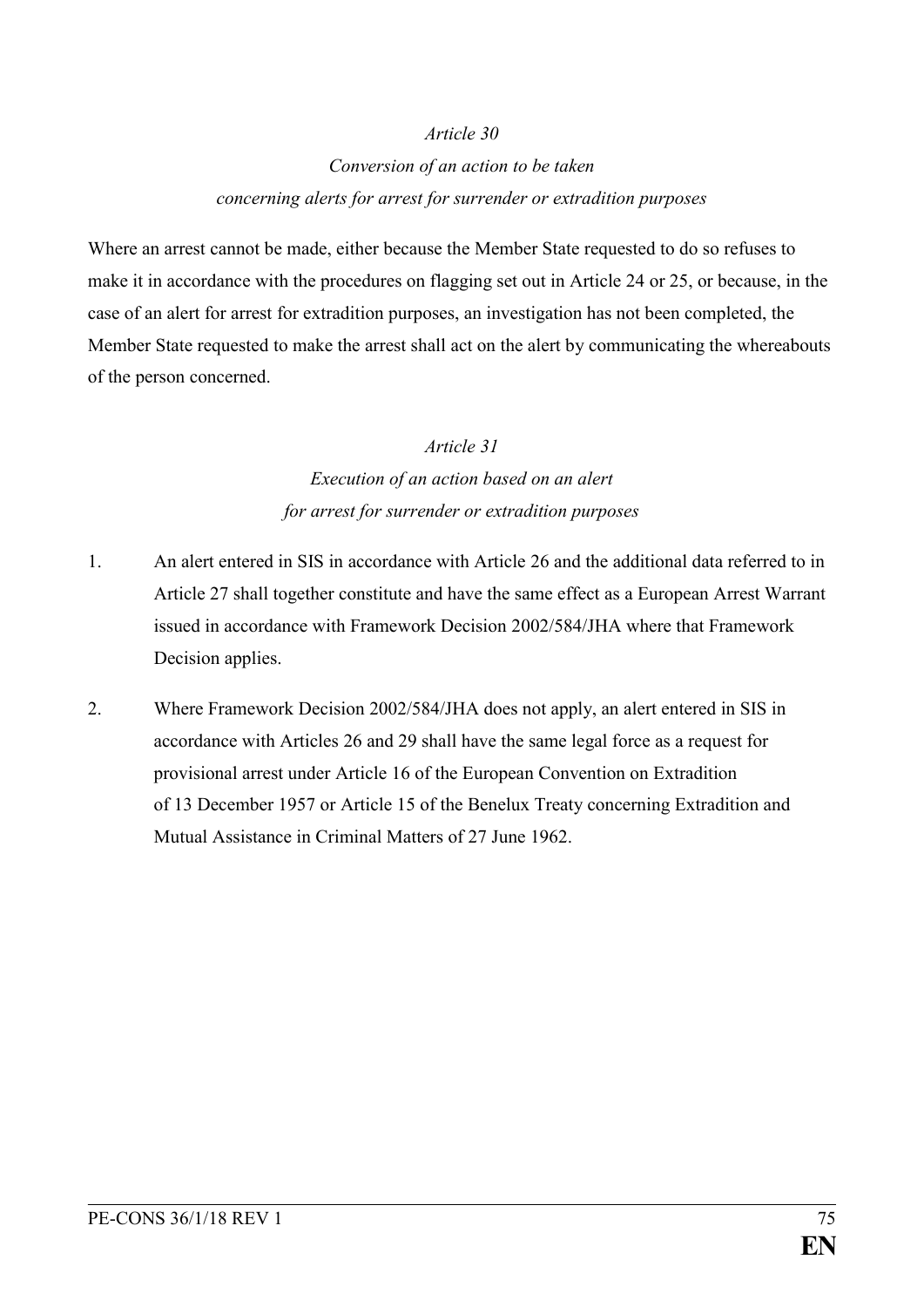*Article 30*

*Conversion of an action to be taken concerning alerts for arrest for surrender or extradition purposes*

Where an arrest cannot be made, either because the Member State requested to do so refuses to make it in accordance with the procedures on flagging set out in Article 24 or 25, or because, in the case of an alert for arrest for extradition purposes, an investigation has not been completed, the Member State requested to make the arrest shall act on the alert by communicating the whereabouts of the person concerned.

*Article 31*

*Execution of an action based on an alert for arrest for surrender or extradition purposes*

1. An alert entered in SIS in accordance with Article 26 and the additional data referred to in Article 27 shall together constitute and have the same effect as a European Arrest Warrant issued in accordance with Framework Decision 2002/584/JHA where that Framework Decision applies.

2. Where Framework Decision 2002/584/JHA does not apply, an alert entered in SIS in accordance with Articles 26 and 29 shall have the same legal force as a request for provisional arrest under Article 16 of the European Convention on Extradition of 13 December 1957 or Article 15 of the Benelux Treaty concerning Extradition and Mutual Assistance in Criminal Matters of 27 June 1962.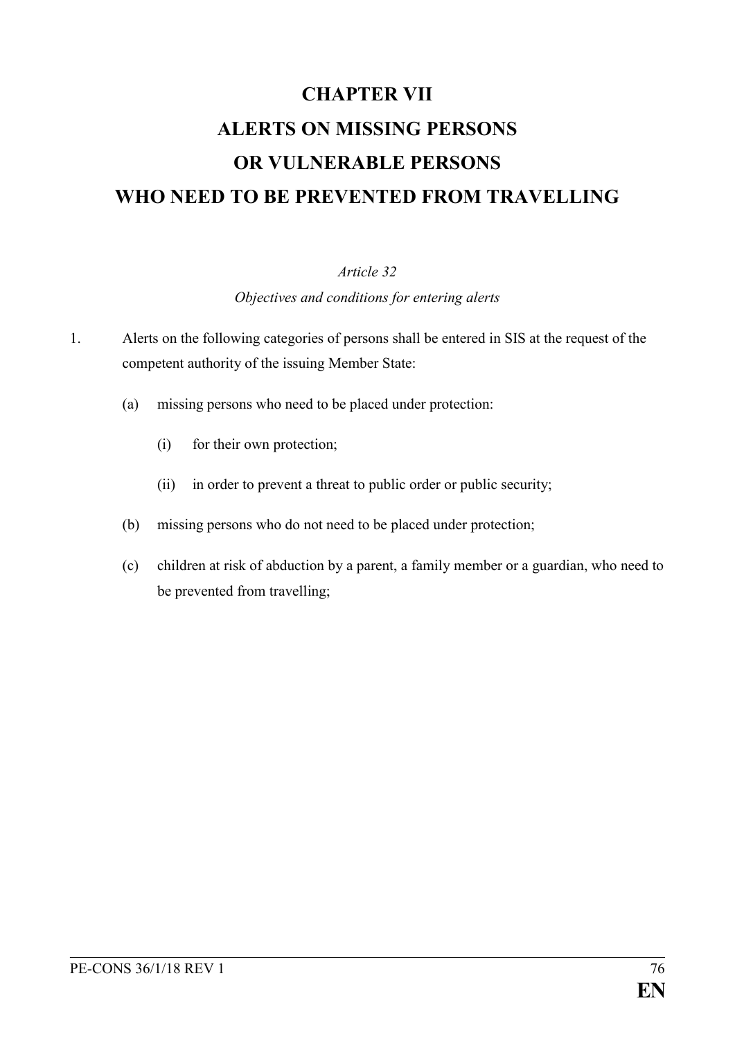# CHAPTER VII
# ALERTS ON MISSING PERSONS OR VULNERABLE PERSONS WHO NEED TO BE PREVENTED FROM TRAVELLING

*Article 32*

*Objectives and conditions for entering alerts*

1. Alerts on the following categories of persons shall be entered in SIS at the request of the competent authority of the issuing Member State:

   (a) missing persons who need to be placed under protection:

      (i) for their own protection;

      (ii) in order to prevent a threat to public order or public security;

   (b) missing persons who do not need to be placed under protection;

   (c) children at risk of abduction by a parent, a family member or a guardian, who need to be prevented from travelling;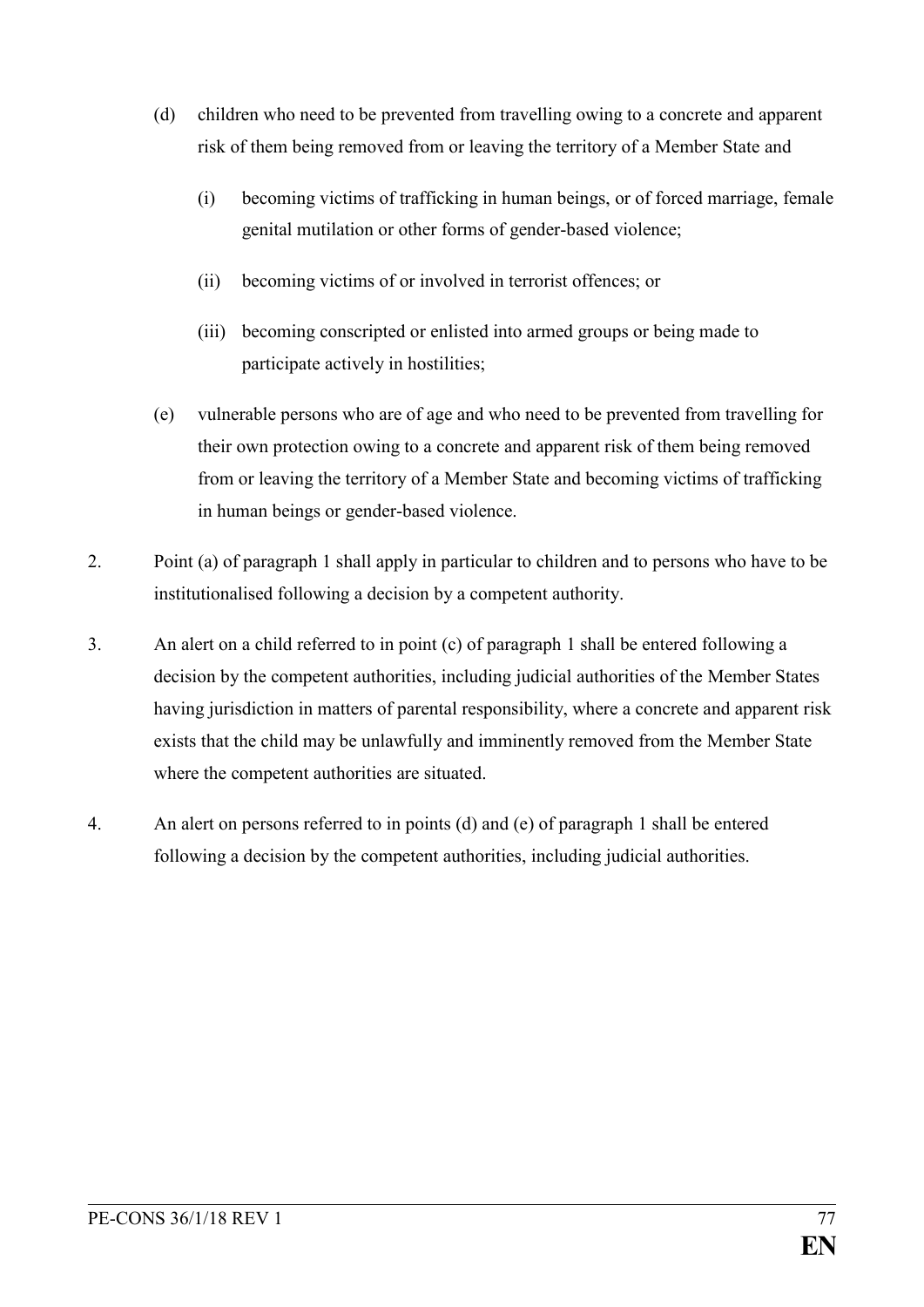(d) children who need to be prevented from travelling owing to a concrete and apparent risk of them being removed from or leaving the territory of a Member State and

   (i) becoming victims of trafficking in human beings, or of forced marriage, female genital mutilation or other forms of gender-based violence;

   (ii) becoming victims of or involved in terrorist offences; or

   (iii) becoming conscripted or enlisted into armed groups or being made to participate actively in hostilities;

(e) vulnerable persons who are of age and who need to be prevented from travelling for their own protection owing to a concrete and apparent risk of them being removed from or leaving the territory of a Member State and becoming victims of trafficking in human beings or gender-based violence.

2. Point (a) of paragraph 1 shall apply in particular to children and to persons who have to be institutionalised following a decision by a competent authority.

3. An alert on a child referred to in point (c) of paragraph 1 shall be entered following a decision by the competent authorities, including judicial authorities of the Member States having jurisdiction in matters of parental responsibility, where a concrete and apparent risk exists that the child may be unlawfully and imminently removed from the Member State where the competent authorities are situated.

4. An alert on persons referred to in points (d) and (e) of paragraph 1 shall be entered following a decision by the competent authorities, including judicial authorities.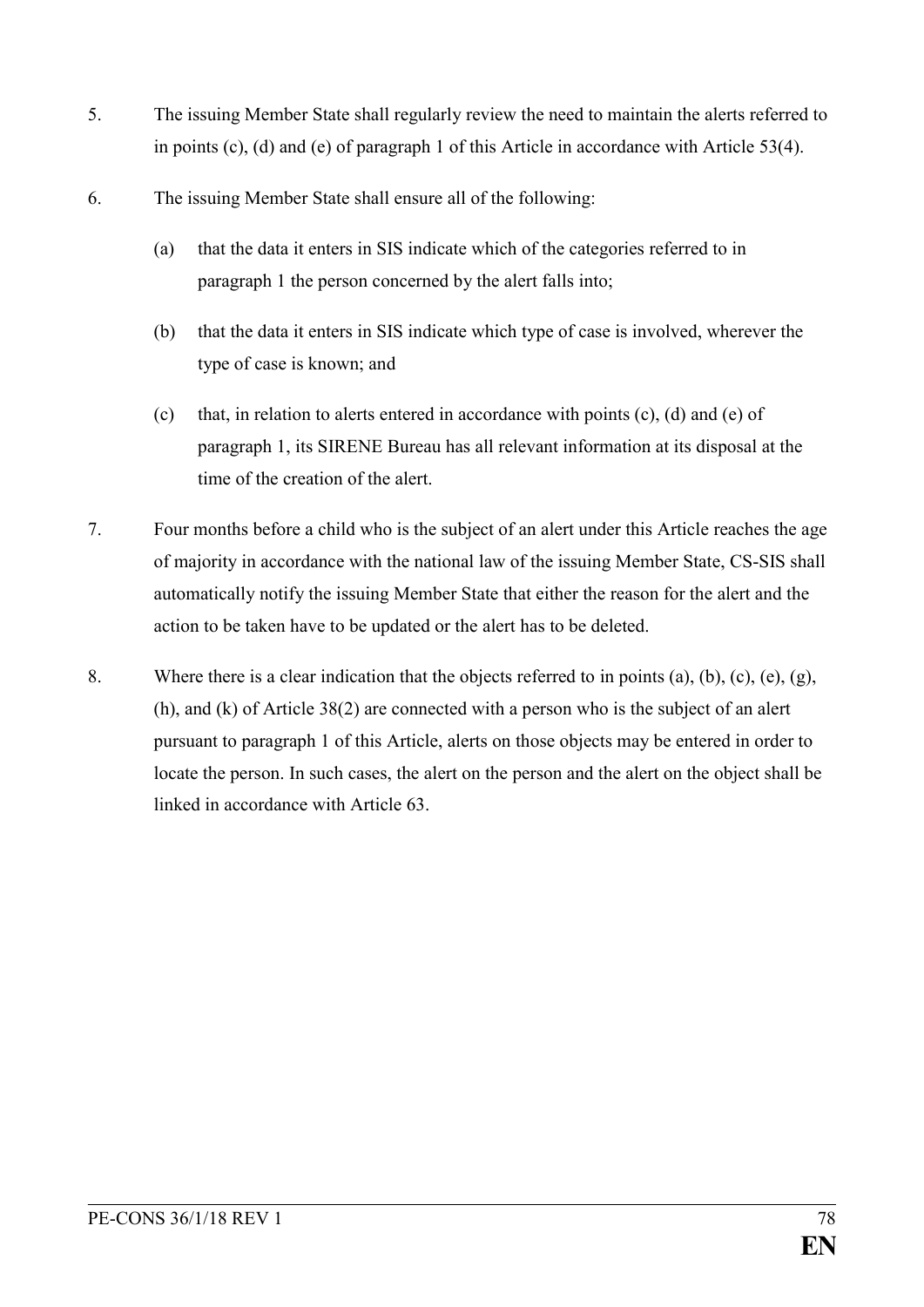5. The issuing Member State shall regularly review the need to maintain the alerts referred to in points (c), (d) and (e) of paragraph 1 of this Article in accordance with Article 53(4).

6. The issuing Member State shall ensure all of the following:

   (a) that the data it enters in SIS indicate which of the categories referred to in paragraph 1 the person concerned by the alert falls into;

   (b) that the data it enters in SIS indicate which type of case is involved, wherever the type of case is known; and

   (c) that, in relation to alerts entered in accordance with points (c), (d) and (e) of paragraph 1, its SIRENE Bureau has all relevant information at its disposal at the time of the creation of the alert.

7. Four months before a child who is the subject of an alert under this Article reaches the age of majority in accordance with the national law of the issuing Member State, CS-SIS shall automatically notify the issuing Member State that either the reason for the alert and the action to be taken have to be updated or the alert has to be deleted.

8. Where there is a clear indication that the objects referred to in points (a), (b), (c), (e), (g), (h), and (k) of Article 38(2) are connected with a person who is the subject of an alert pursuant to paragraph 1 of this Article, alerts on those objects may be entered in order to locate the person. In such cases, the alert on the person and the alert on the object shall be linked in accordance with Article 63.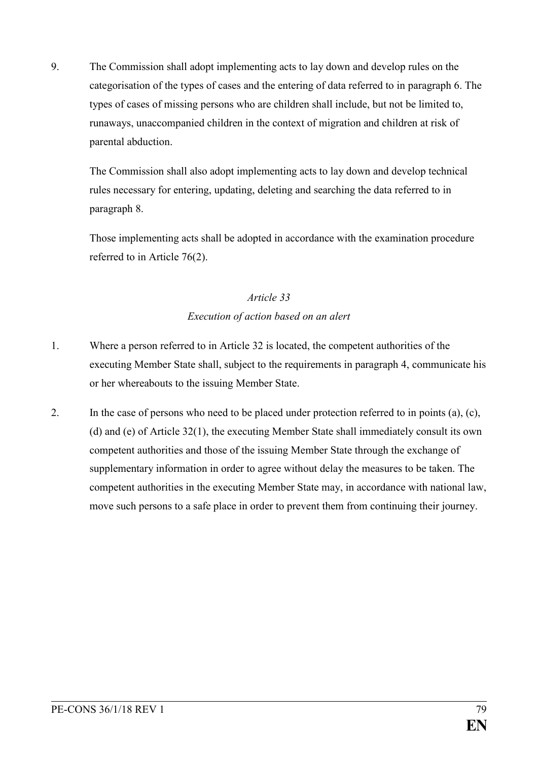9. The Commission shall adopt implementing acts to lay down and develop rules on the categorisation of the types of cases and the entering of data referred to in paragraph 6. The types of cases of missing persons who are children shall include, but not be limited to, runaways, unaccompanied children in the context of migration and children at risk of parental abduction.

   The Commission shall also adopt implementing acts to lay down and develop technical rules necessary for entering, updating, deleting and searching the data referred to in paragraph 8.

   Those implementing acts shall be adopted in accordance with the examination procedure referred to in Article 76(2).

*Article 33*

*Execution of action based on an alert*

1. Where a person referred to in Article 32 is located, the competent authorities of the executing Member State shall, subject to the requirements in paragraph 4, communicate his or her whereabouts to the issuing Member State.

2. In the case of persons who need to be placed under protection referred to in points (a), (c), (d) and (e) of Article 32(1), the executing Member State shall immediately consult its own competent authorities and those of the issuing Member State through the exchange of supplementary information in order to agree without delay the measures to be taken. The competent authorities in the executing Member State may, in accordance with national law, move such persons to a safe place in order to prevent them from continuing their journey.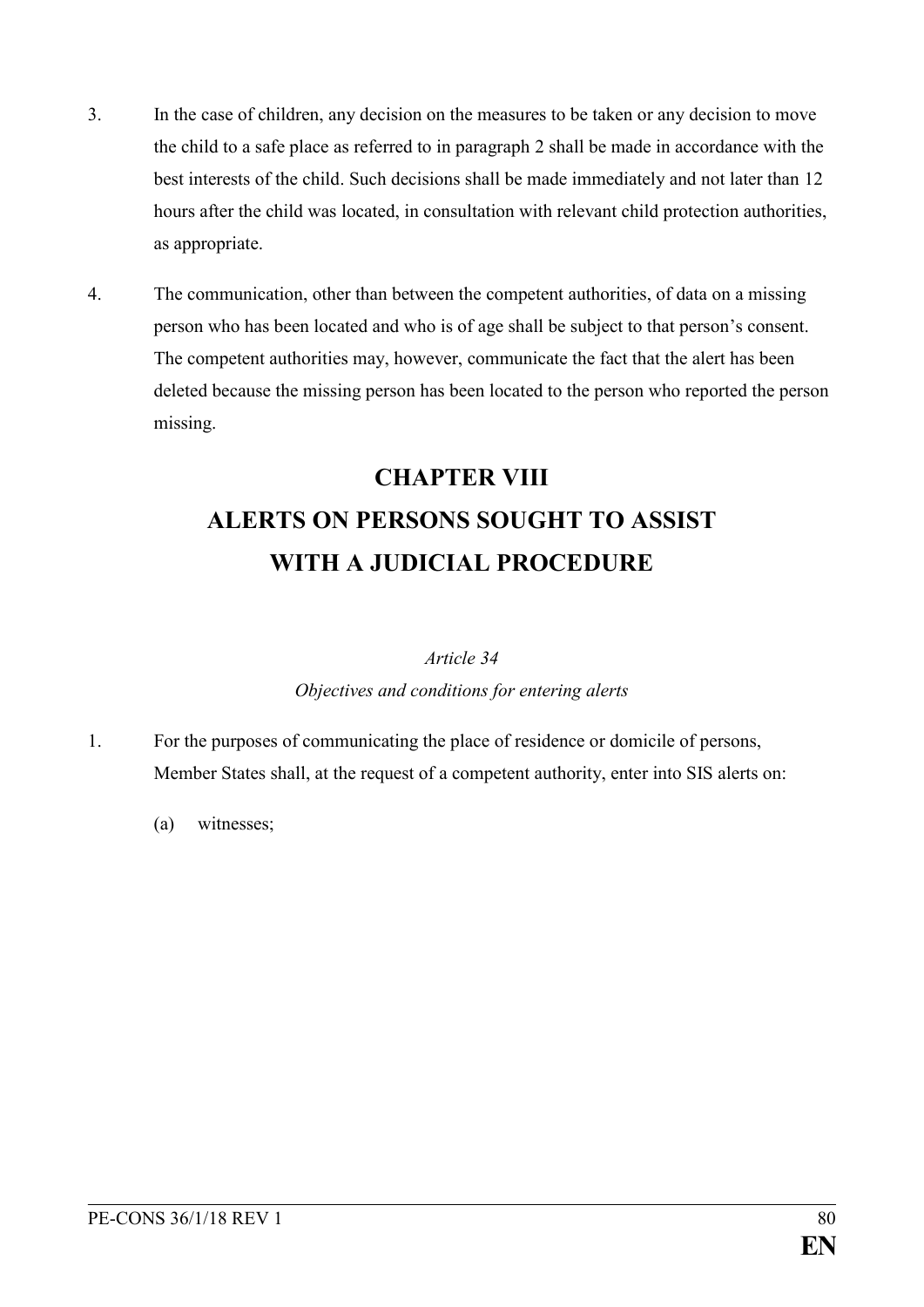3. In the case of children, any decision on the measures to be taken or any decision to move the child to a safe place as referred to in paragraph 2 shall be made in accordance with the best interests of the child. Such decisions shall be made immediately and not later than 12 hours after the child was located, in consultation with relevant child protection authorities, as appropriate.

4. The communication, other than between the competent authorities, of data on a missing person who has been located and who is of age shall be subject to that person's consent. The competent authorities may, however, communicate the fact that the alert has been deleted because the missing person has been located to the person who reported the person missing.

## CHAPTER VIII
## ALERTS ON PERSONS SOUGHT TO ASSIST WITH A JUDICIAL PROCEDURE

*Article 34*

*Objectives and conditions for entering alerts*

1. For the purposes of communicating the place of residence or domicile of persons, Member States shall, at the request of a competent authority, enter into SIS alerts on:

   (a) witnesses;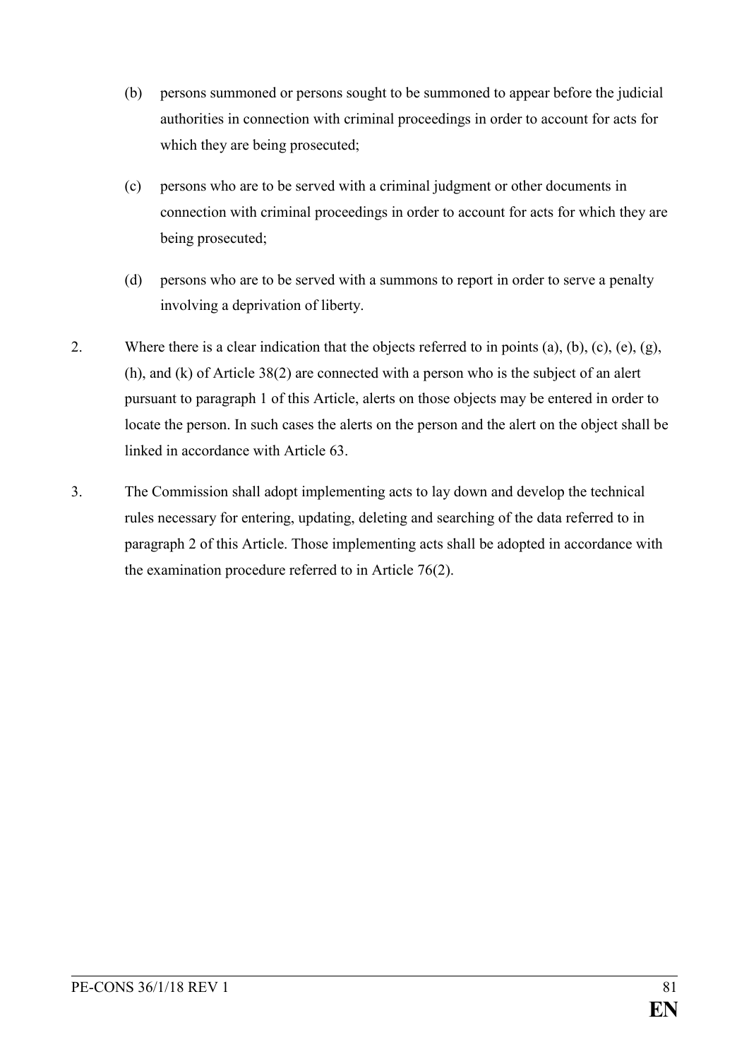(b) persons summoned or persons sought to be summoned to appear before the judicial authorities in connection with criminal proceedings in order to account for acts for which they are being prosecuted;

(c) persons who are to be served with a criminal judgment or other documents in connection with criminal proceedings in order to account for acts for which they are being prosecuted;

(d) persons who are to be served with a summons to report in order to serve a penalty involving a deprivation of liberty.

2. Where there is a clear indication that the objects referred to in points (a), (b), (c), (e), (g), (h), and (k) of Article 38(2) are connected with a person who is the subject of an alert pursuant to paragraph 1 of this Article, alerts on those objects may be entered in order to locate the person. In such cases the alerts on the person and the alert on the object shall be linked in accordance with Article 63.

3. The Commission shall adopt implementing acts to lay down and develop the technical rules necessary for entering, updating, deleting and searching of the data referred to in paragraph 2 of this Article. Those implementing acts shall be adopted in accordance with the examination procedure referred to in Article 76(2).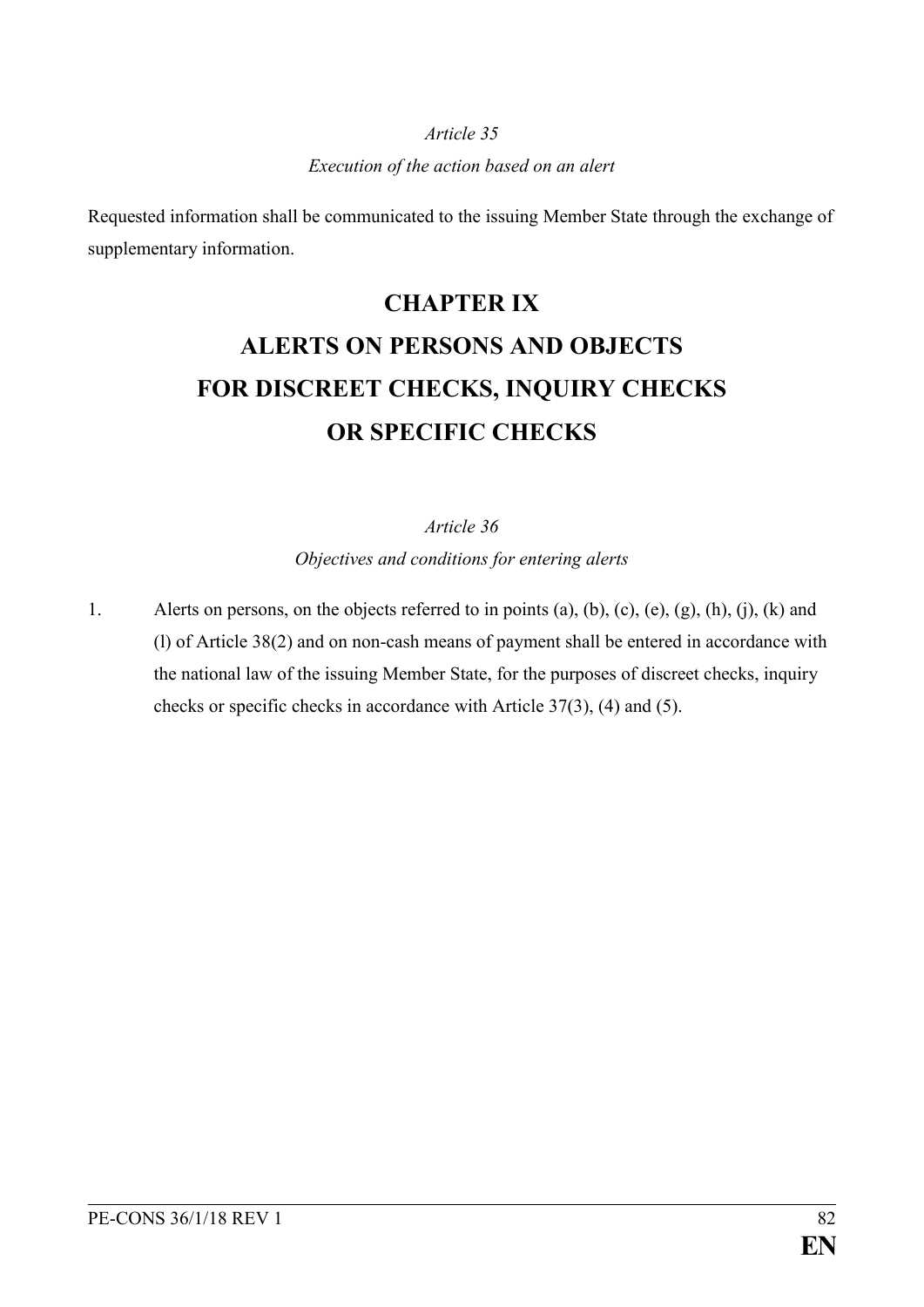*Article 35*

*Execution of the action based on an alert*

Requested information shall be communicated to the issuing Member State through the exchange of supplementary information.

# CHAPTER IX
# ALERTS ON PERSONS AND OBJECTS FOR DISCREET CHECKS, INQUIRY CHECKS OR SPECIFIC CHECKS

*Article 36*

*Objectives and conditions for entering alerts*

1. Alerts on persons, on the objects referred to in points (a), (b), (c), (e), (g), (h), (j), (k) and (l) of Article 38(2) and on non-cash means of payment shall be entered in accordance with the national law of the issuing Member State, for the purposes of discreet checks, inquiry checks or specific checks in accordance with Article 37(3), (4) and (5).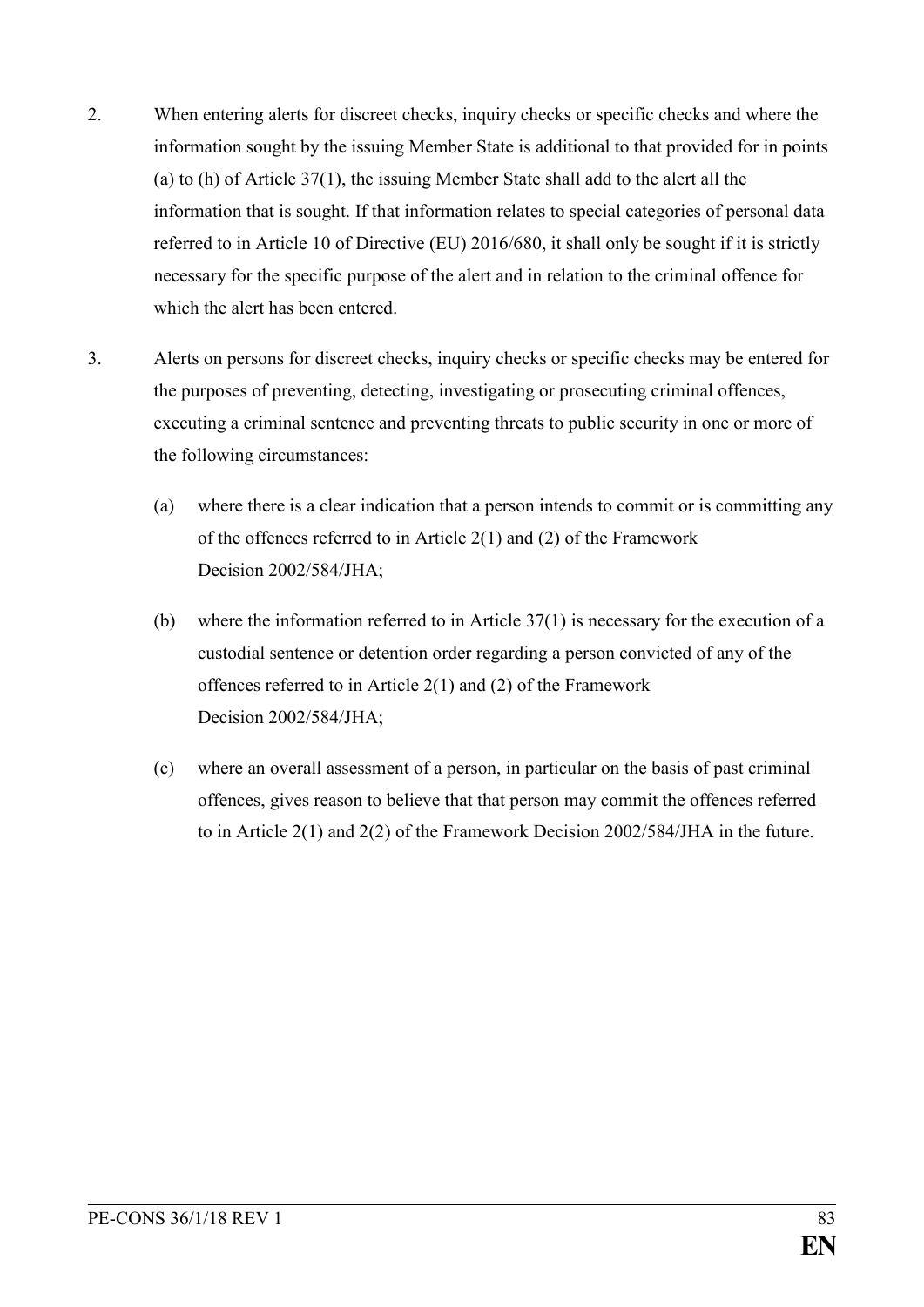2. When entering alerts for discreet checks, inquiry checks or specific checks and where the information sought by the issuing Member State is additional to that provided for in points (a) to (h) of Article 37(1), the issuing Member State shall add to the alert all the information that is sought. If that information relates to special categories of personal data referred to in Article 10 of Directive (EU) 2016/680, it shall only be sought if it is strictly necessary for the specific purpose of the alert and in relation to the criminal offence for which the alert has been entered.

3. Alerts on persons for discreet checks, inquiry checks or specific checks may be entered for the purposes of preventing, detecting, investigating or prosecuting criminal offences, executing a criminal sentence and preventing threats to public security in one or more of the following circumstances:

   (a) where there is a clear indication that a person intends to commit or is committing any of the offences referred to in Article 2(1) and (2) of the Framework Decision 2002/584/JHA;

   (b) where the information referred to in Article 37(1) is necessary for the execution of a custodial sentence or detention order regarding a person convicted of any of the offences referred to in Article 2(1) and (2) of the Framework Decision 2002/584/JHA;

   (c) where an overall assessment of a person, in particular on the basis of past criminal offences, gives reason to believe that that person may commit the offences referred to in Article 2(1) and 2(2) of the Framework Decision 2002/584/JHA in the future.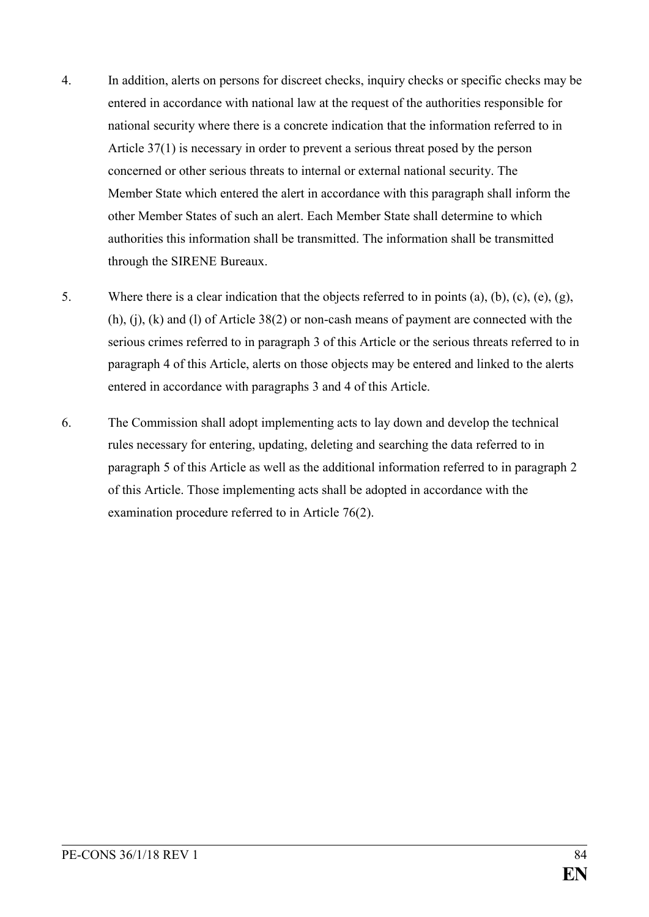4. In addition, alerts on persons for discreet checks, inquiry checks or specific checks may be entered in accordance with national law at the request of the authorities responsible for national security where there is a concrete indication that the information referred to in Article 37(1) is necessary in order to prevent a serious threat posed by the person concerned or other serious threats to internal or external national security. The Member State which entered the alert in accordance with this paragraph shall inform the other Member States of such an alert. Each Member State shall determine to which authorities this information shall be transmitted. The information shall be transmitted through the SIRENE Bureaux.

5. Where there is a clear indication that the objects referred to in points (a), (b), (c), (e), (g), (h), (j), (k) and (l) of Article 38(2) or non-cash means of payment are connected with the serious crimes referred to in paragraph 3 of this Article or the serious threats referred to in paragraph 4 of this Article, alerts on those objects may be entered and linked to the alerts entered in accordance with paragraphs 3 and 4 of this Article.

6. The Commission shall adopt implementing acts to lay down and develop the technical rules necessary for entering, updating, deleting and searching the data referred to in paragraph 5 of this Article as well as the additional information referred to in paragraph 2 of this Article. Those implementing acts shall be adopted in accordance with the examination procedure referred to in Article 76(2).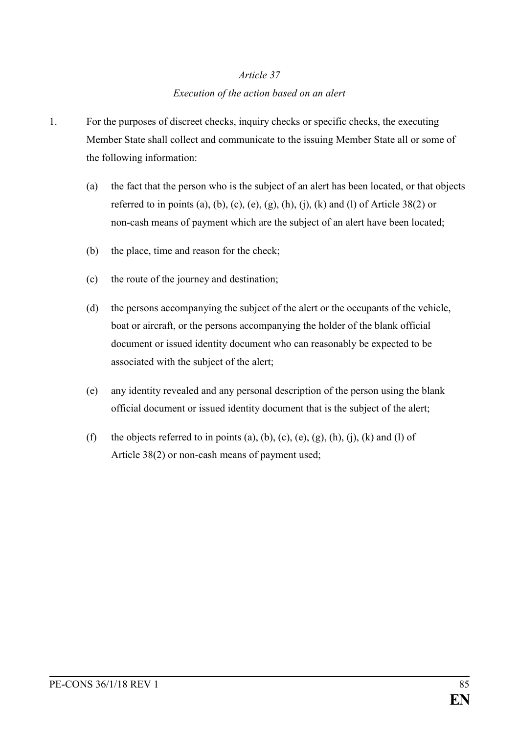*Article 37*

*Execution of the action based on an alert*

1. For the purposes of discreet checks, inquiry checks or specific checks, the executing Member State shall collect and communicate to the issuing Member State all or some of the following information:

   (a) the fact that the person who is the subject of an alert has been located, or that objects referred to in points (a), (b), (c), (e), (g), (h), (j), (k) and (l) of Article 38(2) or non-cash means of payment which are the subject of an alert have been located;

   (b) the place, time and reason for the check;

   (c) the route of the journey and destination;

   (d) the persons accompanying the subject of the alert or the occupants of the vehicle, boat or aircraft, or the persons accompanying the holder of the blank official document or issued identity document who can reasonably be expected to be associated with the subject of the alert;

   (e) any identity revealed and any personal description of the person using the blank official document or issued identity document that is the subject of the alert;

   (f) the objects referred to in points (a), (b), (c), (e), (g), (h), (j), (k) and (l) of Article 38(2) or non-cash means of payment used;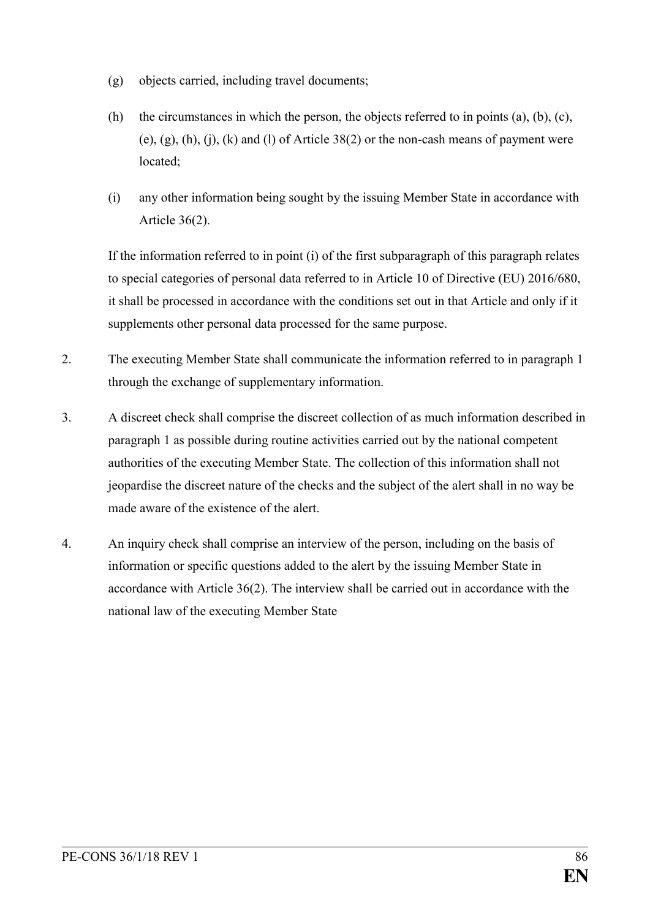(g) objects carried, including travel documents;

(h) the circumstances in which the person, the objects referred to in points (a), (b), (c), (e), (g), (h), (j), (k) and (l) of Article 38(2) or the non-cash means of payment were located;

(i) any other information being sought by the issuing Member State in accordance with Article 36(2).

If the information referred to in point (i) of the first subparagraph of this paragraph relates to special categories of personal data referred to in Article 10 of Directive (EU) 2016/680, it shall be processed in accordance with the conditions set out in that Article and only if it supplements other personal data processed for the same purpose.

2. The executing Member State shall communicate the information referred to in paragraph 1 through the exchange of supplementary information.

3. A discreet check shall comprise the discreet collection of as much information described in paragraph 1 as possible during routine activities carried out by the national competent authorities of the executing Member State. The collection of this information shall not jeopardise the discreet nature of the checks and the subject of the alert shall in no way be made aware of the existence of the alert.

4. An inquiry check shall comprise an interview of the person, including on the basis of information or specific questions added to the alert by the issuing Member State in accordance with Article 36(2). The interview shall be carried out in accordance with the national law of the executing Member State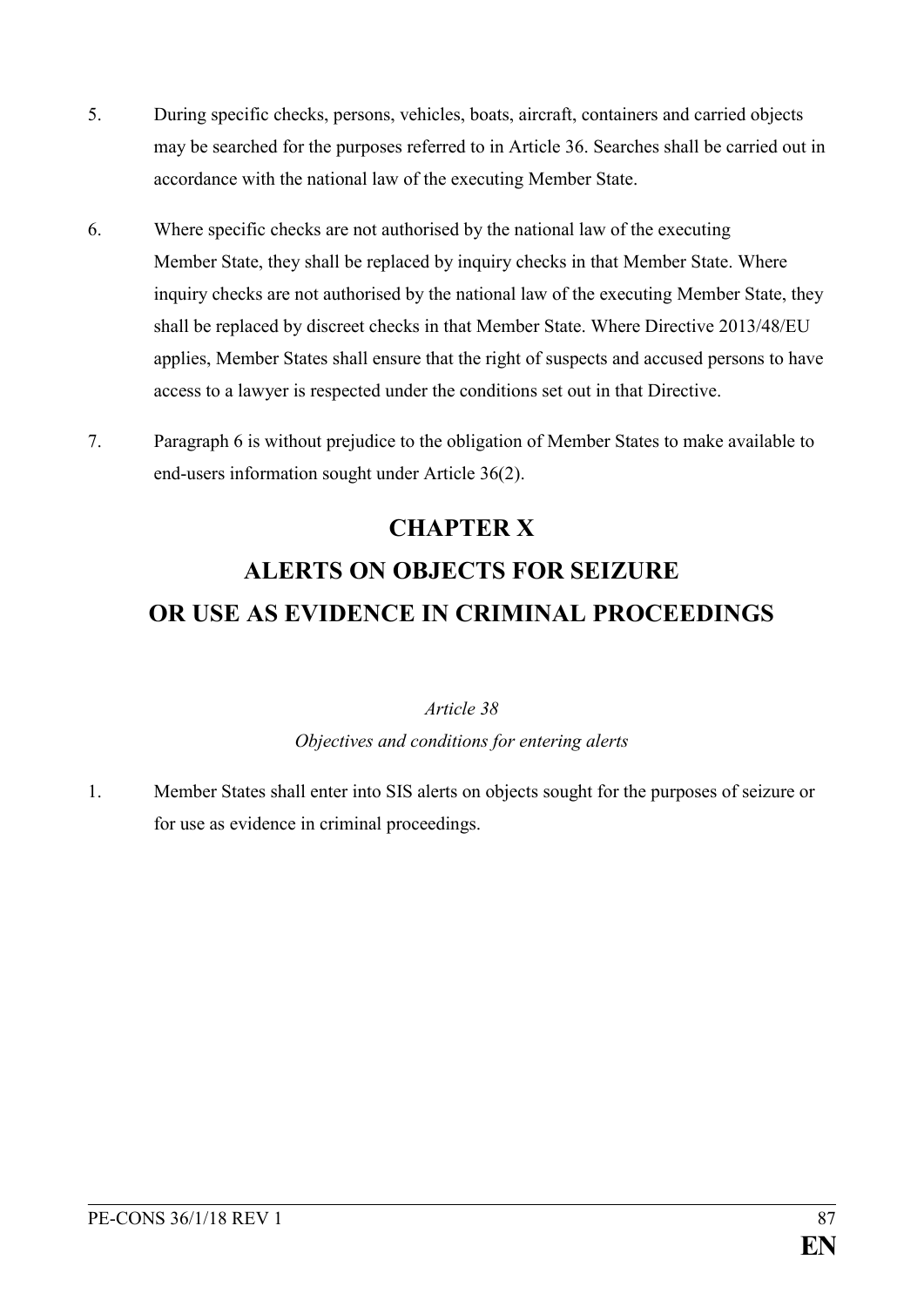5. During specific checks, persons, vehicles, boats, aircraft, containers and carried objects may be searched for the purposes referred to in Article 36. Searches shall be carried out in accordance with the national law of the executing Member State.

6. Where specific checks are not authorised by the national law of the executing Member State, they shall be replaced by inquiry checks in that Member State. Where inquiry checks are not authorised by the national law of the executing Member State, they shall be replaced by discreet checks in that Member State. Where Directive 2013/48/EU applies, Member States shall ensure that the right of suspects and accused persons to have access to a lawyer is respected under the conditions set out in that Directive.

7. Paragraph 6 is without prejudice to the obligation of Member States to make available to end-users information sought under Article 36(2).

# CHAPTER X
# ALERTS ON OBJECTS FOR SEIZURE OR USE AS EVIDENCE IN CRIMINAL PROCEEDINGS

*Article 38*

*Objectives and conditions for entering alerts*

1. Member States shall enter into SIS alerts on objects sought for the purposes of seizure or for use as evidence in criminal proceedings.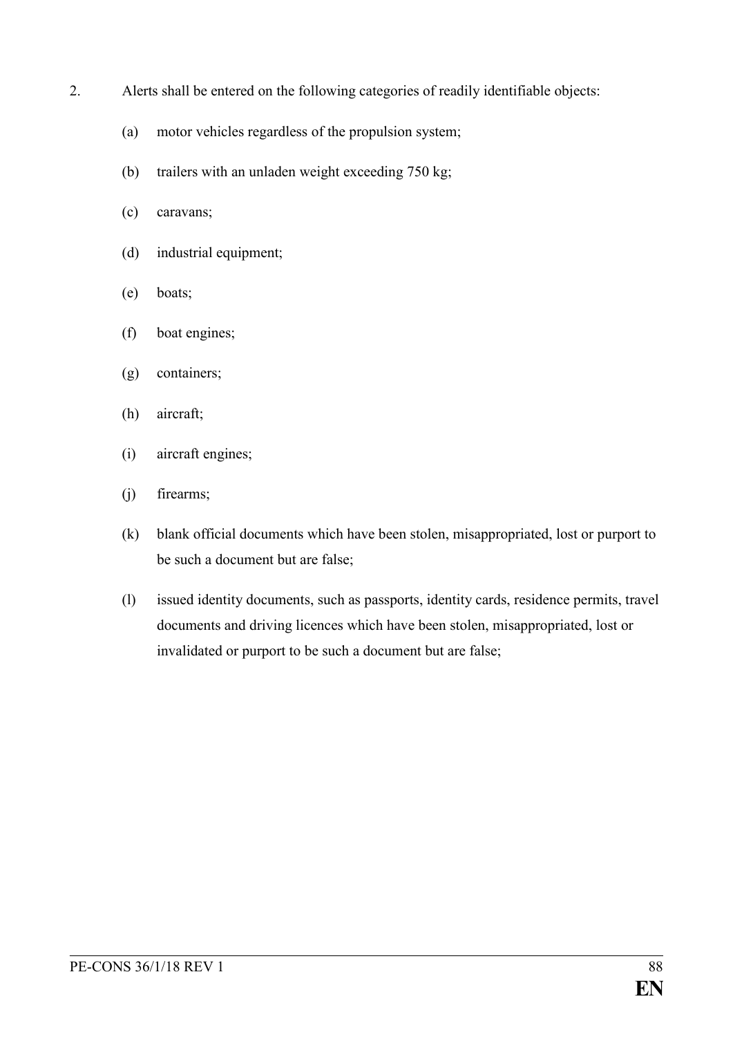2. Alerts shall be entered on the following categories of readily identifiable objects:

   (a) motor vehicles regardless of the propulsion system;

   (b) trailers with an unladen weight exceeding 750 kg;

   (c) caravans;

   (d) industrial equipment;

   (e) boats;

   (f) boat engines;

   (g) containers;

   (h) aircraft;

   (i) aircraft engines;

   (j) firearms;

   (k) blank official documents which have been stolen, misappropriated, lost or purport to be such a document but are false;

   (l) issued identity documents, such as passports, identity cards, residence permits, travel documents and driving licences which have been stolen, misappropriated, lost or invalidated or purport to be such a document but are false;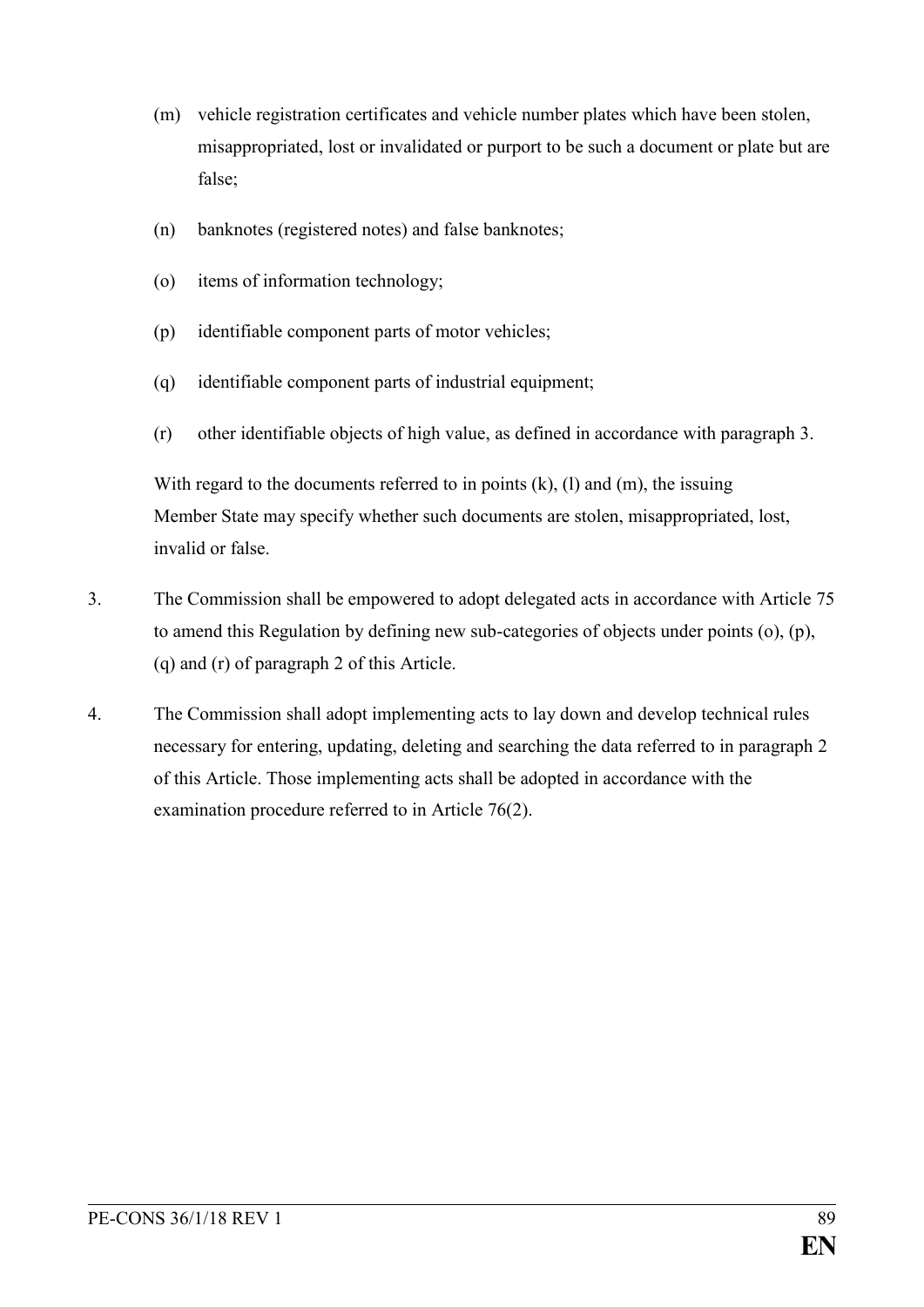(m) vehicle registration certificates and vehicle number plates which have been stolen, misappropriated, lost or invalidated or purport to be such a document or plate but are false;

(n) banknotes (registered notes) and false banknotes;

(o) items of information technology;

(p) identifiable component parts of motor vehicles;

(q) identifiable component parts of industrial equipment;

(r) other identifiable objects of high value, as defined in accordance with paragraph 3.

With regard to the documents referred to in points (k), (l) and (m), the issuing Member State may specify whether such documents are stolen, misappropriated, lost, invalid or false.

3. The Commission shall be empowered to adopt delegated acts in accordance with Article 75 to amend this Regulation by defining new sub-categories of objects under points (o), (p), (q) and (r) of paragraph 2 of this Article.

4. The Commission shall adopt implementing acts to lay down and develop technical rules necessary for entering, updating, deleting and searching the data referred to in paragraph 2 of this Article. Those implementing acts shall be adopted in accordance with the examination procedure referred to in Article 76(2).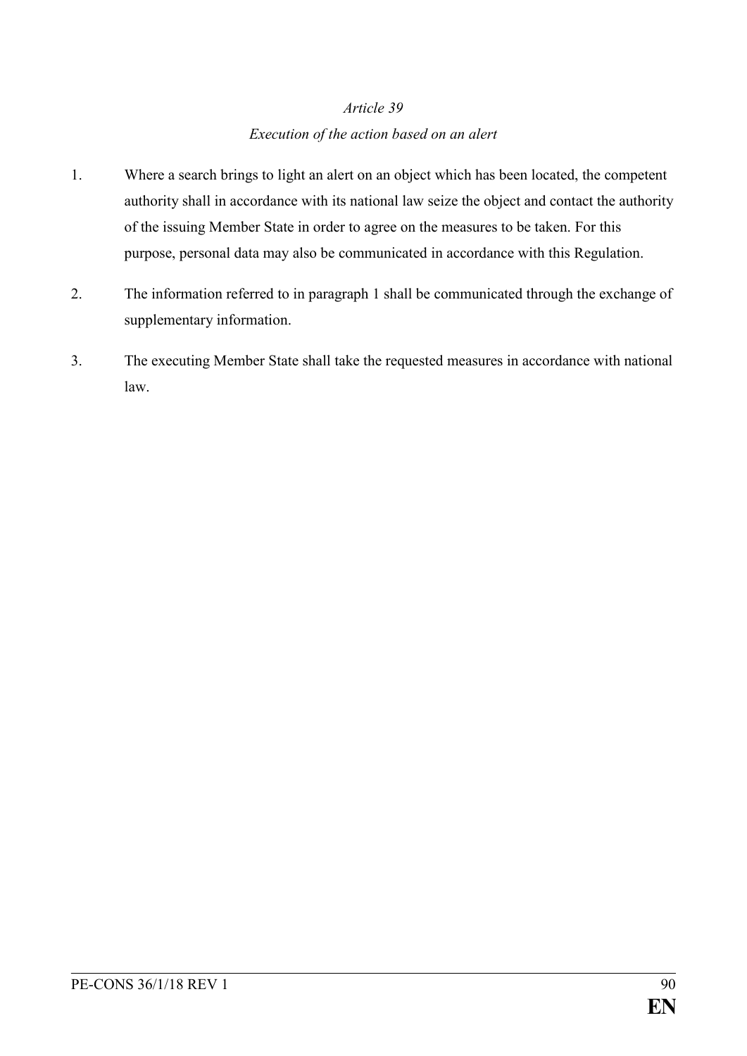*Article 39*

*Execution of the action based on an alert*

1. Where a search brings to light an alert on an object which has been located, the competent authority shall in accordance with its national law seize the object and contact the authority of the issuing Member State in order to agree on the measures to be taken. For this purpose, personal data may also be communicated in accordance with this Regulation.

2. The information referred to in paragraph 1 shall be communicated through the exchange of supplementary information.

3. The executing Member State shall take the requested measures in accordance with national law.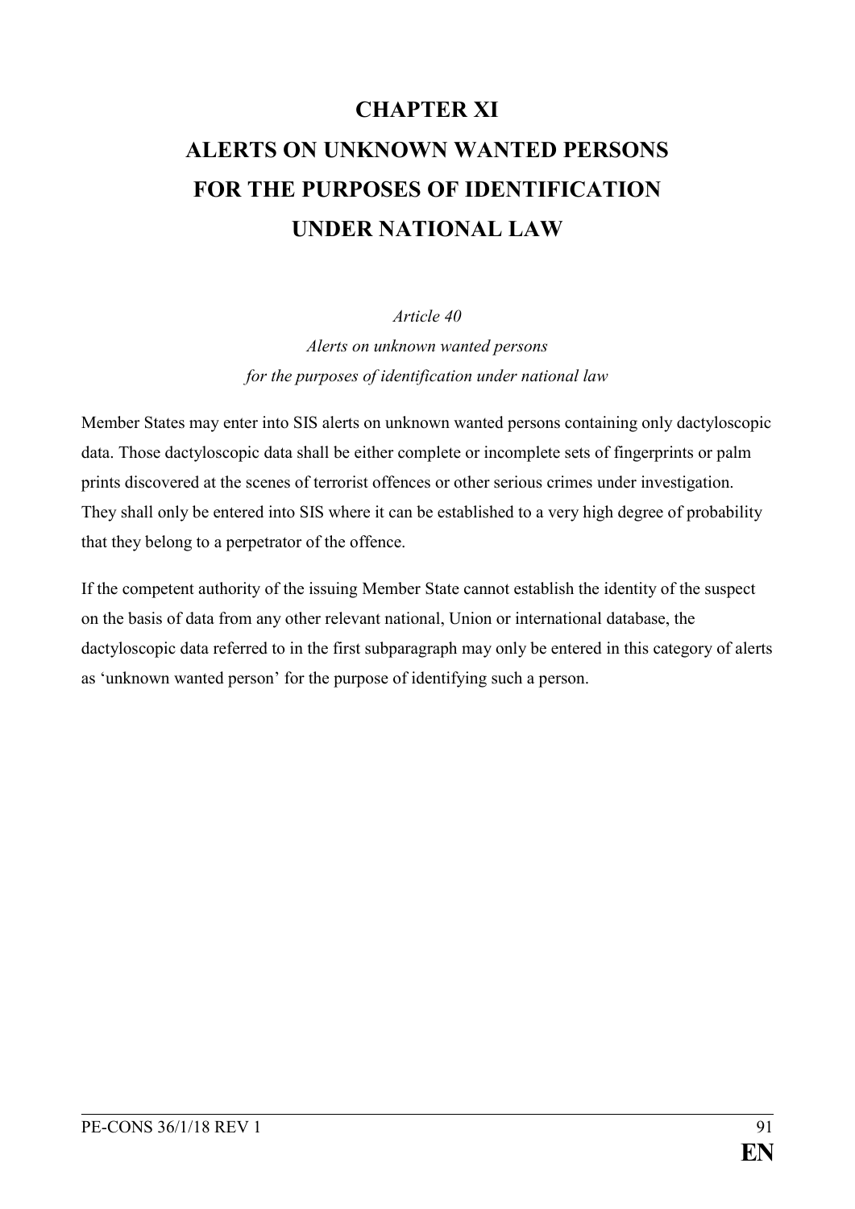# CHAPTER XI

# ALERTS ON UNKNOWN WANTED PERSONS FOR THE PURPOSES OF IDENTIFICATION UNDER NATIONAL LAW

*Article 40*

*Alerts on unknown wanted persons*
*for the purposes of identification under national law*

Member States may enter into SIS alerts on unknown wanted persons containing only dactyloscopic data. Those dactyloscopic data shall be either complete or incomplete sets of fingerprints or palm prints discovered at the scenes of terrorist offences or other serious crimes under investigation. They shall only be entered into SIS where it can be established to a very high degree of probability that they belong to a perpetrator of the offence.

If the competent authority of the issuing Member State cannot establish the identity of the suspect on the basis of data from any other relevant national, Union or international database, the dactyloscopic data referred to in the first subparagraph may only be entered in this category of alerts as 'unknown wanted person' for the purpose of identifying such a person.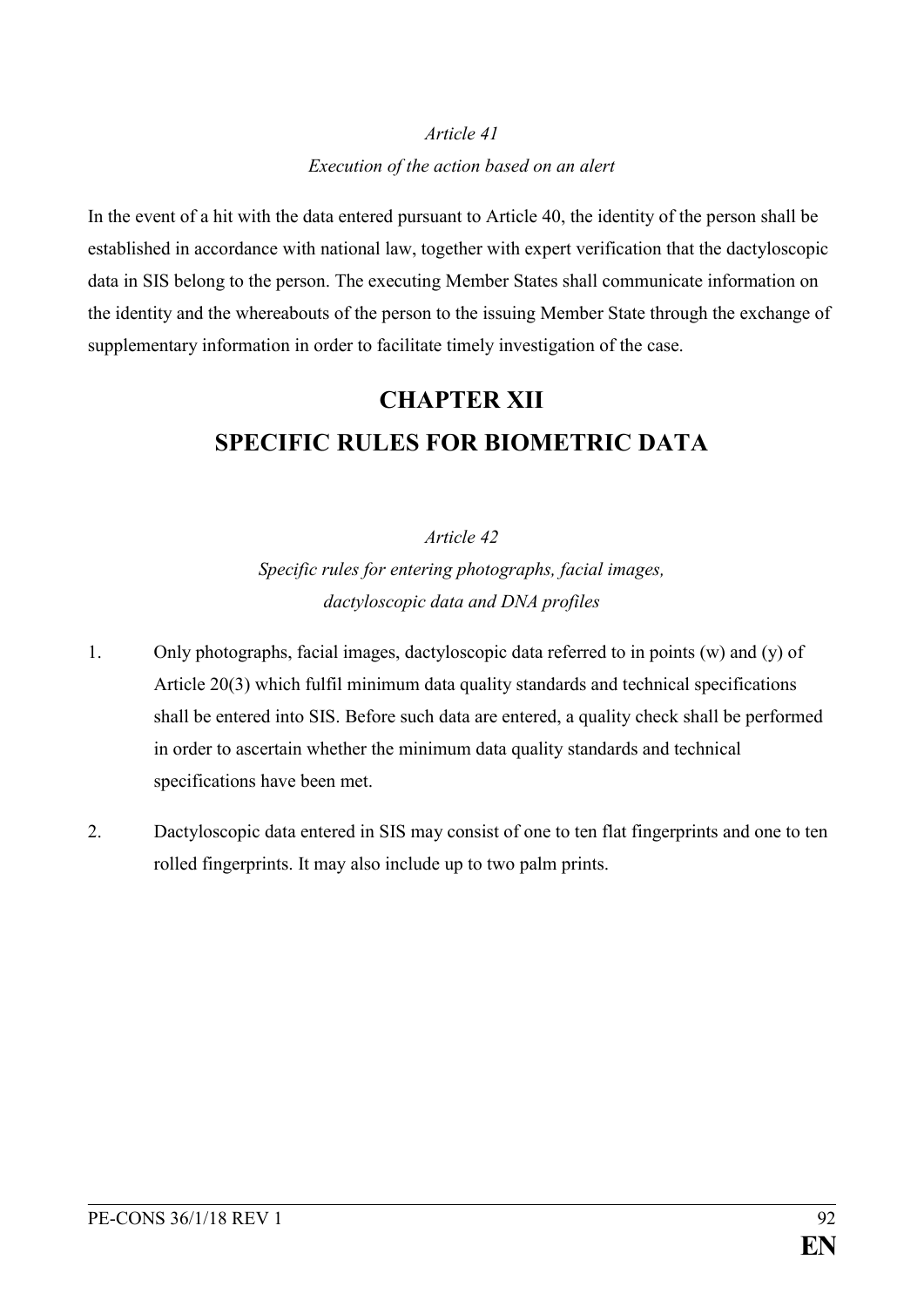*Article 41*

*Execution of the action based on an alert*

In the event of a hit with the data entered pursuant to Article 40, the identity of the person shall be established in accordance with national law, together with expert verification that the dactyloscopic data in SIS belong to the person. The executing Member States shall communicate information on the identity and the whereabouts of the person to the issuing Member State through the exchange of supplementary information in order to facilitate timely investigation of the case.

# CHAPTER XII
# SPECIFIC RULES FOR BIOMETRIC DATA

*Article 42*

*Specific rules for entering photographs, facial images, dactyloscopic data and DNA profiles*

1. Only photographs, facial images, dactyloscopic data referred to in points (w) and (y) of Article 20(3) which fulfil minimum data quality standards and technical specifications shall be entered into SIS. Before such data are entered, a quality check shall be performed in order to ascertain whether the minimum data quality standards and technical specifications have been met.

2. Dactyloscopic data entered in SIS may consist of one to ten flat fingerprints and one to ten rolled fingerprints. It may also include up to two palm prints.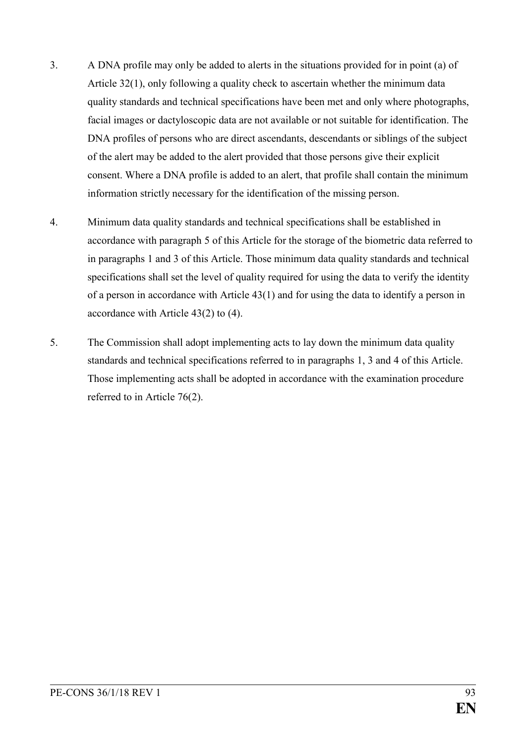3. A DNA profile may only be added to alerts in the situations provided for in point (a) of Article 32(1), only following a quality check to ascertain whether the minimum data quality standards and technical specifications have been met and only where photographs, facial images or dactyloscopic data are not available or not suitable for identification. The DNA profiles of persons who are direct ascendants, descendants or siblings of the subject of the alert may be added to the alert provided that those persons give their explicit consent. Where a DNA profile is added to an alert, that profile shall contain the minimum information strictly necessary for the identification of the missing person.

4. Minimum data quality standards and technical specifications shall be established in accordance with paragraph 5 of this Article for the storage of the biometric data referred to in paragraphs 1 and 3 of this Article. Those minimum data quality standards and technical specifications shall set the level of quality required for using the data to verify the identity of a person in accordance with Article 43(1) and for using the data to identify a person in accordance with Article 43(2) to (4).

5. The Commission shall adopt implementing acts to lay down the minimum data quality standards and technical specifications referred to in paragraphs 1, 3 and 4 of this Article. Those implementing acts shall be adopted in accordance with the examination procedure referred to in Article 76(2).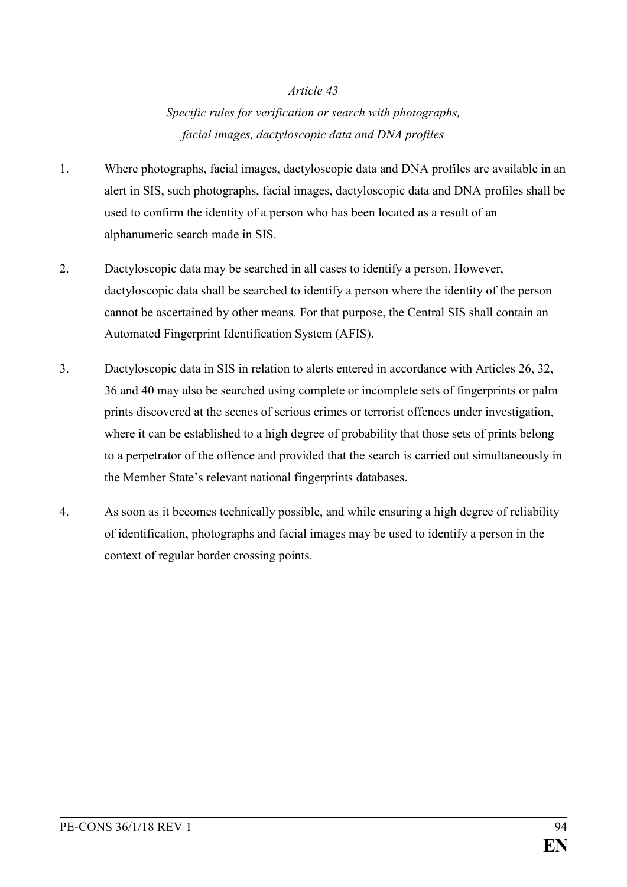*Article 43*

*Specific rules for verification or search with photographs, facial images, dactyloscopic data and DNA profiles*

1. Where photographs, facial images, dactyloscopic data and DNA profiles are available in an alert in SIS, such photographs, facial images, dactyloscopic data and DNA profiles shall be used to confirm the identity of a person who has been located as a result of an alphanumeric search made in SIS.

2. Dactyloscopic data may be searched in all cases to identify a person. However, dactyloscopic data shall be searched to identify a person where the identity of the person cannot be ascertained by other means. For that purpose, the Central SIS shall contain an Automated Fingerprint Identification System (AFIS).

3. Dactyloscopic data in SIS in relation to alerts entered in accordance with Articles 26, 32, 36 and 40 may also be searched using complete or incomplete sets of fingerprints or palm prints discovered at the scenes of serious crimes or terrorist offences under investigation, where it can be established to a high degree of probability that those sets of prints belong to a perpetrator of the offence and provided that the search is carried out simultaneously in the Member State's relevant national fingerprints databases.

4. As soon as it becomes technically possible, and while ensuring a high degree of reliability of identification, photographs and facial images may be used to identify a person in the context of regular border crossing points.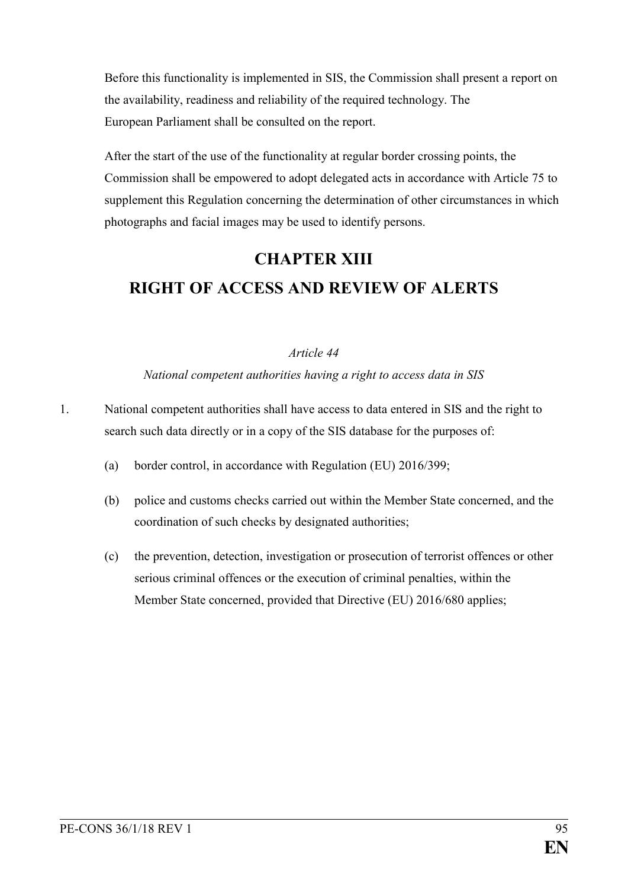Before this functionality is implemented in SIS, the Commission shall present a report on the availability, readiness and reliability of the required technology. The European Parliament shall be consulted on the report.

After the start of the use of the functionality at regular border crossing points, the Commission shall be empowered to adopt delegated acts in accordance with Article 75 to supplement this Regulation concerning the determination of other circumstances in which photographs and facial images may be used to identify persons.

## CHAPTER XIII
## RIGHT OF ACCESS AND REVIEW OF ALERTS

*Article 44*

*National competent authorities having a right to access data in SIS*

1. National competent authorities shall have access to data entered in SIS and the right to search such data directly or in a copy of the SIS database for the purposes of:

   (a) border control, in accordance with Regulation (EU) 2016/399;

   (b) police and customs checks carried out within the Member State concerned, and the coordination of such checks by designated authorities;

   (c) the prevention, detection, investigation or prosecution of terrorist offences or other serious criminal offences or the execution of criminal penalties, within the Member State concerned, provided that Directive (EU) 2016/680 applies;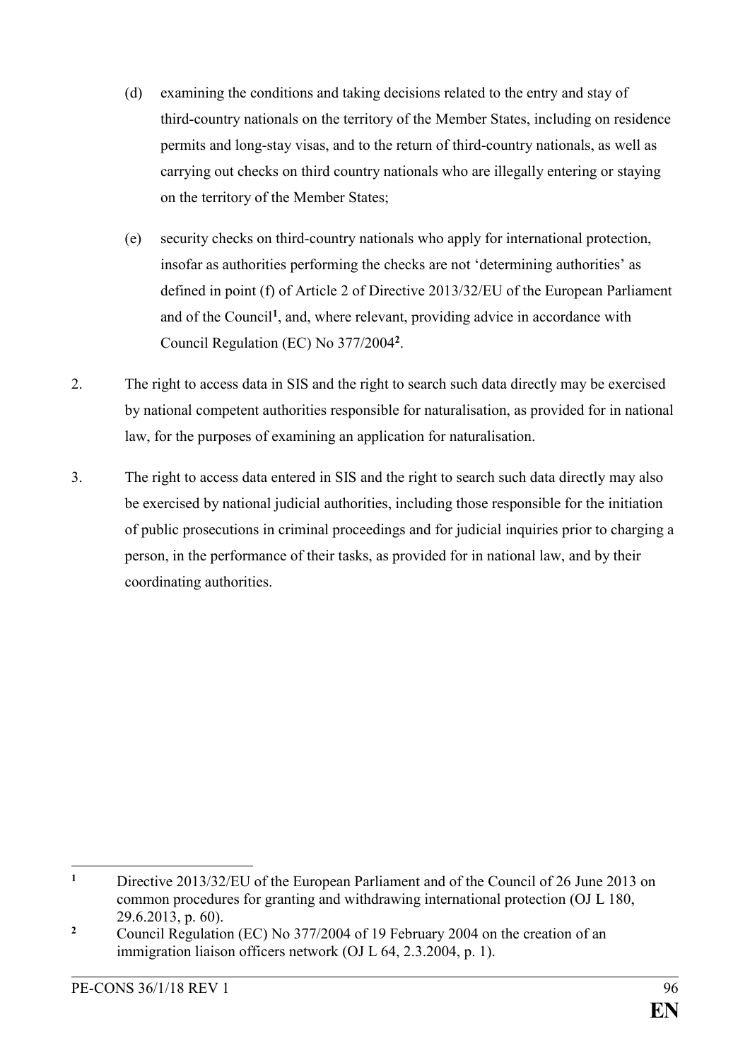(d) examining the conditions and taking decisions related to the entry and stay of third-country nationals on the territory of the Member States, including on residence permits and long-stay visas, and to the return of third-country nationals, as well as carrying out checks on third country nationals who are illegally entering or staying on the territory of the Member States;

(e) security checks on third-country nationals who apply for international protection, insofar as authorities performing the checks are not 'determining authorities' as defined in point (f) of Article 2 of Directive 2013/32/EU of the European Parliament and of the Council[1], and, where relevant, providing advice in accordance with Council Regulation (EC) No 377/2004[2].

2. The right to access data in SIS and the right to search such data directly may be exercised by national competent authorities responsible for naturalisation, as provided for in national law, for the purposes of examining an application for naturalisation.

3. The right to access data entered in SIS and the right to search such data directly may also be exercised by national judicial authorities, including those responsible for the initiation of public prosecutions in criminal proceedings and for judicial inquiries prior to charging a person, in the performance of their tasks, as provided for in national law, and by their coordinating authorities.

---

[1] Directive 2013/32/EU of the European Parliament and of the Council of 26 June 2013 on common procedures for granting and withdrawing international protection (OJ L 180, 29.6.2013, p. 60).

[2] Council Regulation (EC) No 377/2004 of 19 February 2004 on the creation of an immigration liaison officers network (OJ L 64, 2.3.2004, p. 1).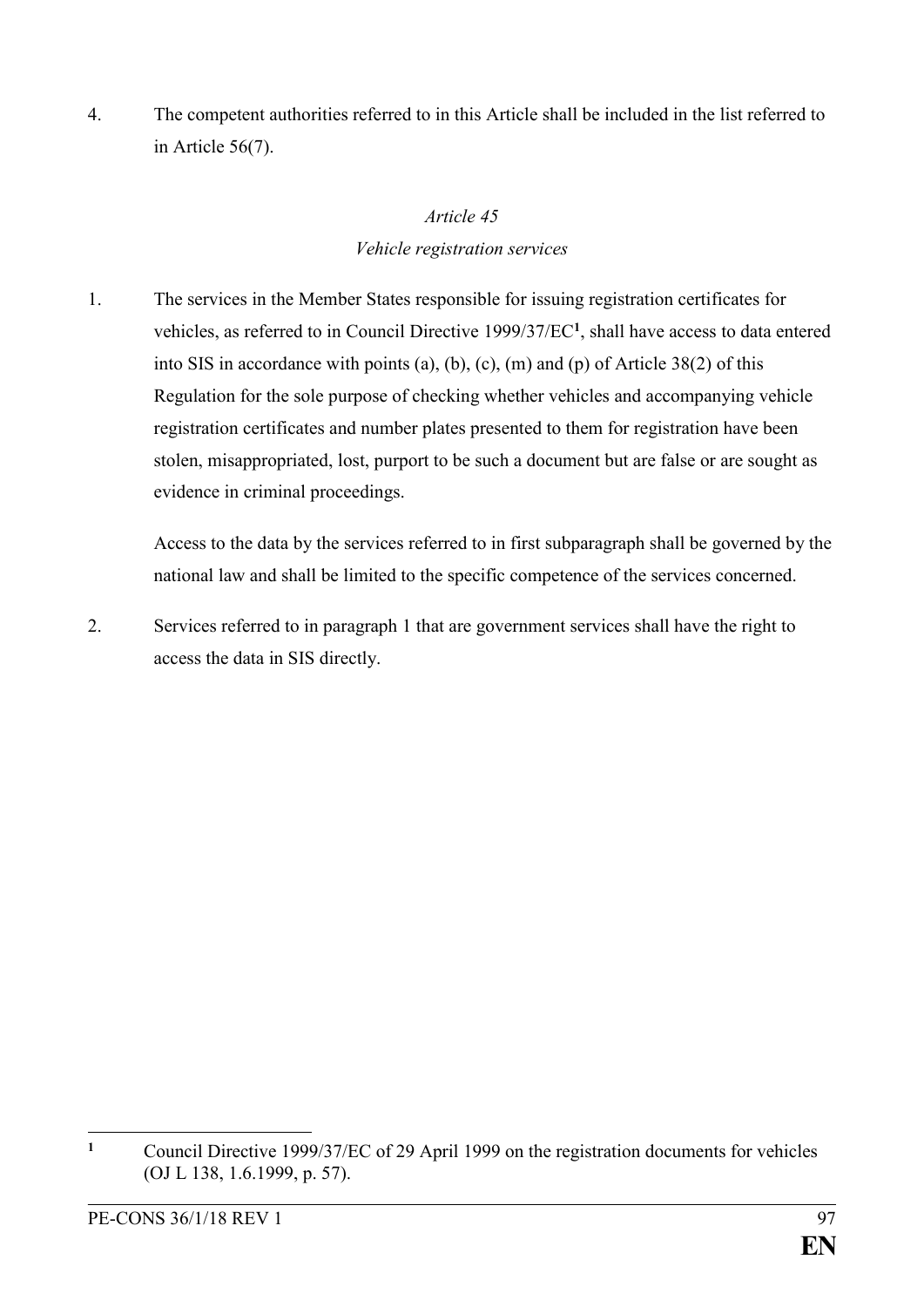4. The competent authorities referred to in this Article shall be included in the list referred to in Article 56(7).

*Article 45*

*Vehicle registration services*

1. The services in the Member States responsible for issuing registration certificates for vehicles, as referred to in Council Directive 1999/37/EC[1], shall have access to data entered into SIS in accordance with points (a), (b), (c), (m) and (p) of Article 38(2) of this Regulation for the sole purpose of checking whether vehicles and accompanying vehicle registration certificates and number plates presented to them for registration have been stolen, misappropriated, lost, purport to be such a document but are false or are sought as evidence in criminal proceedings.

   Access to the data by the services referred to in first subparagraph shall be governed by the national law and shall be limited to the specific competence of the services concerned.

2. Services referred to in paragraph 1 that are government services shall have the right to access the data in SIS directly.

---

[1] Council Directive 1999/37/EC of 29 April 1999 on the registration documents for vehicles (OJ L 138, 1.6.1999, p. 57).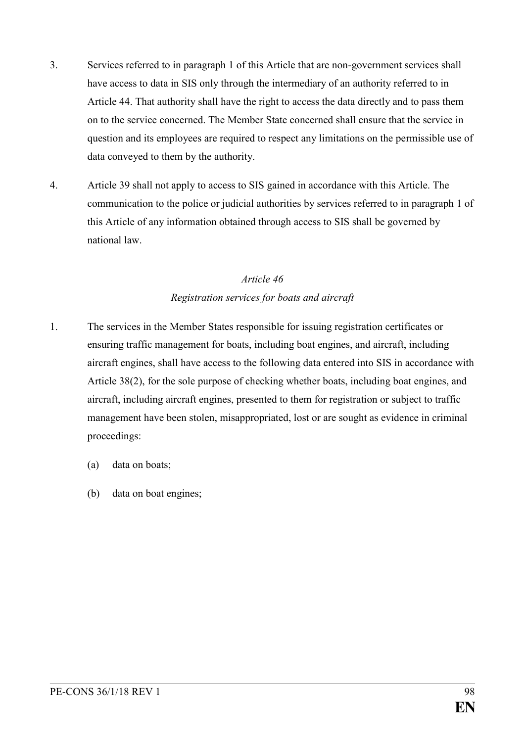3. Services referred to in paragraph 1 of this Article that are non-government services shall have access to data in SIS only through the intermediary of an authority referred to in Article 44. That authority shall have the right to access the data directly and to pass them on to the service concerned. The Member State concerned shall ensure that the service in question and its employees are required to respect any limitations on the permissible use of data conveyed to them by the authority.

4. Article 39 shall not apply to access to SIS gained in accordance with this Article. The communication to the police or judicial authorities by services referred to in paragraph 1 of this Article of any information obtained through access to SIS shall be governed by national law.

*Article 46*

*Registration services for boats and aircraft*

1. The services in the Member States responsible for issuing registration certificates or ensuring traffic management for boats, including boat engines, and aircraft, including aircraft engines, shall have access to the following data entered into SIS in accordance with Article 38(2), for the sole purpose of checking whether boats, including boat engines, and aircraft, including aircraft engines, presented to them for registration or subject to traffic management have been stolen, misappropriated, lost or are sought as evidence in criminal proceedings:

   (a) data on boats;

   (b) data on boat engines;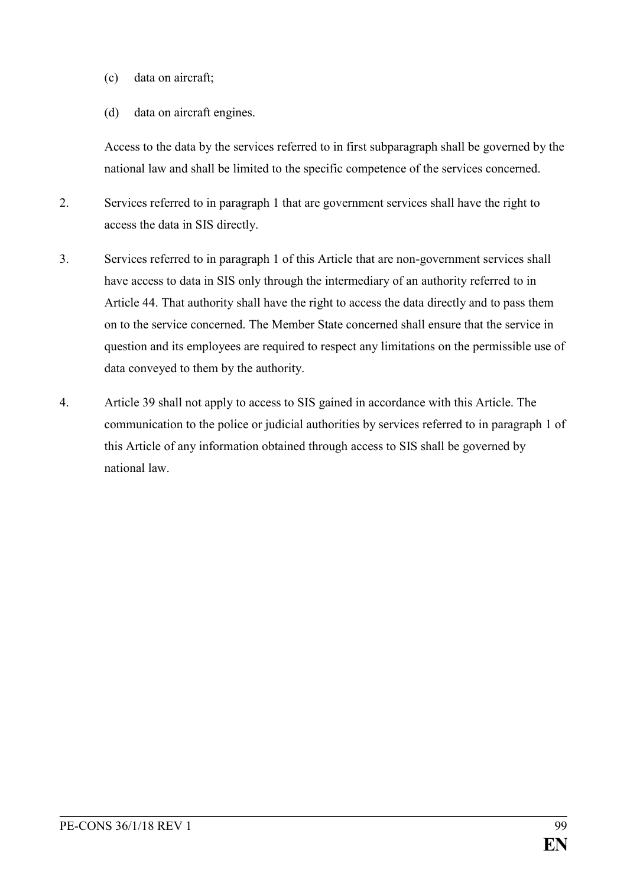(c) data on aircraft;

(d) data on aircraft engines.

Access to the data by the services referred to in first subparagraph shall be governed by the national law and shall be limited to the specific competence of the services concerned.

2. Services referred to in paragraph 1 that are government services shall have the right to access the data in SIS directly.

3. Services referred to in paragraph 1 of this Article that are non-government services shall have access to data in SIS only through the intermediary of an authority referred to in Article 44. That authority shall have the right to access the data directly and to pass them on to the service concerned. The Member State concerned shall ensure that the service in question and its employees are required to respect any limitations on the permissible use of data conveyed to them by the authority.

4. Article 39 shall not apply to access to SIS gained in accordance with this Article. The communication to the police or judicial authorities by services referred to in paragraph 1 of this Article of any information obtained through access to SIS shall be governed by national law.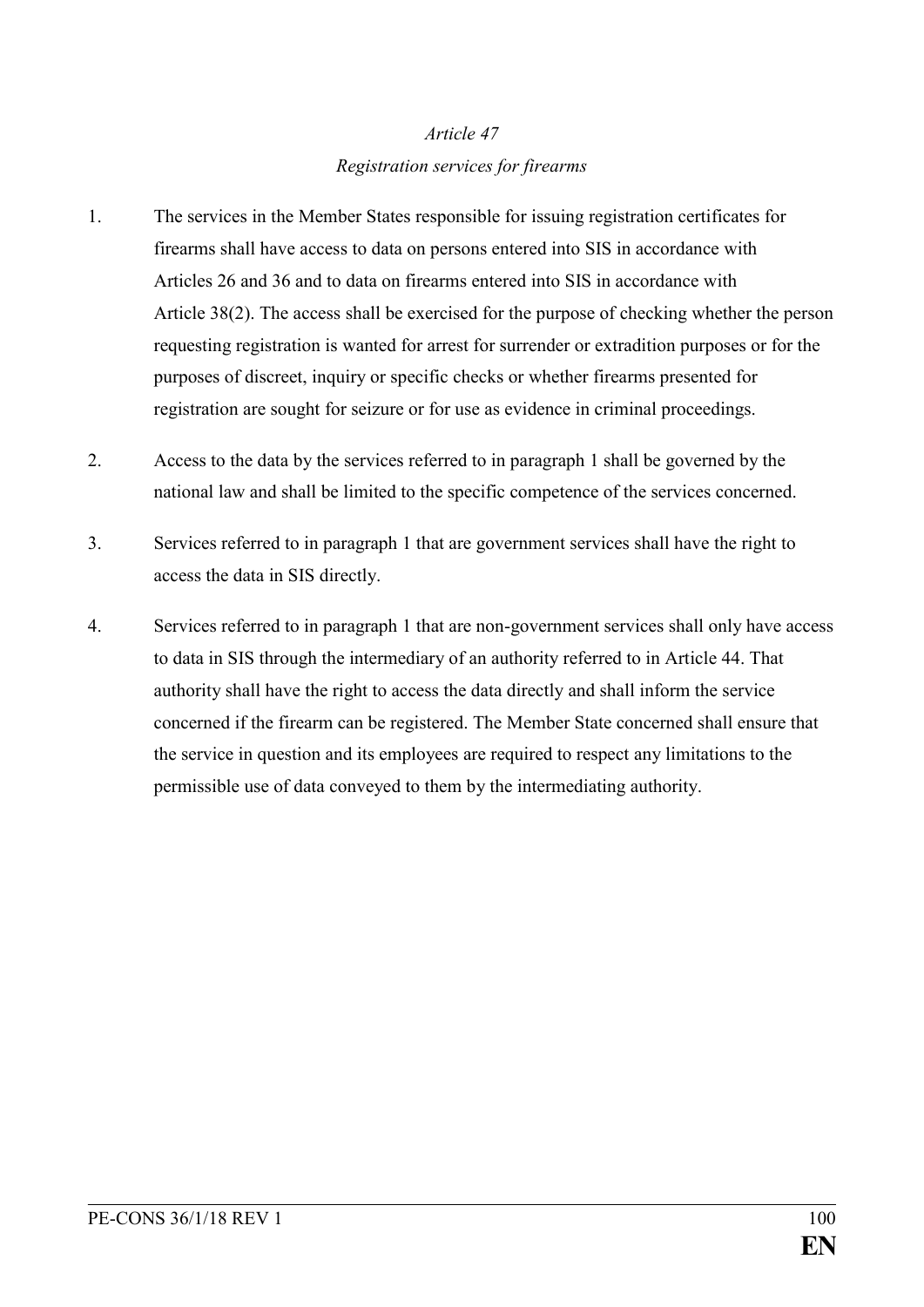*Article 47*

*Registration services for firearms*

1. The services in the Member States responsible for issuing registration certificates for firearms shall have access to data on persons entered into SIS in accordance with Articles 26 and 36 and to data on firearms entered into SIS in accordance with Article 38(2). The access shall be exercised for the purpose of checking whether the person requesting registration is wanted for arrest for surrender or extradition purposes or for the purposes of discreet, inquiry or specific checks or whether firearms presented for registration are sought for seizure or for use as evidence in criminal proceedings.

2. Access to the data by the services referred to in paragraph 1 shall be governed by the national law and shall be limited to the specific competence of the services concerned.

3. Services referred to in paragraph 1 that are government services shall have the right to access the data in SIS directly.

4. Services referred to in paragraph 1 that are non-government services shall only have access to data in SIS through the intermediary of an authority referred to in Article 44. That authority shall have the right to access the data directly and shall inform the service concerned if the firearm can be registered. The Member State concerned shall ensure that the service in question and its employees are required to respect any limitations to the permissible use of data conveyed to them by the intermediating authority.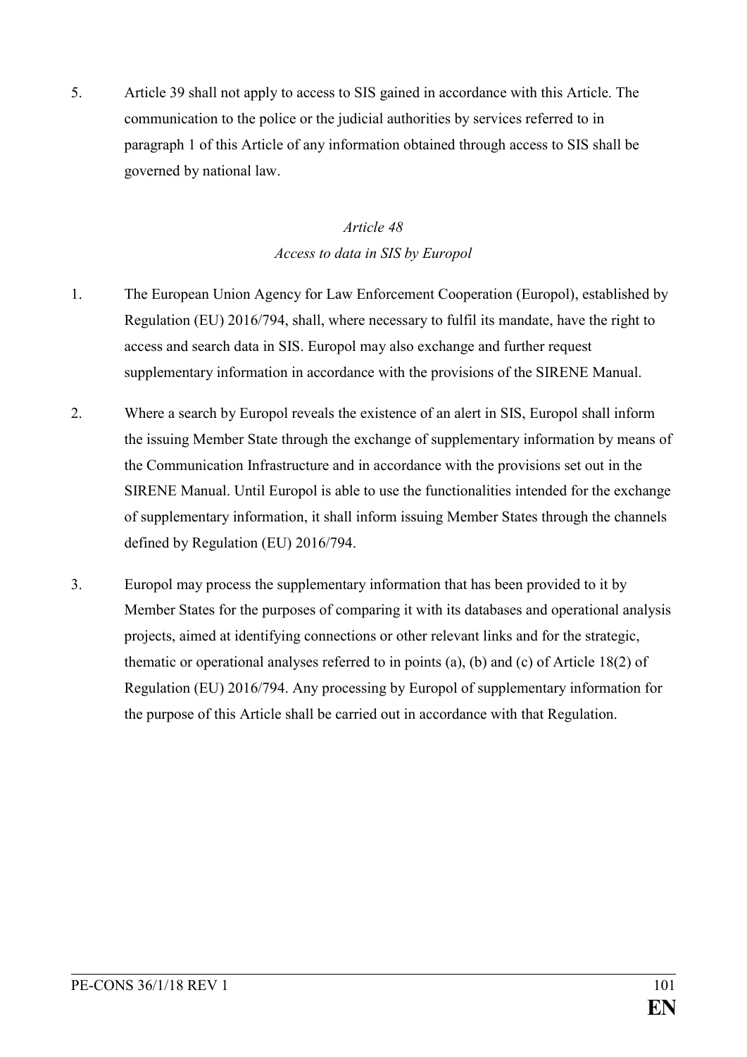5. Article 39 shall not apply to access to SIS gained in accordance with this Article. The communication to the police or the judicial authorities by services referred to in paragraph 1 of this Article of any information obtained through access to SIS shall be governed by national law.

*Article 48*

*Access to data in SIS by Europol*

1. The European Union Agency for Law Enforcement Cooperation (Europol), established by Regulation (EU) 2016/794, shall, where necessary to fulfil its mandate, have the right to access and search data in SIS. Europol may also exchange and further request supplementary information in accordance with the provisions of the SIRENE Manual.

2. Where a search by Europol reveals the existence of an alert in SIS, Europol shall inform the issuing Member State through the exchange of supplementary information by means of the Communication Infrastructure and in accordance with the provisions set out in the SIRENE Manual. Until Europol is able to use the functionalities intended for the exchange of supplementary information, it shall inform issuing Member States through the channels defined by Regulation (EU) 2016/794.

3. Europol may process the supplementary information that has been provided to it by Member States for the purposes of comparing it with its databases and operational analysis projects, aimed at identifying connections or other relevant links and for the strategic, thematic or operational analyses referred to in points (a), (b) and (c) of Article 18(2) of Regulation (EU) 2016/794. Any processing by Europol of supplementary information for the purpose of this Article shall be carried out in accordance with that Regulation.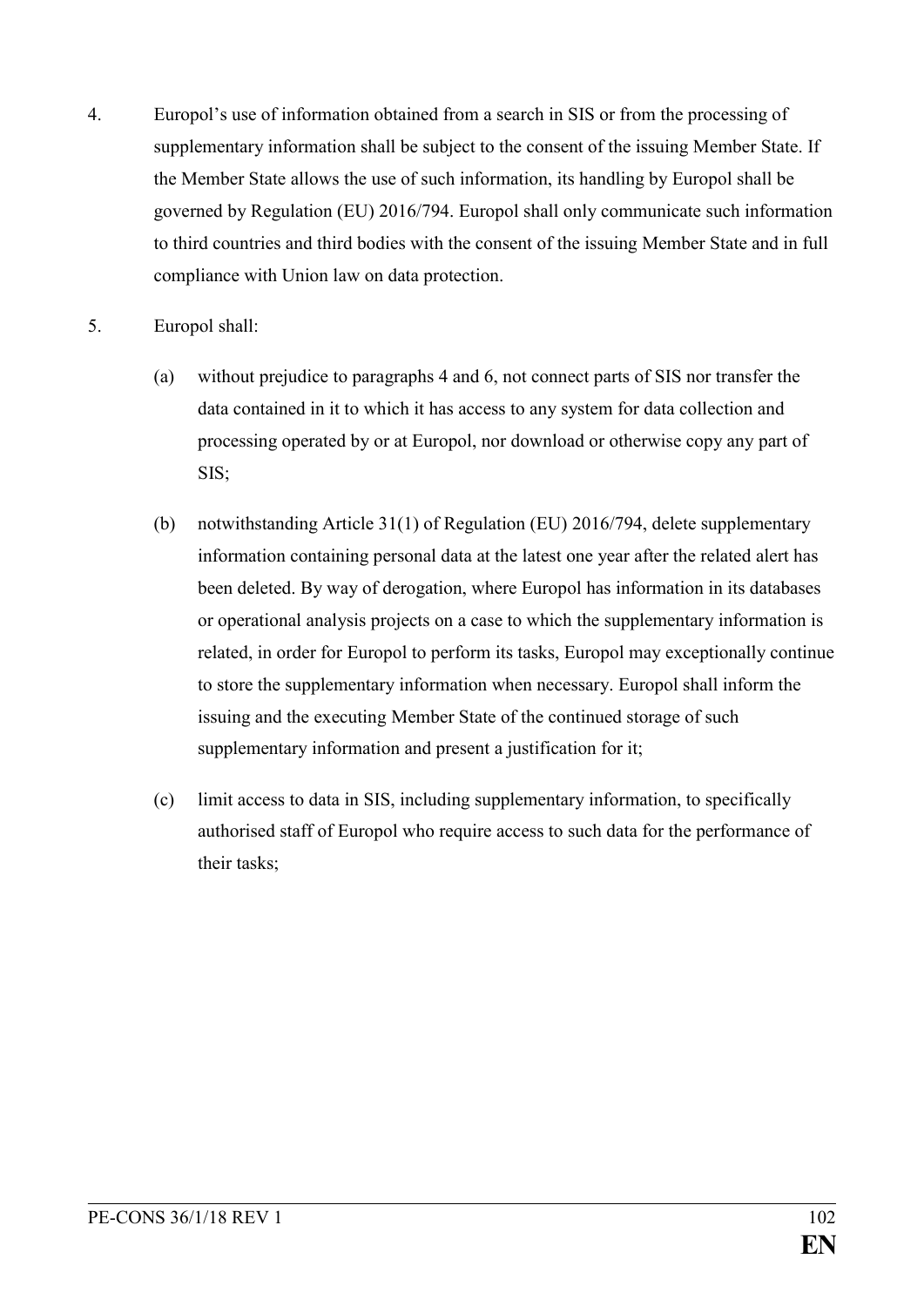4. Europol's use of information obtained from a search in SIS or from the processing of supplementary information shall be subject to the consent of the issuing Member State. If the Member State allows the use of such information, its handling by Europol shall be governed by Regulation (EU) 2016/794. Europol shall only communicate such information to third countries and third bodies with the consent of the issuing Member State and in full compliance with Union law on data protection.

5. Europol shall:

   (a) without prejudice to paragraphs 4 and 6, not connect parts of SIS nor transfer the data contained in it to which it has access to any system for data collection and processing operated by or at Europol, nor download or otherwise copy any part of SIS;

   (b) notwithstanding Article 31(1) of Regulation (EU) 2016/794, delete supplementary information containing personal data at the latest one year after the related alert has been deleted. By way of derogation, where Europol has information in its databases or operational analysis projects on a case to which the supplementary information is related, in order for Europol to perform its tasks, Europol may exceptionally continue to store the supplementary information when necessary. Europol shall inform the issuing and the executing Member State of the continued storage of such supplementary information and present a justification for it;

   (c) limit access to data in SIS, including supplementary information, to specifically authorised staff of Europol who require access to such data for the performance of their tasks;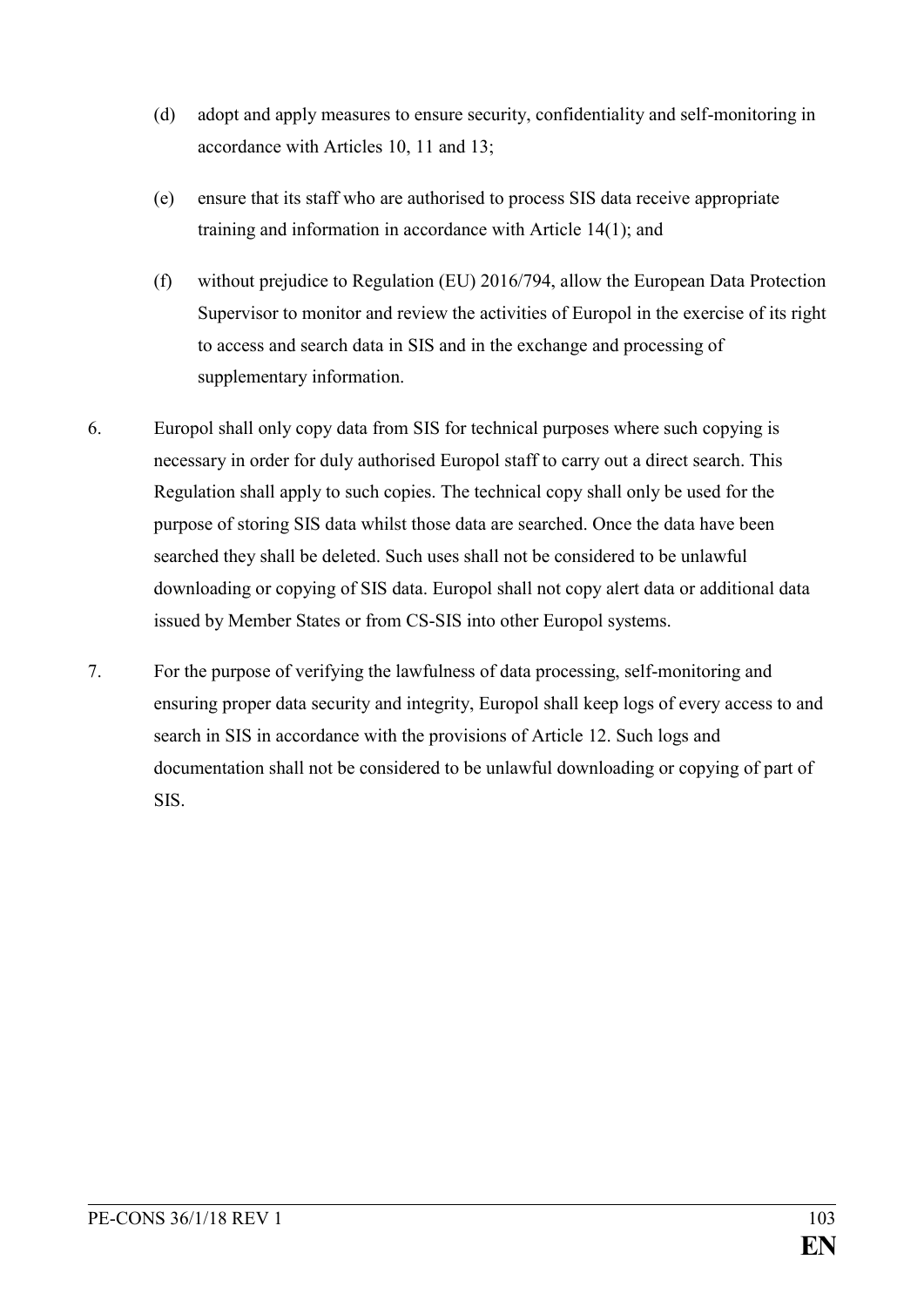(d) adopt and apply measures to ensure security, confidentiality and self-monitoring in accordance with Articles 10, 11 and 13;

(e) ensure that its staff who are authorised to process SIS data receive appropriate training and information in accordance with Article 14(1); and

(f) without prejudice to Regulation (EU) 2016/794, allow the European Data Protection Supervisor to monitor and review the activities of Europol in the exercise of its right to access and search data in SIS and in the exchange and processing of supplementary information.

6. Europol shall only copy data from SIS for technical purposes where such copying is necessary in order for duly authorised Europol staff to carry out a direct search. This Regulation shall apply to such copies. The technical copy shall only be used for the purpose of storing SIS data whilst those data are searched. Once the data have been searched they shall be deleted. Such uses shall not be considered to be unlawful downloading or copying of SIS data. Europol shall not copy alert data or additional data issued by Member States or from CS-SIS into other Europol systems.

7. For the purpose of verifying the lawfulness of data processing, self-monitoring and ensuring proper data security and integrity, Europol shall keep logs of every access to and search in SIS in accordance with the provisions of Article 12. Such logs and documentation shall not be considered to be unlawful downloading or copying of part of SIS.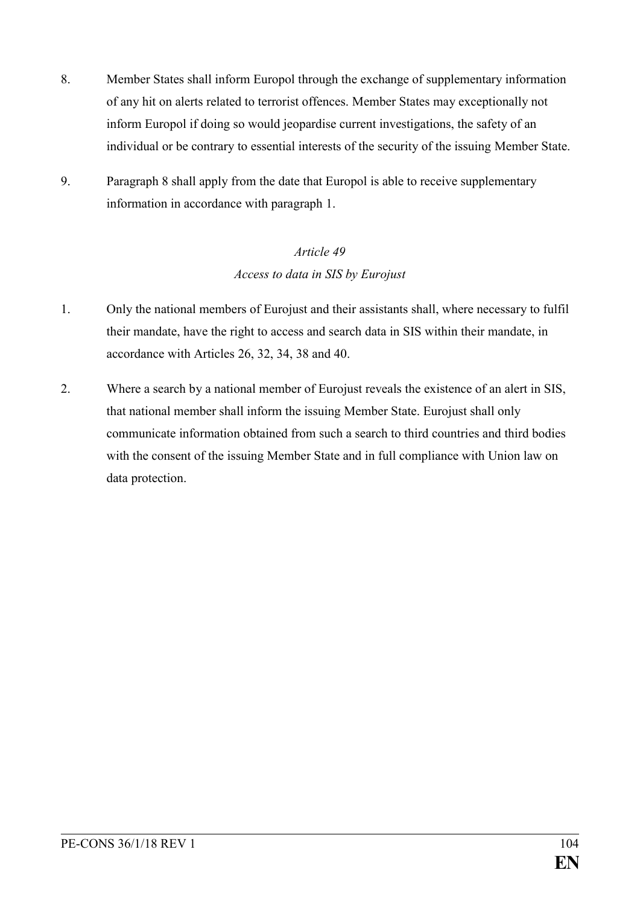8. Member States shall inform Europol through the exchange of supplementary information of any hit on alerts related to terrorist offences. Member States may exceptionally not inform Europol if doing so would jeopardise current investigations, the safety of an individual or be contrary to essential interests of the security of the issuing Member State.

9. Paragraph 8 shall apply from the date that Europol is able to receive supplementary information in accordance with paragraph 1.

*Article 49*

*Access to data in SIS by Eurojust*

1. Only the national members of Eurojust and their assistants shall, where necessary to fulfil their mandate, have the right to access and search data in SIS within their mandate, in accordance with Articles 26, 32, 34, 38 and 40.

2. Where a search by a national member of Eurojust reveals the existence of an alert in SIS, that national member shall inform the issuing Member State. Eurojust shall only communicate information obtained from such a search to third countries and third bodies with the consent of the issuing Member State and in full compliance with Union law on data protection.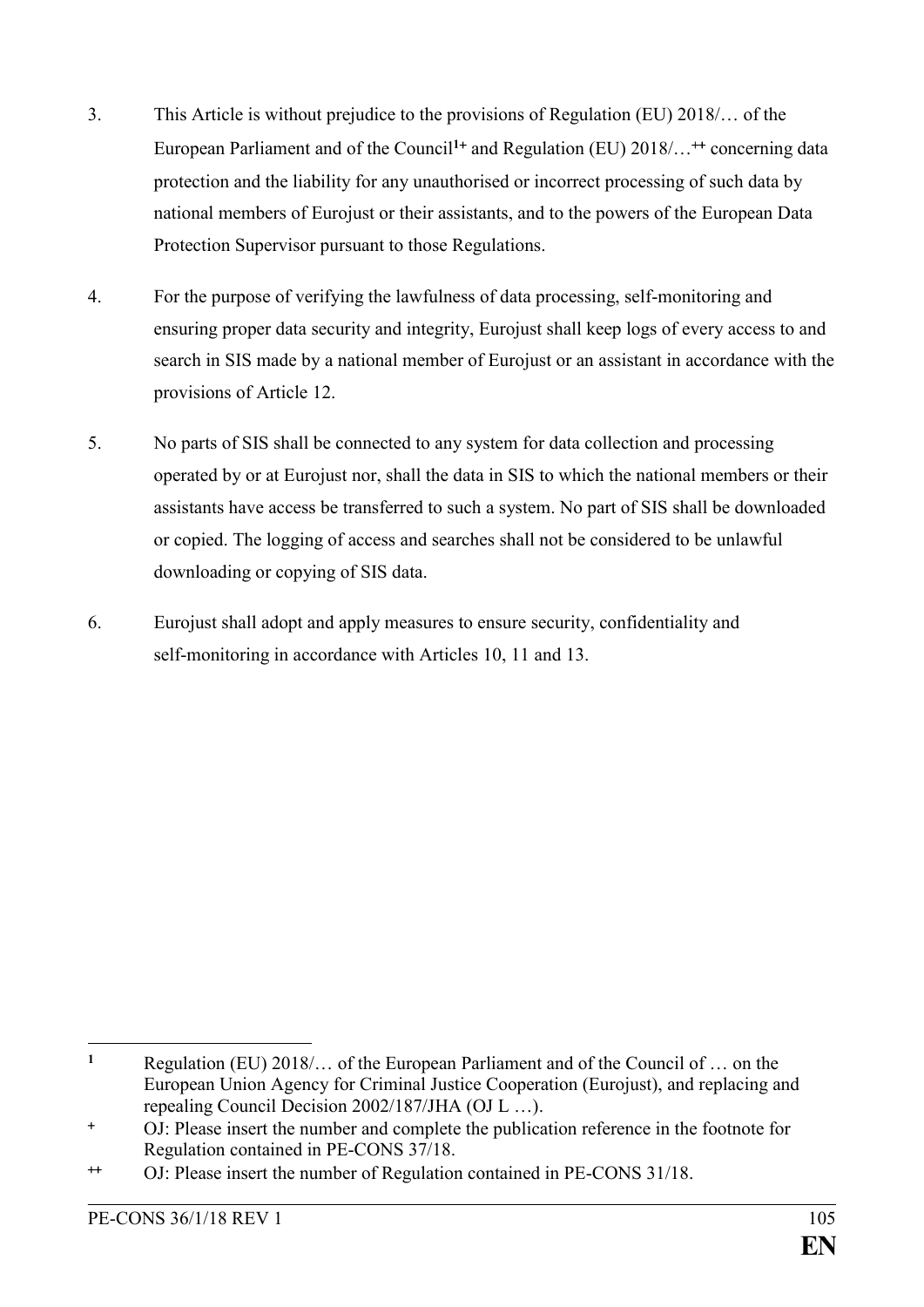3. This Article is without prejudice to the provisions of Regulation (EU) 2018/… of the European Parliament and of the Council[1+] and Regulation (EU) 2018/…[++] concerning data protection and the liability for any unauthorised or incorrect processing of such data by national members of Eurojust or their assistants, and to the powers of the European Data Protection Supervisor pursuant to those Regulations.

4. For the purpose of verifying the lawfulness of data processing, self-monitoring and ensuring proper data security and integrity, Eurojust shall keep logs of every access to and search in SIS made by a national member of Eurojust or an assistant in accordance with the provisions of Article 12.

5. No parts of SIS shall be connected to any system for data collection and processing operated by or at Eurojust nor, shall the data in SIS to which the national members or their assistants have access be transferred to such a system. No part of SIS shall be downloaded or copied. The logging of access and searches shall not be considered to be unlawful downloading or copying of SIS data.

6. Eurojust shall adopt and apply measures to ensure security, confidentiality and self-monitoring in accordance with Articles 10, 11 and 13.

---

[1] Regulation (EU) 2018/… of the European Parliament and of the Council of … on the European Union Agency for Criminal Justice Cooperation (Eurojust), and replacing and repealing Council Decision 2002/187/JHA (OJ L …).

[+] OJ: Please insert the number and complete the publication reference in the footnote for Regulation contained in PE-CONS 37/18.

[++] OJ: Please insert the number of Regulation contained in PE-CONS 31/18.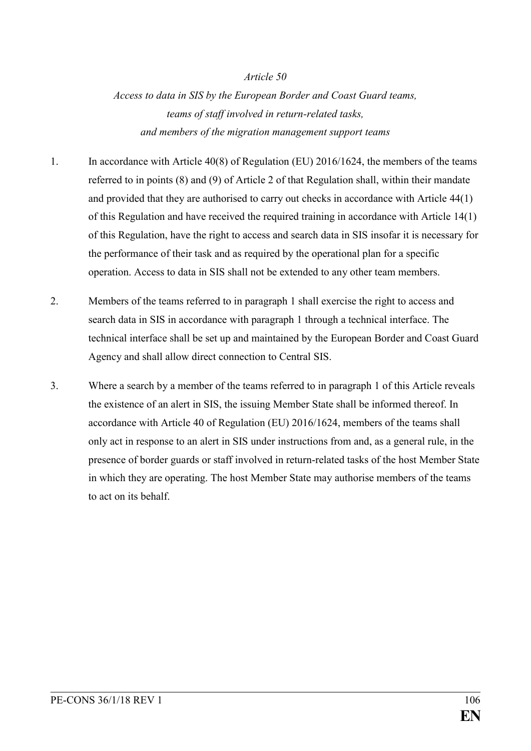*Article 50*

*Access to data in SIS by the European Border and Coast Guard teams, teams of staff involved in return-related tasks, and members of the migration management support teams*

1. In accordance with Article 40(8) of Regulation (EU) 2016/1624, the members of the teams referred to in points (8) and (9) of Article 2 of that Regulation shall, within their mandate and provided that they are authorised to carry out checks in accordance with Article 44(1) of this Regulation and have received the required training in accordance with Article 14(1) of this Regulation, have the right to access and search data in SIS insofar it is necessary for the performance of their task and as required by the operational plan for a specific operation. Access to data in SIS shall not be extended to any other team members.

2. Members of the teams referred to in paragraph 1 shall exercise the right to access and search data in SIS in accordance with paragraph 1 through a technical interface. The technical interface shall be set up and maintained by the European Border and Coast Guard Agency and shall allow direct connection to Central SIS.

3. Where a search by a member of the teams referred to in paragraph 1 of this Article reveals the existence of an alert in SIS, the issuing Member State shall be informed thereof. In accordance with Article 40 of Regulation (EU) 2016/1624, members of the teams shall only act in response to an alert in SIS under instructions from and, as a general rule, in the presence of border guards or staff involved in return-related tasks of the host Member State in which they are operating. The host Member State may authorise members of the teams to act on its behalf.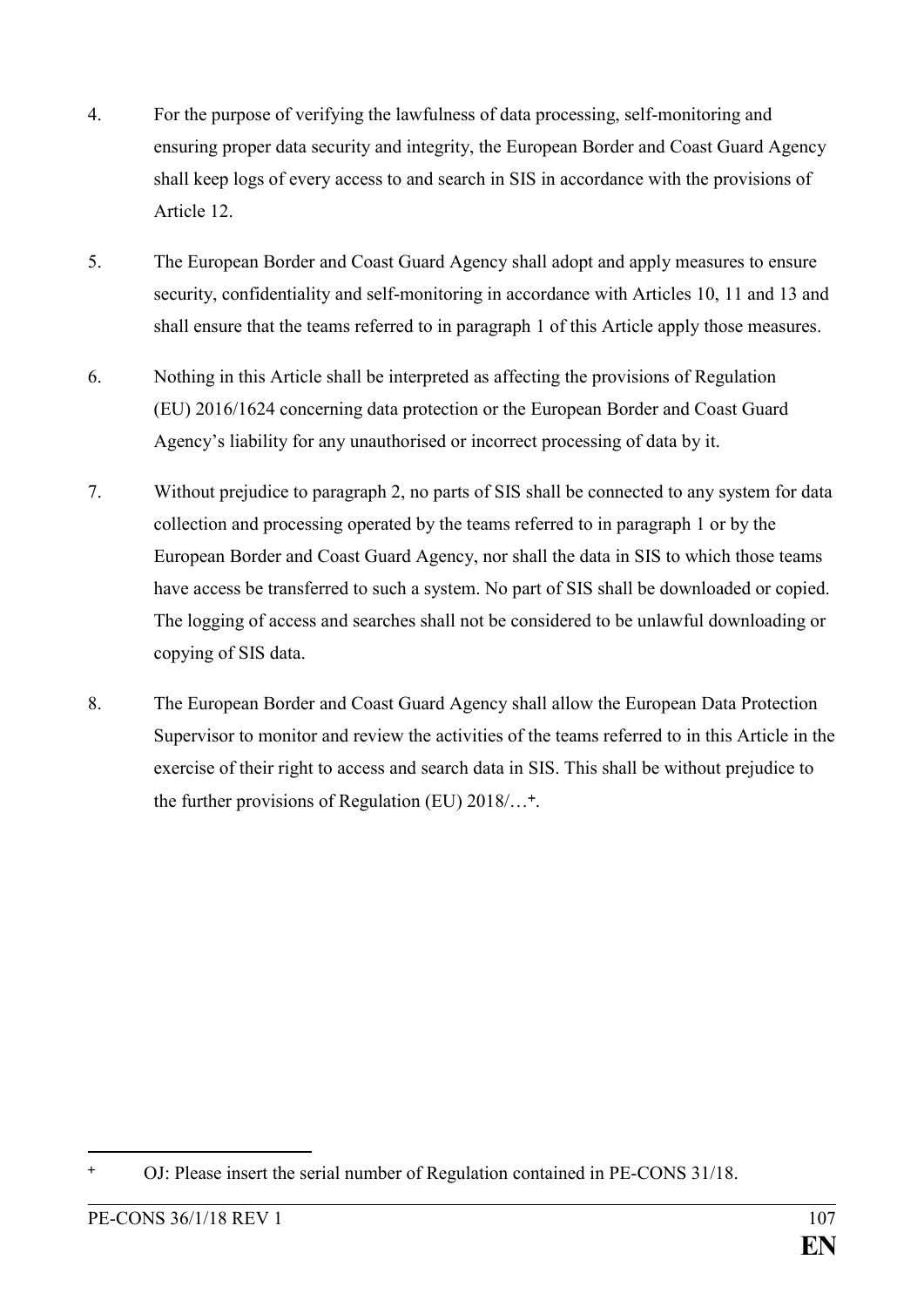4. For the purpose of verifying the lawfulness of data processing, self-monitoring and ensuring proper data security and integrity, the European Border and Coast Guard Agency shall keep logs of every access to and search in SIS in accordance with the provisions of Article 12.

5. The European Border and Coast Guard Agency shall adopt and apply measures to ensure security, confidentiality and self-monitoring in accordance with Articles 10, 11 and 13 and shall ensure that the teams referred to in paragraph 1 of this Article apply those measures.

6. Nothing in this Article shall be interpreted as affecting the provisions of Regulation (EU) 2016/1624 concerning data protection or the European Border and Coast Guard Agency's liability for any unauthorised or incorrect processing of data by it.

7. Without prejudice to paragraph 2, no parts of SIS shall be connected to any system for data collection and processing operated by the teams referred to in paragraph 1 or by the European Border and Coast Guard Agency, nor shall the data in SIS to which those teams have access be transferred to such a system. No part of SIS shall be downloaded or copied. The logging of access and searches shall not be considered to be unlawful downloading or copying of SIS data.

8. The European Border and Coast Guard Agency shall allow the European Data Protection Supervisor to monitor and review the activities of the teams referred to in this Article in the exercise of their right to access and search data in SIS. This shall be without prejudice to the further provisions of Regulation (EU) 2018/…[+].

---

[+] OJ: Please insert the serial number of Regulation contained in PE-CONS 31/18.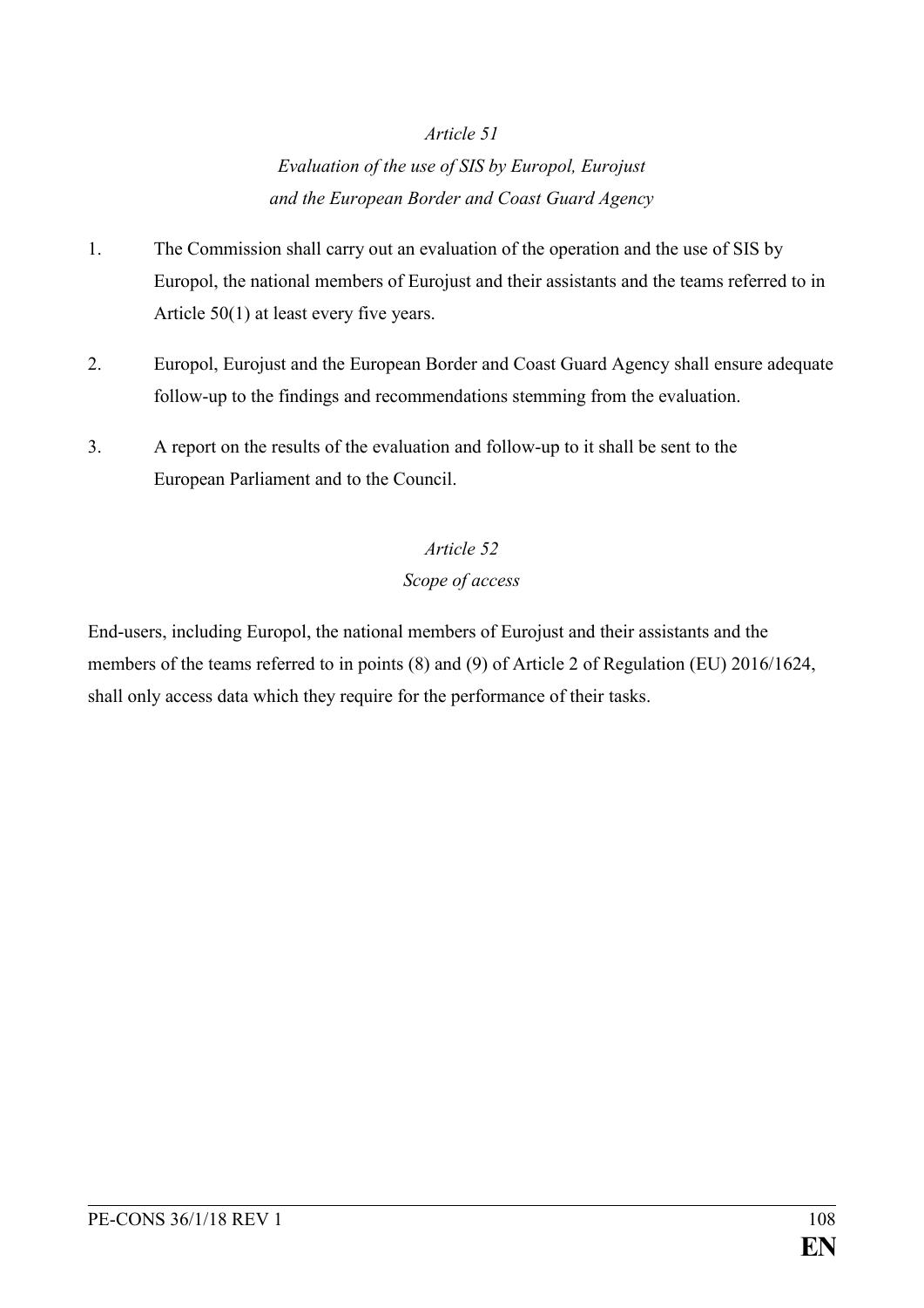*Article 51*

*Evaluation of the use of SIS by Europol, Eurojust and the European Border and Coast Guard Agency*

1. The Commission shall carry out an evaluation of the operation and the use of SIS by Europol, the national members of Eurojust and their assistants and the teams referred to in Article 50(1) at least every five years.

2. Europol, Eurojust and the European Border and Coast Guard Agency shall ensure adequate follow-up to the findings and recommendations stemming from the evaluation.

3. A report on the results of the evaluation and follow-up to it shall be sent to the European Parliament and to the Council.

*Article 52*

*Scope of access*

End-users, including Europol, the national members of Eurojust and their assistants and the members of the teams referred to in points (8) and (9) of Article 2 of Regulation (EU) 2016/1624, shall only access data which they require for the performance of their tasks.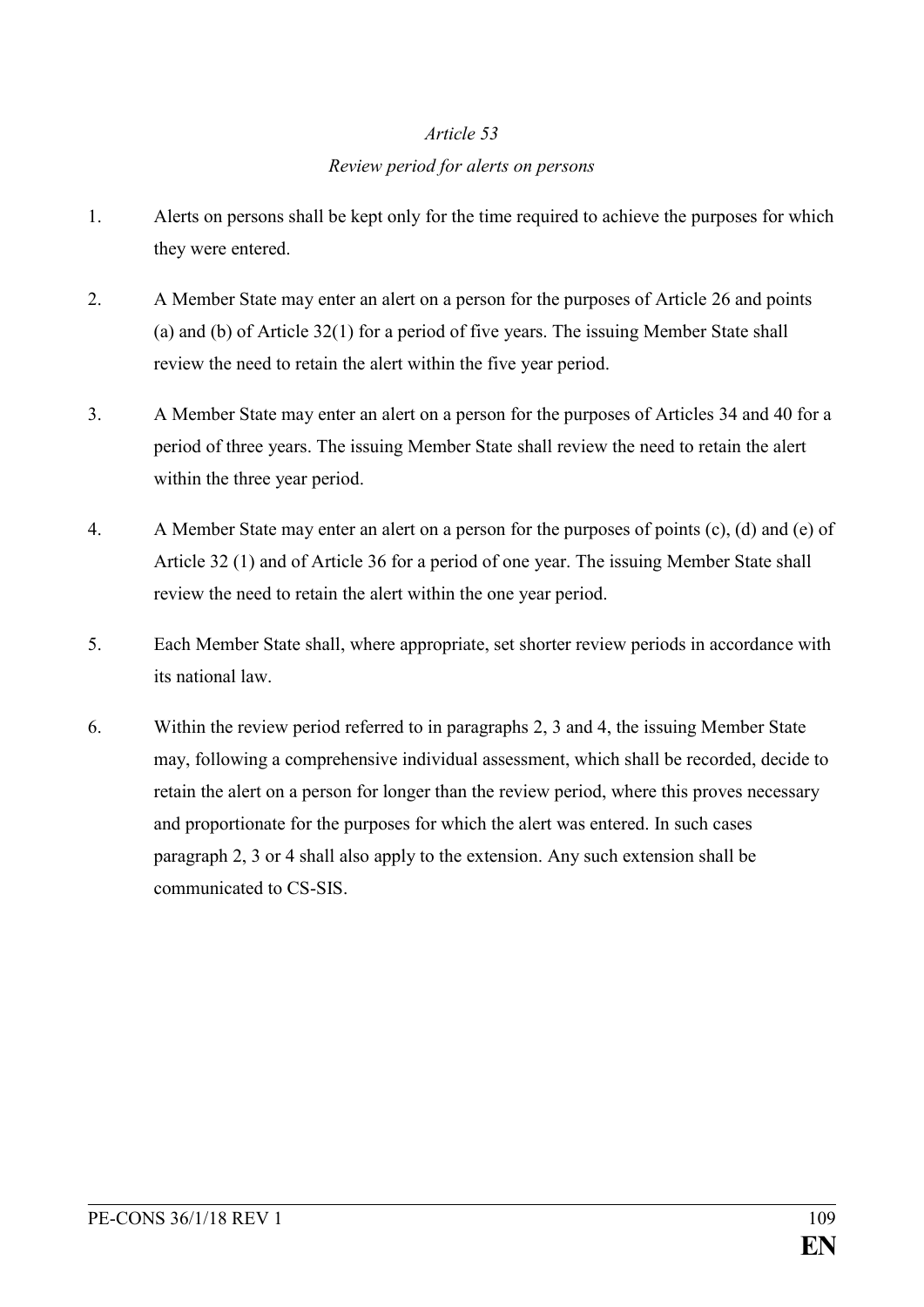*Article 53*

*Review period for alerts on persons*

1. Alerts on persons shall be kept only for the time required to achieve the purposes for which they were entered.

2. A Member State may enter an alert on a person for the purposes of Article 26 and points (a) and (b) of Article 32(1) for a period of five years. The issuing Member State shall review the need to retain the alert within the five year period.

3. A Member State may enter an alert on a person for the purposes of Articles 34 and 40 for a period of three years. The issuing Member State shall review the need to retain the alert within the three year period.

4. A Member State may enter an alert on a person for the purposes of points (c), (d) and (e) of Article 32 (1) and of Article 36 for a period of one year. The issuing Member State shall review the need to retain the alert within the one year period.

5. Each Member State shall, where appropriate, set shorter review periods in accordance with its national law.

6. Within the review period referred to in paragraphs 2, 3 and 4, the issuing Member State may, following a comprehensive individual assessment, which shall be recorded, decide to retain the alert on a person for longer than the review period, where this proves necessary and proportionate for the purposes for which the alert was entered. In such cases paragraph 2, 3 or 4 shall also apply to the extension. Any such extension shall be communicated to CS-SIS.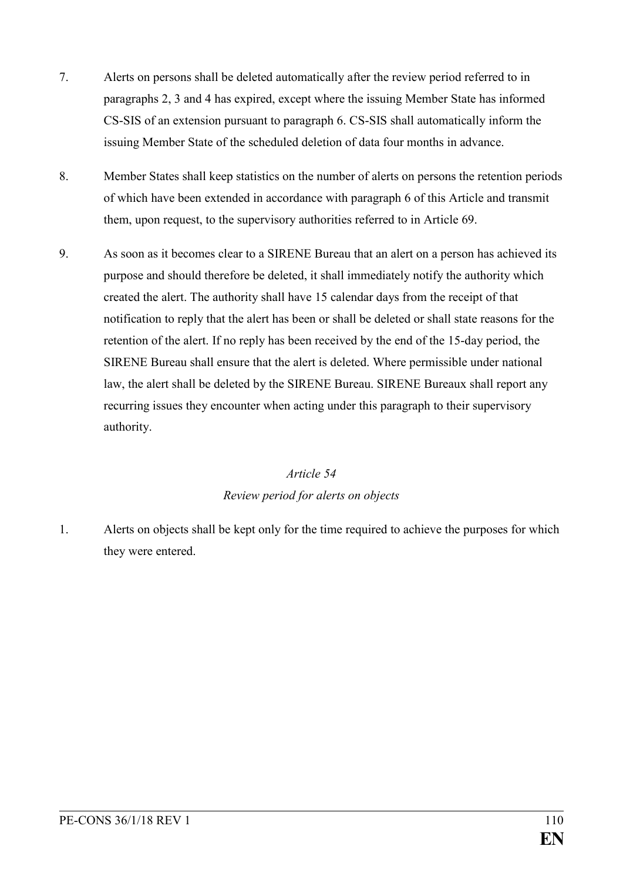7. Alerts on persons shall be deleted automatically after the review period referred to in paragraphs 2, 3 and 4 has expired, except where the issuing Member State has informed CS-SIS of an extension pursuant to paragraph 6. CS-SIS shall automatically inform the issuing Member State of the scheduled deletion of data four months in advance.

8. Member States shall keep statistics on the number of alerts on persons the retention periods of which have been extended in accordance with paragraph 6 of this Article and transmit them, upon request, to the supervisory authorities referred to in Article 69.

9. As soon as it becomes clear to a SIRENE Bureau that an alert on a person has achieved its purpose and should therefore be deleted, it shall immediately notify the authority which created the alert. The authority shall have 15 calendar days from the receipt of that notification to reply that the alert has been or shall be deleted or shall state reasons for the retention of the alert. If no reply has been received by the end of the 15-day period, the SIRENE Bureau shall ensure that the alert is deleted. Where permissible under national law, the alert shall be deleted by the SIRENE Bureau. SIRENE Bureaux shall report any recurring issues they encounter when acting under this paragraph to their supervisory authority.

*Article 54*

*Review period for alerts on objects*

1. Alerts on objects shall be kept only for the time required to achieve the purposes for which they were entered.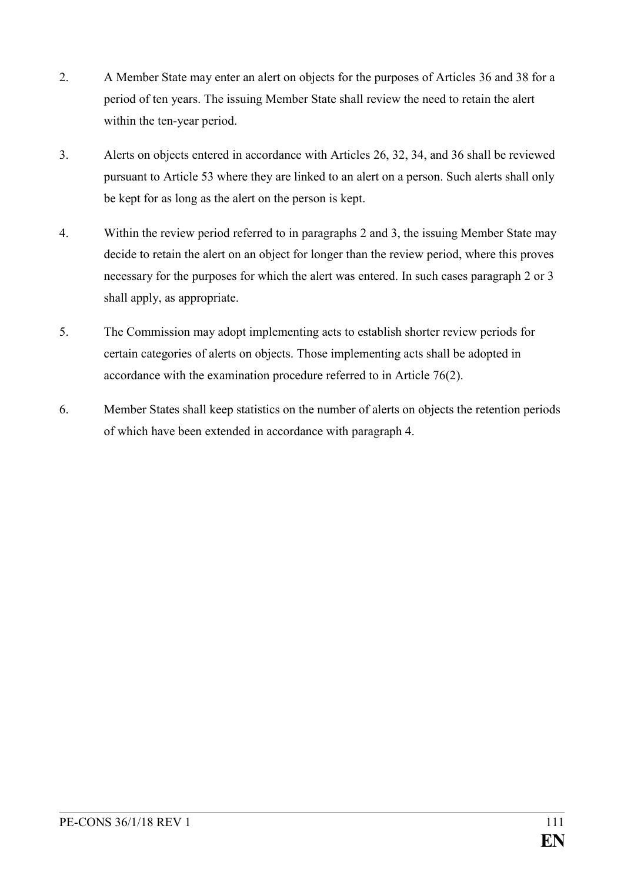2. A Member State may enter an alert on objects for the purposes of Articles 36 and 38 for a period of ten years. The issuing Member State shall review the need to retain the alert within the ten-year period.

3. Alerts on objects entered in accordance with Articles 26, 32, 34, and 36 shall be reviewed pursuant to Article 53 where they are linked to an alert on a person. Such alerts shall only be kept for as long as the alert on the person is kept.

4. Within the review period referred to in paragraphs 2 and 3, the issuing Member State may decide to retain the alert on an object for longer than the review period, where this proves necessary for the purposes for which the alert was entered. In such cases paragraph 2 or 3 shall apply, as appropriate.

5. The Commission may adopt implementing acts to establish shorter review periods for certain categories of alerts on objects. Those implementing acts shall be adopted in accordance with the examination procedure referred to in Article 76(2).

6. Member States shall keep statistics on the number of alerts on objects the retention periods of which have been extended in accordance with paragraph 4.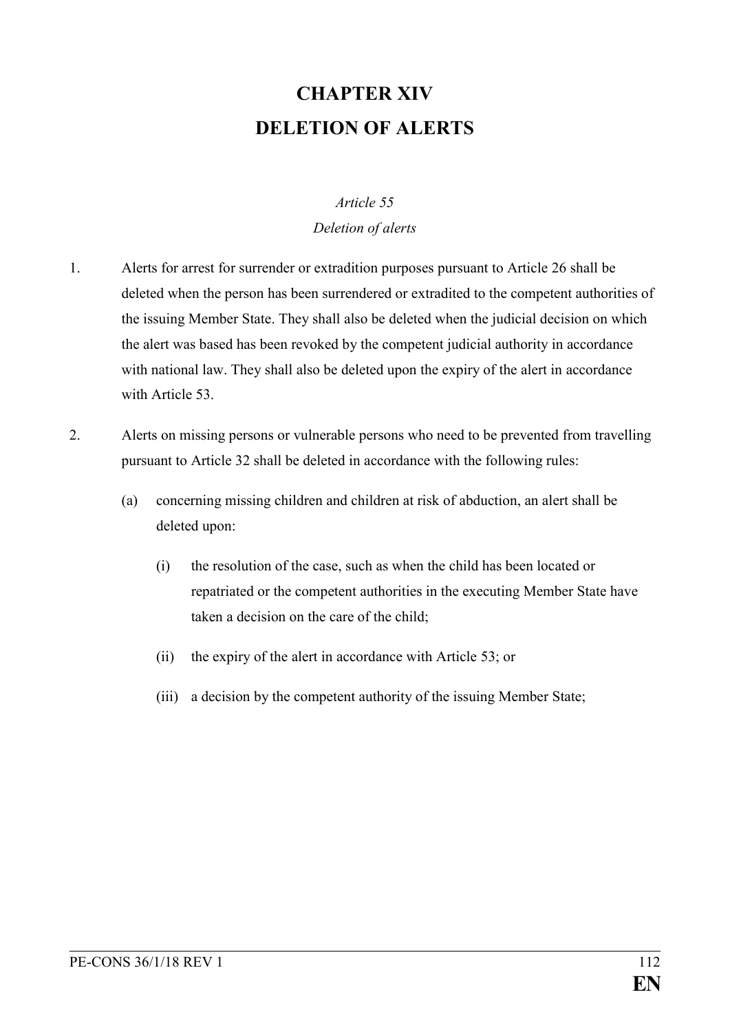# CHAPTER XIV
# DELETION OF ALERTS

*Article 55*

*Deletion of alerts*

1. Alerts for arrest for surrender or extradition purposes pursuant to Article 26 shall be deleted when the person has been surrendered or extradited to the competent authorities of the issuing Member State. They shall also be deleted when the judicial decision on which the alert was based has been revoked by the competent judicial authority in accordance with national law. They shall also be deleted upon the expiry of the alert in accordance with Article 53.

2. Alerts on missing persons or vulnerable persons who need to be prevented from travelling pursuant to Article 32 shall be deleted in accordance with the following rules:

   (a) concerning missing children and children at risk of abduction, an alert shall be deleted upon:

      (i) the resolution of the case, such as when the child has been located or repatriated or the competent authorities in the executing Member State have taken a decision on the care of the child;

      (ii) the expiry of the alert in accordance with Article 53; or

      (iii) a decision by the competent authority of the issuing Member State;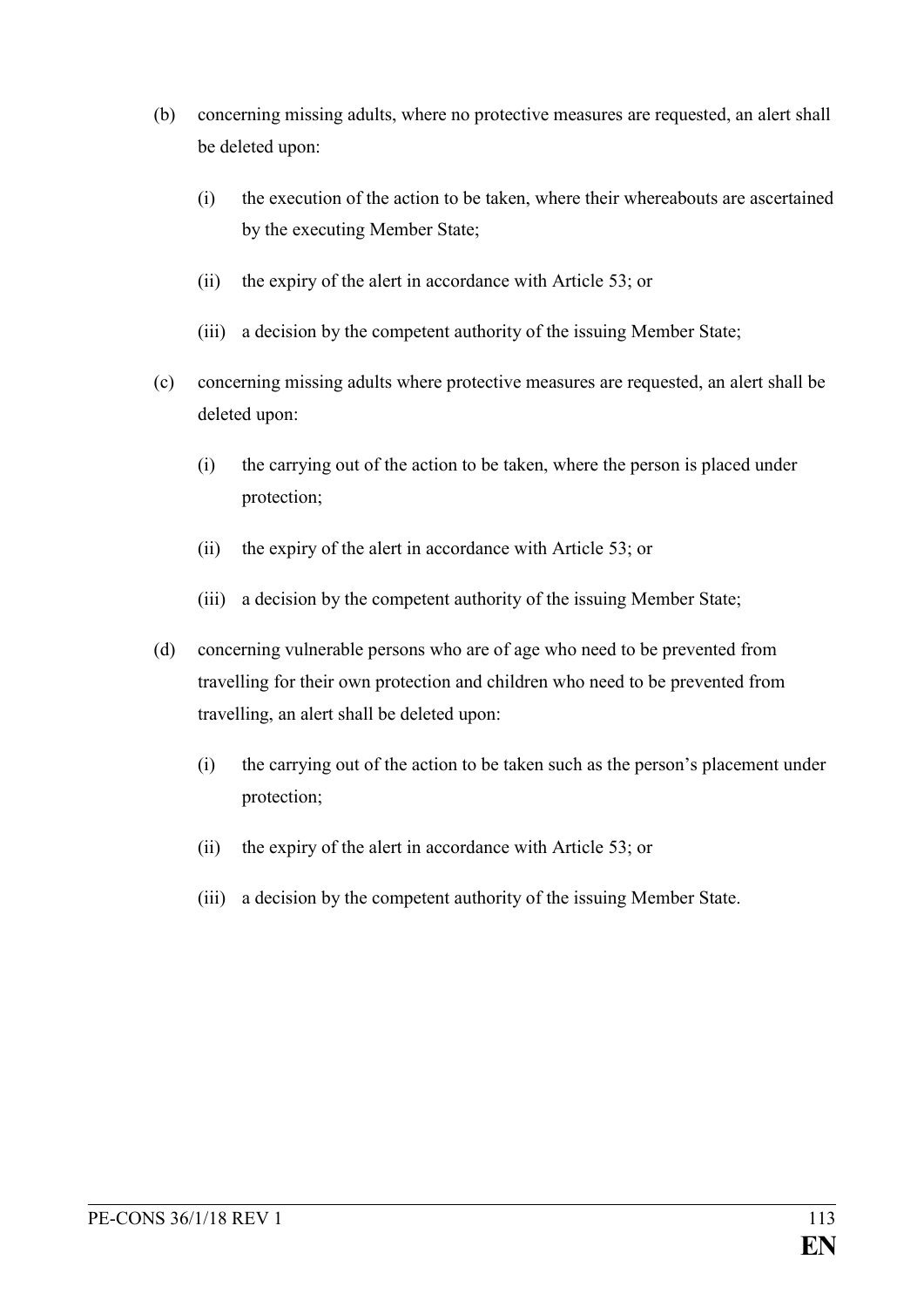(b) concerning missing adults, where no protective measures are requested, an alert shall be deleted upon:

   (i) the execution of the action to be taken, where their whereabouts are ascertained by the executing Member State;

   (ii) the expiry of the alert in accordance with Article 53; or

   (iii) a decision by the competent authority of the issuing Member State;

(c) concerning missing adults where protective measures are requested, an alert shall be deleted upon:

   (i) the carrying out of the action to be taken, where the person is placed under protection;

   (ii) the expiry of the alert in accordance with Article 53; or

   (iii) a decision by the competent authority of the issuing Member State;

(d) concerning vulnerable persons who are of age who need to be prevented from travelling for their own protection and children who need to be prevented from travelling, an alert shall be deleted upon:

   (i) the carrying out of the action to be taken such as the person's placement under protection;

   (ii) the expiry of the alert in accordance with Article 53; or

   (iii) a decision by the competent authority of the issuing Member State.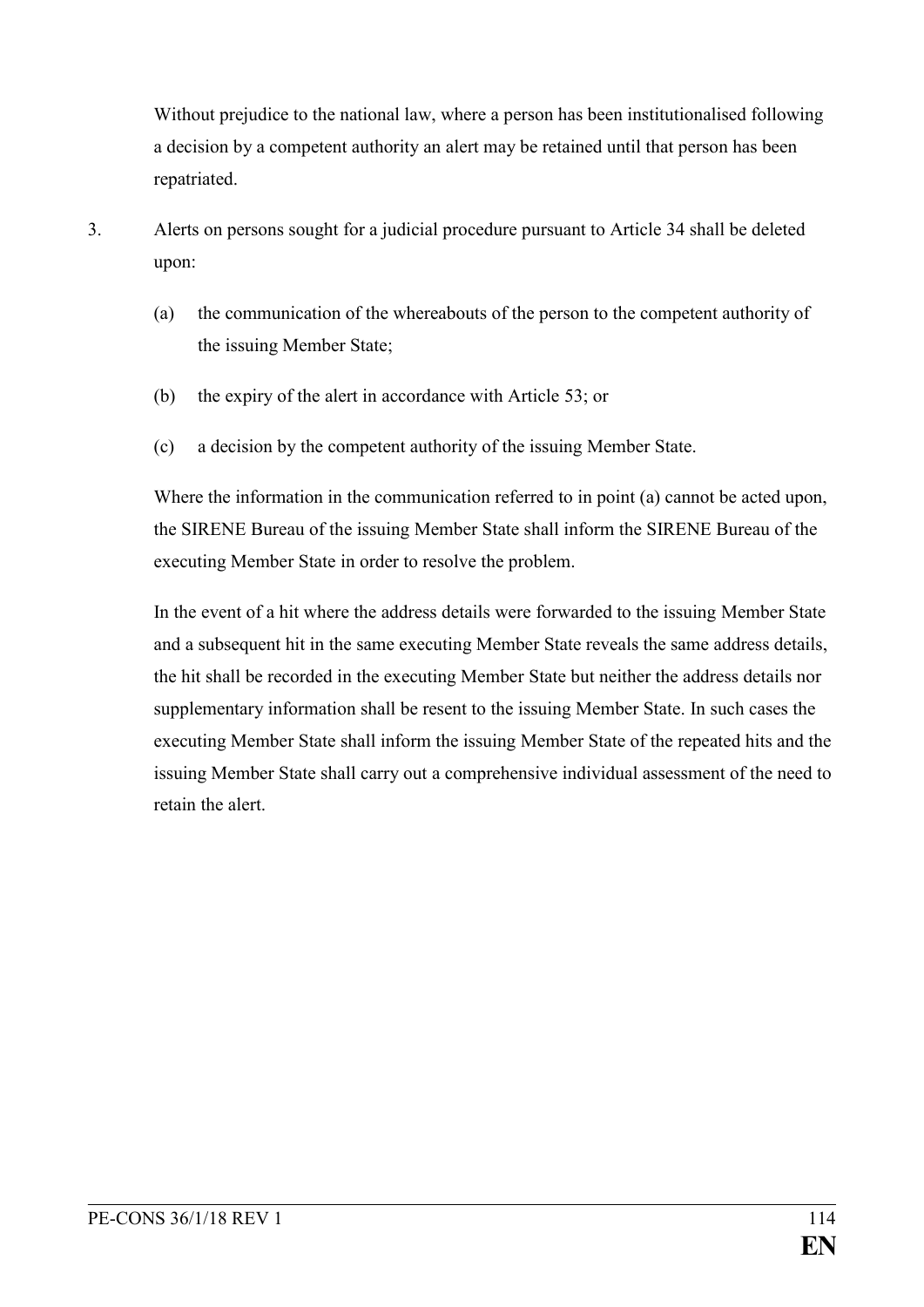Without prejudice to the national law, where a person has been institutionalised following a decision by a competent authority an alert may be retained until that person has been repatriated.

3. Alerts on persons sought for a judicial procedure pursuant to Article 34 shall be deleted upon:

   (a) the communication of the whereabouts of the person to the competent authority of the issuing Member State;

   (b) the expiry of the alert in accordance with Article 53; or

   (c) a decision by the competent authority of the issuing Member State.

   Where the information in the communication referred to in point (a) cannot be acted upon, the SIRENE Bureau of the issuing Member State shall inform the SIRENE Bureau of the executing Member State in order to resolve the problem.

   In the event of a hit where the address details were forwarded to the issuing Member State and a subsequent hit in the same executing Member State reveals the same address details, the hit shall be recorded in the executing Member State but neither the address details nor supplementary information shall be resent to the issuing Member State. In such cases the executing Member State shall inform the issuing Member State of the repeated hits and the issuing Member State shall carry out a comprehensive individual assessment of the need to retain the alert.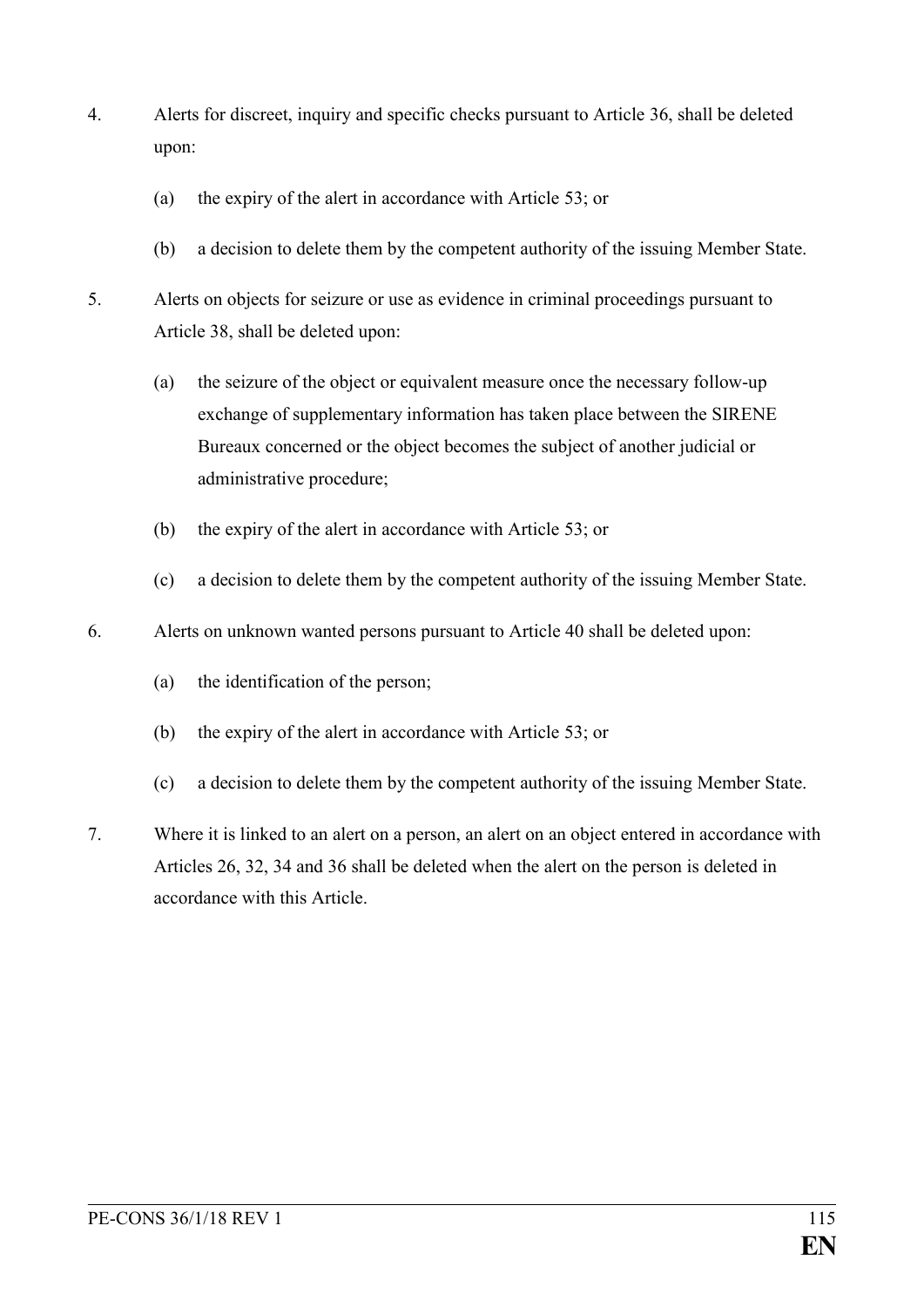4. Alerts for discreet, inquiry and specific checks pursuant to Article 36, shall be deleted upon:

   (a) the expiry of the alert in accordance with Article 53; or

   (b) a decision to delete them by the competent authority of the issuing Member State.

5. Alerts on objects for seizure or use as evidence in criminal proceedings pursuant to Article 38, shall be deleted upon:

   (a) the seizure of the object or equivalent measure once the necessary follow-up exchange of supplementary information has taken place between the SIRENE Bureaux concerned or the object becomes the subject of another judicial or administrative procedure;

   (b) the expiry of the alert in accordance with Article 53; or

   (c) a decision to delete them by the competent authority of the issuing Member State.

6. Alerts on unknown wanted persons pursuant to Article 40 shall be deleted upon:

   (a) the identification of the person;

   (b) the expiry of the alert in accordance with Article 53; or

   (c) a decision to delete them by the competent authority of the issuing Member State.

7. Where it is linked to an alert on a person, an alert on an object entered in accordance with Articles 26, 32, 34 and 36 shall be deleted when the alert on the person is deleted in accordance with this Article.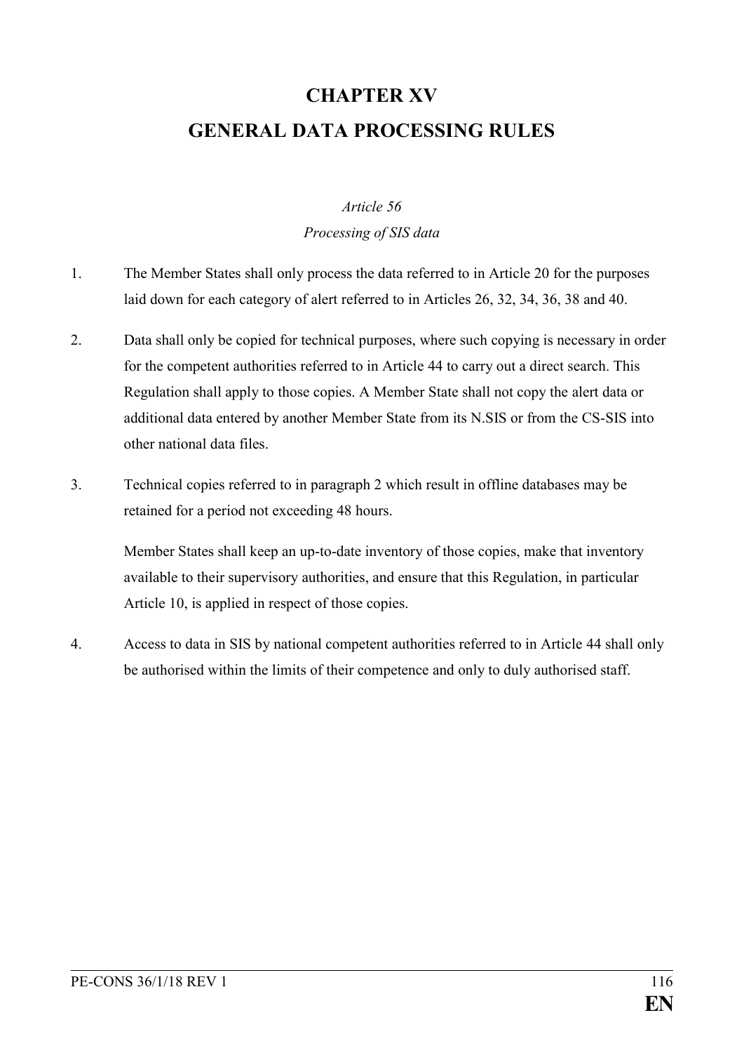# CHAPTER XV
# GENERAL DATA PROCESSING RULES

*Article 56*

*Processing of SIS data*

1. The Member States shall only process the data referred to in Article 20 for the purposes laid down for each category of alert referred to in Articles 26, 32, 34, 36, 38 and 40.

2. Data shall only be copied for technical purposes, where such copying is necessary in order for the competent authorities referred to in Article 44 to carry out a direct search. This Regulation shall apply to those copies. A Member State shall not copy the alert data or additional data entered by another Member State from its N.SIS or from the CS-SIS into other national data files.

3. Technical copies referred to in paragraph 2 which result in offline databases may be retained for a period not exceeding 48 hours.

   Member States shall keep an up-to-date inventory of those copies, make that inventory available to their supervisory authorities, and ensure that this Regulation, in particular Article 10, is applied in respect of those copies.

4. Access to data in SIS by national competent authorities referred to in Article 44 shall only be authorised within the limits of their competence and only to duly authorised staff.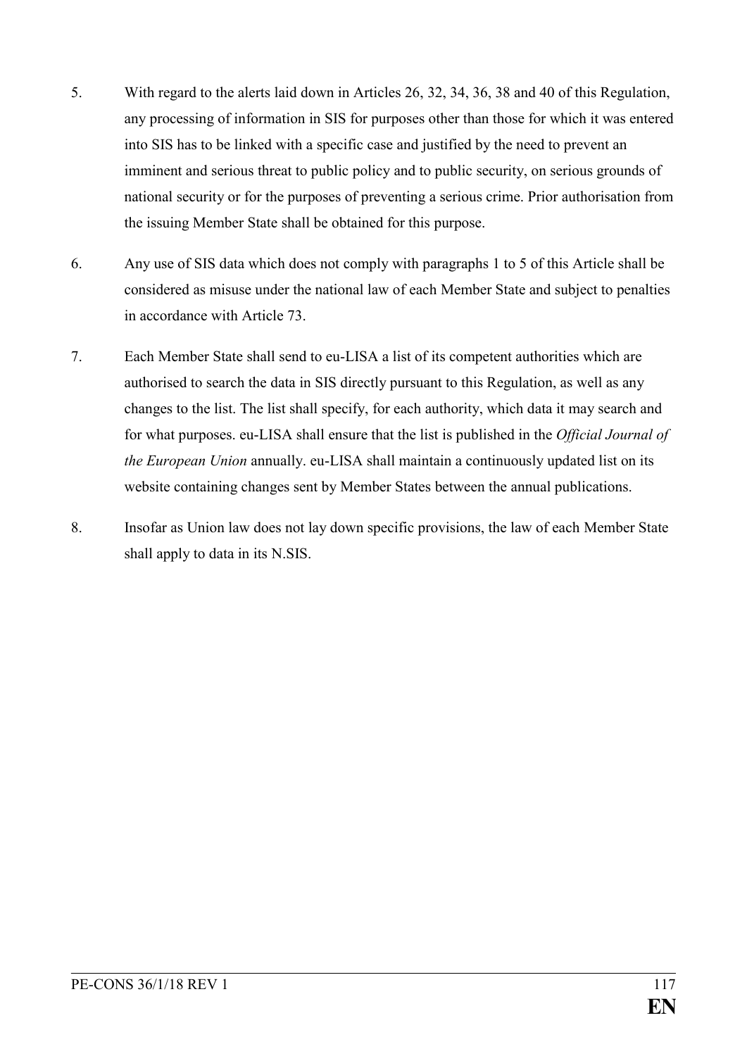5. With regard to the alerts laid down in Articles 26, 32, 34, 36, 38 and 40 of this Regulation, any processing of information in SIS for purposes other than those for which it was entered into SIS has to be linked with a specific case and justified by the need to prevent an imminent and serious threat to public policy and to public security, on serious grounds of national security or for the purposes of preventing a serious crime. Prior authorisation from the issuing Member State shall be obtained for this purpose.

6. Any use of SIS data which does not comply with paragraphs 1 to 5 of this Article shall be considered as misuse under the national law of each Member State and subject to penalties in accordance with Article 73.

7. Each Member State shall send to eu-LISA a list of its competent authorities which are authorised to search the data in SIS directly pursuant to this Regulation, as well as any changes to the list. The list shall specify, for each authority, which data it may search and for what purposes. eu-LISA shall ensure that the list is published in the *Official Journal of the European Union* annually. eu-LISA shall maintain a continuously updated list on its website containing changes sent by Member States between the annual publications.

8. Insofar as Union law does not lay down specific provisions, the law of each Member State shall apply to data in its N.SIS.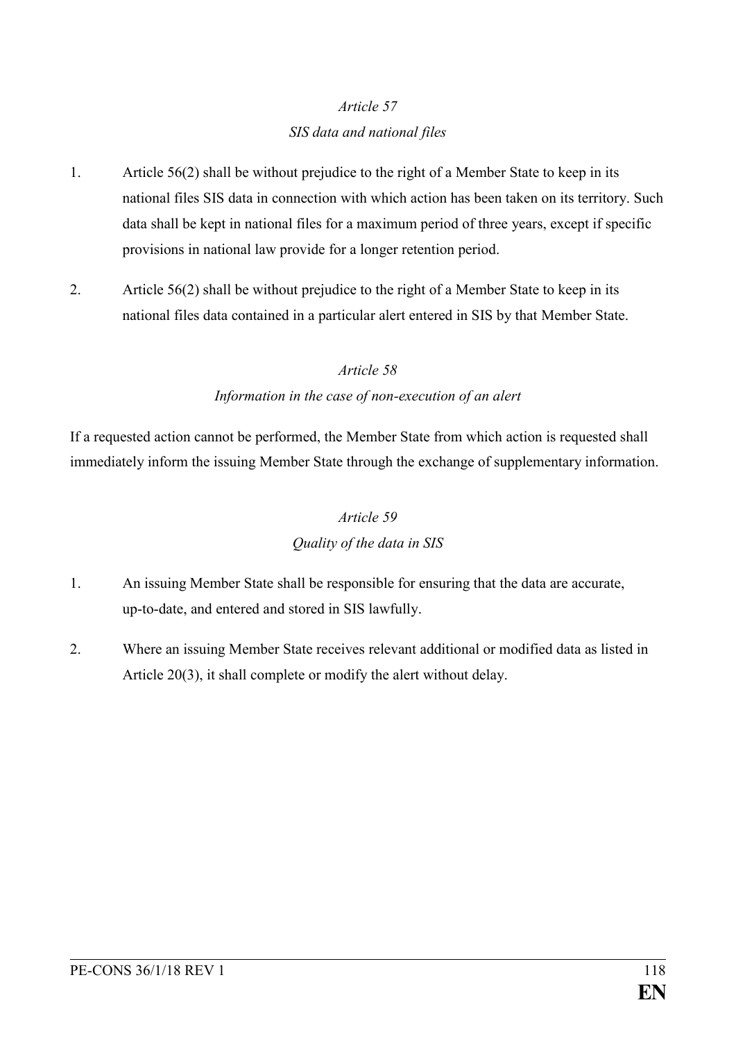*Article 57*

*SIS data and national files*

1. Article 56(2) shall be without prejudice to the right of a Member State to keep in its national files SIS data in connection with which action has been taken on its territory. Such data shall be kept in national files for a maximum period of three years, except if specific provisions in national law provide for a longer retention period.

2. Article 56(2) shall be without prejudice to the right of a Member State to keep in its national files data contained in a particular alert entered in SIS by that Member State.

*Article 58*

*Information in the case of non-execution of an alert*

If a requested action cannot be performed, the Member State from which action is requested shall immediately inform the issuing Member State through the exchange of supplementary information.

*Article 59*

*Quality of the data in SIS*

1. An issuing Member State shall be responsible for ensuring that the data are accurate, up-to-date, and entered and stored in SIS lawfully.

2. Where an issuing Member State receives relevant additional or modified data as listed in Article 20(3), it shall complete or modify the alert without delay.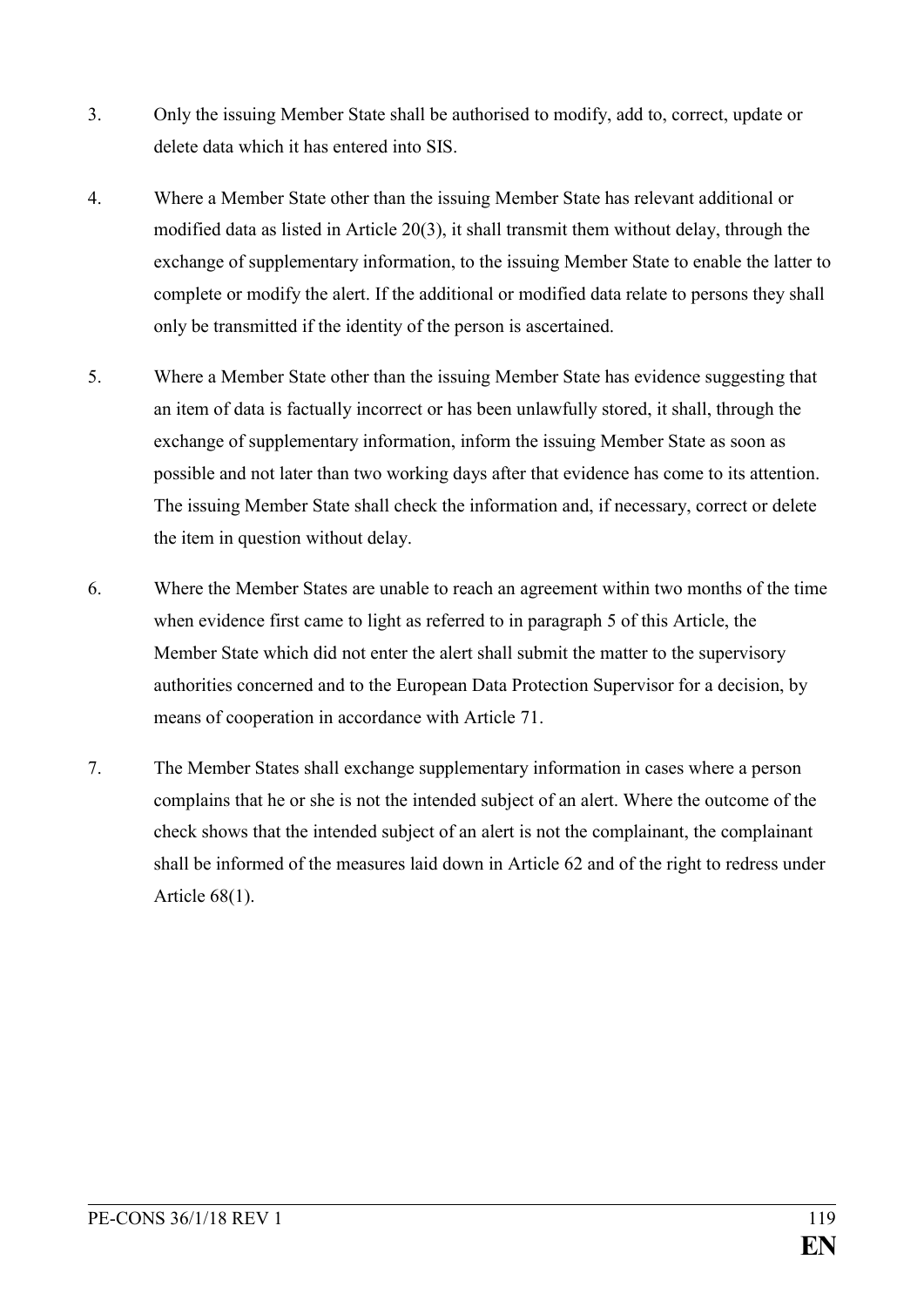3. Only the issuing Member State shall be authorised to modify, add to, correct, update or delete data which it has entered into SIS.

4. Where a Member State other than the issuing Member State has relevant additional or modified data as listed in Article 20(3), it shall transmit them without delay, through the exchange of supplementary information, to the issuing Member State to enable the latter to complete or modify the alert. If the additional or modified data relate to persons they shall only be transmitted if the identity of the person is ascertained.

5. Where a Member State other than the issuing Member State has evidence suggesting that an item of data is factually incorrect or has been unlawfully stored, it shall, through the exchange of supplementary information, inform the issuing Member State as soon as possible and not later than two working days after that evidence has come to its attention. The issuing Member State shall check the information and, if necessary, correct or delete the item in question without delay.

6. Where the Member States are unable to reach an agreement within two months of the time when evidence first came to light as referred to in paragraph 5 of this Article, the Member State which did not enter the alert shall submit the matter to the supervisory authorities concerned and to the European Data Protection Supervisor for a decision, by means of cooperation in accordance with Article 71.

7. The Member States shall exchange supplementary information in cases where a person complains that he or she is not the intended subject of an alert. Where the outcome of the check shows that the intended subject of an alert is not the complainant, the complainant shall be informed of the measures laid down in Article 62 and of the right to redress under Article 68(1).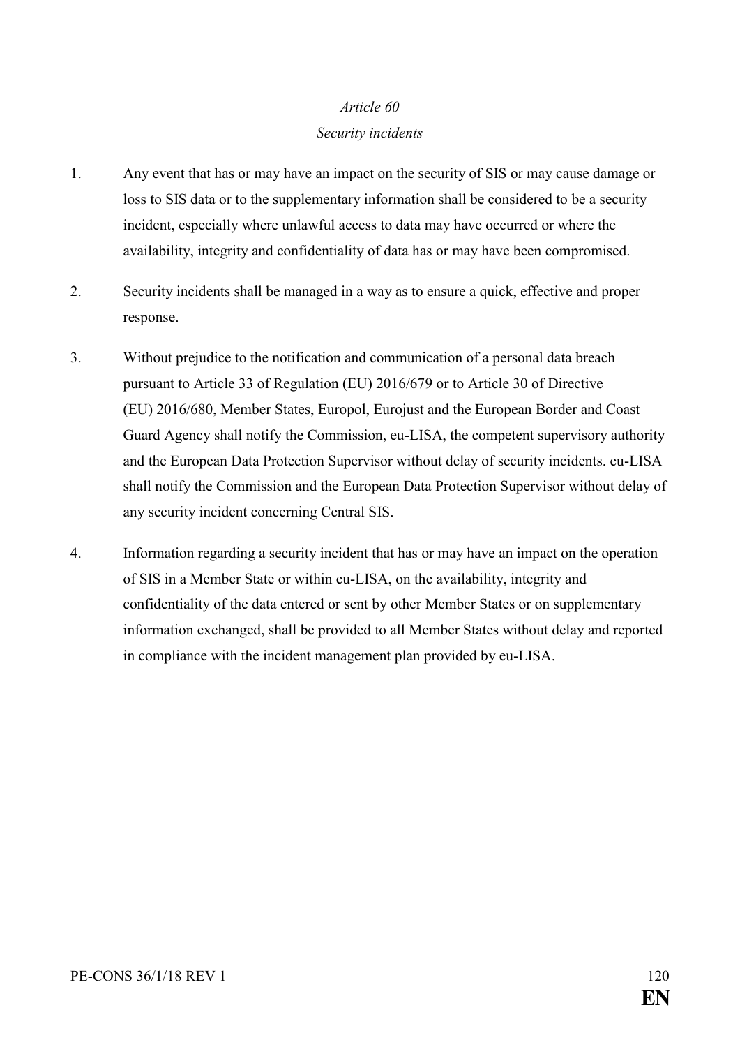*Article 60*

*Security incidents*

1. Any event that has or may have an impact on the security of SIS or may cause damage or loss to SIS data or to the supplementary information shall be considered to be a security incident, especially where unlawful access to data may have occurred or where the availability, integrity and confidentiality of data has or may have been compromised.

2. Security incidents shall be managed in a way as to ensure a quick, effective and proper response.

3. Without prejudice to the notification and communication of a personal data breach pursuant to Article 33 of Regulation (EU) 2016/679 or to Article 30 of Directive (EU) 2016/680, Member States, Europol, Eurojust and the European Border and Coast Guard Agency shall notify the Commission, eu-LISA, the competent supervisory authority and the European Data Protection Supervisor without delay of security incidents. eu-LISA shall notify the Commission and the European Data Protection Supervisor without delay of any security incident concerning Central SIS.

4. Information regarding a security incident that has or may have an impact on the operation of SIS in a Member State or within eu-LISA, on the availability, integrity and confidentiality of the data entered or sent by other Member States or on supplementary information exchanged, shall be provided to all Member States without delay and reported in compliance with the incident management plan provided by eu-LISA.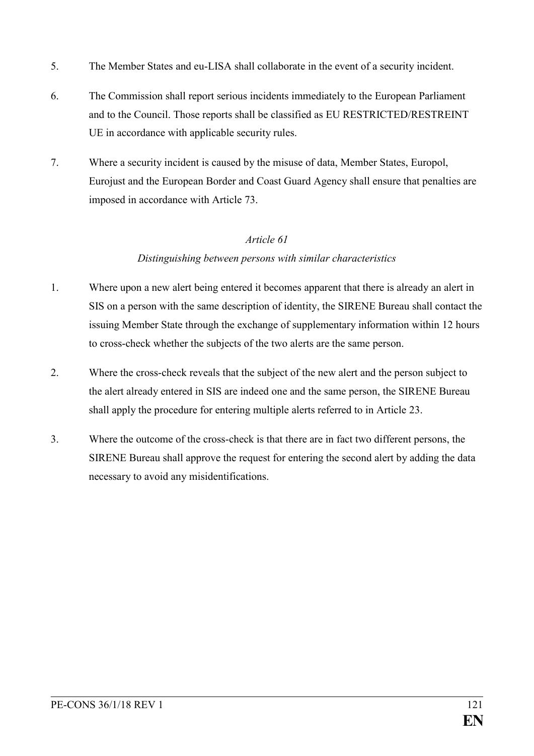5. The Member States and eu-LISA shall collaborate in the event of a security incident.

6. The Commission shall report serious incidents immediately to the European Parliament and to the Council. Those reports shall be classified as EU RESTRICTED/RESTREINT UE in accordance with applicable security rules.

7. Where a security incident is caused by the misuse of data, Member States, Europol, Eurojust and the European Border and Coast Guard Agency shall ensure that penalties are imposed in accordance with Article 73.

*Article 61*

*Distinguishing between persons with similar characteristics*

1. Where upon a new alert being entered it becomes apparent that there is already an alert in SIS on a person with the same description of identity, the SIRENE Bureau shall contact the issuing Member State through the exchange of supplementary information within 12 hours to cross-check whether the subjects of the two alerts are the same person.

2. Where the cross-check reveals that the subject of the new alert and the person subject to the alert already entered in SIS are indeed one and the same person, the SIRENE Bureau shall apply the procedure for entering multiple alerts referred to in Article 23.

3. Where the outcome of the cross-check is that there are in fact two different persons, the SIRENE Bureau shall approve the request for entering the second alert by adding the data necessary to avoid any misidentifications.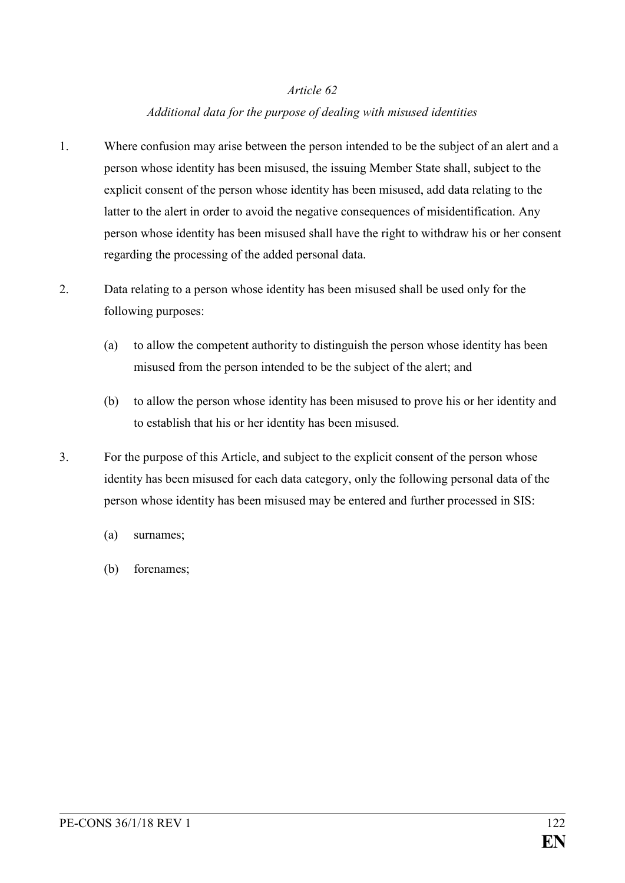*Article 62*

*Additional data for the purpose of dealing with misused identities*

1. Where confusion may arise between the person intended to be the subject of an alert and a person whose identity has been misused, the issuing Member State shall, subject to the explicit consent of the person whose identity has been misused, add data relating to the latter to the alert in order to avoid the negative consequences of misidentification. Any person whose identity has been misused shall have the right to withdraw his or her consent regarding the processing of the added personal data.

2. Data relating to a person whose identity has been misused shall be used only for the following purposes:

   (a) to allow the competent authority to distinguish the person whose identity has been misused from the person intended to be the subject of the alert; and

   (b) to allow the person whose identity has been misused to prove his or her identity and to establish that his or her identity has been misused.

3. For the purpose of this Article, and subject to the explicit consent of the person whose identity has been misused for each data category, only the following personal data of the person whose identity has been misused may be entered and further processed in SIS:

   (a) surnames;

   (b) forenames;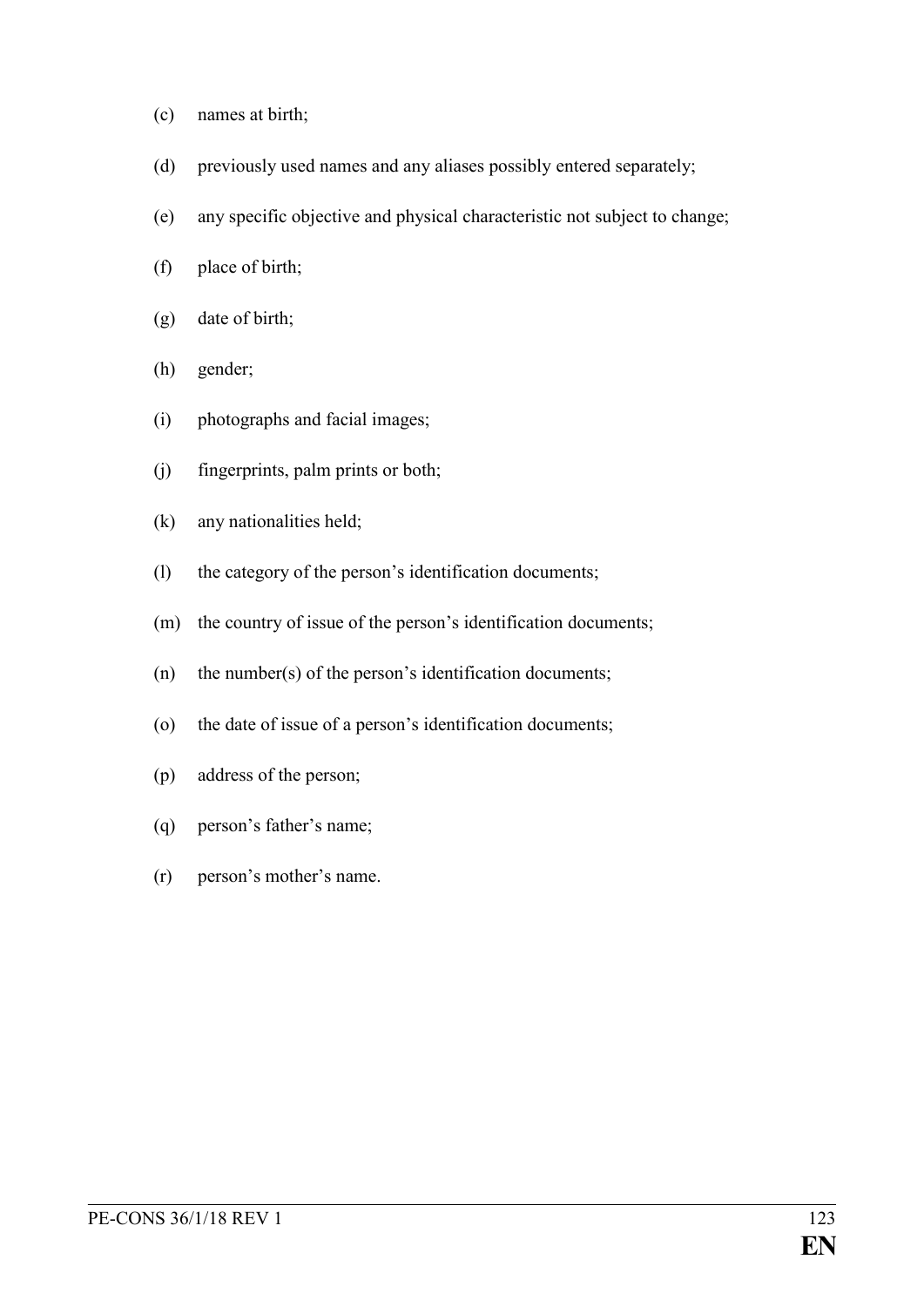(c) names at birth;

(d) previously used names and any aliases possibly entered separately;

(e) any specific objective and physical characteristic not subject to change;

(f) place of birth;

(g) date of birth;

(h) gender;

(i) photographs and facial images;

(j) fingerprints, palm prints or both;

(k) any nationalities held;

(l) the category of the person's identification documents;

(m) the country of issue of the person's identification documents;

(n) the number(s) of the person's identification documents;

(o) the date of issue of a person's identification documents;

(p) address of the person;

(q) person's father's name;

(r) person's mother's name.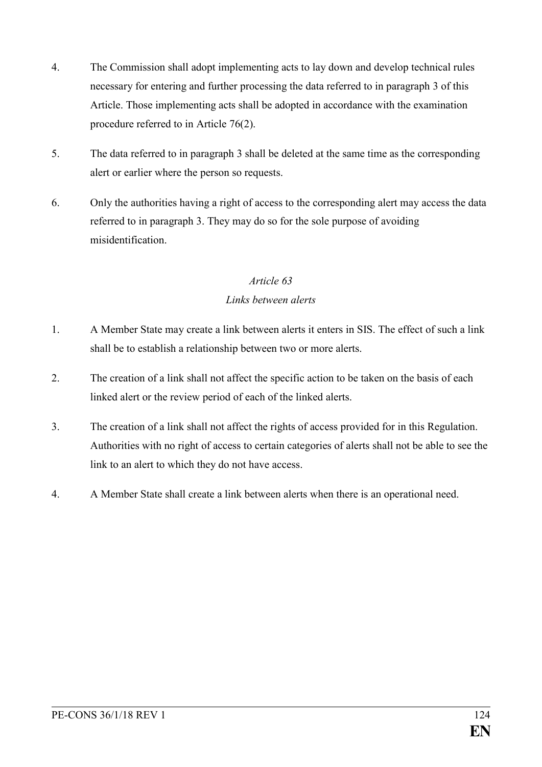4. The Commission shall adopt implementing acts to lay down and develop technical rules necessary for entering and further processing the data referred to in paragraph 3 of this Article. Those implementing acts shall be adopted in accordance with the examination procedure referred to in Article 76(2).

5. The data referred to in paragraph 3 shall be deleted at the same time as the corresponding alert or earlier where the person so requests.

6. Only the authorities having a right of access to the corresponding alert may access the data referred to in paragraph 3. They may do so for the sole purpose of avoiding misidentification.

### *Article 63*
### *Links between alerts*

1. A Member State may create a link between alerts it enters in SIS. The effect of such a link shall be to establish a relationship between two or more alerts.

2. The creation of a link shall not affect the specific action to be taken on the basis of each linked alert or the review period of each of the linked alerts.

3. The creation of a link shall not affect the rights of access provided for in this Regulation. Authorities with no right of access to certain categories of alerts shall not be able to see the link to an alert to which they do not have access.

4. A Member State shall create a link between alerts when there is an operational need.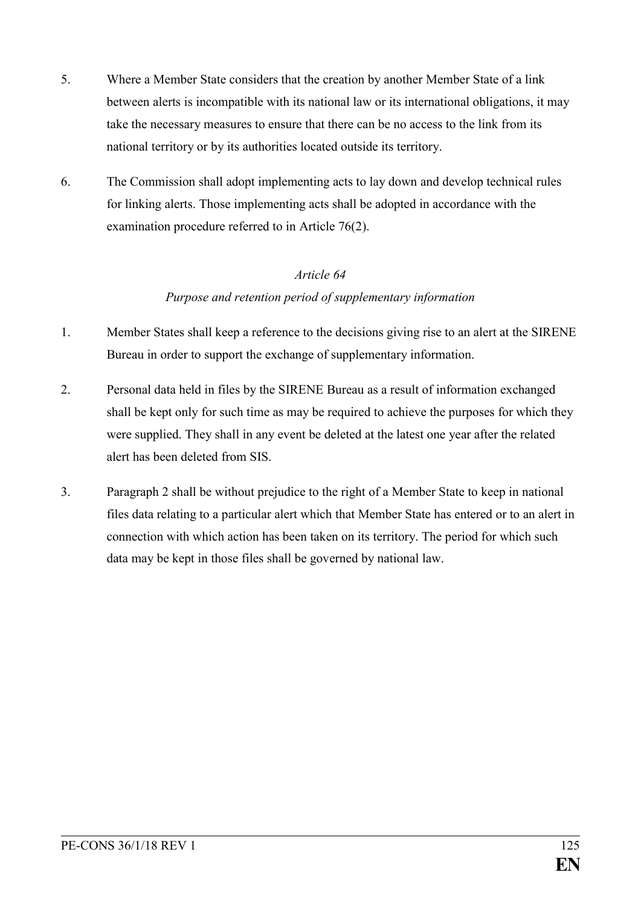5. Where a Member State considers that the creation by another Member State of a link between alerts is incompatible with its national law or its international obligations, it may take the necessary measures to ensure that there can be no access to the link from its national territory or by its authorities located outside its territory.

6. The Commission shall adopt implementing acts to lay down and develop technical rules for linking alerts. Those implementing acts shall be adopted in accordance with the examination procedure referred to in Article 76(2).

*Article 64*

*Purpose and retention period of supplementary information*

1. Member States shall keep a reference to the decisions giving rise to an alert at the SIRENE Bureau in order to support the exchange of supplementary information.

2. Personal data held in files by the SIRENE Bureau as a result of information exchanged shall be kept only for such time as may be required to achieve the purposes for which they were supplied. They shall in any event be deleted at the latest one year after the related alert has been deleted from SIS.

3. Paragraph 2 shall be without prejudice to the right of a Member State to keep in national files data relating to a particular alert which that Member State has entered or to an alert in connection with which action has been taken on its territory. The period for which such data may be kept in those files shall be governed by national law.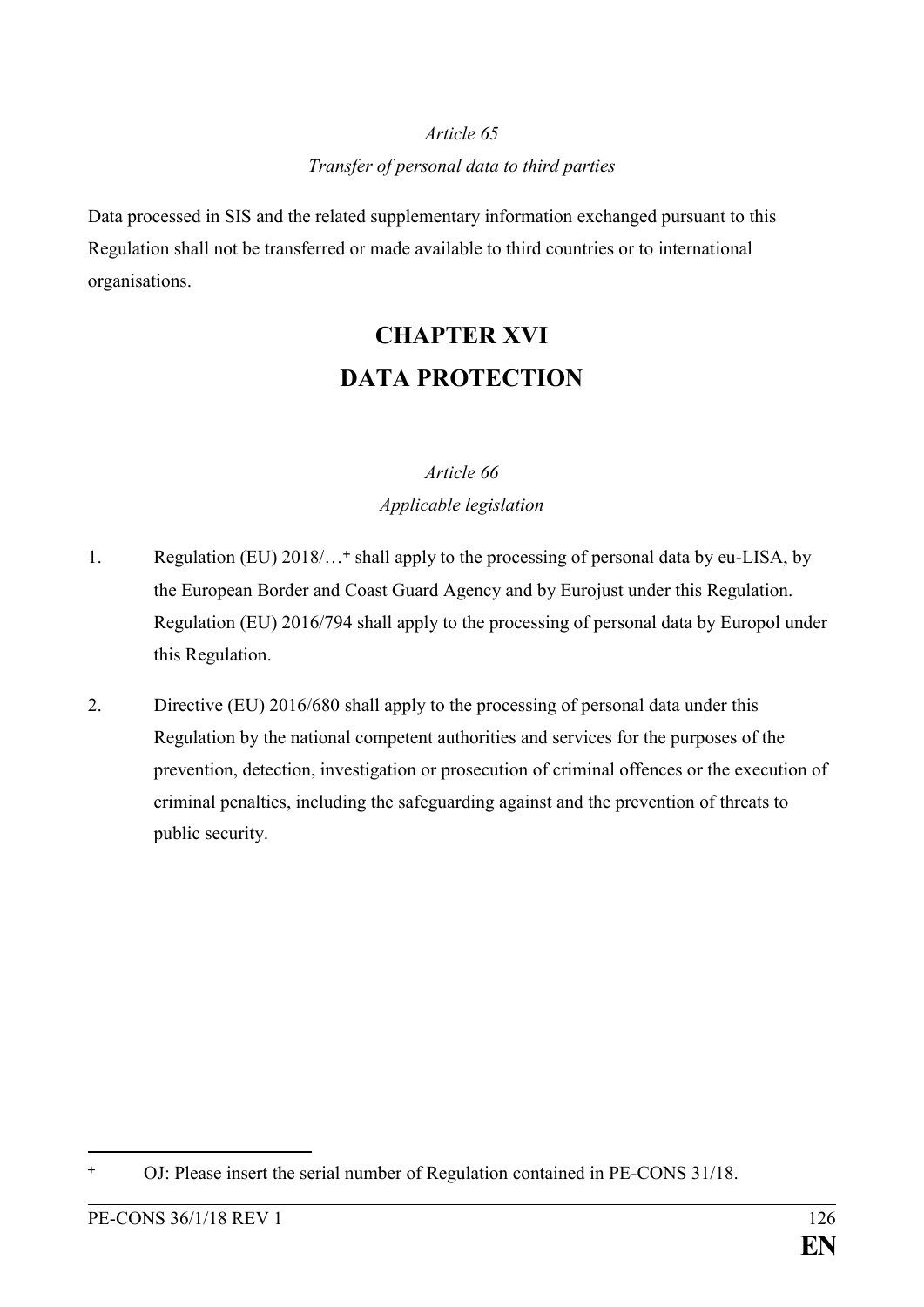*Article 65*

*Transfer of personal data to third parties*

Data processed in SIS and the related supplementary information exchanged pursuant to this Regulation shall not be transferred or made available to third countries or to international organisations.

# CHAPTER XVI
# DATA PROTECTION

*Article 66*

*Applicable legislation*

1. Regulation (EU) 2018/…[+] shall apply to the processing of personal data by eu-LISA, by the European Border and Coast Guard Agency and by Eurojust under this Regulation. Regulation (EU) 2016/794 shall apply to the processing of personal data by Europol under this Regulation.

2. Directive (EU) 2016/680 shall apply to the processing of personal data under this Regulation by the national competent authorities and services for the purposes of the prevention, detection, investigation or prosecution of criminal offences or the execution of criminal penalties, including the safeguarding against and the prevention of threats to public security.

---

[+] OJ: Please insert the serial number of Regulation contained in PE-CONS 31/18.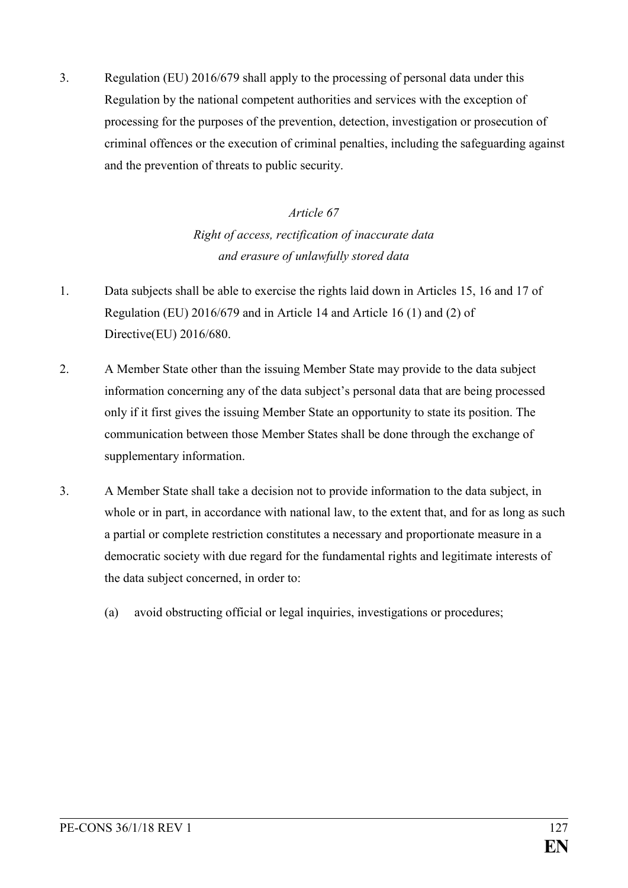3. Regulation (EU) 2016/679 shall apply to the processing of personal data under this Regulation by the national competent authorities and services with the exception of processing for the purposes of the prevention, detection, investigation or prosecution of criminal offences or the execution of criminal penalties, including the safeguarding against and the prevention of threats to public security.

*Article 67*

*Right of access, rectification of inaccurate data and erasure of unlawfully stored data*

1. Data subjects shall be able to exercise the rights laid down in Articles 15, 16 and 17 of Regulation (EU) 2016/679 and in Article 14 and Article 16 (1) and (2) of Directive(EU) 2016/680.

2. A Member State other than the issuing Member State may provide to the data subject information concerning any of the data subject's personal data that are being processed only if it first gives the issuing Member State an opportunity to state its position. The communication between those Member States shall be done through the exchange of supplementary information.

3. A Member State shall take a decision not to provide information to the data subject, in whole or in part, in accordance with national law, to the extent that, and for as long as such a partial or complete restriction constitutes a necessary and proportionate measure in a democratic society with due regard for the fundamental rights and legitimate interests of the data subject concerned, in order to:

   (a) avoid obstructing official or legal inquiries, investigations or procedures;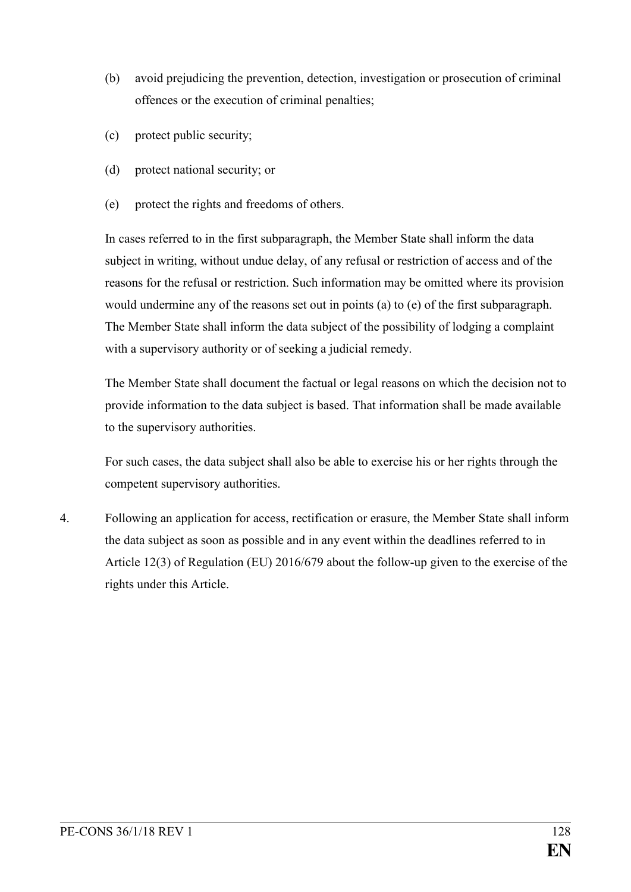(b) avoid prejudicing the prevention, detection, investigation or prosecution of criminal offences or the execution of criminal penalties;

(c) protect public security;

(d) protect national security; or

(e) protect the rights and freedoms of others.

In cases referred to in the first subparagraph, the Member State shall inform the data subject in writing, without undue delay, of any refusal or restriction of access and of the reasons for the refusal or restriction. Such information may be omitted where its provision would undermine any of the reasons set out in points (a) to (e) of the first subparagraph. The Member State shall inform the data subject of the possibility of lodging a complaint with a supervisory authority or of seeking a judicial remedy.

The Member State shall document the factual or legal reasons on which the decision not to provide information to the data subject is based. That information shall be made available to the supervisory authorities.

For such cases, the data subject shall also be able to exercise his or her rights through the competent supervisory authorities.

4. Following an application for access, rectification or erasure, the Member State shall inform the data subject as soon as possible and in any event within the deadlines referred to in Article 12(3) of Regulation (EU) 2016/679 about the follow-up given to the exercise of the rights under this Article.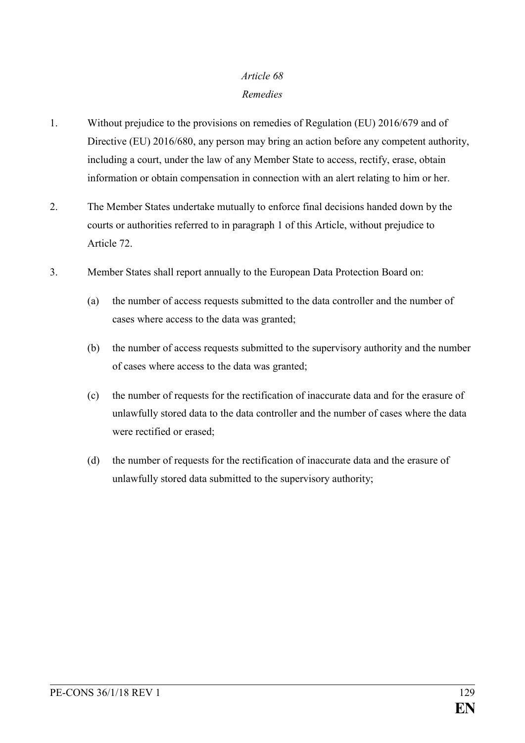*Article 68*

*Remedies*

1. Without prejudice to the provisions on remedies of Regulation (EU) 2016/679 and of Directive (EU) 2016/680, any person may bring an action before any competent authority, including a court, under the law of any Member State to access, rectify, erase, obtain information or obtain compensation in connection with an alert relating to him or her.

2. The Member States undertake mutually to enforce final decisions handed down by the courts or authorities referred to in paragraph 1 of this Article, without prejudice to Article 72.

3. Member States shall report annually to the European Data Protection Board on:

   (a) the number of access requests submitted to the data controller and the number of cases where access to the data was granted;

   (b) the number of access requests submitted to the supervisory authority and the number of cases where access to the data was granted;

   (c) the number of requests for the rectification of inaccurate data and for the erasure of unlawfully stored data to the data controller and the number of cases where the data were rectified or erased;

   (d) the number of requests for the rectification of inaccurate data and the erasure of unlawfully stored data submitted to the supervisory authority;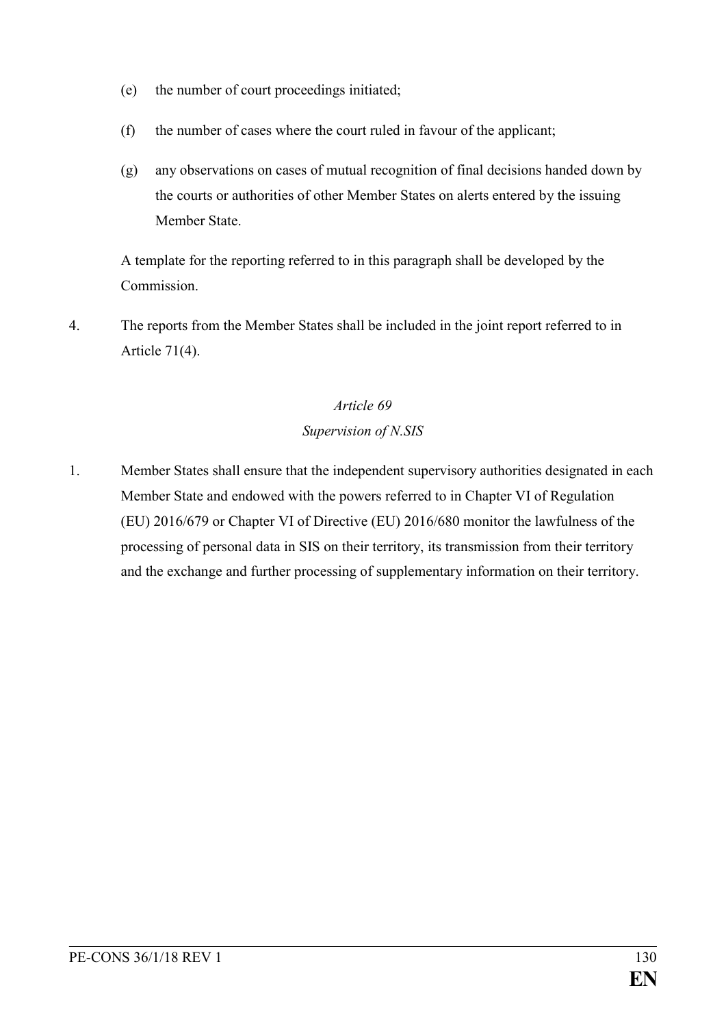(e) the number of court proceedings initiated;

(f) the number of cases where the court ruled in favour of the applicant;

(g) any observations on cases of mutual recognition of final decisions handed down by the courts or authorities of other Member States on alerts entered by the issuing Member State.

A template for the reporting referred to in this paragraph shall be developed by the Commission.

4. The reports from the Member States shall be included in the joint report referred to in Article 71(4).

*Article 69*

*Supervision of N.SIS*

1. Member States shall ensure that the independent supervisory authorities designated in each Member State and endowed with the powers referred to in Chapter VI of Regulation (EU) 2016/679 or Chapter VI of Directive (EU) 2016/680 monitor the lawfulness of the processing of personal data in SIS on their territory, its transmission from their territory and the exchange and further processing of supplementary information on their territory.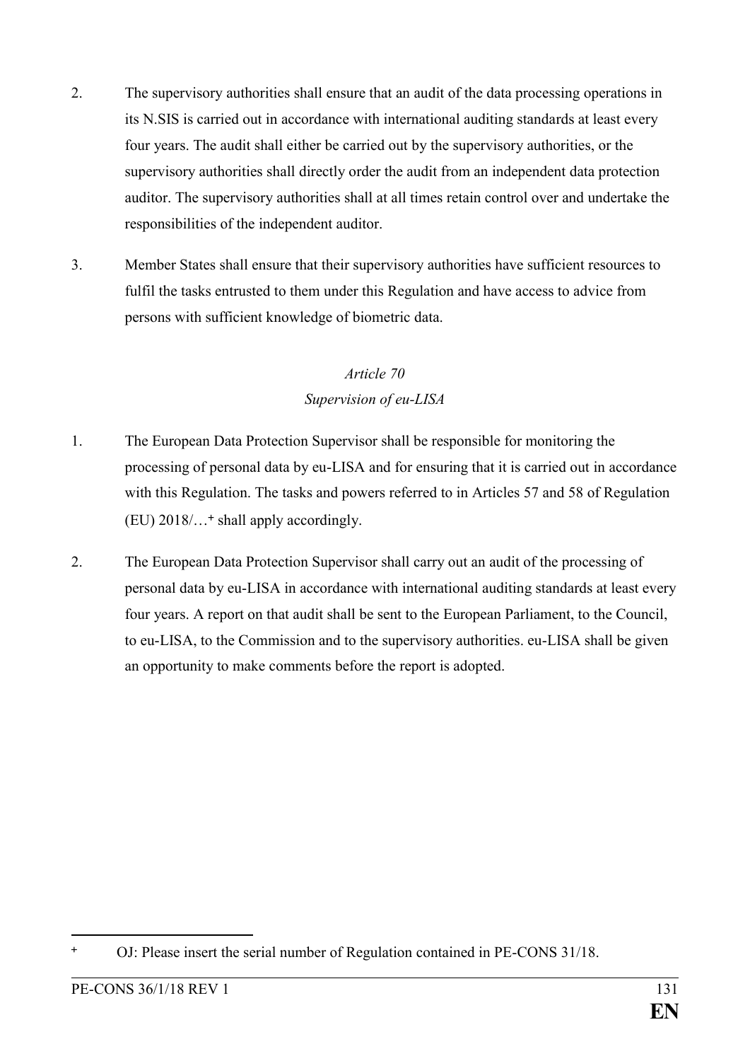2. The supervisory authorities shall ensure that an audit of the data processing operations in its N.SIS is carried out in accordance with international auditing standards at least every four years. The audit shall either be carried out by the supervisory authorities, or the supervisory authorities shall directly order the audit from an independent data protection auditor. The supervisory authorities shall at all times retain control over and undertake the responsibilities of the independent auditor.

3. Member States shall ensure that their supervisory authorities have sufficient resources to fulfil the tasks entrusted to them under this Regulation and have access to advice from persons with sufficient knowledge of biometric data.

*Article 70*

*Supervision of eu-LISA*

1. The European Data Protection Supervisor shall be responsible for monitoring the processing of personal data by eu-LISA and for ensuring that it is carried out in accordance with this Regulation. The tasks and powers referred to in Articles 57 and 58 of Regulation (EU) 2018/…[+] shall apply accordingly.

2. The European Data Protection Supervisor shall carry out an audit of the processing of personal data by eu-LISA in accordance with international auditing standards at least every four years. A report on that audit shall be sent to the European Parliament, to the Council, to eu-LISA, to the Commission and to the supervisory authorities. eu-LISA shall be given an opportunity to make comments before the report is adopted.

---

[+] OJ: Please insert the serial number of Regulation contained in PE-CONS 31/18.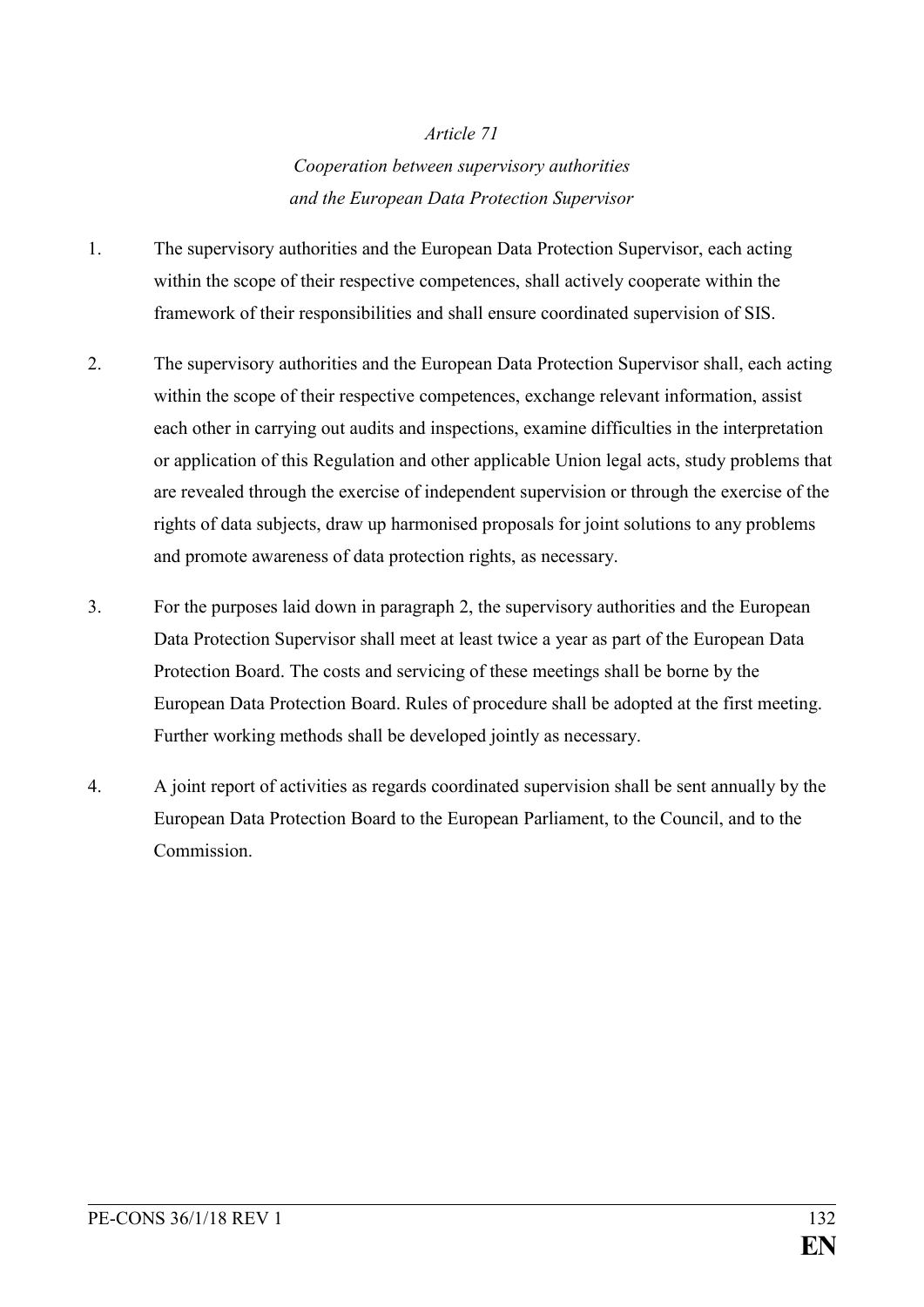*Article 71*

*Cooperation between supervisory authorities and the European Data Protection Supervisor*

1. The supervisory authorities and the European Data Protection Supervisor, each acting within the scope of their respective competences, shall actively cooperate within the framework of their responsibilities and shall ensure coordinated supervision of SIS.

2. The supervisory authorities and the European Data Protection Supervisor shall, each acting within the scope of their respective competences, exchange relevant information, assist each other in carrying out audits and inspections, examine difficulties in the interpretation or application of this Regulation and other applicable Union legal acts, study problems that are revealed through the exercise of independent supervision or through the exercise of the rights of data subjects, draw up harmonised proposals for joint solutions to any problems and promote awareness of data protection rights, as necessary.

3. For the purposes laid down in paragraph 2, the supervisory authorities and the European Data Protection Supervisor shall meet at least twice a year as part of the European Data Protection Board. The costs and servicing of these meetings shall be borne by the European Data Protection Board. Rules of procedure shall be adopted at the first meeting. Further working methods shall be developed jointly as necessary.

4. A joint report of activities as regards coordinated supervision shall be sent annually by the European Data Protection Board to the European Parliament, to the Council, and to the Commission.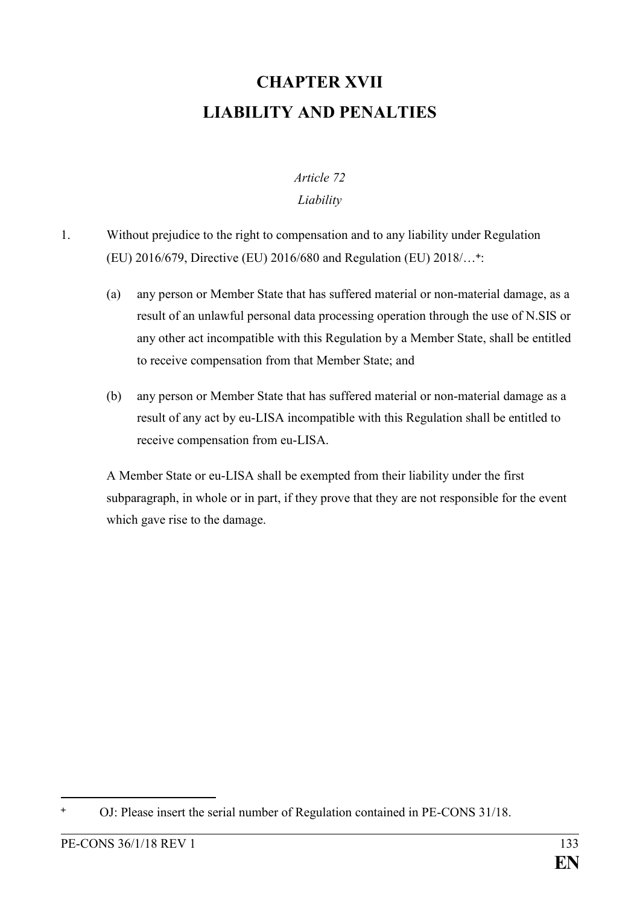# CHAPTER XVII
# LIABILITY AND PENALTIES

*Article 72*

*Liability*

1. Without prejudice to the right to compensation and to any liability under Regulation (EU) 2016/679, Directive (EU) 2016/680 and Regulation (EU) 2018/…[+]:

   (a) any person or Member State that has suffered material or non-material damage, as a result of an unlawful personal data processing operation through the use of N.SIS or any other act incompatible with this Regulation by a Member State, shall be entitled to receive compensation from that Member State; and

   (b) any person or Member State that has suffered material or non-material damage as a result of any act by eu-LISA incompatible with this Regulation shall be entitled to receive compensation from eu-LISA.

   A Member State or eu-LISA shall be exempted from their liability under the first subparagraph, in whole or in part, if they prove that they are not responsible for the event which gave rise to the damage.

---

[+] OJ: Please insert the serial number of Regulation contained in PE-CONS 31/18.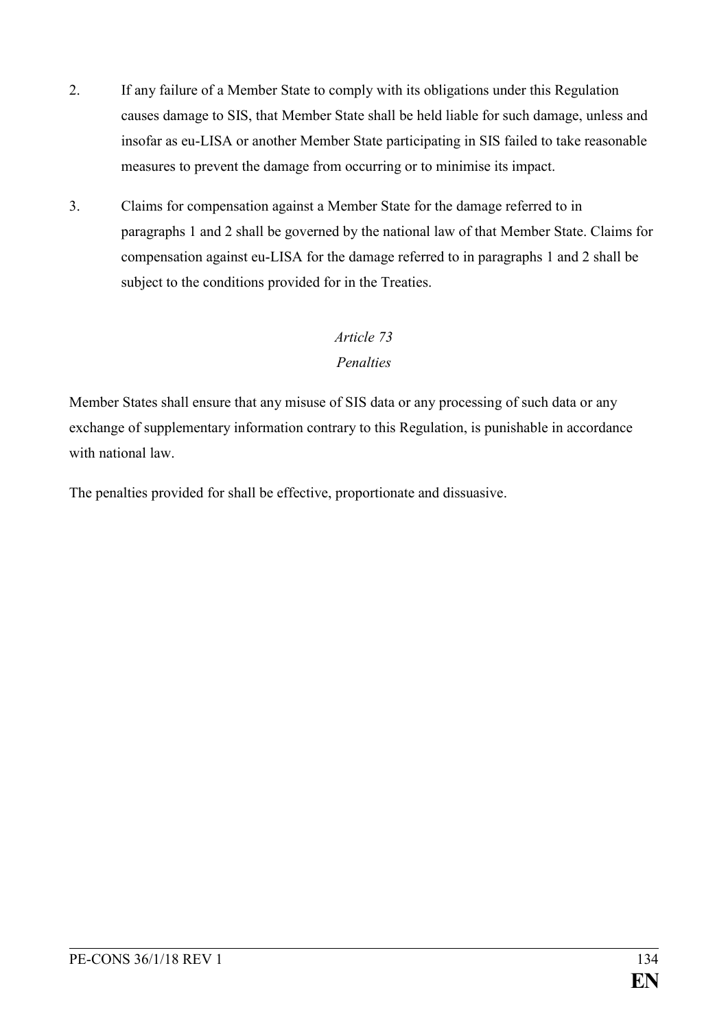2. If any failure of a Member State to comply with its obligations under this Regulation causes damage to SIS, that Member State shall be held liable for such damage, unless and insofar as eu-LISA or another Member State participating in SIS failed to take reasonable measures to prevent the damage from occurring or to minimise its impact.

3. Claims for compensation against a Member State for the damage referred to in paragraphs 1 and 2 shall be governed by the national law of that Member State. Claims for compensation against eu-LISA for the damage referred to in paragraphs 1 and 2 shall be subject to the conditions provided for in the Treaties.

*Article 73*

*Penalties*

Member States shall ensure that any misuse of SIS data or any processing of such data or any exchange of supplementary information contrary to this Regulation, is punishable in accordance with national law.

The penalties provided for shall be effective, proportionate and dissuasive.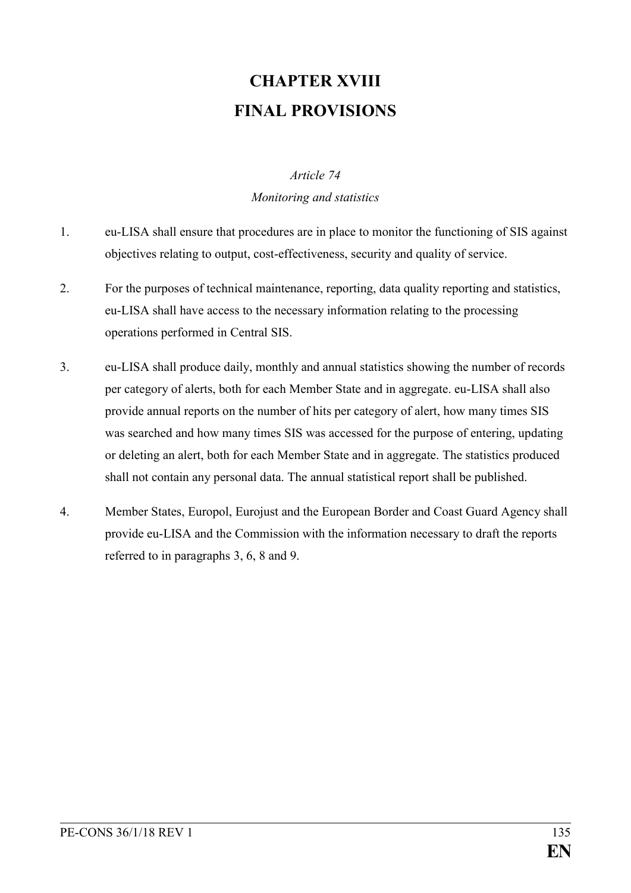# CHAPTER XVIII
# FINAL PROVISIONS

*Article 74*

*Monitoring and statistics*

1. eu-LISA shall ensure that procedures are in place to monitor the functioning of SIS against objectives relating to output, cost-effectiveness, security and quality of service.

2. For the purposes of technical maintenance, reporting, data quality reporting and statistics, eu-LISA shall have access to the necessary information relating to the processing operations performed in Central SIS.

3. eu-LISA shall produce daily, monthly and annual statistics showing the number of records per category of alerts, both for each Member State and in aggregate. eu-LISA shall also provide annual reports on the number of hits per category of alert, how many times SIS was searched and how many times SIS was accessed for the purpose of entering, updating or deleting an alert, both for each Member State and in aggregate. The statistics produced shall not contain any personal data. The annual statistical report shall be published.

4. Member States, Europol, Eurojust and the European Border and Coast Guard Agency shall provide eu-LISA and the Commission with the information necessary to draft the reports referred to in paragraphs 3, 6, 8 and 9.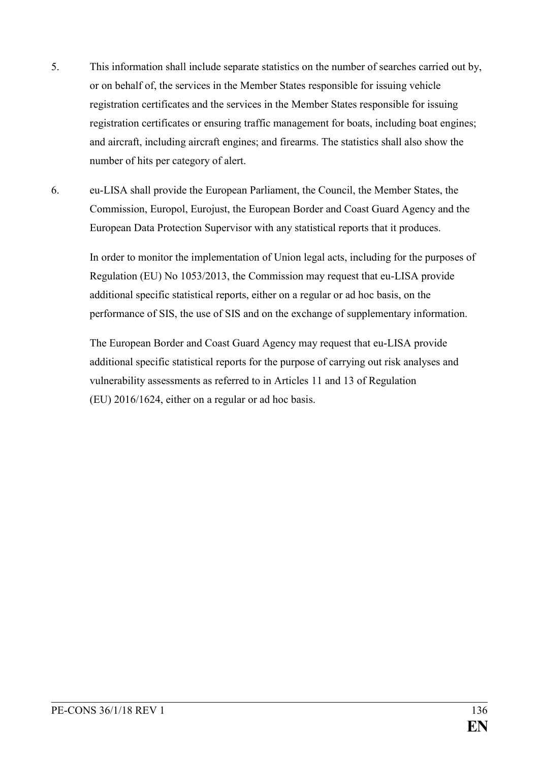5. This information shall include separate statistics on the number of searches carried out by, or on behalf of, the services in the Member States responsible for issuing vehicle registration certificates and the services in the Member States responsible for issuing registration certificates or ensuring traffic management for boats, including boat engines; and aircraft, including aircraft engines; and firearms. The statistics shall also show the number of hits per category of alert.

6. eu-LISA shall provide the European Parliament, the Council, the Member States, the Commission, Europol, Eurojust, the European Border and Coast Guard Agency and the European Data Protection Supervisor with any statistical reports that it produces.

   In order to monitor the implementation of Union legal acts, including for the purposes of Regulation (EU) No 1053/2013, the Commission may request that eu-LISA provide additional specific statistical reports, either on a regular or ad hoc basis, on the performance of SIS, the use of SIS and on the exchange of supplementary information.

   The European Border and Coast Guard Agency may request that eu-LISA provide additional specific statistical reports for the purpose of carrying out risk analyses and vulnerability assessments as referred to in Articles 11 and 13 of Regulation (EU) 2016/1624, either on a regular or ad hoc basis.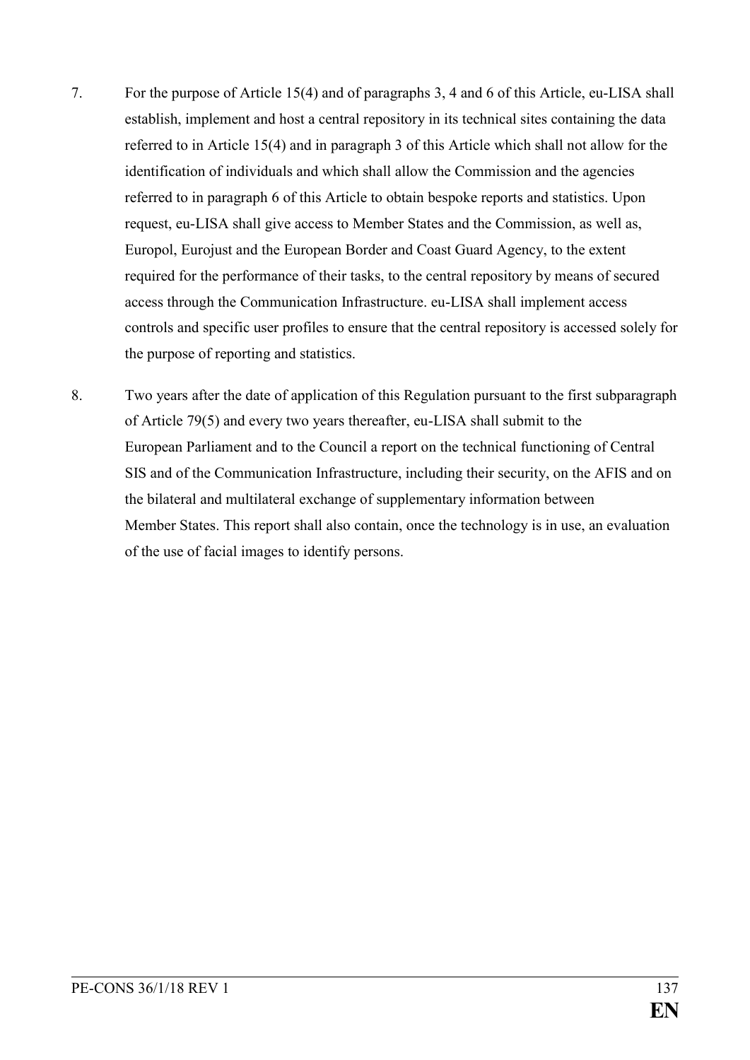7. For the purpose of Article 15(4) and of paragraphs 3, 4 and 6 of this Article, eu-LISA shall establish, implement and host a central repository in its technical sites containing the data referred to in Article 15(4) and in paragraph 3 of this Article which shall not allow for the identification of individuals and which shall allow the Commission and the agencies referred to in paragraph 6 of this Article to obtain bespoke reports and statistics. Upon request, eu-LISA shall give access to Member States and the Commission, as well as, Europol, Eurojust and the European Border and Coast Guard Agency, to the extent required for the performance of their tasks, to the central repository by means of secured access through the Communication Infrastructure. eu-LISA shall implement access controls and specific user profiles to ensure that the central repository is accessed solely for the purpose of reporting and statistics.

8. Two years after the date of application of this Regulation pursuant to the first subparagraph of Article 79(5) and every two years thereafter, eu-LISA shall submit to the European Parliament and to the Council a report on the technical functioning of Central SIS and of the Communication Infrastructure, including their security, on the AFIS and on the bilateral and multilateral exchange of supplementary information between Member States. This report shall also contain, once the technology is in use, an evaluation of the use of facial images to identify persons.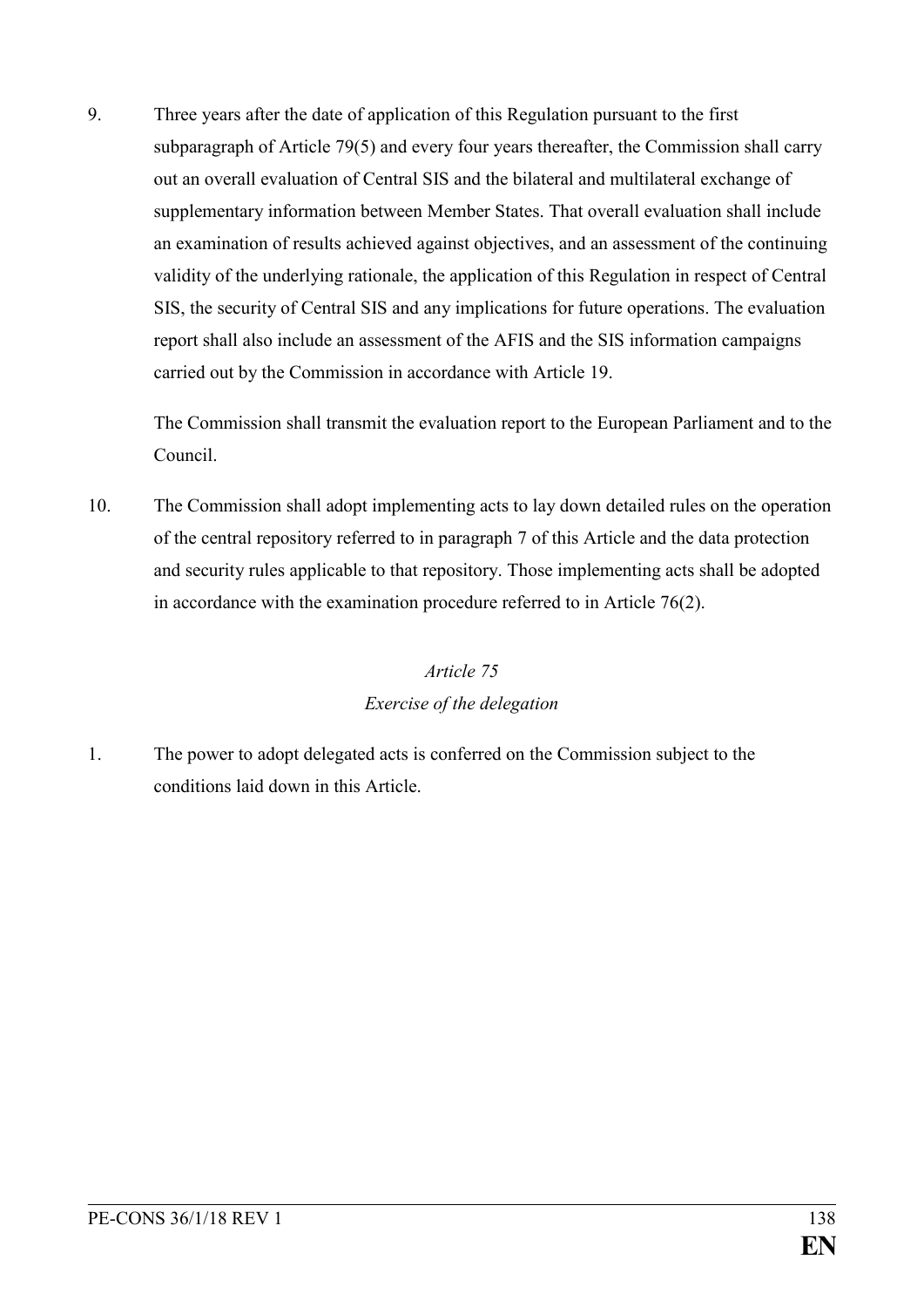9. Three years after the date of application of this Regulation pursuant to the first subparagraph of Article 79(5) and every four years thereafter, the Commission shall carry out an overall evaluation of Central SIS and the bilateral and multilateral exchange of supplementary information between Member States. That overall evaluation shall include an examination of results achieved against objectives, and an assessment of the continuing validity of the underlying rationale, the application of this Regulation in respect of Central SIS, the security of Central SIS and any implications for future operations. The evaluation report shall also include an assessment of the AFIS and the SIS information campaigns carried out by the Commission in accordance with Article 19.

   The Commission shall transmit the evaluation report to the European Parliament and to the Council.

10. The Commission shall adopt implementing acts to lay down detailed rules on the operation of the central repository referred to in paragraph 7 of this Article and the data protection and security rules applicable to that repository. Those implementing acts shall be adopted in accordance with the examination procedure referred to in Article 76(2).

*Article 75*

*Exercise of the delegation*

1. The power to adopt delegated acts is conferred on the Commission subject to the conditions laid down in this Article.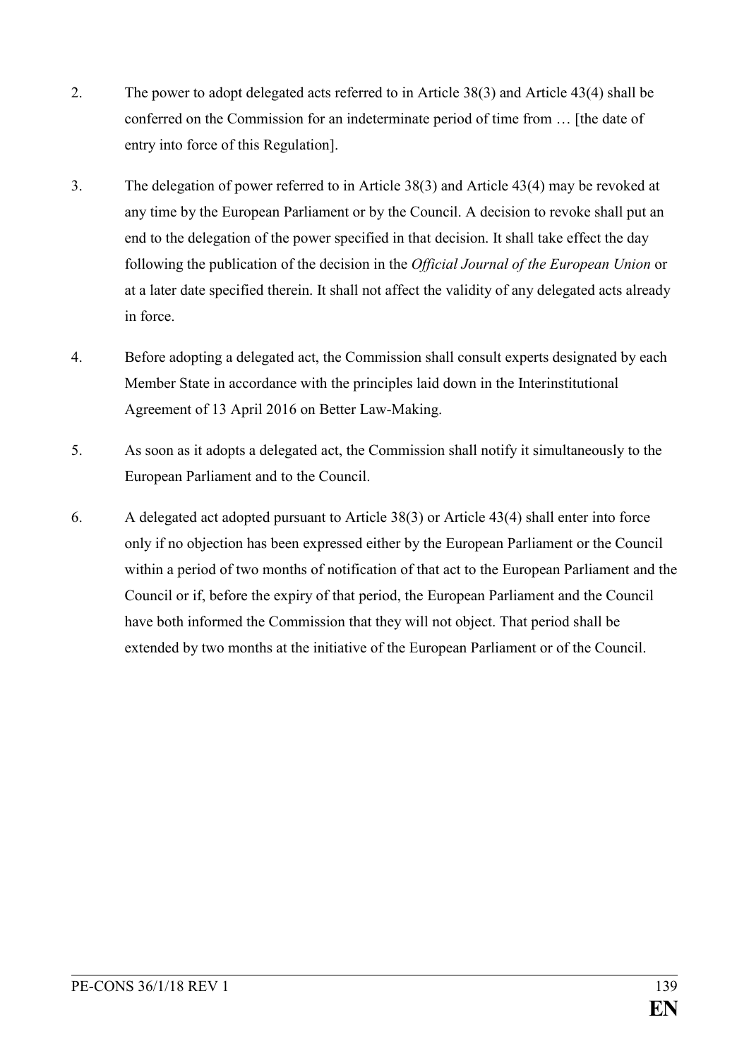2. The power to adopt delegated acts referred to in Article 38(3) and Article 43(4) shall be conferred on the Commission for an indeterminate period of time from … [the date of entry into force of this Regulation].

3. The delegation of power referred to in Article 38(3) and Article 43(4) may be revoked at any time by the European Parliament or by the Council. A decision to revoke shall put an end to the delegation of the power specified in that decision. It shall take effect the day following the publication of the decision in the *Official Journal of the European Union* or at a later date specified therein. It shall not affect the validity of any delegated acts already in force.

4. Before adopting a delegated act, the Commission shall consult experts designated by each Member State in accordance with the principles laid down in the Interinstitutional Agreement of 13 April 2016 on Better Law-Making.

5. As soon as it adopts a delegated act, the Commission shall notify it simultaneously to the European Parliament and to the Council.

6. A delegated act adopted pursuant to Article 38(3) or Article 43(4) shall enter into force only if no objection has been expressed either by the European Parliament or the Council within a period of two months of notification of that act to the European Parliament and the Council or if, before the expiry of that period, the European Parliament and the Council have both informed the Commission that they will not object. That period shall be extended by two months at the initiative of the European Parliament or of the Council.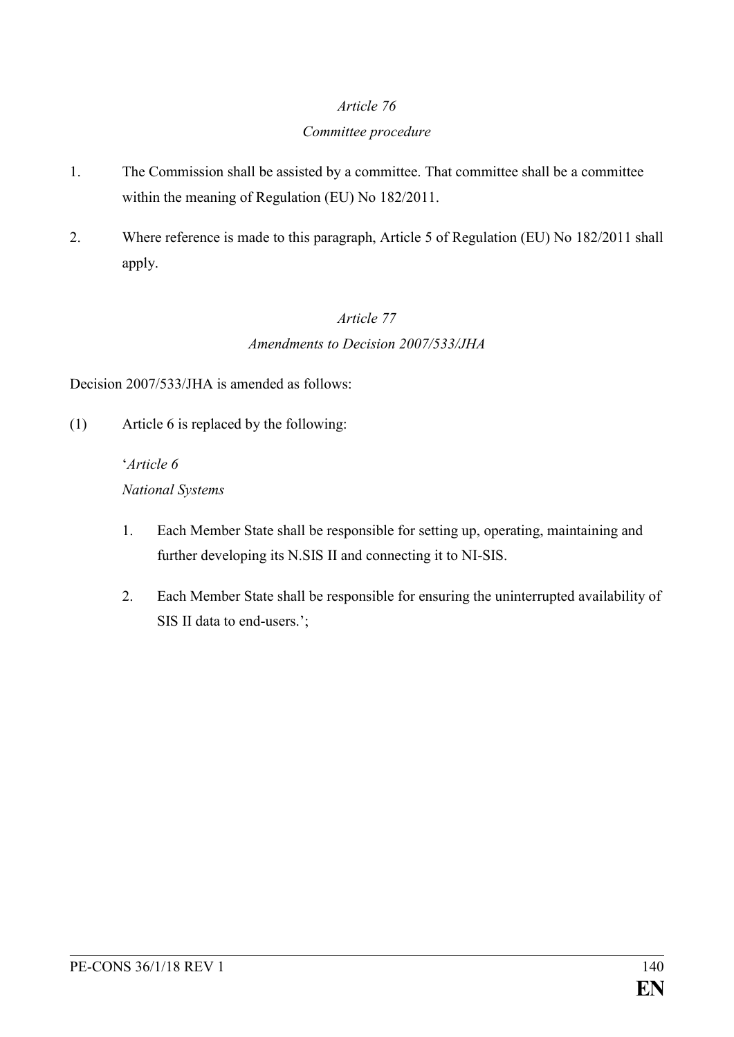*Article 76*

*Committee procedure*

1. The Commission shall be assisted by a committee. That committee shall be a committee within the meaning of Regulation (EU) No 182/2011.

2. Where reference is made to this paragraph, Article 5 of Regulation (EU) No 182/2011 shall apply.

*Article 77*

*Amendments to Decision 2007/533/JHA*

Decision 2007/533/JHA is amended as follows:

(1) Article 6 is replaced by the following:

> '*Article 6*
>
> *National Systems*
>
> 1. Each Member State shall be responsible for setting up, operating, maintaining and further developing its N.SIS II and connecting it to NI-SIS.
>
> 2. Each Member State shall be responsible for ensuring the uninterrupted availability of SIS II data to end-users.';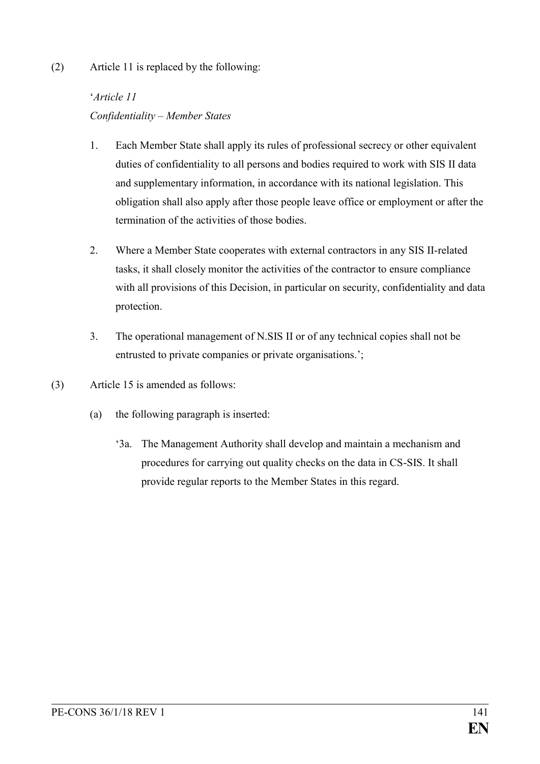(2) Article 11 is replaced by the following:

‘*Article 11*
*Confidentiality – Member States*

1. Each Member State shall apply its rules of professional secrecy or other equivalent duties of confidentiality to all persons and bodies required to work with SIS II data and supplementary information, in accordance with its national legislation. This obligation shall also apply after those people leave office or employment or after the termination of the activities of those bodies.

2. Where a Member State cooperates with external contractors in any SIS II-related tasks, it shall closely monitor the activities of the contractor to ensure compliance with all provisions of this Decision, in particular on security, confidentiality and data protection.

3. The operational management of N.SIS II or of any technical copies shall not be entrusted to private companies or private organisations.’;

(3) Article 15 is amended as follows:

(a) the following paragraph is inserted:

‘3a. The Management Authority shall develop and maintain a mechanism and procedures for carrying out quality checks on the data in CS-SIS. It shall provide regular reports to the Member States in this regard.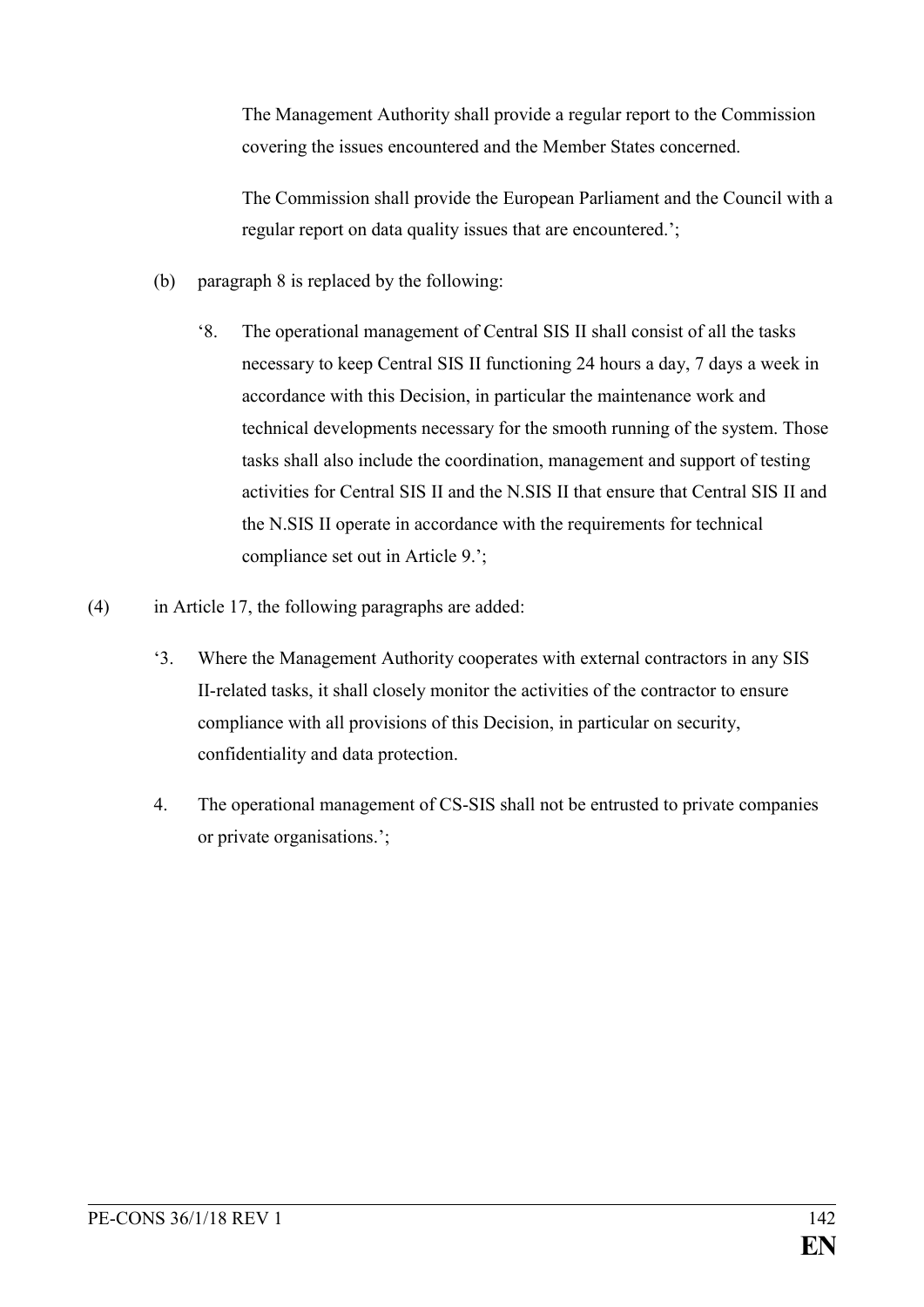The Management Authority shall provide a regular report to the Commission covering the issues encountered and the Member States concerned.

The Commission shall provide the European Parliament and the Council with a regular report on data quality issues that are encountered.';

(b) paragraph 8 is replaced by the following:

'8. The operational management of Central SIS II shall consist of all the tasks necessary to keep Central SIS II functioning 24 hours a day, 7 days a week in accordance with this Decision, in particular the maintenance work and technical developments necessary for the smooth running of the system. Those tasks shall also include the coordination, management and support of testing activities for Central SIS II and the N.SIS II that ensure that Central SIS II and the N.SIS II operate in accordance with the requirements for technical compliance set out in Article 9.';

(4) in Article 17, the following paragraphs are added:

'3. Where the Management Authority cooperates with external contractors in any SIS II-related tasks, it shall closely monitor the activities of the contractor to ensure compliance with all provisions of this Decision, in particular on security, confidentiality and data protection.

4. The operational management of CS-SIS shall not be entrusted to private companies or private organisations.';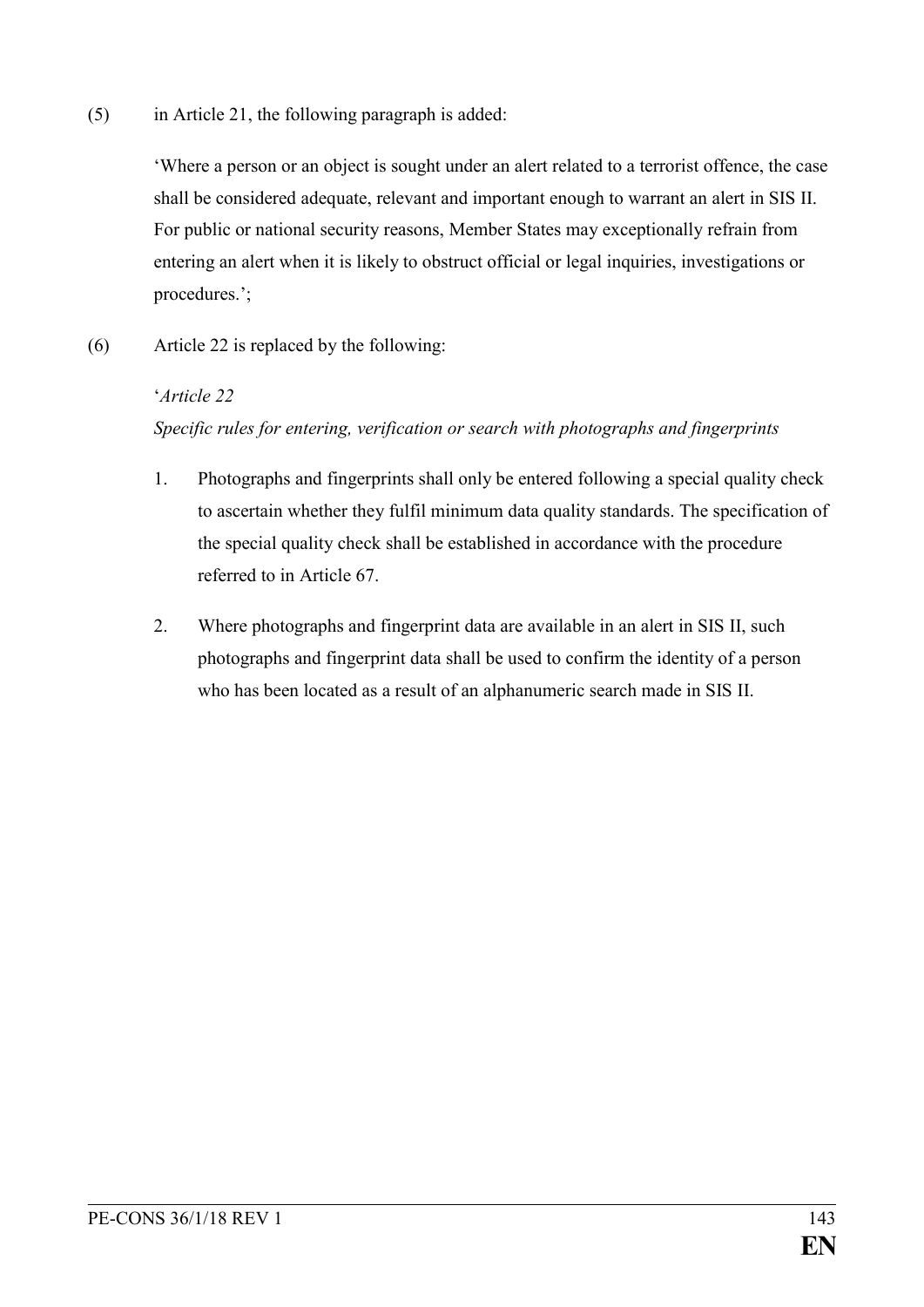(5) in Article 21, the following paragraph is added:

'Where a person or an object is sought under an alert related to a terrorist offence, the case shall be considered adequate, relevant and important enough to warrant an alert in SIS II. For public or national security reasons, Member States may exceptionally refrain from entering an alert when it is likely to obstruct official or legal inquiries, investigations or procedures.';

(6) Article 22 is replaced by the following:

'*Article 22*

*Specific rules for entering, verification or search with photographs and fingerprints*

1. Photographs and fingerprints shall only be entered following a special quality check to ascertain whether they fulfil minimum data quality standards. The specification of the special quality check shall be established in accordance with the procedure referred to in Article 67.

2. Where photographs and fingerprint data are available in an alert in SIS II, such photographs and fingerprint data shall be used to confirm the identity of a person who has been located as a result of an alphanumeric search made in SIS II.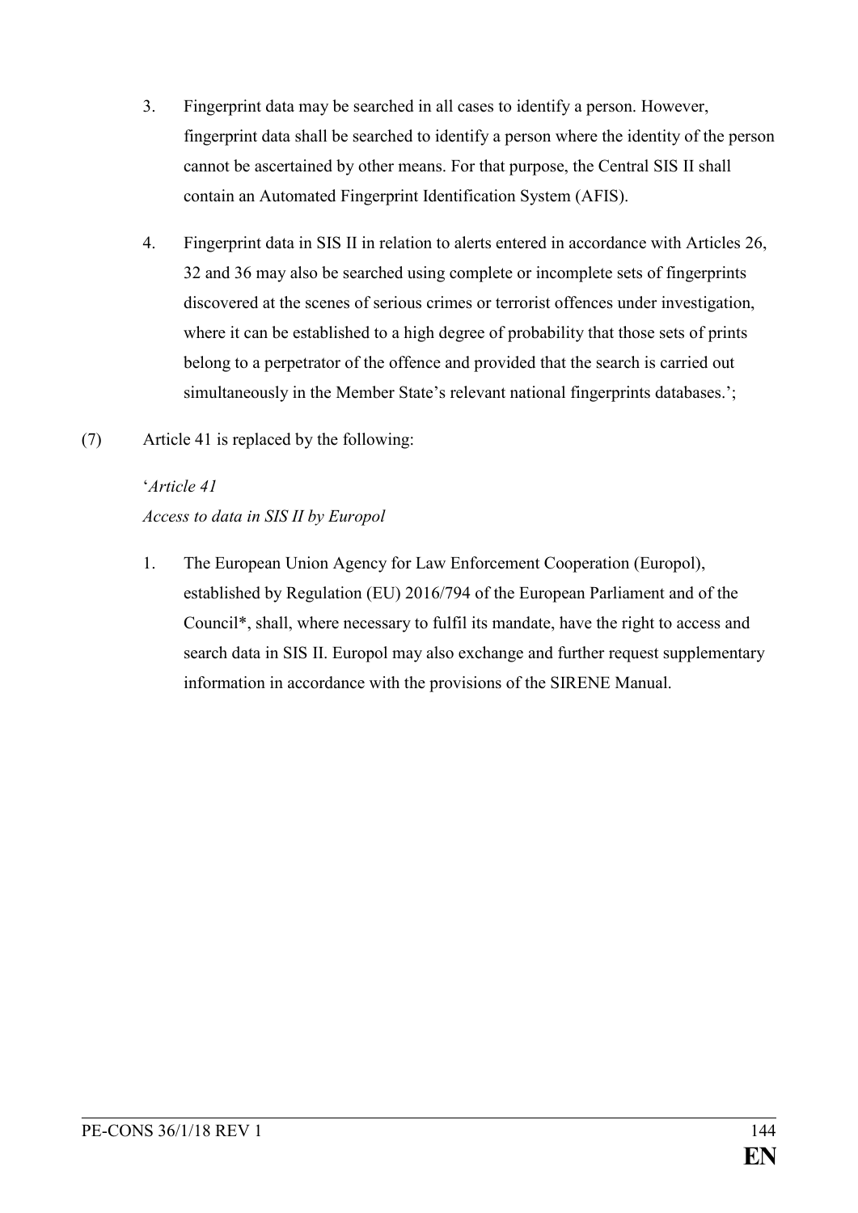3. Fingerprint data may be searched in all cases to identify a person. However, fingerprint data shall be searched to identify a person where the identity of the person cannot be ascertained by other means. For that purpose, the Central SIS II shall contain an Automated Fingerprint Identification System (AFIS).

4. Fingerprint data in SIS II in relation to alerts entered in accordance with Articles 26, 32 and 36 may also be searched using complete or incomplete sets of fingerprints discovered at the scenes of serious crimes or terrorist offences under investigation, where it can be established to a high degree of probability that those sets of prints belong to a perpetrator of the offence and provided that the search is carried out simultaneously in the Member State's relevant national fingerprints databases.';

(7) Article 41 is replaced by the following:

'*Article 41*
*Access to data in SIS II by Europol*

1. The European Union Agency for Law Enforcement Cooperation (Europol), established by Regulation (EU) 2016/794 of the European Parliament and of the Council*, shall, where necessary to fulfil its mandate, have the right to access and search data in SIS II. Europol may also exchange and further request supplementary information in accordance with the provisions of the SIRENE Manual.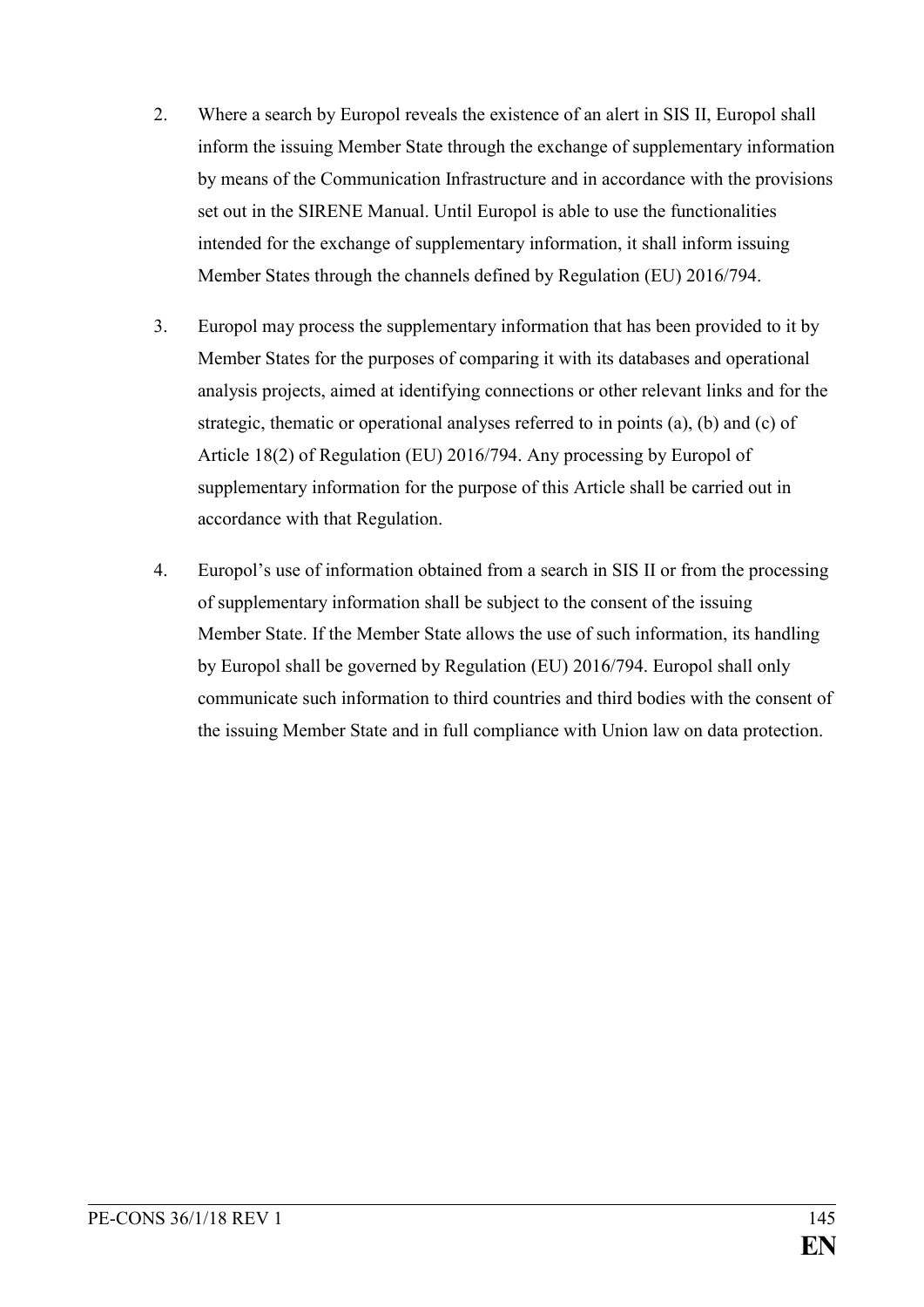2. Where a search by Europol reveals the existence of an alert in SIS II, Europol shall inform the issuing Member State through the exchange of supplementary information by means of the Communication Infrastructure and in accordance with the provisions set out in the SIRENE Manual. Until Europol is able to use the functionalities intended for the exchange of supplementary information, it shall inform issuing Member States through the channels defined by Regulation (EU) 2016/794.

3. Europol may process the supplementary information that has been provided to it by Member States for the purposes of comparing it with its databases and operational analysis projects, aimed at identifying connections or other relevant links and for the strategic, thematic or operational analyses referred to in points (a), (b) and (c) of Article 18(2) of Regulation (EU) 2016/794. Any processing by Europol of supplementary information for the purpose of this Article shall be carried out in accordance with that Regulation.

4. Europol's use of information obtained from a search in SIS II or from the processing of supplementary information shall be subject to the consent of the issuing Member State. If the Member State allows the use of such information, its handling by Europol shall be governed by Regulation (EU) 2016/794. Europol shall only communicate such information to third countries and third bodies with the consent of the issuing Member State and in full compliance with Union law on data protection.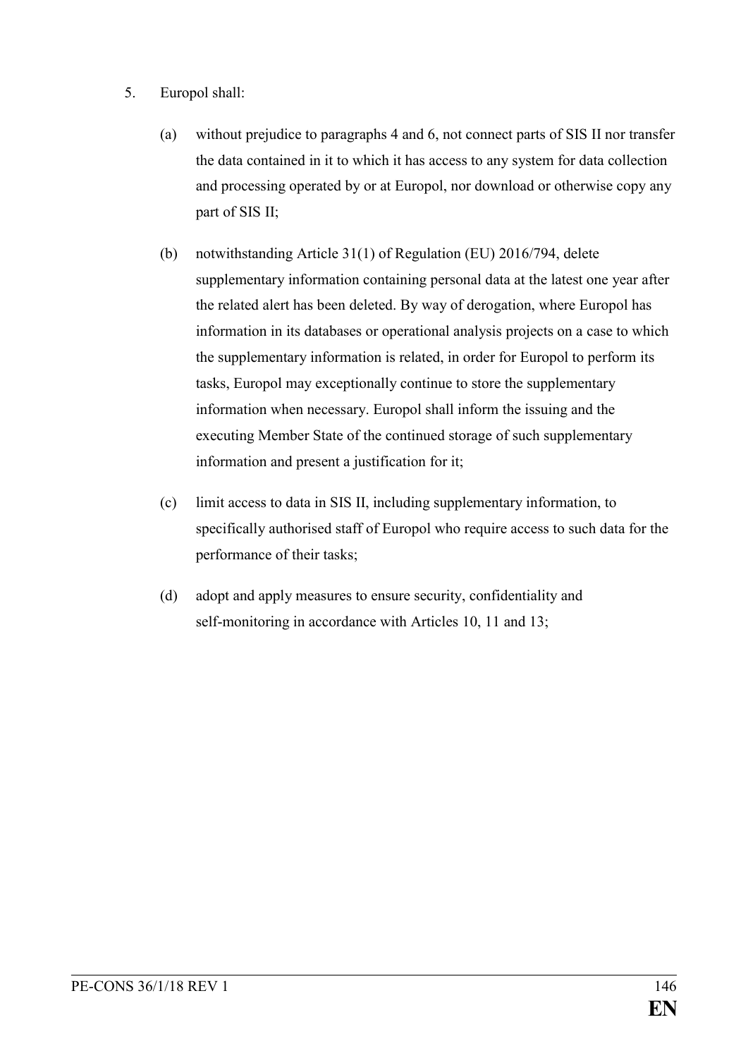5. Europol shall:

   (a) without prejudice to paragraphs 4 and 6, not connect parts of SIS II nor transfer the data contained in it to which it has access to any system for data collection and processing operated by or at Europol, nor download or otherwise copy any part of SIS II;

   (b) notwithstanding Article 31(1) of Regulation (EU) 2016/794, delete supplementary information containing personal data at the latest one year after the related alert has been deleted. By way of derogation, where Europol has information in its databases or operational analysis projects on a case to which the supplementary information is related, in order for Europol to perform its tasks, Europol may exceptionally continue to store the supplementary information when necessary. Europol shall inform the issuing and the executing Member State of the continued storage of such supplementary information and present a justification for it;

   (c) limit access to data in SIS II, including supplementary information, to specifically authorised staff of Europol who require access to such data for the performance of their tasks;

   (d) adopt and apply measures to ensure security, confidentiality and self-monitoring in accordance with Articles 10, 11 and 13;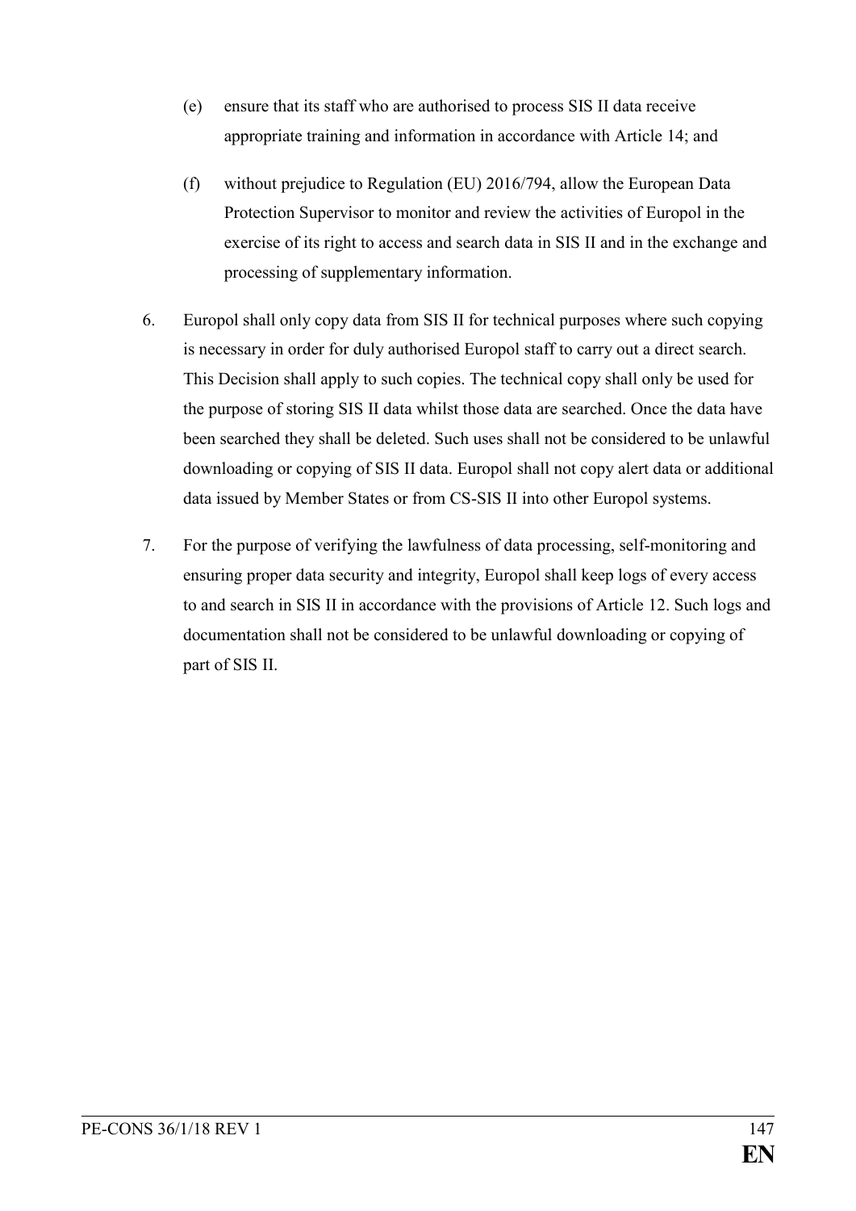(e) ensure that its staff who are authorised to process SIS II data receive appropriate training and information in accordance with Article 14; and

(f) without prejudice to Regulation (EU) 2016/794, allow the European Data Protection Supervisor to monitor and review the activities of Europol in the exercise of its right to access and search data in SIS II and in the exchange and processing of supplementary information.

6. Europol shall only copy data from SIS II for technical purposes where such copying is necessary in order for duly authorised Europol staff to carry out a direct search. This Decision shall apply to such copies. The technical copy shall only be used for the purpose of storing SIS II data whilst those data are searched. Once the data have been searched they shall be deleted. Such uses shall not be considered to be unlawful downloading or copying of SIS II data. Europol shall not copy alert data or additional data issued by Member States or from CS-SIS II into other Europol systems.

7. For the purpose of verifying the lawfulness of data processing, self-monitoring and ensuring proper data security and integrity, Europol shall keep logs of every access to and search in SIS II in accordance with the provisions of Article 12. Such logs and documentation shall not be considered to be unlawful downloading or copying of part of SIS II.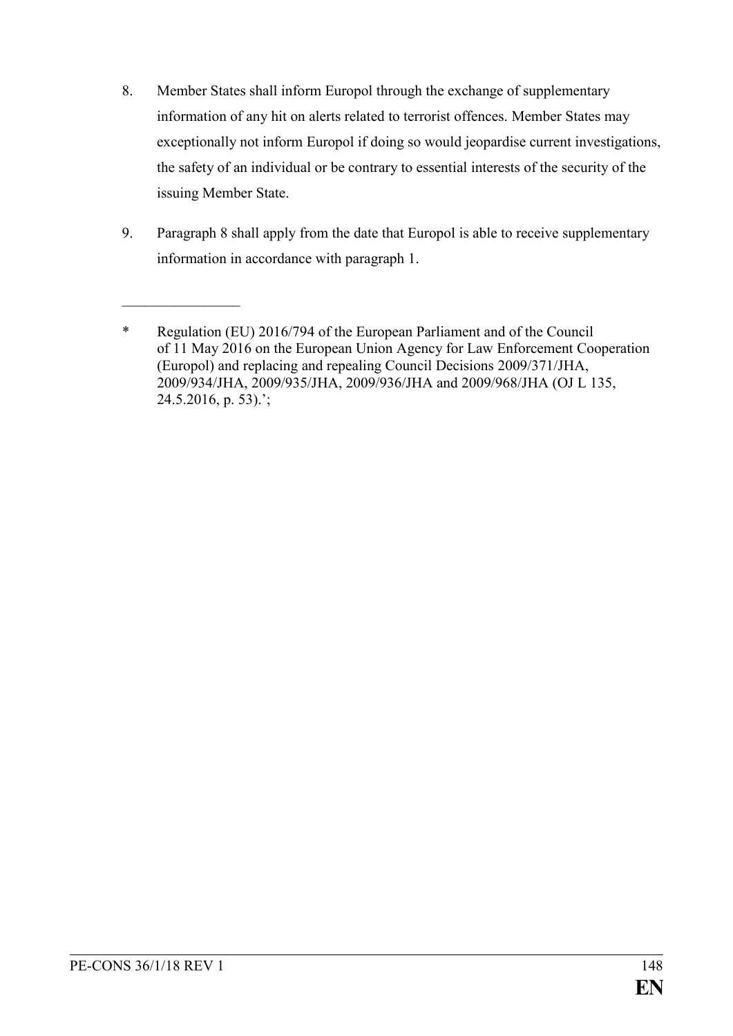8. Member States shall inform Europol through the exchange of supplementary information of any hit on alerts related to terrorist offences. Member States may exceptionally not inform Europol if doing so would jeopardise current investigations, the safety of an individual or be contrary to essential interests of the security of the issuing Member State.

9. Paragraph 8 shall apply from the date that Europol is able to receive supplementary information in accordance with paragraph 1.

---

\* Regulation (EU) 2016/794 of the European Parliament and of the Council of 11 May 2016 on the European Union Agency for Law Enforcement Cooperation (Europol) and replacing and repealing Council Decisions 2009/371/JHA, 2009/934/JHA, 2009/935/JHA, 2009/936/JHA and 2009/968/JHA (OJ L 135, 24.5.2016, p. 53).';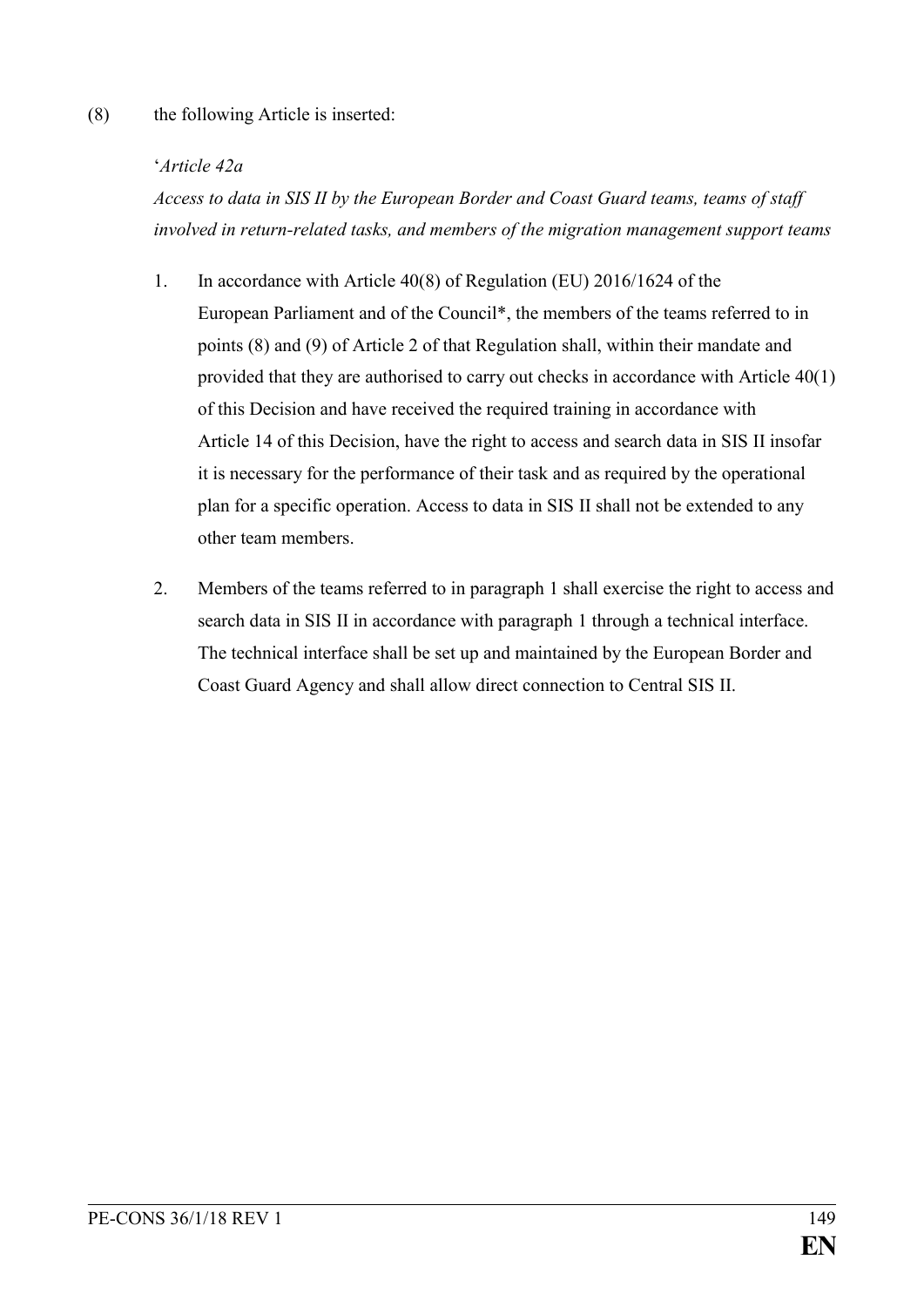(8) the following Article is inserted:

'*Article 42a*

*Access to data in SIS II by the European Border and Coast Guard teams, teams of staff involved in return-related tasks, and members of the migration management support teams*

1. In accordance with Article 40(8) of Regulation (EU) 2016/1624 of the European Parliament and of the Council*, the members of the teams referred to in points (8) and (9) of Article 2 of that Regulation shall, within their mandate and provided that they are authorised to carry out checks in accordance with Article 40(1) of this Decision and have received the required training in accordance with Article 14 of this Decision, have the right to access and search data in SIS II insofar it is necessary for the performance of their task and as required by the operational plan for a specific operation. Access to data in SIS II shall not be extended to any other team members.

2. Members of the teams referred to in paragraph 1 shall exercise the right to access and search data in SIS II in accordance with paragraph 1 through a technical interface. The technical interface shall be set up and maintained by the European Border and Coast Guard Agency and shall allow direct connection to Central SIS II.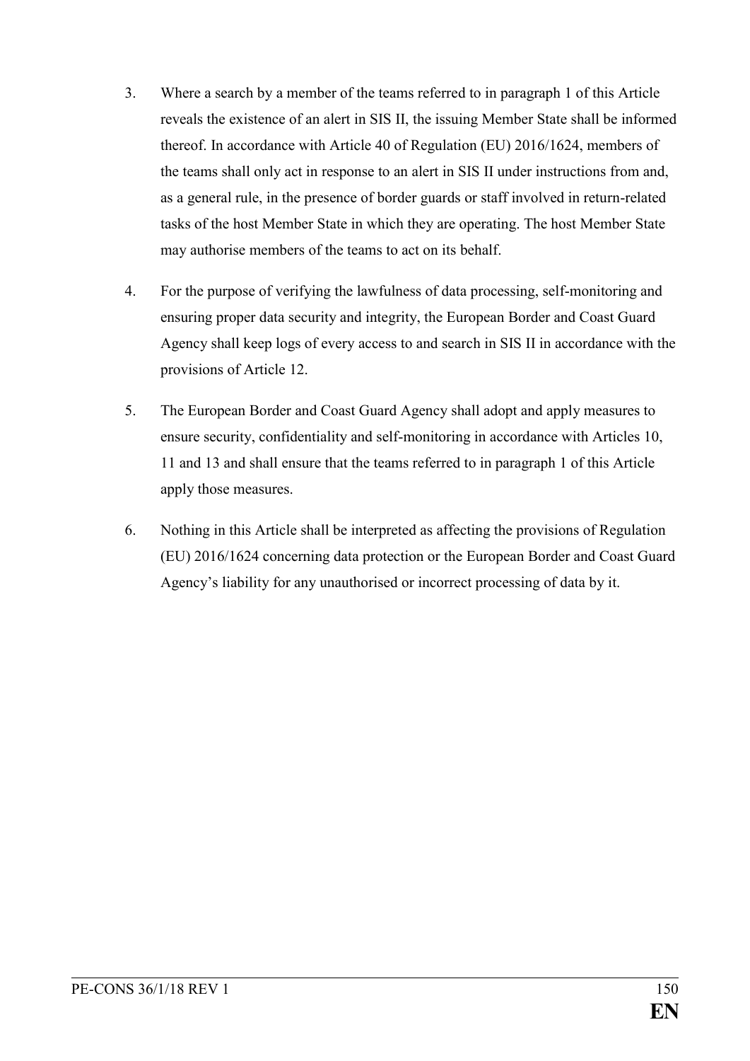3. Where a search by a member of the teams referred to in paragraph 1 of this Article reveals the existence of an alert in SIS II, the issuing Member State shall be informed thereof. In accordance with Article 40 of Regulation (EU) 2016/1624, members of the teams shall only act in response to an alert in SIS II under instructions from and, as a general rule, in the presence of border guards or staff involved in return-related tasks of the host Member State in which they are operating. The host Member State may authorise members of the teams to act on its behalf.

4. For the purpose of verifying the lawfulness of data processing, self-monitoring and ensuring proper data security and integrity, the European Border and Coast Guard Agency shall keep logs of every access to and search in SIS II in accordance with the provisions of Article 12.

5. The European Border and Coast Guard Agency shall adopt and apply measures to ensure security, confidentiality and self-monitoring in accordance with Articles 10, 11 and 13 and shall ensure that the teams referred to in paragraph 1 of this Article apply those measures.

6. Nothing in this Article shall be interpreted as affecting the provisions of Regulation (EU) 2016/1624 concerning data protection or the European Border and Coast Guard Agency's liability for any unauthorised or incorrect processing of data by it.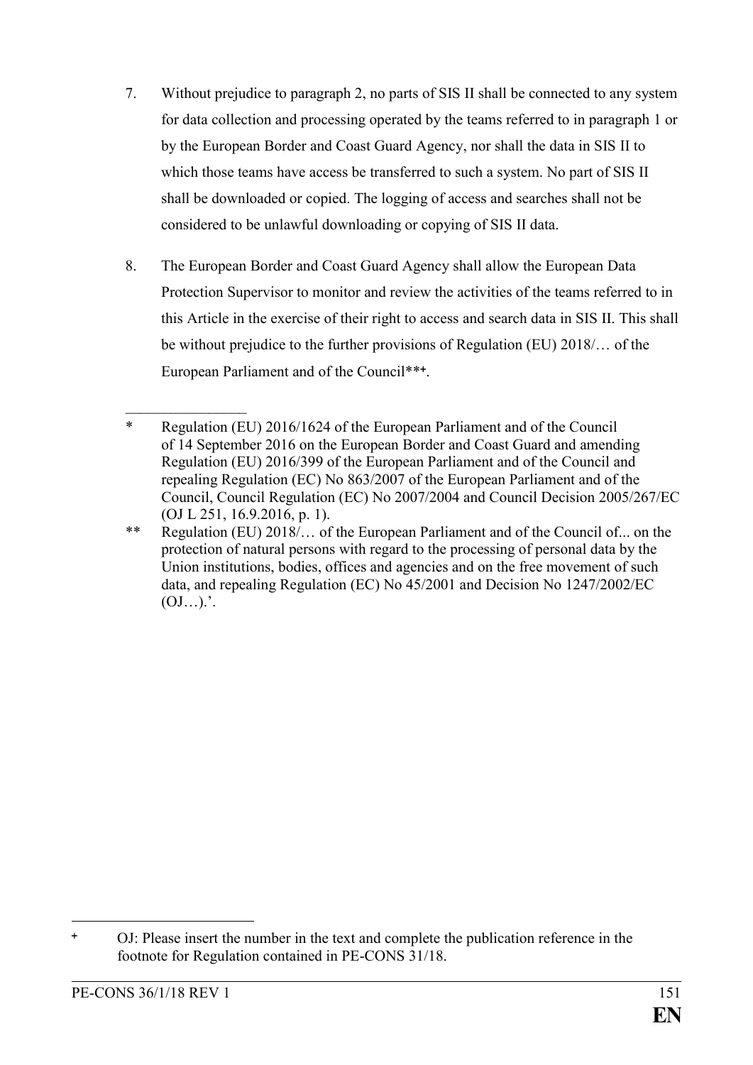7. Without prejudice to paragraph 2, no parts of SIS II shall be connected to any system for data collection and processing operated by the teams referred to in paragraph 1 or by the European Border and Coast Guard Agency, nor shall the data in SIS II to which those teams have access be transferred to such a system. No part of SIS II shall be downloaded or copied. The logging of access and searches shall not be considered to be unlawful downloading or copying of SIS II data.

8. The European Border and Coast Guard Agency shall allow the European Data Protection Supervisor to monitor and review the activities of the teams referred to in this Article in the exercise of their right to access and search data in SIS II. This shall be without prejudice to the further provisions of Regulation (EU) 2018/… of the European Parliament and of the Council**+.

\_\_\_\_\_\_\_\_\_\_\_\_\_\_\_\_

\* Regulation (EU) 2016/1624 of the European Parliament and of the Council of 14 September 2016 on the European Border and Coast Guard and amending Regulation (EU) 2016/399 of the European Parliament and of the Council and repealing Regulation (EC) No 863/2007 of the European Parliament and of the Council, Council Regulation (EC) No 2007/2004 and Council Decision 2005/267/EC (OJ L 251, 16.9.2016, p. 1).

\** Regulation (EU) 2018/… of the European Parliament and of the Council of... on the protection of natural persons with regard to the processing of personal data by the Union institutions, bodies, offices and agencies and on the free movement of such data, and repealing Regulation (EC) No 45/2001 and Decision No 1247/2002/EC (OJ…).'.

---

+ OJ: Please insert the number in the text and complete the publication reference in the footnote for Regulation contained in PE-CONS 31/18.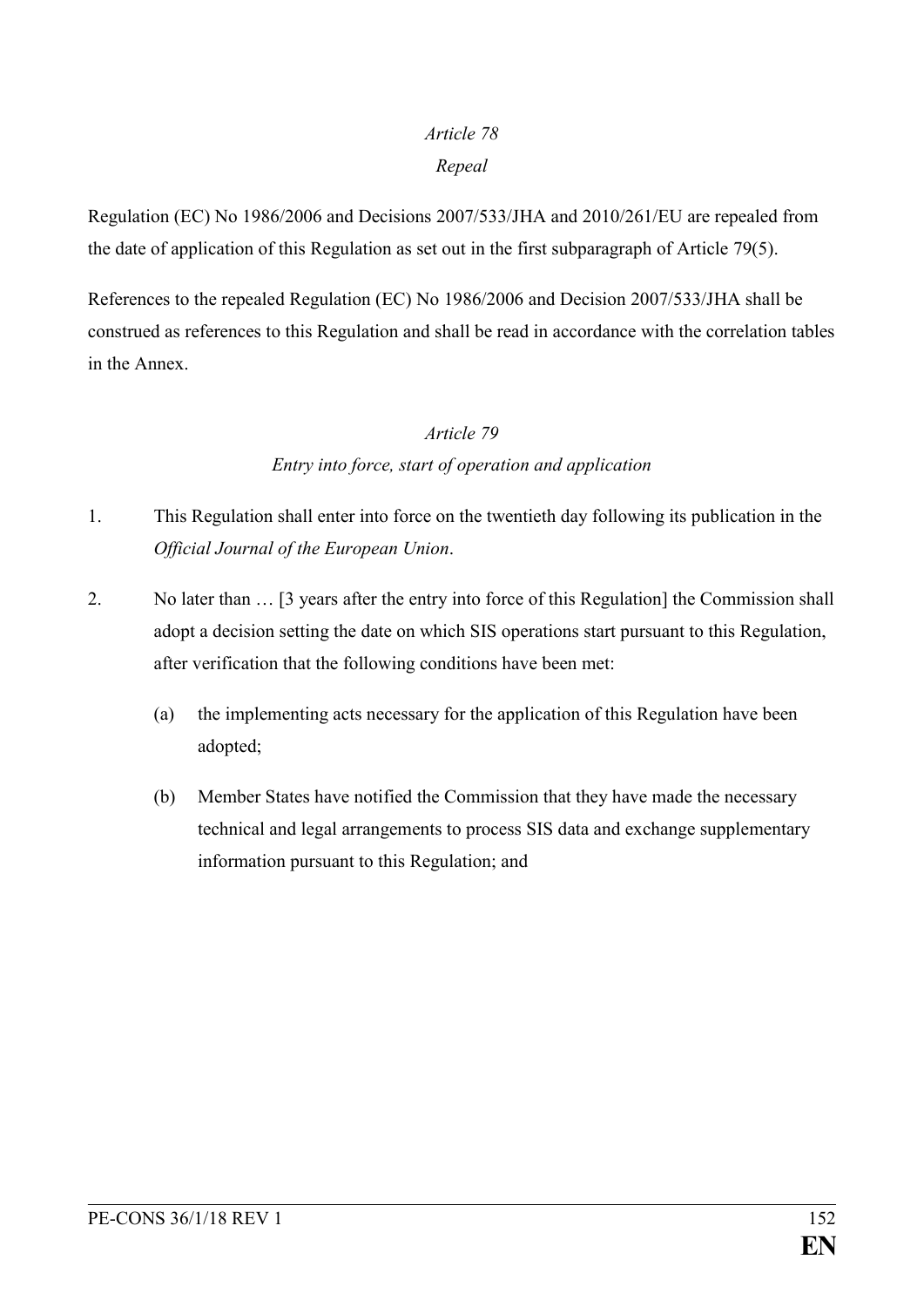*Article 78*

*Repeal*

Regulation (EC) No 1986/2006 and Decisions 2007/533/JHA and 2010/261/EU are repealed from the date of application of this Regulation as set out in the first subparagraph of Article 79(5).

References to the repealed Regulation (EC) No 1986/2006 and Decision 2007/533/JHA shall be construed as references to this Regulation and shall be read in accordance with the correlation tables in the Annex.

*Article 79*

*Entry into force, start of operation and application*

1. This Regulation shall enter into force on the twentieth day following its publication in the *Official Journal of the European Union*.

2. No later than … [3 years after the entry into force of this Regulation] the Commission shall adopt a decision setting the date on which SIS operations start pursuant to this Regulation, after verification that the following conditions have been met:

   (a) the implementing acts necessary for the application of this Regulation have been adopted;

   (b) Member States have notified the Commission that they have made the necessary technical and legal arrangements to process SIS data and exchange supplementary information pursuant to this Regulation; and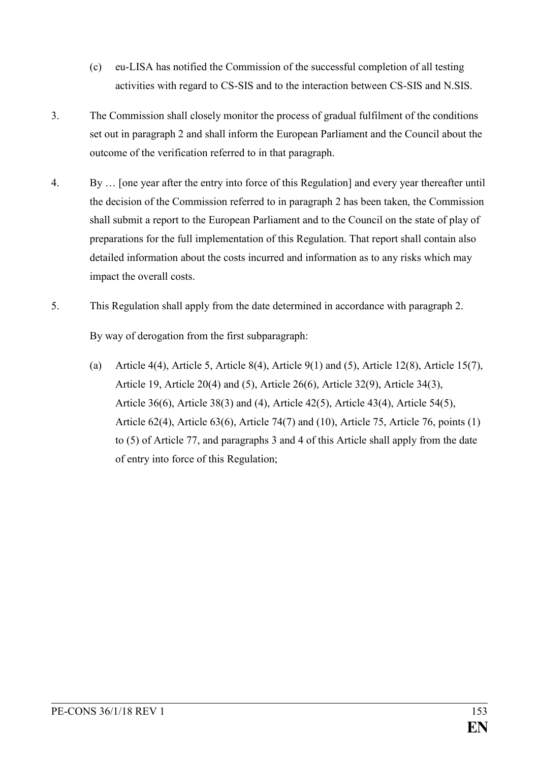(c) eu-LISA has notified the Commission of the successful completion of all testing activities with regard to CS-SIS and to the interaction between CS-SIS and N.SIS.

3. The Commission shall closely monitor the process of gradual fulfilment of the conditions set out in paragraph 2 and shall inform the European Parliament and the Council about the outcome of the verification referred to in that paragraph.

4. By … [one year after the entry into force of this Regulation] and every year thereafter until the decision of the Commission referred to in paragraph 2 has been taken, the Commission shall submit a report to the European Parliament and to the Council on the state of play of preparations for the full implementation of this Regulation. That report shall contain also detailed information about the costs incurred and information as to any risks which may impact the overall costs.

5. This Regulation shall apply from the date determined in accordance with paragraph 2.

   By way of derogation from the first subparagraph:

   (a) Article 4(4), Article 5, Article 8(4), Article 9(1) and (5), Article 12(8), Article 15(7), Article 19, Article 20(4) and (5), Article 26(6), Article 32(9), Article 34(3), Article 36(6), Article 38(3) and (4), Article 42(5), Article 43(4), Article 54(5), Article 62(4), Article 63(6), Article 74(7) and (10), Article 75, Article 76, points (1) to (5) of Article 77, and paragraphs 3 and 4 of this Article shall apply from the date of entry into force of this Regulation;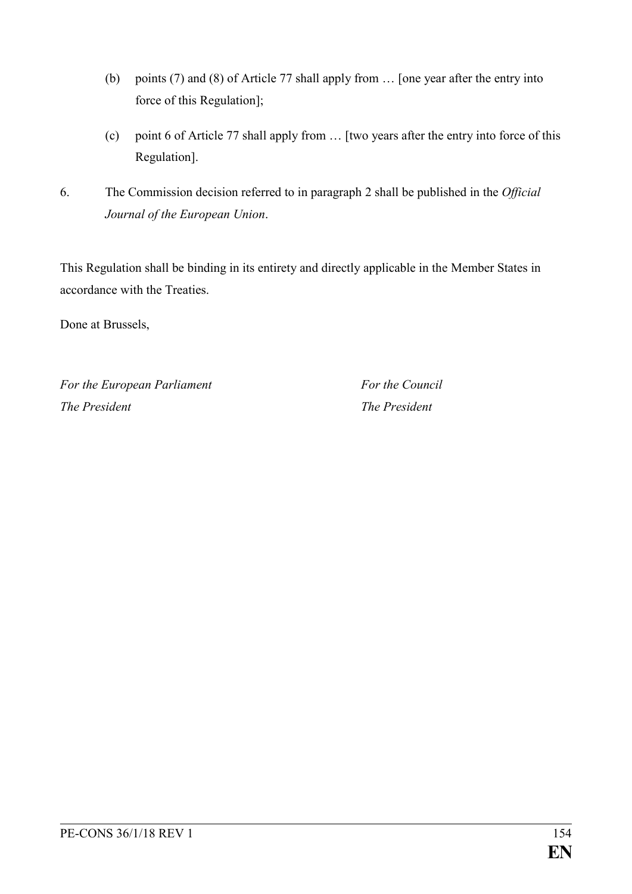(b) points (7) and (8) of Article 77 shall apply from … [one year after the entry into force of this Regulation];

(c) point 6 of Article 77 shall apply from … [two years after the entry into force of this Regulation].

6. The Commission decision referred to in paragraph 2 shall be published in the *Official Journal of the European Union*.

This Regulation shall be binding in its entirety and directly applicable in the Member States in accordance with the Treaties.

Done at Brussels,

| *For the European Parliament* | *For the Council* |
|---|---|
| *The President* | *The President* |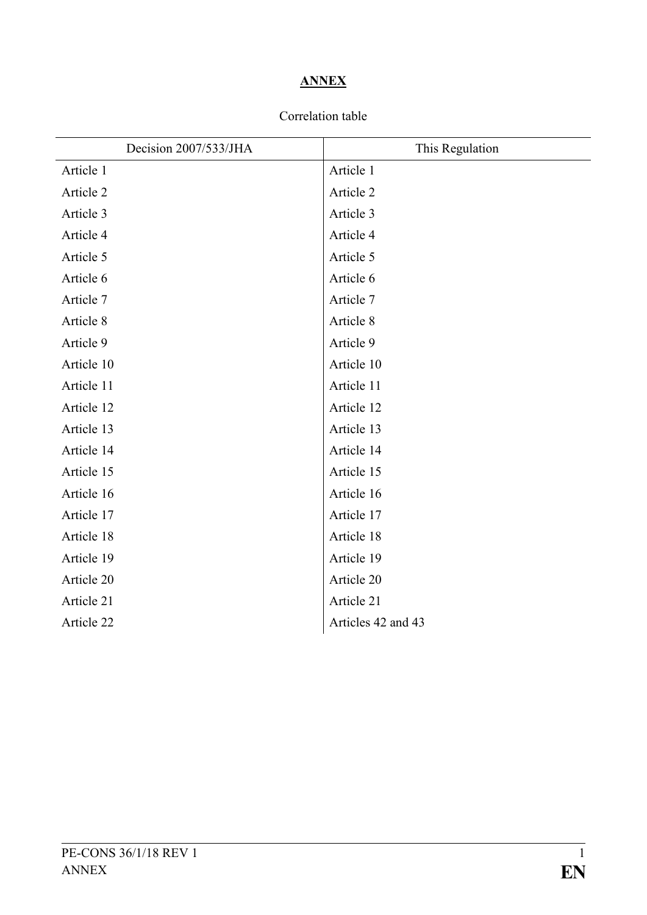# ANNEX

Correlation table

| Decision 2007/533/JHA | This Regulation |
| --- | --- |
| Article 1 | Article 1 |
| Article 2 | Article 2 |
| Article 3 | Article 3 |
| Article 4 | Article 4 |
| Article 5 | Article 5 |
| Article 6 | Article 6 |
| Article 7 | Article 7 |
| Article 8 | Article 8 |
| Article 9 | Article 9 |
| Article 10 | Article 10 |
| Article 11 | Article 11 |
| Article 12 | Article 12 |
| Article 13 | Article 13 |
| Article 14 | Article 14 |
| Article 15 | Article 15 |
| Article 16 | Article 16 |
| Article 17 | Article 17 |
| Article 18 | Article 18 |
| Article 19 | Article 19 |
| Article 20 | Article 20 |
| Article 21 | Article 21 |
| Article 22 | Articles 42 and 43 |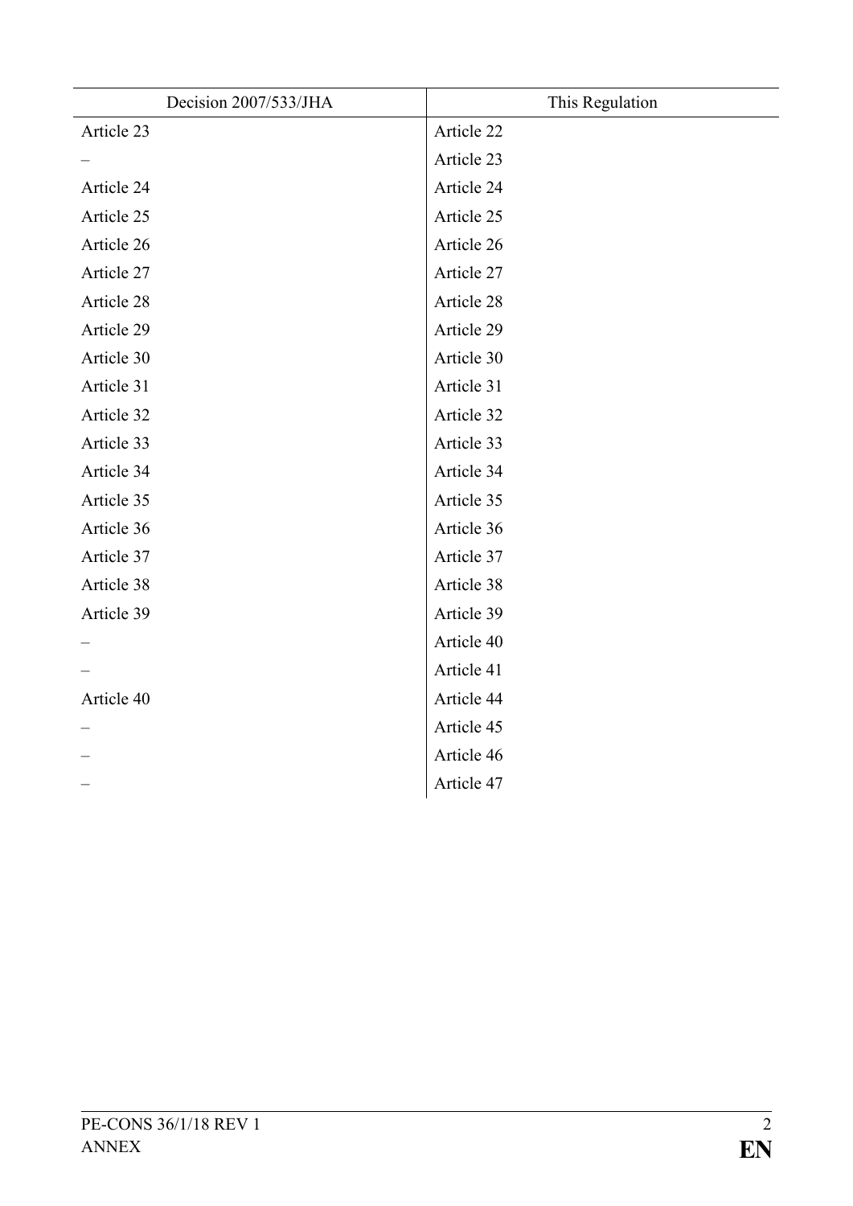| Decision 2007/533/JHA | This Regulation |
|---|---|
| Article 23 | Article 22 |
| – | Article 23 |
| Article 24 | Article 24 |
| Article 25 | Article 25 |
| Article 26 | Article 26 |
| Article 27 | Article 27 |
| Article 28 | Article 28 |
| Article 29 | Article 29 |
| Article 30 | Article 30 |
| Article 31 | Article 31 |
| Article 32 | Article 32 |
| Article 33 | Article 33 |
| Article 34 | Article 34 |
| Article 35 | Article 35 |
| Article 36 | Article 36 |
| Article 37 | Article 37 |
| Article 38 | Article 38 |
| Article 39 | Article 39 |
| – | Article 40 |
| – | Article 41 |
| Article 40 | Article 44 |
| – | Article 45 |
| – | Article 46 |
| – | Article 47 |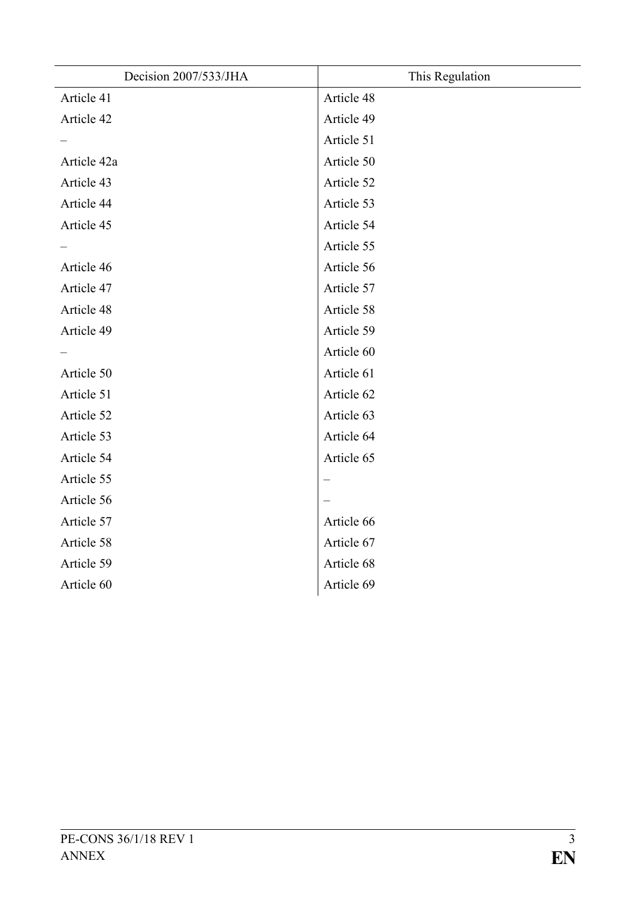| Decision 2007/533/JHA | This Regulation |
| --- | --- |
| Article 41 | Article 48 |
| Article 42 | Article 49 |
| – | Article 51 |
| Article 42a | Article 50 |
| Article 43 | Article 52 |
| Article 44 | Article 53 |
| Article 45 | Article 54 |
| – | Article 55 |
| Article 46 | Article 56 |
| Article 47 | Article 57 |
| Article 48 | Article 58 |
| Article 49 | Article 59 |
| – | Article 60 |
| Article 50 | Article 61 |
| Article 51 | Article 62 |
| Article 52 | Article 63 |
| Article 53 | Article 64 |
| Article 54 | Article 65 |
| Article 55 | – |
| Article 56 | – |
| Article 57 | Article 66 |
| Article 58 | Article 67 |
| Article 59 | Article 68 |
| Article 60 | Article 69 |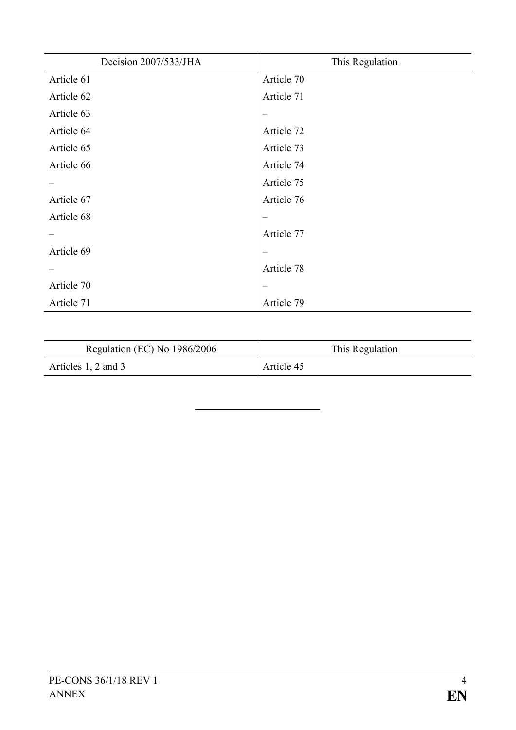| Decision 2007/533/JHA | This Regulation |
|---|---|
| Article 61 | Article 70 |
| Article 62 | Article 71 |
| Article 63 | – |
| Article 64 | Article 72 |
| Article 65 | Article 73 |
| Article 66 | Article 74 |
| – | Article 75 |
| Article 67 | Article 76 |
| Article 68 | – |
| – | Article 77 |
| Article 69 | – |
| – | Article 78 |
| Article 70 | – |
| Article 71 | Article 79 |

| Regulation (EC) No 1986/2006 | This Regulation |
|---|---|
| Articles 1, 2 and 3 | Article 45 |